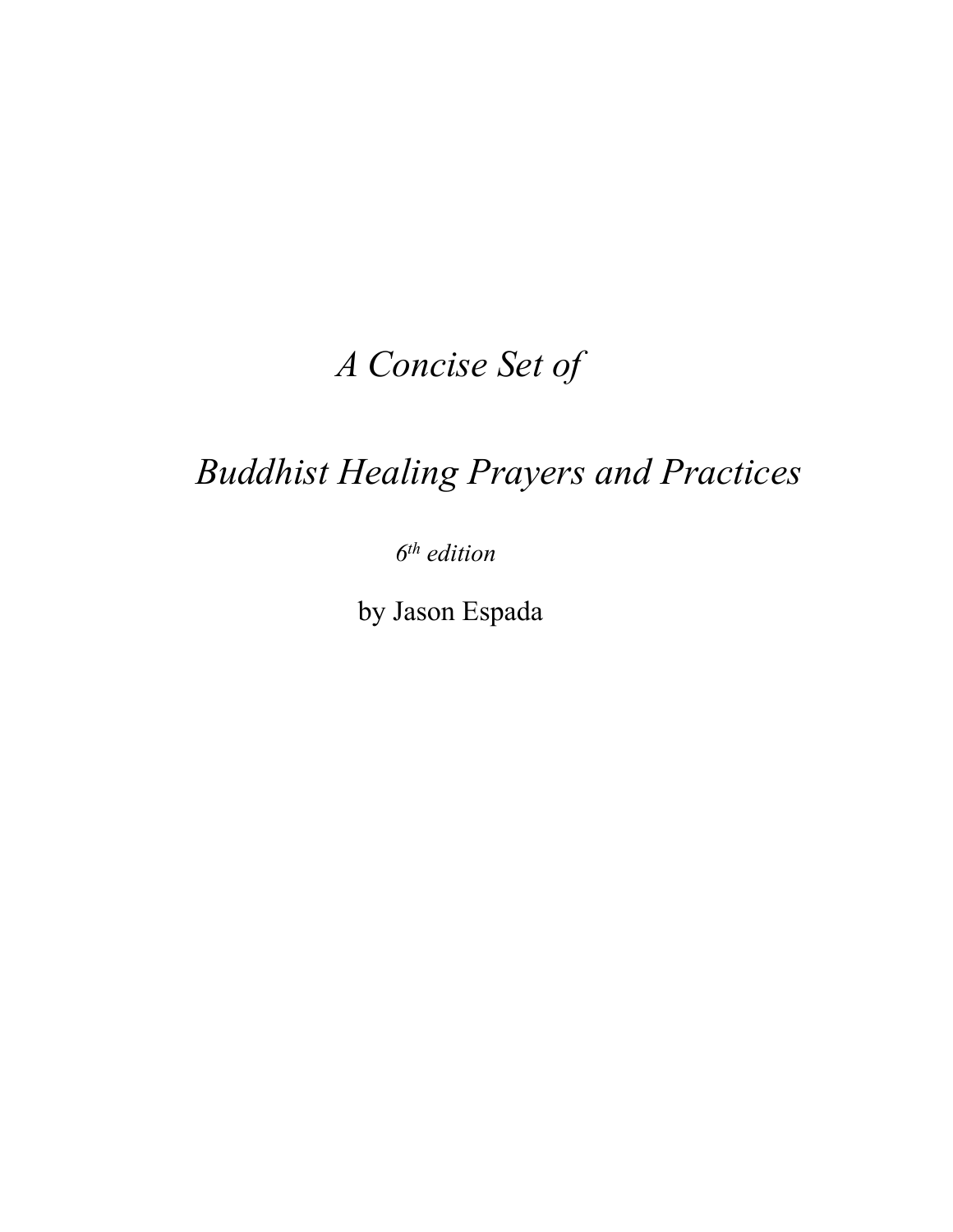# *A Concise Set of*

# *Buddhist Healing Prayers and Practices*

*6th edition*

by Jason Espada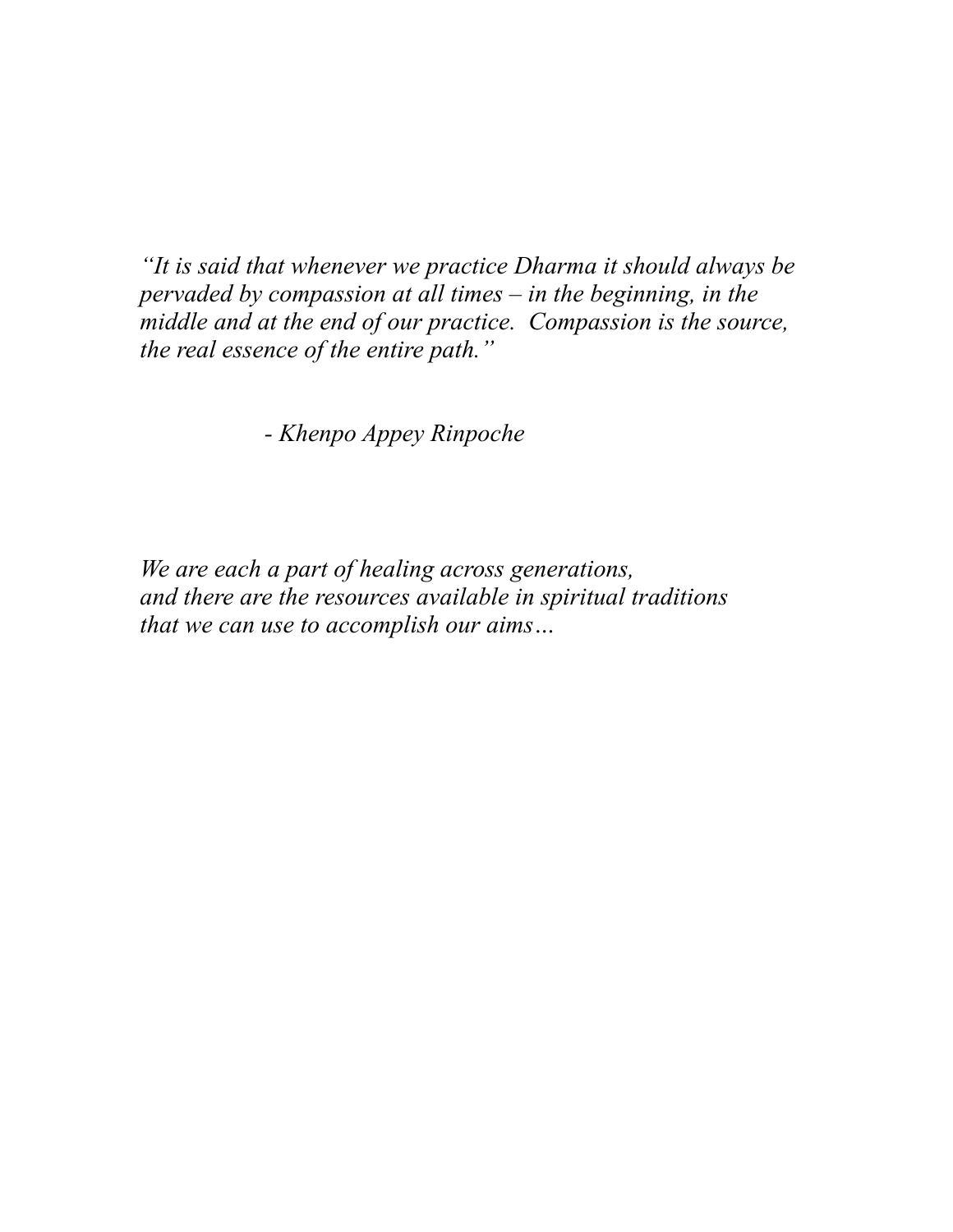*"It is said that whenever we practice Dharma it should always be pervaded by compassion at all times – in the beginning, in the middle and at the end of our practice. Compassion is the source, the real essence of the entire path."*

*- Khenpo Appey Rinpoche*

*We are each a part of healing across generations,*
*and there are the resources available in spiritual traditions*
*that we can use to accomplish our aims…*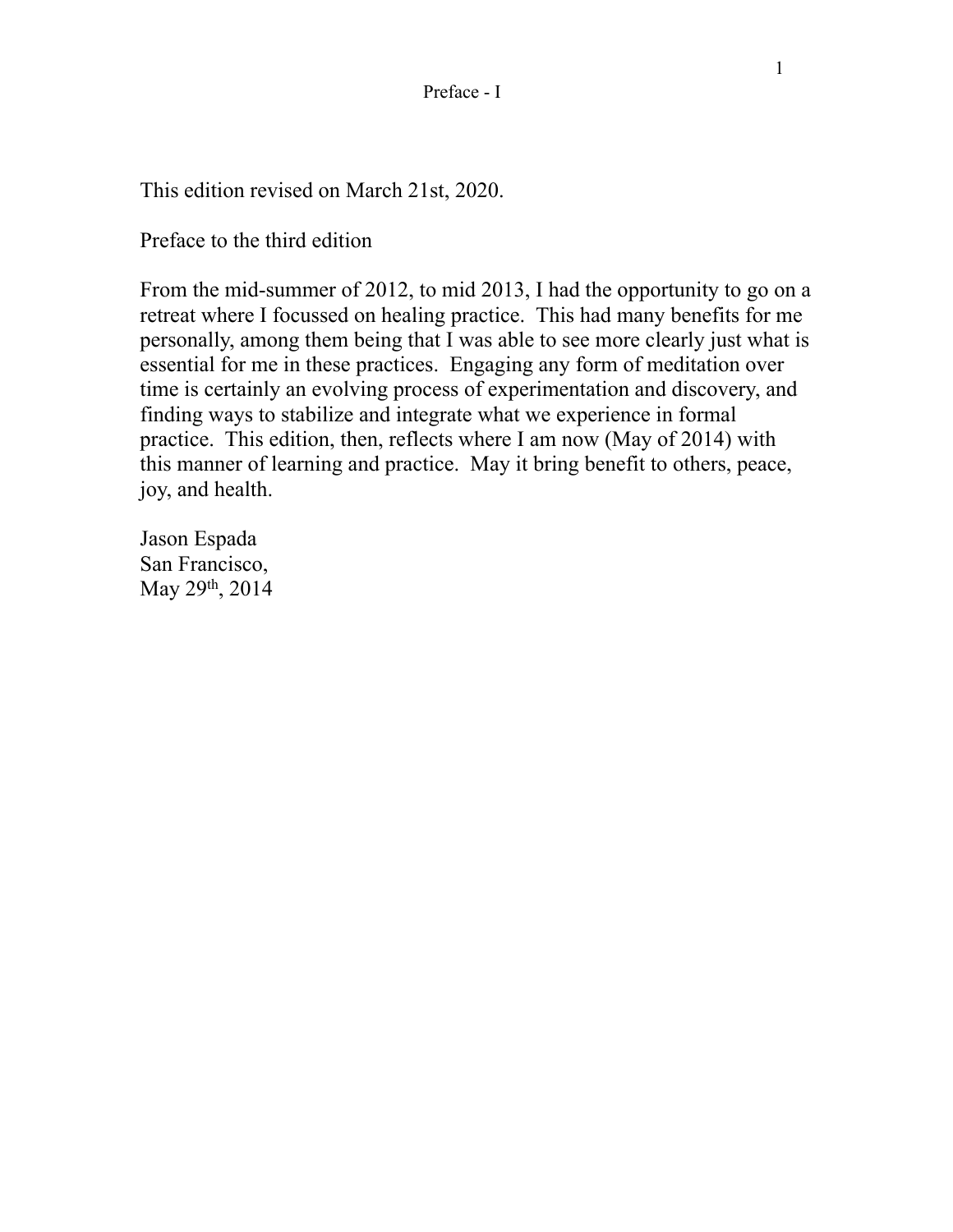This edition revised on March 21st, 2020.

## Preface to the third edition

From the mid-summer of 2012, to mid 2013, I had the opportunity to go on a retreat where I focussed on healing practice. This had many benefits for me personally, among them being that I was able to see more clearly just what is essential for me in these practices. Engaging any form of meditation over time is certainly an evolving process of experimentation and discovery, and finding ways to stabilize and integrate what we experience in formal practice. This edition, then, reflects where I am now (May of 2014) with this manner of learning and practice. May it bring benefit to others, peace, joy, and health.

Jason Espada
San Francisco,
May 29th, 2014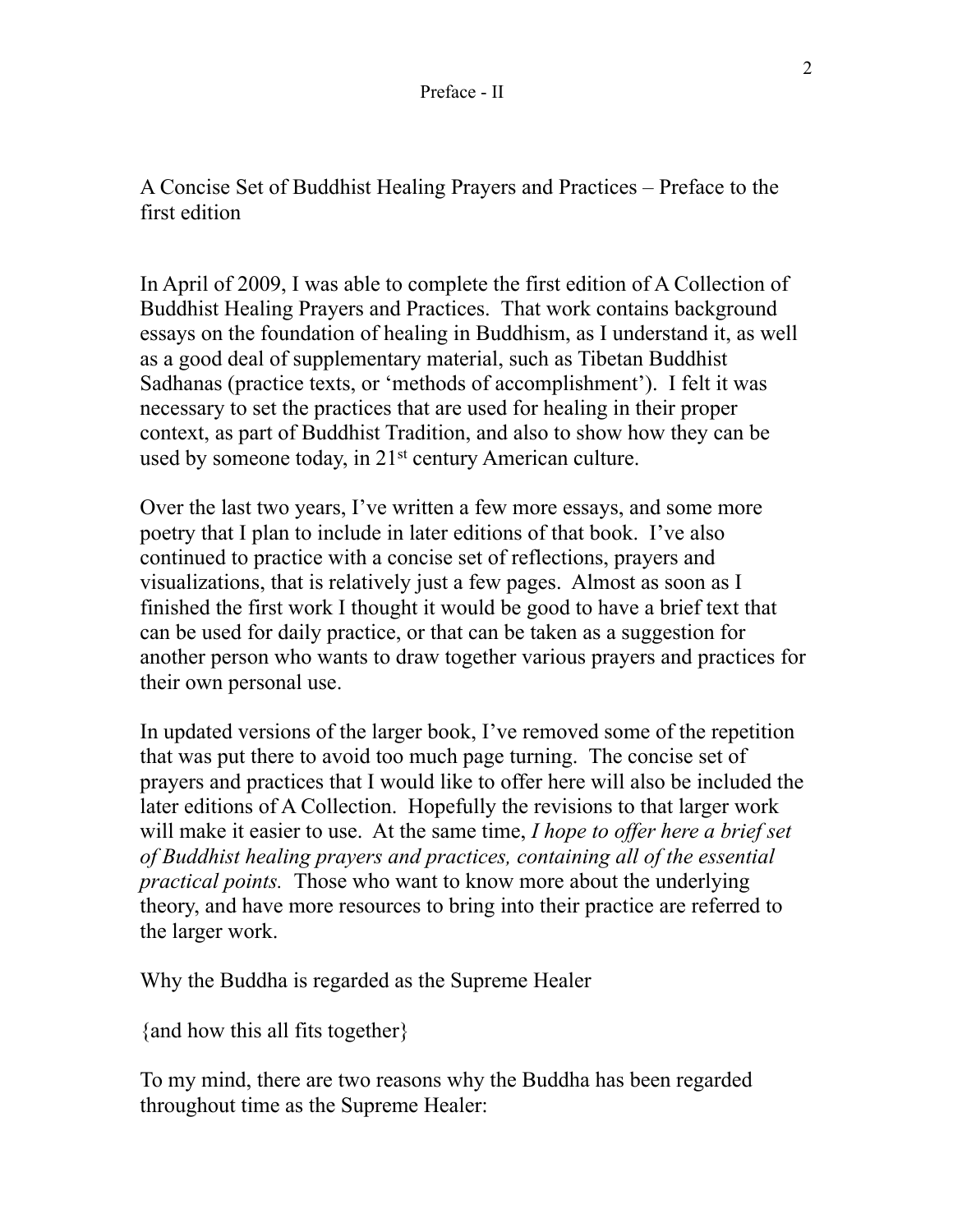Preface - II

## A Concise Set of Buddhist Healing Prayers and Practices – Preface to the first edition

In April of 2009, I was able to complete the first edition of A Collection of Buddhist Healing Prayers and Practices. That work contains background essays on the foundation of healing in Buddhism, as I understand it, as well as a good deal of supplementary material, such as Tibetan Buddhist Sadhanas (practice texts, or 'methods of accomplishment'). I felt it was necessary to set the practices that are used for healing in their proper context, as part of Buddhist Tradition, and also to show how they can be used by someone today, in 21st century American culture.

Over the last two years, I've written a few more essays, and some more poetry that I plan to include in later editions of that book. I've also continued to practice with a concise set of reflections, prayers and visualizations, that is relatively just a few pages. Almost as soon as I finished the first work I thought it would be good to have a brief text that can be used for daily practice, or that can be taken as a suggestion for another person who wants to draw together various prayers and practices for their own personal use.

In updated versions of the larger book, I've removed some of the repetition that was put there to avoid too much page turning. The concise set of prayers and practices that I would like to offer here will also be included the later editions of A Collection. Hopefully the revisions to that larger work will make it easier to use. At the same time, *I hope to offer here a brief set of Buddhist healing prayers and practices, containing all of the essential practical points.* Those who want to know more about the underlying theory, and have more resources to bring into their practice are referred to the larger work.

### Why the Buddha is regarded as the Supreme Healer

{and how this all fits together}

To my mind, there are two reasons why the Buddha has been regarded throughout time as the Supreme Healer: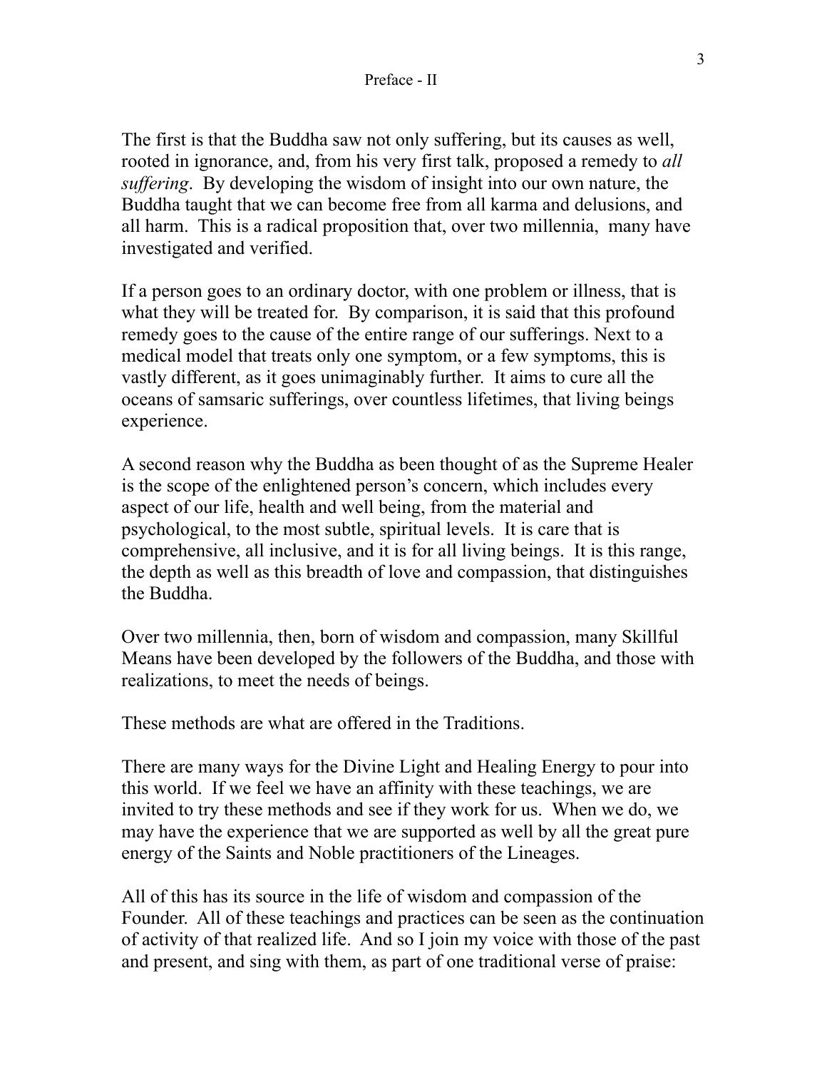The first is that the Buddha saw not only suffering, but its causes as well, rooted in ignorance, and, from his very first talk, proposed a remedy to *all suffering*. By developing the wisdom of insight into our own nature, the Buddha taught that we can become free from all karma and delusions, and all harm. This is a radical proposition that, over two millennia, many have investigated and verified.

If a person goes to an ordinary doctor, with one problem or illness, that is what they will be treated for. By comparison, it is said that this profound remedy goes to the cause of the entire range of our sufferings. Next to a medical model that treats only one symptom, or a few symptoms, this is vastly different, as it goes unimaginably further. It aims to cure all the oceans of samsaric sufferings, over countless lifetimes, that living beings experience.

A second reason why the Buddha as been thought of as the Supreme Healer is the scope of the enlightened person's concern, which includes every aspect of our life, health and well being, from the material and psychological, to the most subtle, spiritual levels. It is care that is comprehensive, all inclusive, and it is for all living beings. It is this range, the depth as well as this breadth of love and compassion, that distinguishes the Buddha.

Over two millennia, then, born of wisdom and compassion, many Skillful Means have been developed by the followers of the Buddha, and those with realizations, to meet the needs of beings.

These methods are what are offered in the Traditions.

There are many ways for the Divine Light and Healing Energy to pour into this world. If we feel we have an affinity with these teachings, we are invited to try these methods and see if they work for us. When we do, we may have the experience that we are supported as well by all the great pure energy of the Saints and Noble practitioners of the Lineages.

All of this has its source in the life of wisdom and compassion of the Founder. All of these teachings and practices can be seen as the continuation of activity of that realized life. And so I join my voice with those of the past and present, and sing with them, as part of one traditional verse of praise: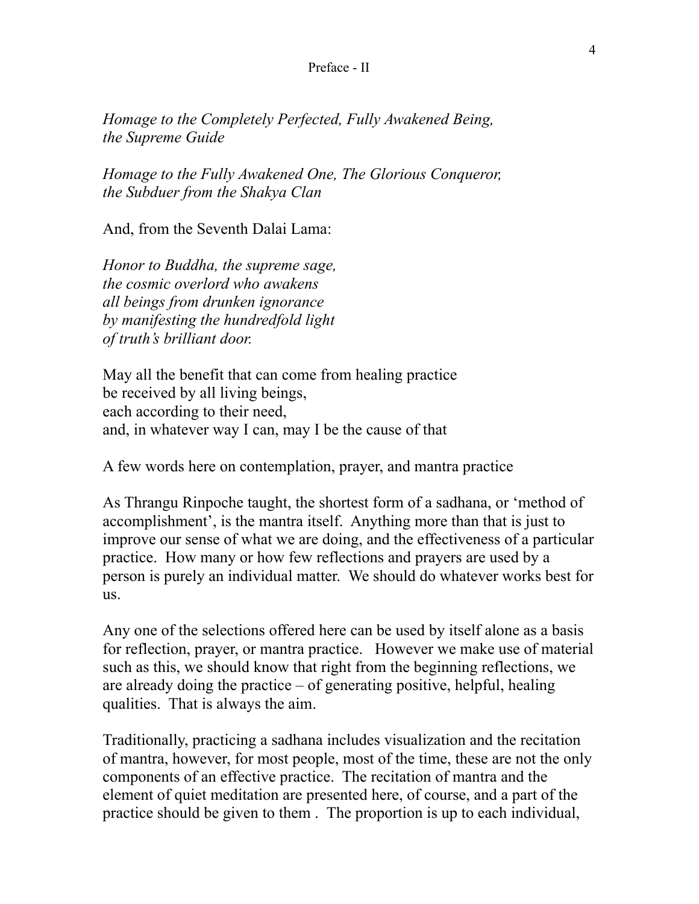## Preface - II

*Homage to the Completely Perfected, Fully Awakened Being,*
*the Supreme Guide*

*Homage to the Fully Awakened One, The Glorious Conqueror,*
*the Subduer from the Shakya Clan*

And, from the Seventh Dalai Lama:

*Honor to Buddha, the supreme sage,*
*the cosmic overlord who awakens*
*all beings from drunken ignorance*
*by manifesting the hundredfold light*
*of truth's brilliant door.*

May all the benefit that can come from healing practice
be received by all living beings,
each according to their need,
and, in whatever way I can, may I be the cause of that

A few words here on contemplation, prayer, and mantra practice

As Thrangu Rinpoche taught, the shortest form of a sadhana, or 'method of accomplishment', is the mantra itself. Anything more than that is just to improve our sense of what we are doing, and the effectiveness of a particular practice. How many or how few reflections and prayers are used by a person is purely an individual matter. We should do whatever works best for us.

Any one of the selections offered here can be used by itself alone as a basis for reflection, prayer, or mantra practice. However we make use of material such as this, we should know that right from the beginning reflections, we are already doing the practice – of generating positive, helpful, healing qualities. That is always the aim.

Traditionally, practicing a sadhana includes visualization and the recitation of mantra, however, for most people, most of the time, these are not the only components of an effective practice. The recitation of mantra and the element of quiet meditation are presented here, of course, and a part of the practice should be given to them . The proportion is up to each individual,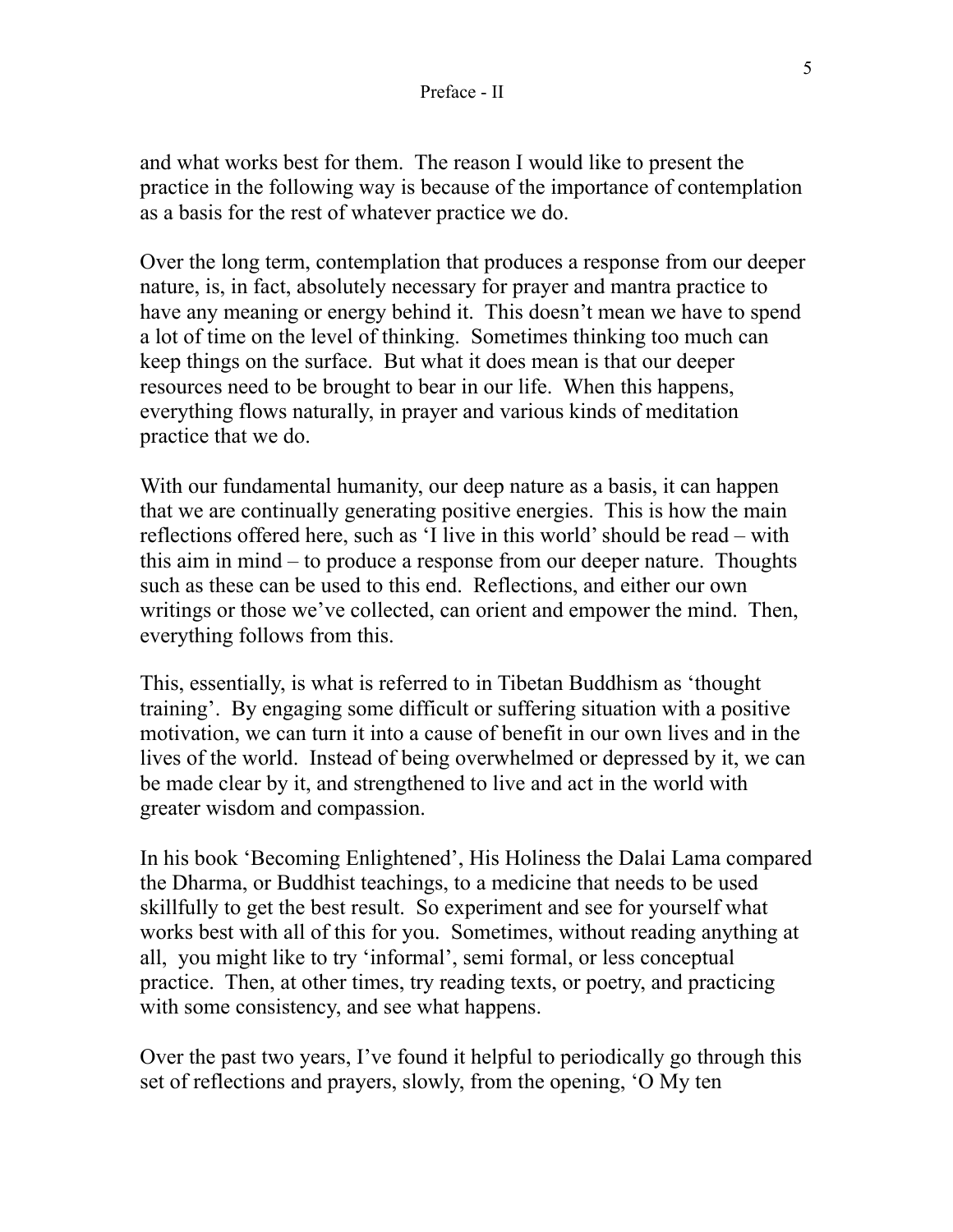and what works best for them. The reason I would like to present the practice in the following way is because of the importance of contemplation as a basis for the rest of whatever practice we do.

Over the long term, contemplation that produces a response from our deeper nature, is, in fact, absolutely necessary for prayer and mantra practice to have any meaning or energy behind it. This doesn't mean we have to spend a lot of time on the level of thinking. Sometimes thinking too much can keep things on the surface. But what it does mean is that our deeper resources need to be brought to bear in our life. When this happens, everything flows naturally, in prayer and various kinds of meditation practice that we do.

With our fundamental humanity, our deep nature as a basis, it can happen that we are continually generating positive energies. This is how the main reflections offered here, such as 'I live in this world' should be read – with this aim in mind – to produce a response from our deeper nature. Thoughts such as these can be used to this end. Reflections, and either our own writings or those we've collected, can orient and empower the mind. Then, everything follows from this.

This, essentially, is what is referred to in Tibetan Buddhism as 'thought training'. By engaging some difficult or suffering situation with a positive motivation, we can turn it into a cause of benefit in our own lives and in the lives of the world. Instead of being overwhelmed or depressed by it, we can be made clear by it, and strengthened to live and act in the world with greater wisdom and compassion.

In his book 'Becoming Enlightened', His Holiness the Dalai Lama compared the Dharma, or Buddhist teachings, to a medicine that needs to be used skillfully to get the best result. So experiment and see for yourself what works best with all of this for you. Sometimes, without reading anything at all, you might like to try 'informal', semi formal, or less conceptual practice. Then, at other times, try reading texts, or poetry, and practicing with some consistency, and see what happens.

Over the past two years, I've found it helpful to periodically go through this set of reflections and prayers, slowly, from the opening, 'O My ten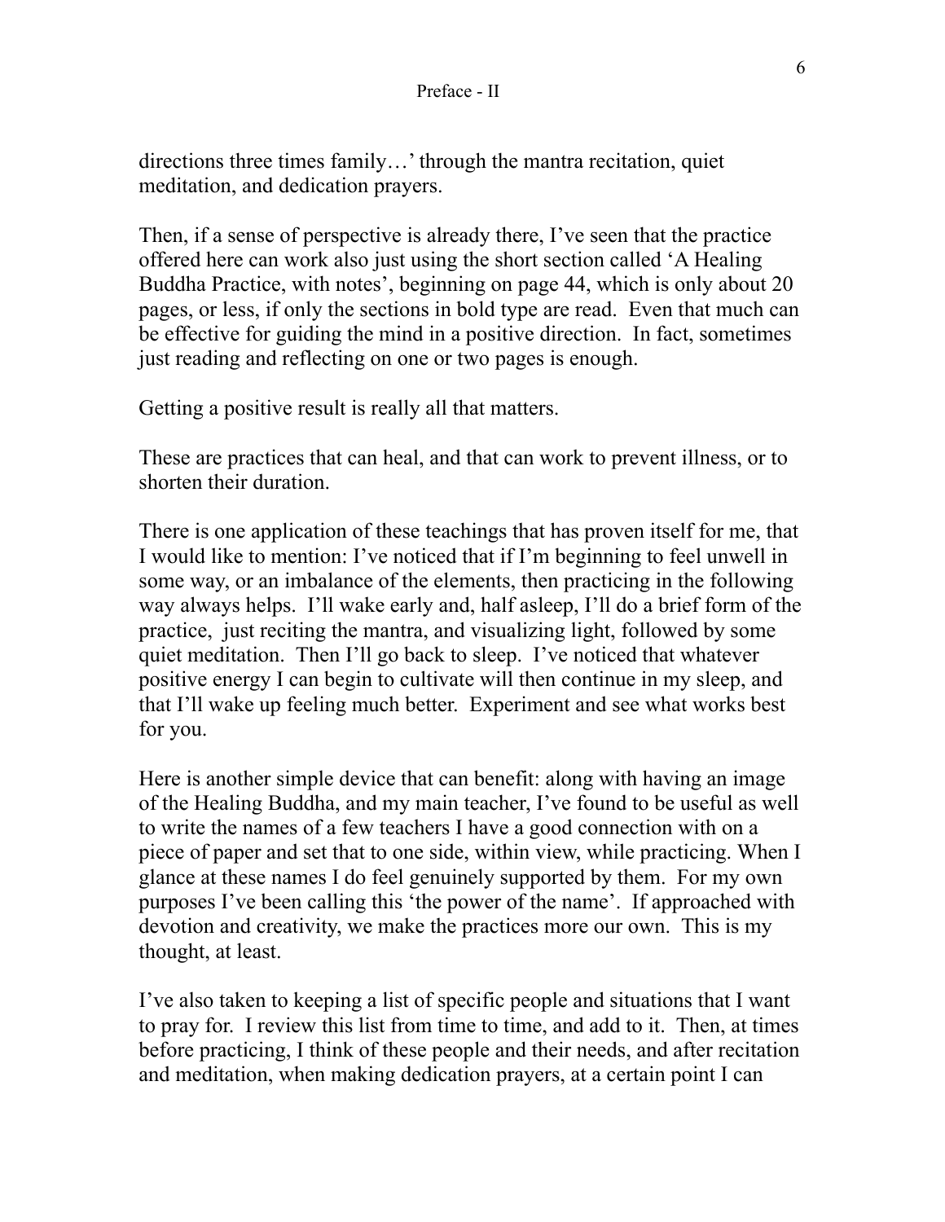directions three times family…' through the mantra recitation, quiet meditation, and dedication prayers.

Then, if a sense of perspective is already there, I've seen that the practice offered here can work also just using the short section called 'A Healing Buddha Practice, with notes', beginning on page 44, which is only about 20 pages, or less, if only the sections in bold type are read. Even that much can be effective for guiding the mind in a positive direction. In fact, sometimes just reading and reflecting on one or two pages is enough.

Getting a positive result is really all that matters.

These are practices that can heal, and that can work to prevent illness, or to shorten their duration.

There is one application of these teachings that has proven itself for me, that I would like to mention: I've noticed that if I'm beginning to feel unwell in some way, or an imbalance of the elements, then practicing in the following way always helps. I'll wake early and, half asleep, I'll do a brief form of the practice, just reciting the mantra, and visualizing light, followed by some quiet meditation. Then I'll go back to sleep. I've noticed that whatever positive energy I can begin to cultivate will then continue in my sleep, and that I'll wake up feeling much better. Experiment and see what works best for you.

Here is another simple device that can benefit: along with having an image of the Healing Buddha, and my main teacher, I've found to be useful as well to write the names of a few teachers I have a good connection with on a piece of paper and set that to one side, within view, while practicing. When I glance at these names I do feel genuinely supported by them. For my own purposes I've been calling this 'the power of the name'. If approached with devotion and creativity, we make the practices more our own. This is my thought, at least.

I've also taken to keeping a list of specific people and situations that I want to pray for. I review this list from time to time, and add to it. Then, at times before practicing, I think of these people and their needs, and after recitation and meditation, when making dedication prayers, at a certain point I can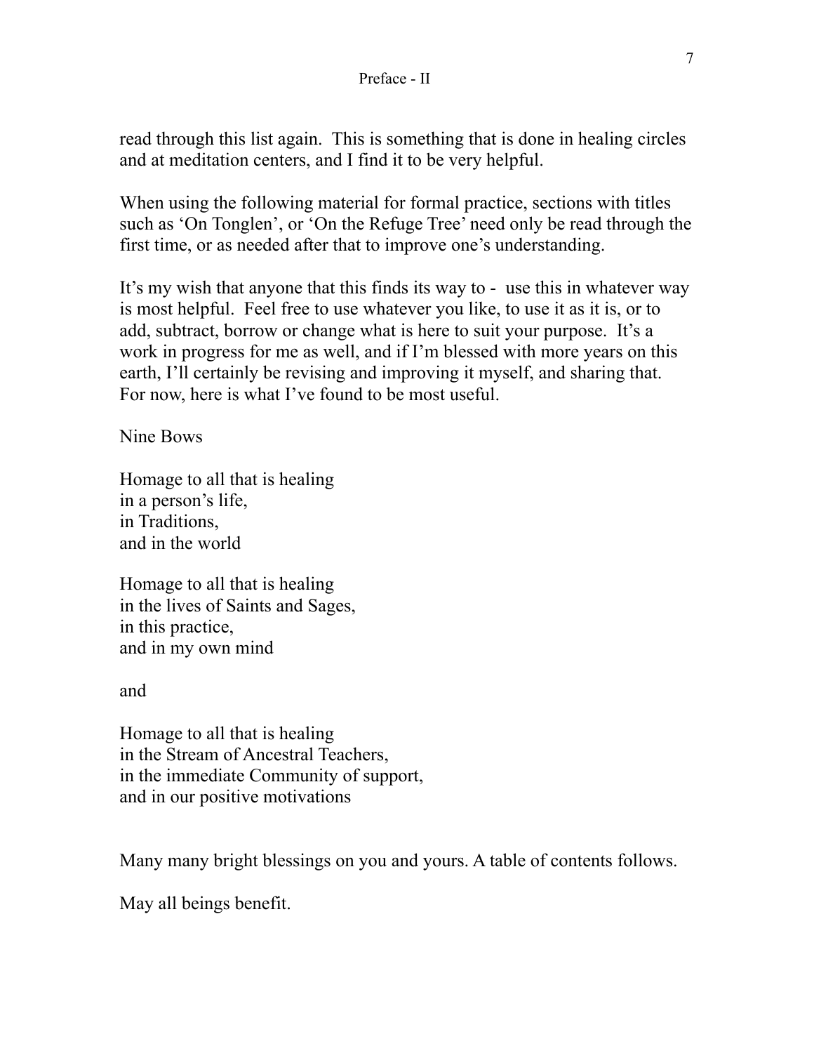read through this list again.  This is something that is done in healing circles and at meditation centers, and I find it to be very helpful.

When using the following material for formal practice, sections with titles such as ‘On Tonglen’, or ‘On the Refuge Tree’ need only be read through the first time, or as needed after that to improve one’s understanding.

It’s my wish that anyone that this finds its way to -  use this in whatever way is most helpful.  Feel free to use whatever you like, to use it as it is, or to add, subtract, borrow or change what is here to suit your purpose.  It’s a work in progress for me as well, and if I’m blessed with more years on this earth, I’ll certainly be revising and improving it myself, and sharing that. For now, here is what I’ve found to be most useful.

Nine Bows

Homage to all that is healing  
in a person’s life,  
in Traditions,  
and in the world

Homage to all that is healing  
in the lives of Saints and Sages,  
in this practice,  
and in my own mind

and

Homage to all that is healing  
in the Stream of Ancestral Teachers,  
in the immediate Community of support,  
and in our positive motivations

Many many bright blessings on you and yours. A table of contents follows.

May all beings benefit.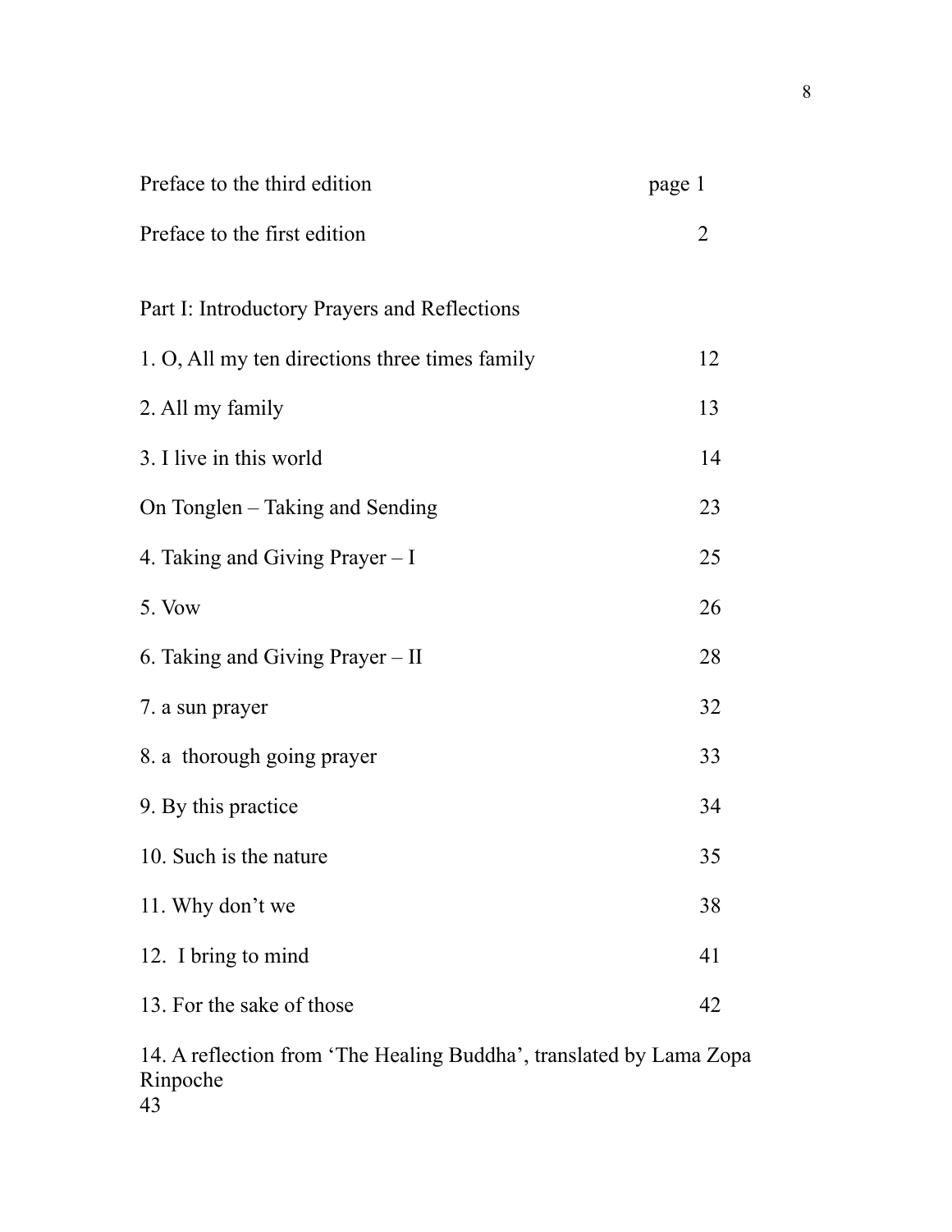| | |
|---|---|
| Preface to the third edition | page 1 |
| Preface to the first edition | 2 |
| | |
| Part I: Introductory Prayers and Reflections | |
| 1. O, All my ten directions three times family | 12 |
| 2. All my family | 13 |
| 3. I live in this world | 14 |
| On Tonglen – Taking and Sending | 23 |
| 4. Taking and Giving Prayer – I | 25 |
| 5. Vow | 26 |
| 6. Taking and Giving Prayer – II | 28 |
| 7. a sun prayer | 32 |
| 8. a thorough going prayer | 33 |
| 9. By this practice | 34 |
| 10. Such is the nature | 35 |
| 11. Why don't we | 38 |
| 12. I bring to mind | 41 |
| 13. For the sake of those | 42 |
| 14. A reflection from 'The Healing Buddha', translated by Lama Zopa Rinpoche | 43 |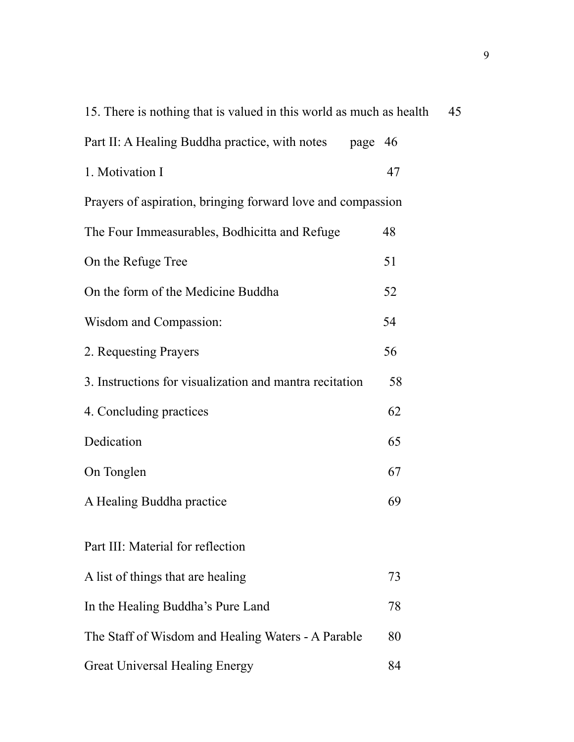15. There is nothing that is valued in this world as much as health 45

Part II: A Healing Buddha practice, with notes page 46

1. Motivation I 47

Prayers of aspiration, bringing forward love and compassion

The Four Immeasurables, Bodhicitta and Refuge 48

On the Refuge Tree 51

On the form of the Medicine Buddha 52

Wisdom and Compassion: 54

2. Requesting Prayers 56

3. Instructions for visualization and mantra recitation 58

4. Concluding practices 62

Dedication 65

On Tonglen 67

A Healing Buddha practice 69

Part III: Material for reflection

A list of things that are healing 73

In the Healing Buddha's Pure Land 78

The Staff of Wisdom and Healing Waters - A Parable 80

Great Universal Healing Energy 84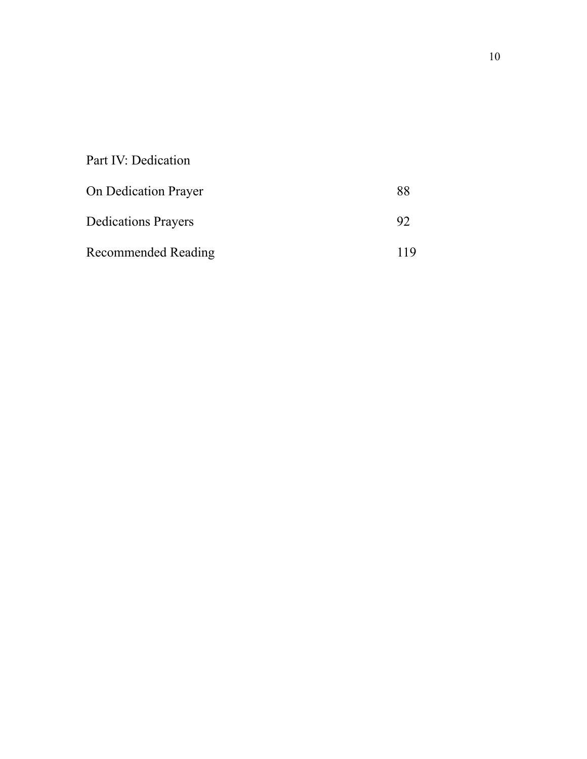Part IV: Dedication

| | |
|---|---|
| On Dedication Prayer | 88 |
| Dedications Prayers | 92 |
| Recommended Reading | 119 |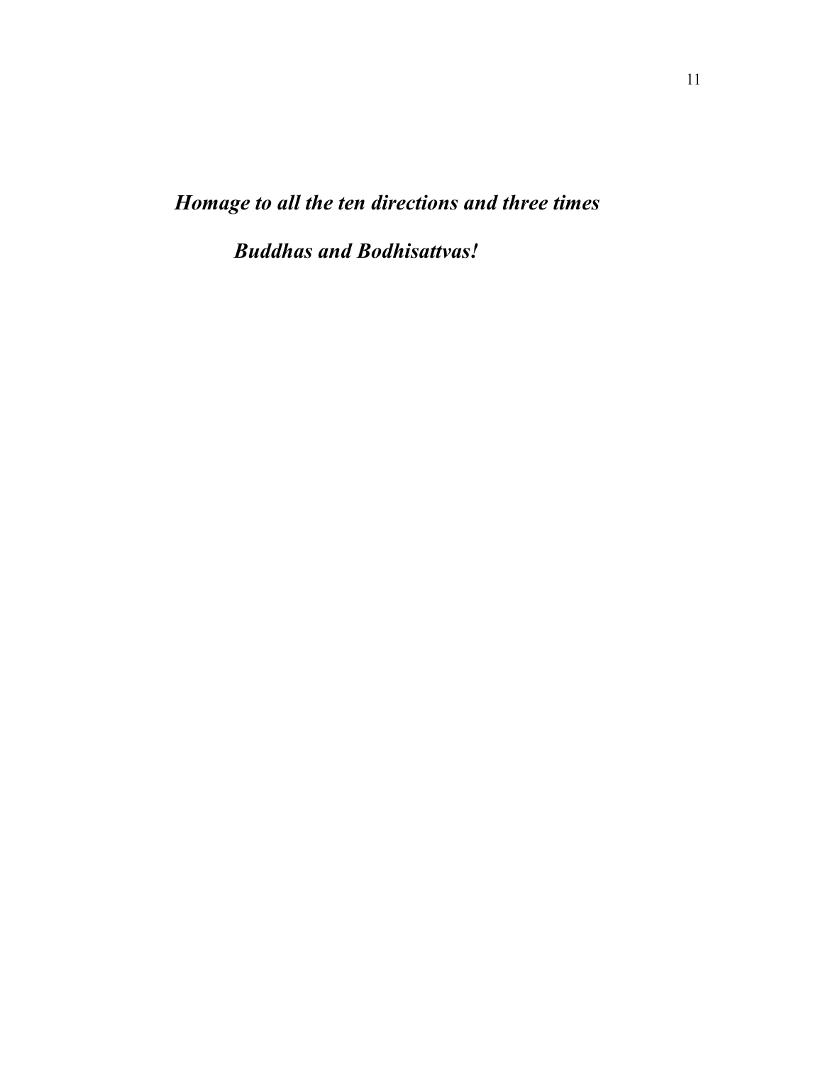***Homage to all the ten directions and three times***

***Buddhas and Bodhisattvas!***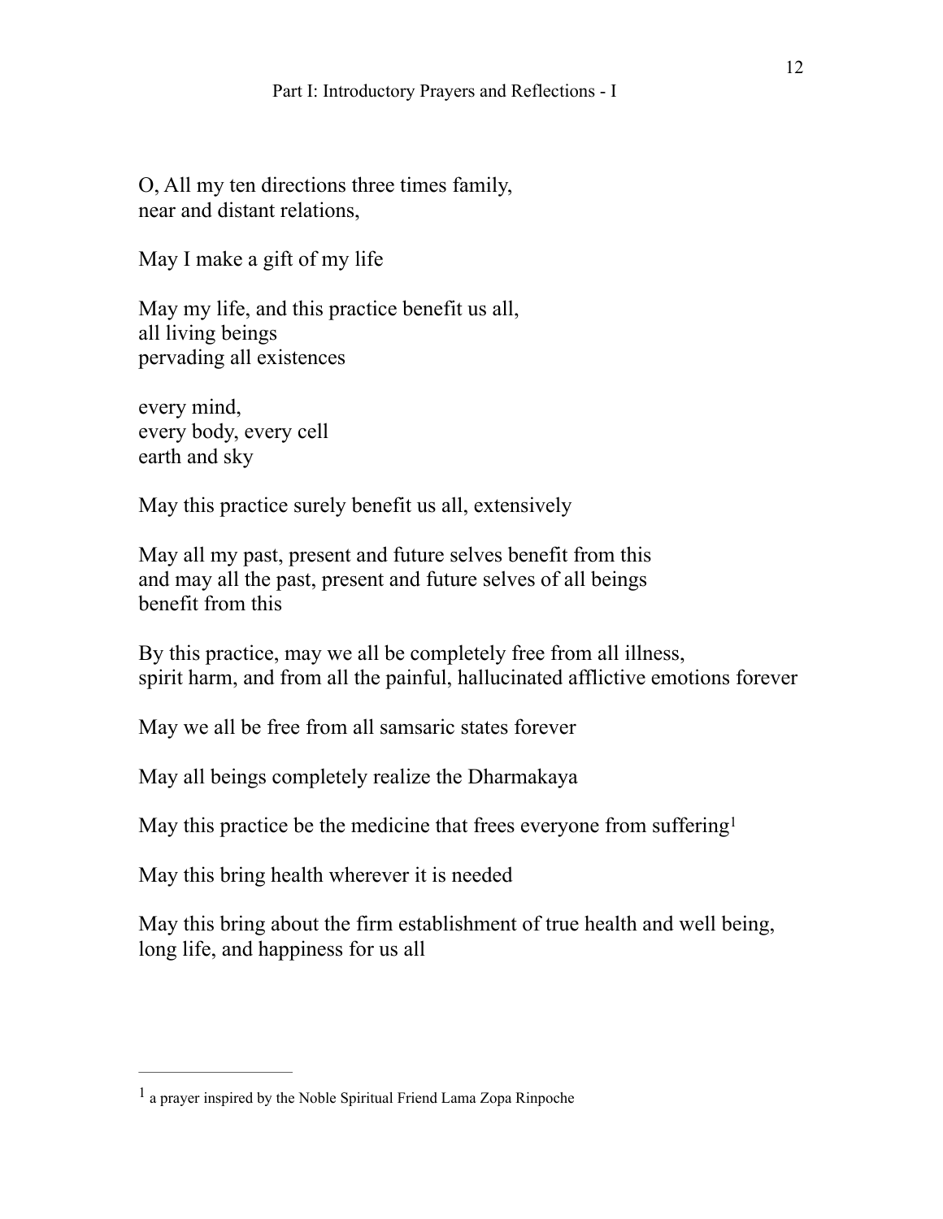O, All my ten directions three times family,
near and distant relations,

May I make a gift of my life

May my life, and this practice benefit us all,
all living beings
pervading all existences

every mind,
every body, every cell
earth and sky

May this practice surely benefit us all, extensively

May all my past, present and future selves benefit from this
and may all the past, present and future selves of all beings
benefit from this

By this practice, may we all be completely free from all illness,
spirit harm, and from all the painful, hallucinated afflictive emotions forever

May we all be free from all samsaric states forever

May all beings completely realize the Dharmakaya

May this practice be the medicine that frees everyone from suffering[1]

May this bring health wherever it is needed

May this bring about the firm establishment of true health and well being,
long life, and happiness for us all

---

[1] a prayer inspired by the Noble Spiritual Friend Lama Zopa Rinpoche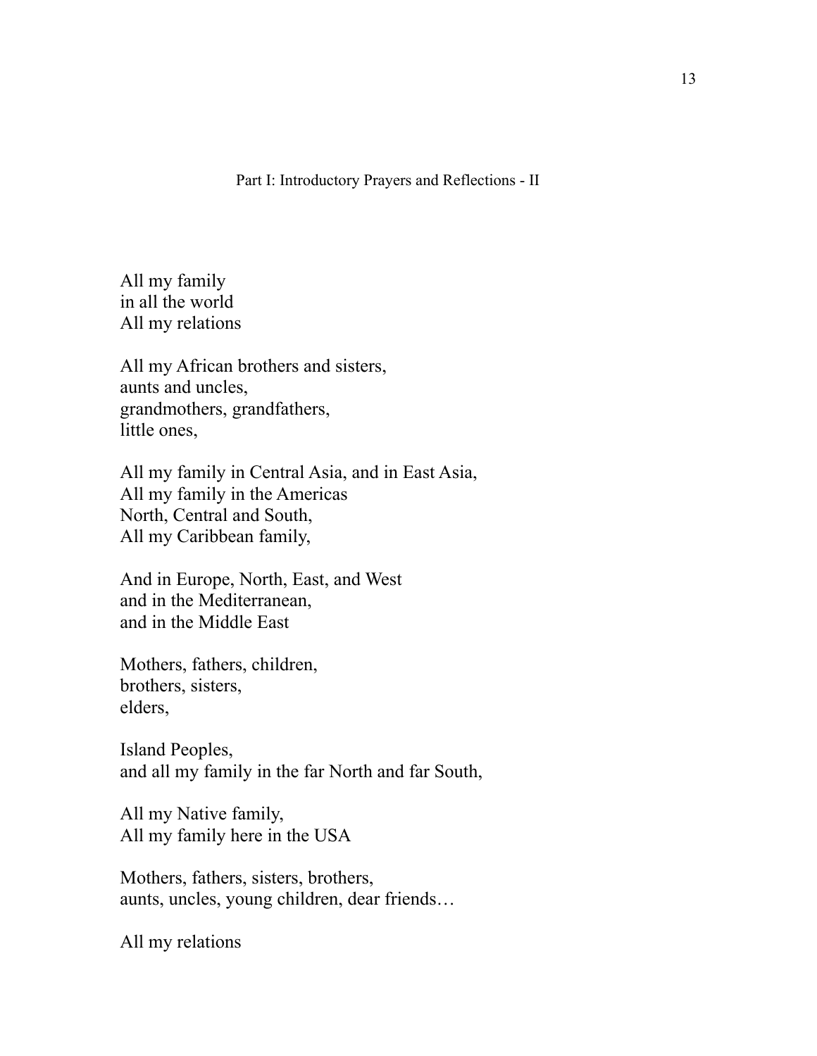## Part I: Introductory Prayers and Reflections - II

All my family  
in all the world  
All my relations

All my African brothers and sisters,  
aunts and uncles,  
grandmothers, grandfathers,  
little ones,

All my family in Central Asia, and in East Asia,  
All my family in the Americas  
North, Central and South,  
All my Caribbean family,

And in Europe, North, East, and West  
and in the Mediterranean,  
and in the Middle East

Mothers, fathers, children,  
brothers, sisters,  
elders,

Island Peoples,  
and all my family in the far North and far South,

All my Native family,  
All my family here in the USA

Mothers, fathers, sisters, brothers,  
aunts, uncles, young children, dear friends…

All my relations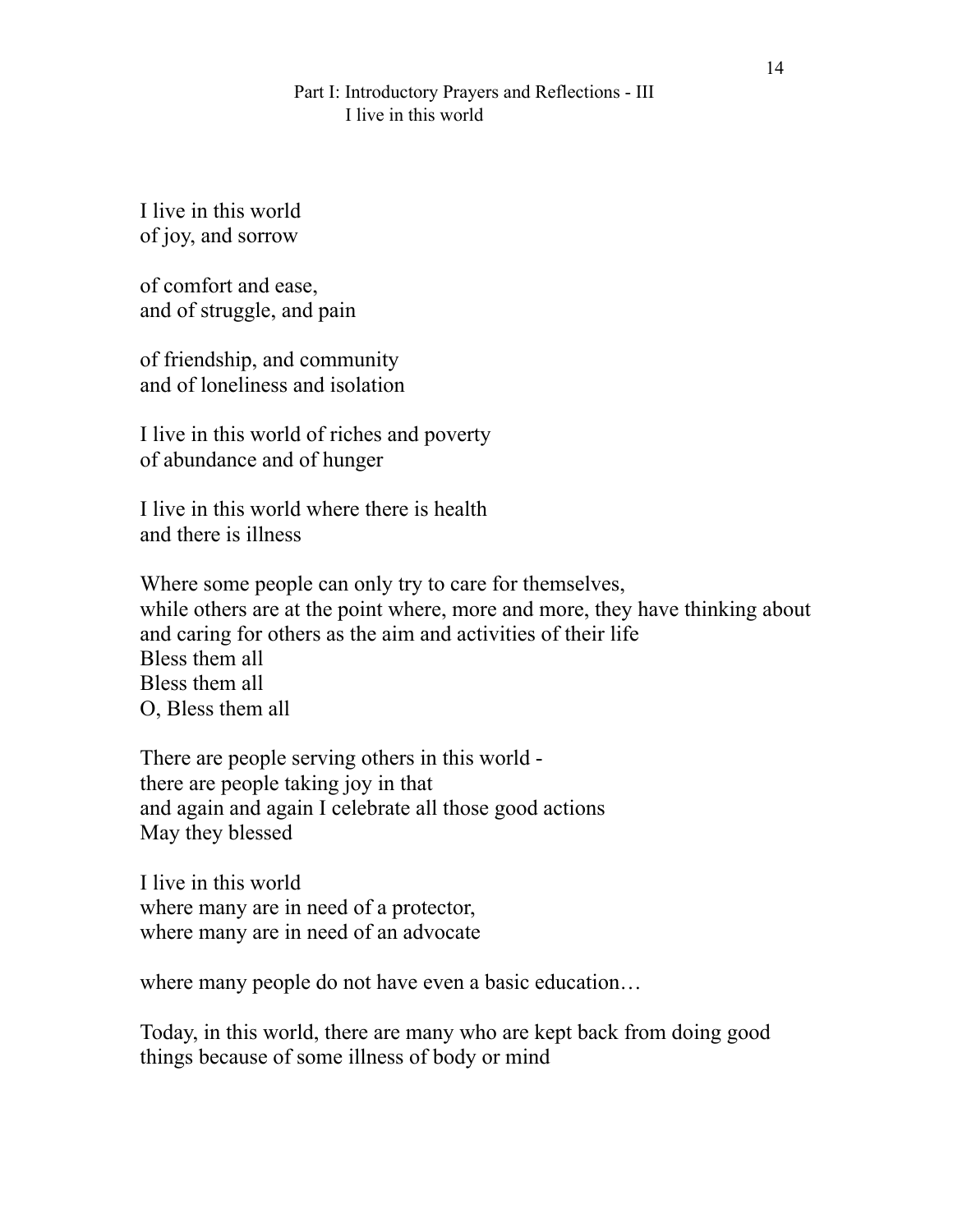## Part I: Introductory Prayers and Reflections - III
### I live in this world

I live in this world
of joy, and sorrow

of comfort and ease,
and of struggle, and pain

of friendship, and community
and of loneliness and isolation

I live in this world of riches and poverty
of abundance and of hunger

I live in this world where there is health
and there is illness

Where some people can only try to care for themselves,
while others are at the point where, more and more, they have thinking about
and caring for others as the aim and activities of their life
Bless them all
Bless them all
O, Bless them all

There are people serving others in this world -
there are people taking joy in that
and again and again I celebrate all those good actions
May they blessed

I live in this world
where many are in need of a protector,
where many are in need of an advocate

where many people do not have even a basic education…

Today, in this world, there are many who are kept back from doing good
things because of some illness of body or mind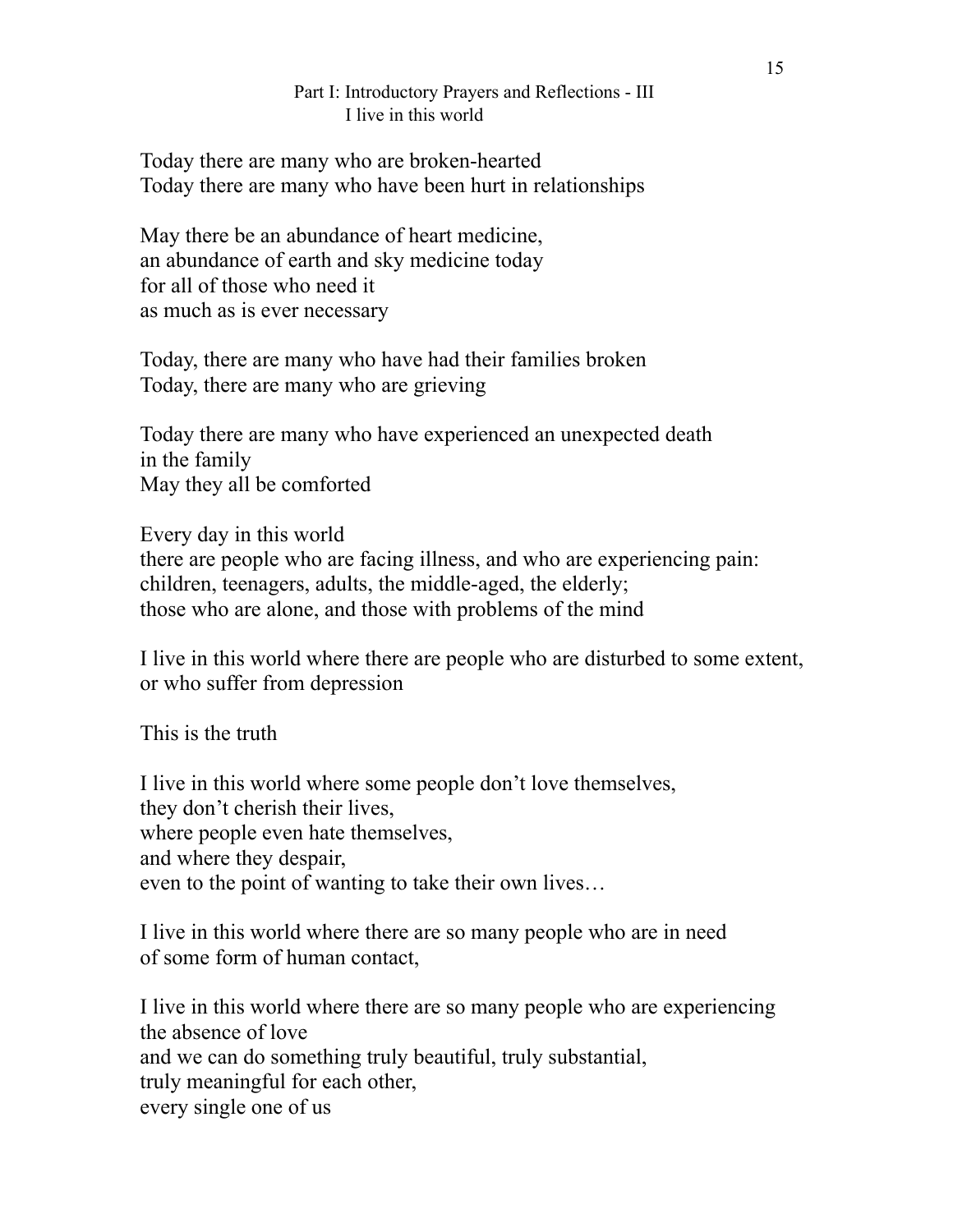## Part I: Introductory Prayers and Reflections - III
### I live in this world

Today there are many who are broken-hearted
Today there are many who have been hurt in relationships

May there be an abundance of heart medicine,
an abundance of earth and sky medicine today
for all of those who need it
as much as is ever necessary

Today, there are many who have had their families broken
Today, there are many who are grieving

Today there are many who have experienced an unexpected death
in the family
May they all be comforted

Every day in this world
there are people who are facing illness, and who are experiencing pain:
children, teenagers, adults, the middle-aged, the elderly;
those who are alone, and those with problems of the mind

I live in this world where there are people who are disturbed to some extent,
or who suffer from depression

This is the truth

I live in this world where some people don't love themselves,
they don't cherish their lives,
where people even hate themselves,
and where they despair,
even to the point of wanting to take their own lives…

I live in this world where there are so many people who are in need
of some form of human contact,

I live in this world where there are so many people who are experiencing
the absence of love
and we can do something truly beautiful, truly substantial,
truly meaningful for each other,
every single one of us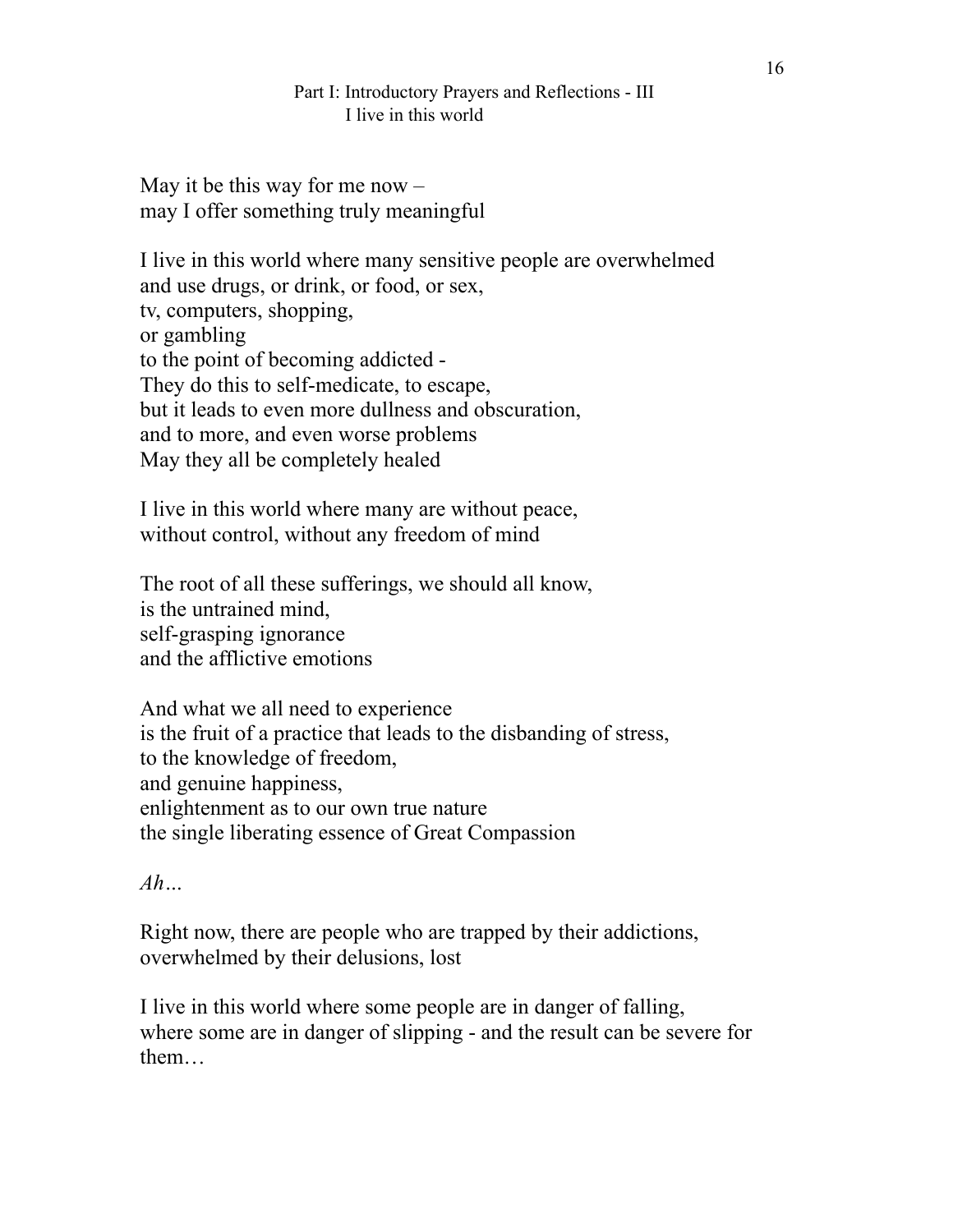## Part I: Introductory Prayers and Reflections - III
### I live in this world

May it be this way for me now –
may I offer something truly meaningful

I live in this world where many sensitive people are overwhelmed
and use drugs, or drink, or food, or sex,
tv, computers, shopping,
or gambling
to the point of becoming addicted -
They do this to self-medicate, to escape,
but it leads to even more dullness and obscuration,
and to more, and even worse problems
May they all be completely healed

I live in this world where many are without peace,
without control, without any freedom of mind

The root of all these sufferings, we should all know,
is the untrained mind,
self-grasping ignorance
and the afflictive emotions

And what we all need to experience
is the fruit of a practice that leads to the disbanding of stress,
to the knowledge of freedom,
and genuine happiness,
enlightenment as to our own true nature
the single liberating essence of Great Compassion

*Ah…*

Right now, there are people who are trapped by their addictions,
overwhelmed by their delusions, lost

I live in this world where some people are in danger of falling,
where some are in danger of slipping - and the result can be severe for them…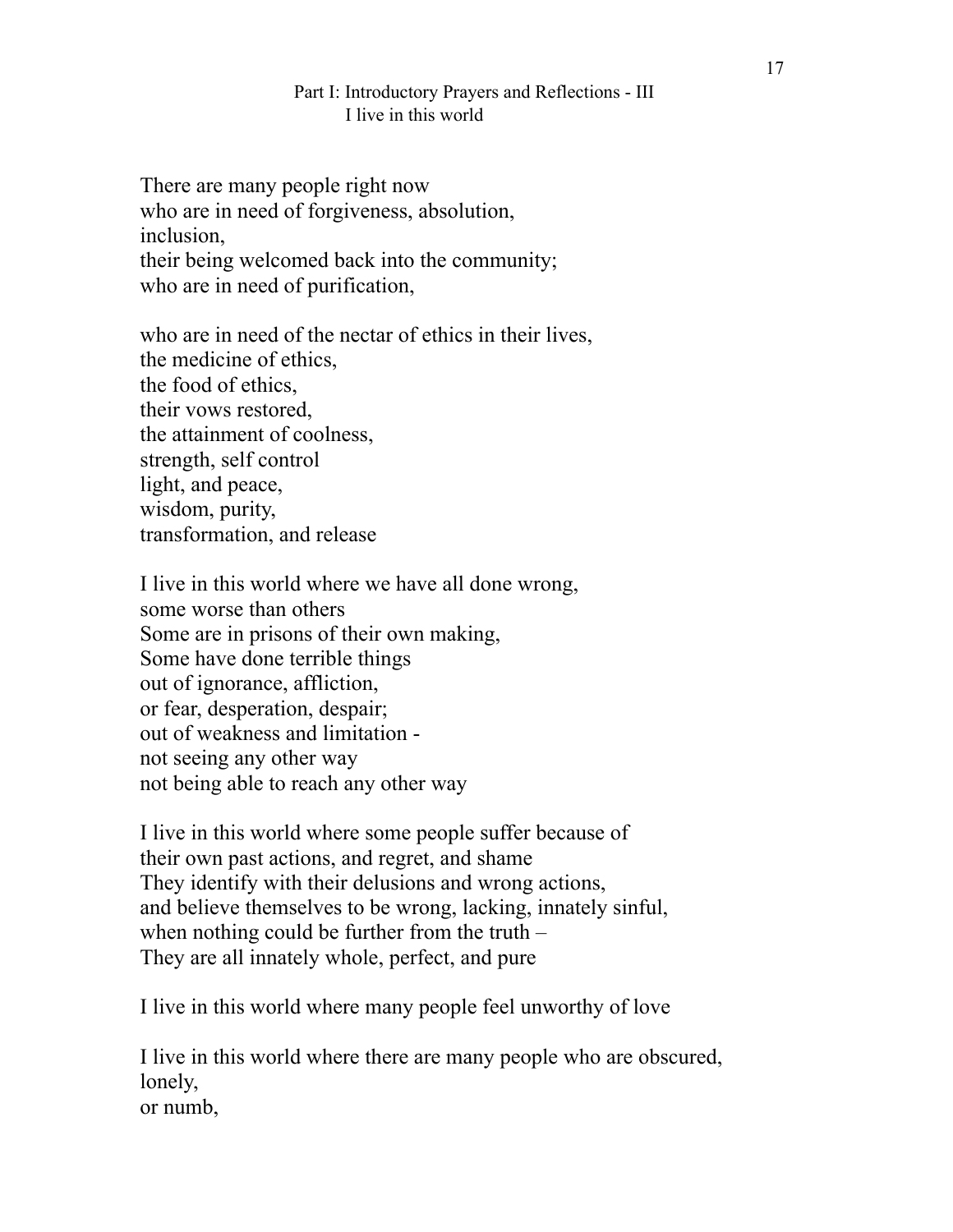### Part I: Introductory Prayers and Reflections - III
#### I live in this world

There are many people right now  
who are in need of forgiveness, absolution,  
inclusion,  
their being welcomed back into the community;  
who are in need of purification,

who are in need of the nectar of ethics in their lives,  
the medicine of ethics,  
the food of ethics,  
their vows restored,  
the attainment of coolness,  
strength, self control  
light, and peace,  
wisdom, purity,  
transformation, and release

I live in this world where we have all done wrong,  
some worse than others  
Some are in prisons of their own making,  
Some have done terrible things  
out of ignorance, affliction,  
or fear, desperation, despair;  
out of weakness and limitation -  
not seeing any other way  
not being able to reach any other way

I live in this world where some people suffer because of  
their own past actions, and regret, and shame  
They identify with their delusions and wrong actions,  
and believe themselves to be wrong, lacking, innately sinful,  
when nothing could be further from the truth –  
They are all innately whole, perfect, and pure

I live in this world where many people feel unworthy of love

I live in this world where there are many people who are obscured,  
lonely,  
or numb,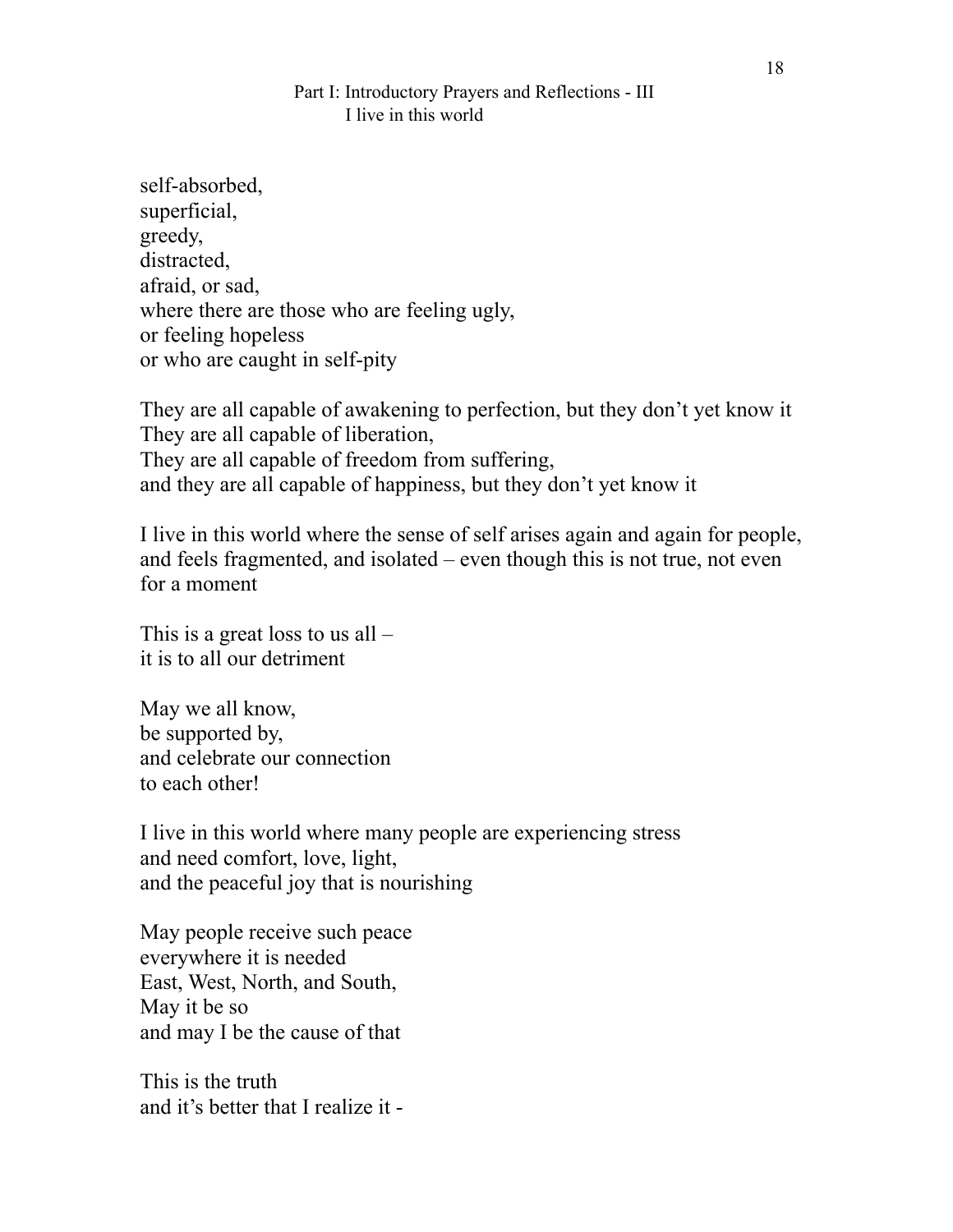self-absorbed,
superficial,
greedy,
distracted,
afraid, or sad,
where there are those who are feeling ugly,
or feeling hopeless
or who are caught in self-pity

They are all capable of awakening to perfection, but they don't yet know it
They are all capable of liberation,
They are all capable of freedom from suffering,
and they are all capable of happiness, but they don't yet know it

I live in this world where the sense of self arises again and again for people,
and feels fragmented, and isolated – even though this is not true, not even
for a moment

This is a great loss to us all –
it is to all our detriment

May we all know,
be supported by,
and celebrate our connection
to each other!

I live in this world where many people are experiencing stress
and need comfort, love, light,
and the peaceful joy that is nourishing

May people receive such peace
everywhere it is needed
East, West, North, and South,
May it be so
and may I be the cause of that

This is the truth
and it's better that I realize it -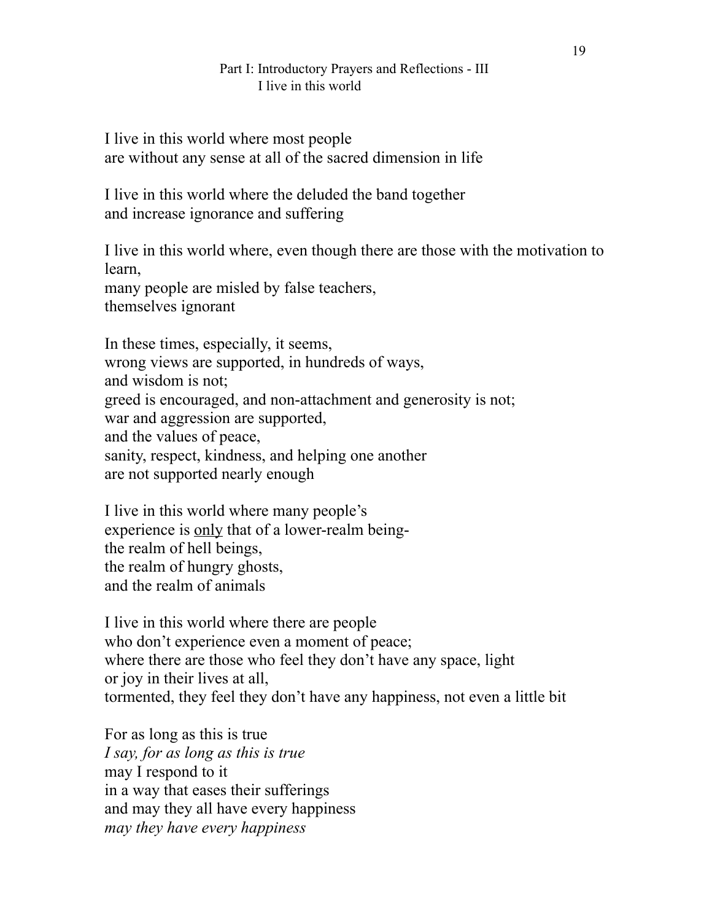## Part I: Introductory Prayers and Reflections - III
### I live in this world

I live in this world where most people
are without any sense at all of the sacred dimension in life

I live in this world where the deluded the band together
and increase ignorance and suffering

I live in this world where, even though there are those with the motivation to learn,
many people are misled by false teachers,
themselves ignorant

In these times, especially, it seems,
wrong views are supported, in hundreds of ways,
and wisdom is not;
greed is encouraged, and non-attachment and generosity is not;
war and aggression are supported,
and the values of peace,
sanity, respect, kindness, and helping one another
are not supported nearly enough

I live in this world where many people's
experience is <u>only</u> that of a lower-realm being-
the realm of hell beings,
the realm of hungry ghosts,
and the realm of animals

I live in this world where there are people
who don't experience even a moment of peace;
where there are those who feel they don't have any space, light
or joy in their lives at all,
tormented, they feel they don't have any happiness, not even a little bit

For as long as this is true
*I say, for as long as this is true*
may I respond to it
in a way that eases their sufferings
and may they all have every happiness
*may they have every happiness*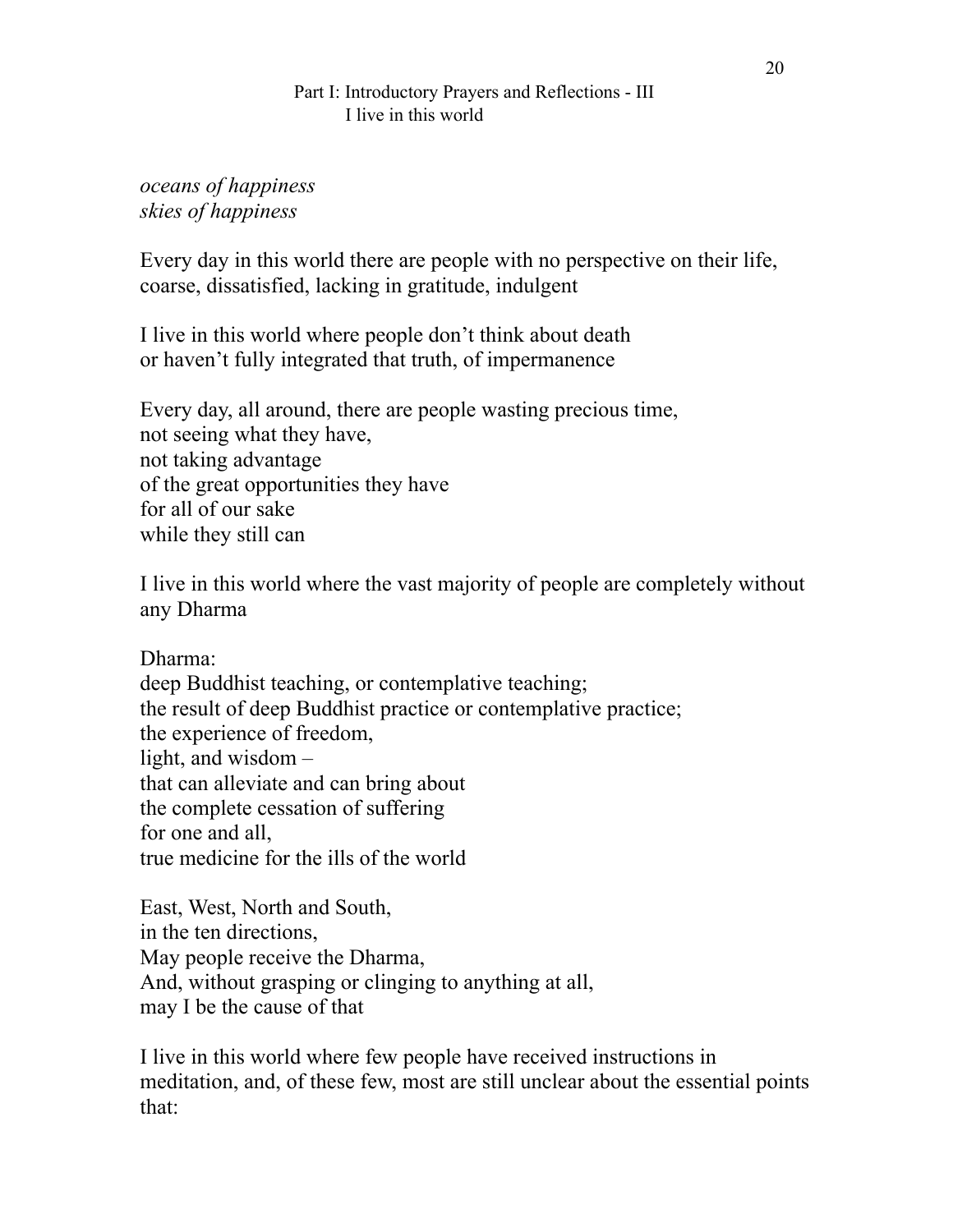Part I: Introductory Prayers and Reflections - III
I live in this world

*oceans of happiness*
*skies of happiness*

Every day in this world there are people with no perspective on their life,
coarse, dissatisfied, lacking in gratitude, indulgent

I live in this world where people don't think about death
or haven't fully integrated that truth, of impermanence

Every day, all around, there are people wasting precious time,
not seeing what they have,
not taking advantage
of the great opportunities they have
for all of our sake
while they still can

I live in this world where the vast majority of people are completely without any Dharma

Dharma:
deep Buddhist teaching, or contemplative teaching;
the result of deep Buddhist practice or contemplative practice;
the experience of freedom,
light, and wisdom –
that can alleviate and can bring about
the complete cessation of suffering
for one and all,
true medicine for the ills of the world

East, West, North and South,
in the ten directions,
May people receive the Dharma,
And, without grasping or clinging to anything at all,
may I be the cause of that

I live in this world where few people have received instructions in meditation, and, of these few, most are still unclear about the essential points that: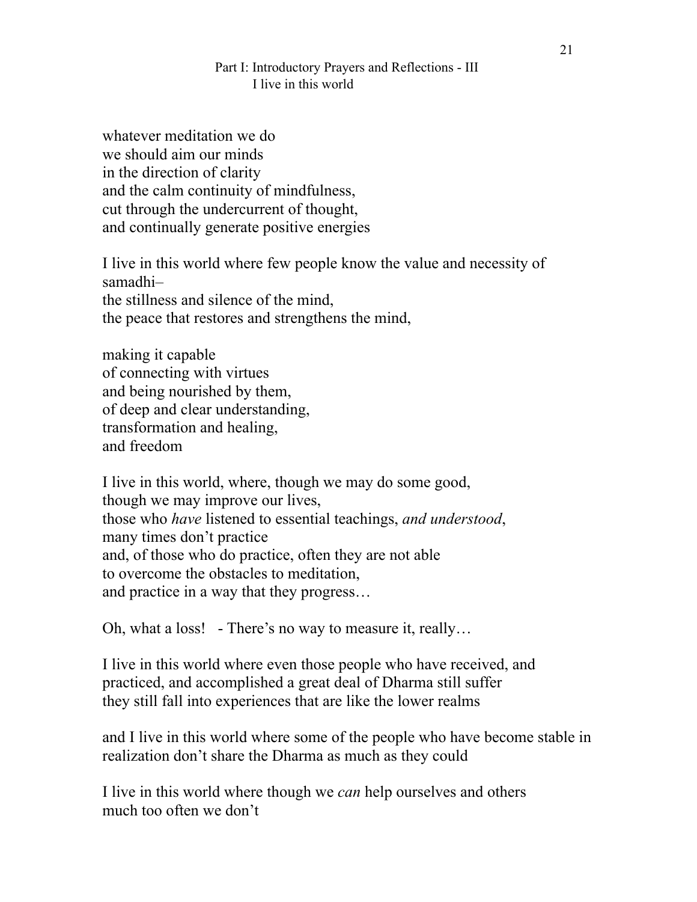whatever meditation we do  
we should aim our minds  
in the direction of clarity  
and the calm continuity of mindfulness,  
cut through the undercurrent of thought,  
and continually generate positive energies

I live in this world where few people know the value and necessity of samadhi–  
the stillness and silence of the mind,  
the peace that restores and strengthens the mind,

making it capable  
of connecting with virtues  
and being nourished by them,  
of deep and clear understanding,  
transformation and healing,  
and freedom

I live in this world, where, though we may do some good,  
though we may improve our lives,  
those who *have* listened to essential teachings, *and understood*,  
many times don't practice  
and, of those who do practice, often they are not able  
to overcome the obstacles to meditation,  
and practice in a way that they progress…

Oh, what a loss!   - There's no way to measure it, really…

I live in this world where even those people who have received, and practiced, and accomplished a great deal of Dharma still suffer  
they still fall into experiences that are like the lower realms

and I live in this world where some of the people who have become stable in realization don't share the Dharma as much as they could

I live in this world where though we *can* help ourselves and others  
much too often we don't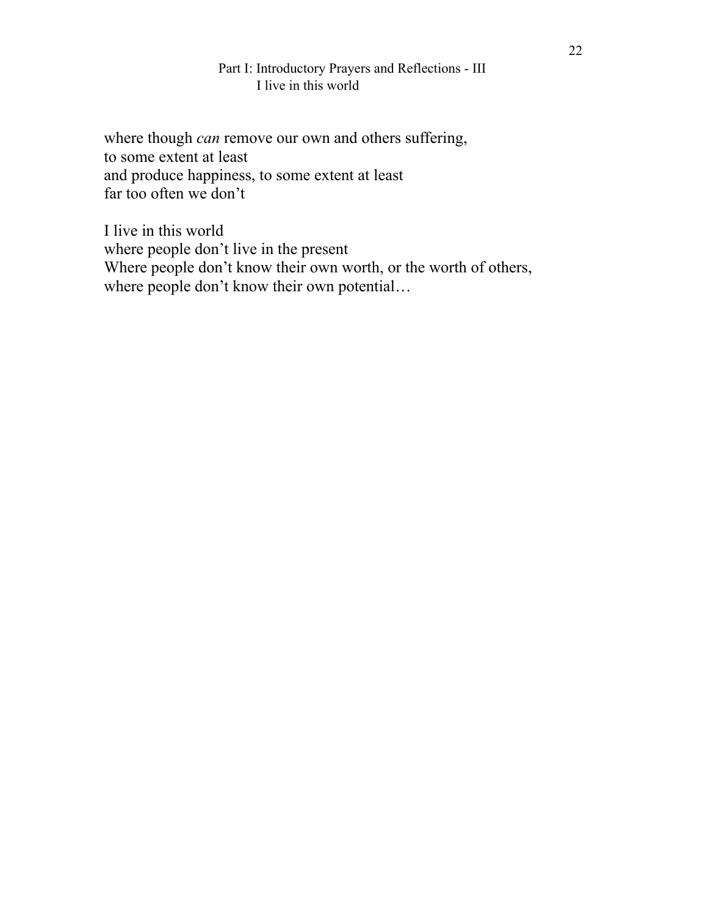where though *can* remove our own and others suffering,
to some extent at least
and produce happiness, to some extent at least
far too often we don't

I live in this world
where people don't live in the present
Where people don't know their own worth, or the worth of others,
where people don't know their own potential…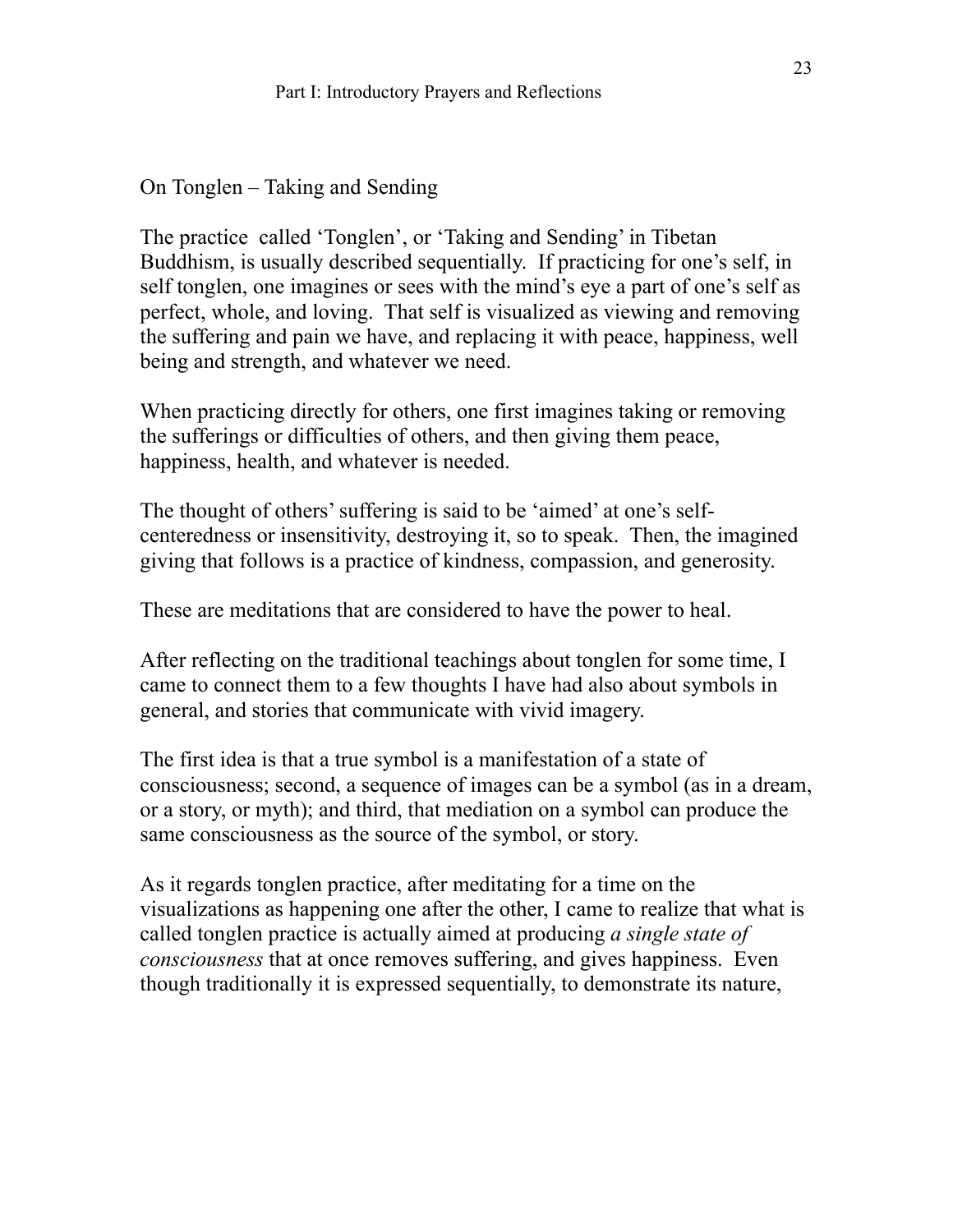## On Tonglen – Taking and Sending

The practice called 'Tonglen', or 'Taking and Sending' in Tibetan Buddhism, is usually described sequentially. If practicing for one's self, in self tonglen, one imagines or sees with the mind's eye a part of one's self as perfect, whole, and loving. That self is visualized as viewing and removing the suffering and pain we have, and replacing it with peace, happiness, well being and strength, and whatever we need.

When practicing directly for others, one first imagines taking or removing the sufferings or difficulties of others, and then giving them peace, happiness, health, and whatever is needed.

The thought of others' suffering is said to be 'aimed' at one's self-centeredness or insensitivity, destroying it, so to speak. Then, the imagined giving that follows is a practice of kindness, compassion, and generosity.

These are meditations that are considered to have the power to heal.

After reflecting on the traditional teachings about tonglen for some time, I came to connect them to a few thoughts I have had also about symbols in general, and stories that communicate with vivid imagery.

The first idea is that a true symbol is a manifestation of a state of consciousness; second, a sequence of images can be a symbol (as in a dream, or a story, or myth); and third, that mediation on a symbol can produce the same consciousness as the source of the symbol, or story.

As it regards tonglen practice, after meditating for a time on the visualizations as happening one after the other, I came to realize that what is called tonglen practice is actually aimed at producing *a single state of consciousness* that at once removes suffering, and gives happiness. Even though traditionally it is expressed sequentially, to demonstrate its nature,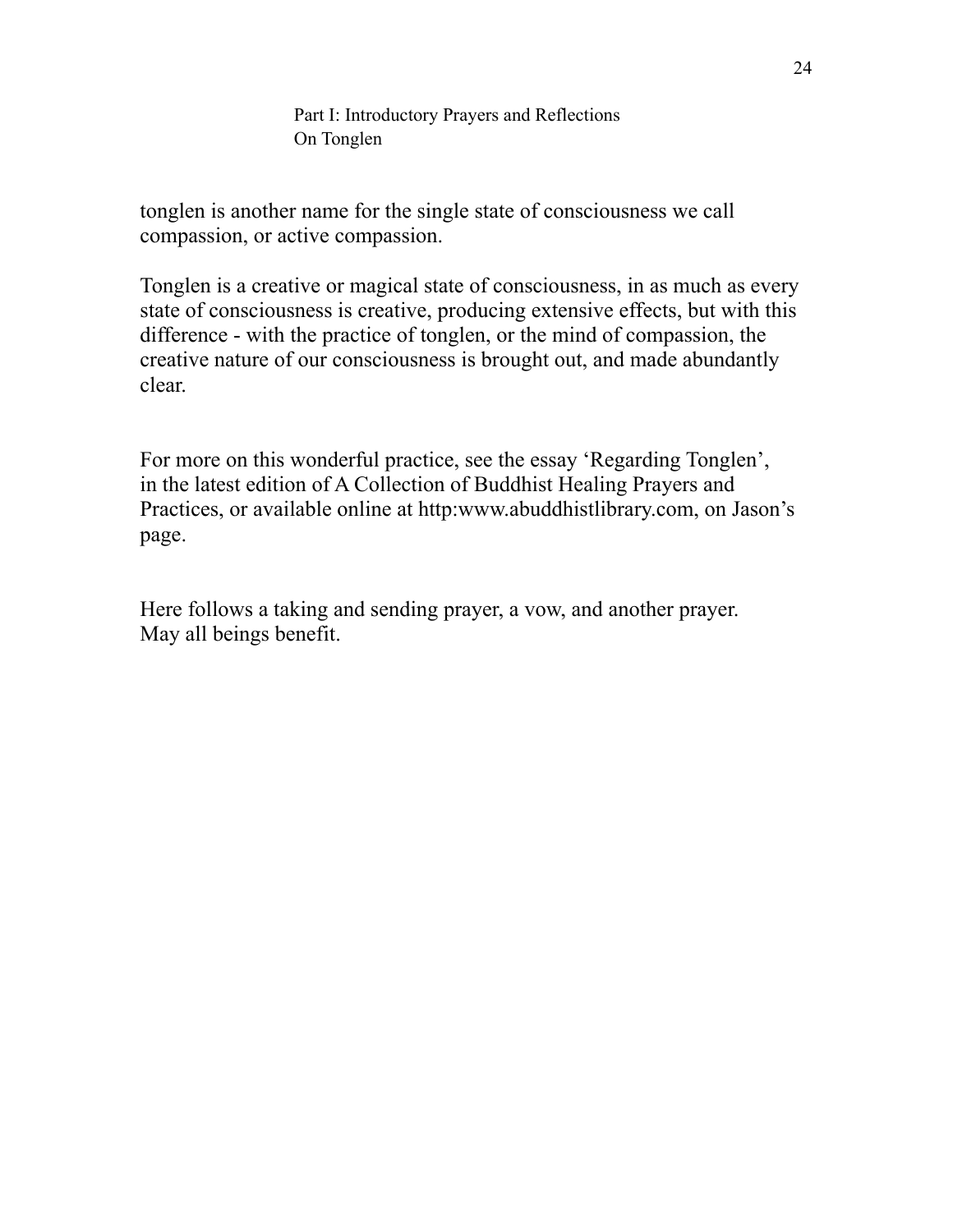tonglen is another name for the single state of consciousness we call compassion, or active compassion.

Tonglen is a creative or magical state of consciousness, in as much as every state of consciousness is creative, producing extensive effects, but with this difference - with the practice of tonglen, or the mind of compassion, the creative nature of our consciousness is brought out, and made abundantly clear.

For more on this wonderful practice, see the essay 'Regarding Tonglen', in the latest edition of A Collection of Buddhist Healing Prayers and Practices, or available online at http:www.abuddhistlibrary.com, on Jason's page.

Here follows a taking and sending prayer, a vow, and another prayer.
May all beings benefit.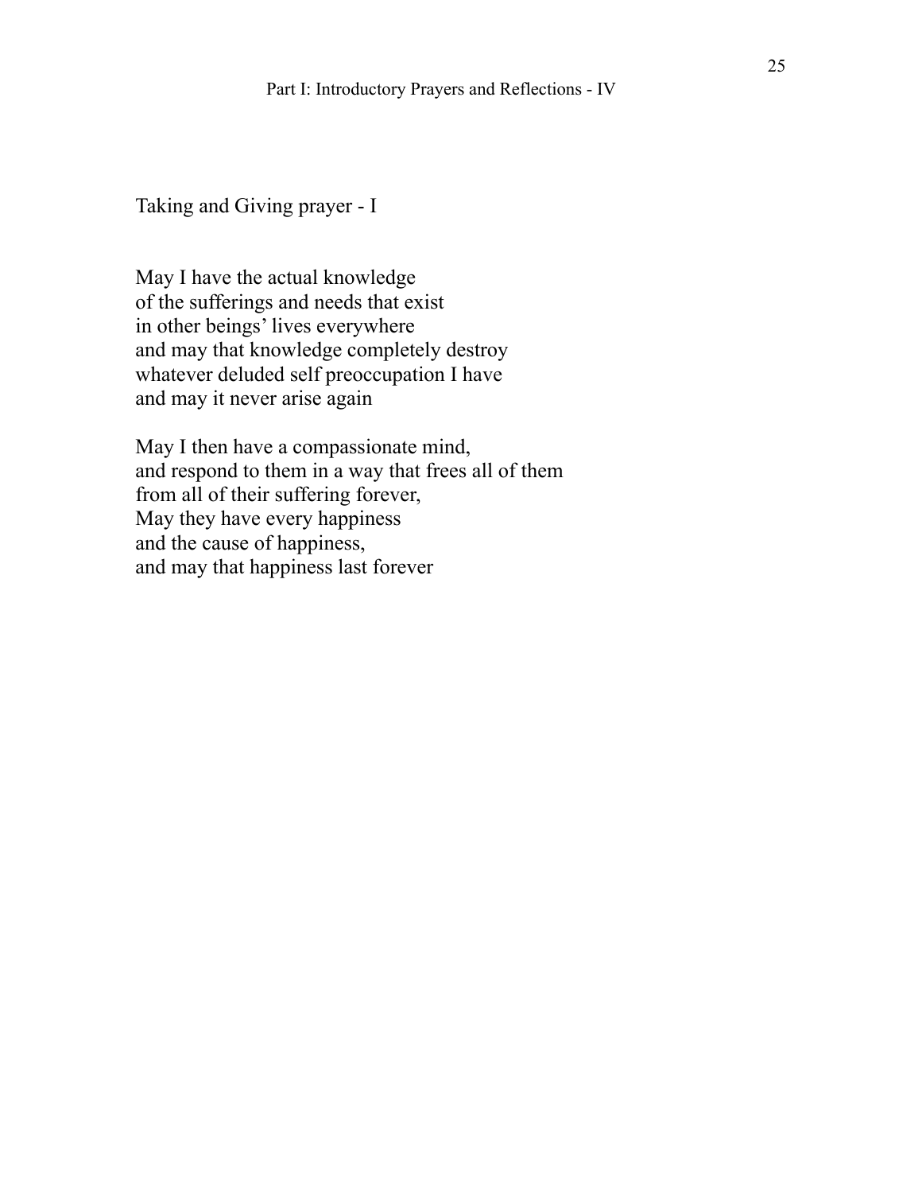## Taking and Giving prayer - I

May I have the actual knowledge  
of the sufferings and needs that exist  
in other beings' lives everywhere  
and may that knowledge completely destroy  
whatever deluded self preoccupation I have  
and may it never arise again

May I then have a compassionate mind,  
and respond to them in a way that frees all of them  
from all of their suffering forever,  
May they have every happiness  
and the cause of happiness,  
and may that happiness last forever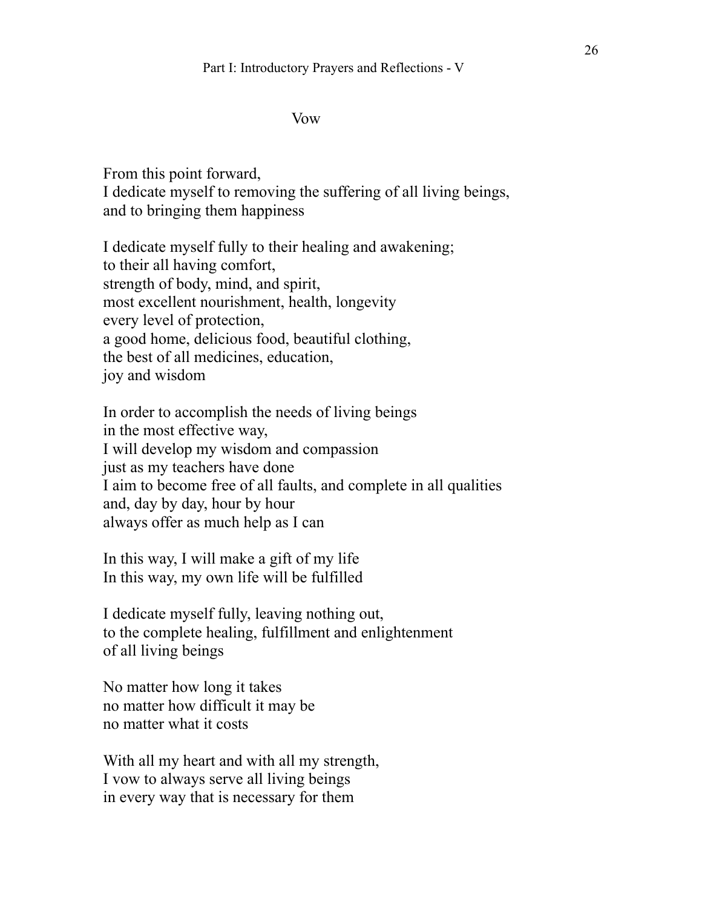## Vow

From this point forward,
I dedicate myself to removing the suffering of all living beings,
and to bringing them happiness

I dedicate myself fully to their healing and awakening;
to their all having comfort,
strength of body, mind, and spirit,
most excellent nourishment, health, longevity
every level of protection,
a good home, delicious food, beautiful clothing,
the best of all medicines, education,
joy and wisdom

In order to accomplish the needs of living beings
in the most effective way,
I will develop my wisdom and compassion
just as my teachers have done
I aim to become free of all faults, and complete in all qualities
and, day by day, hour by hour
always offer as much help as I can

In this way, I will make a gift of my life
In this way, my own life will be fulfilled

I dedicate myself fully, leaving nothing out,
to the complete healing, fulfillment and enlightenment
of all living beings

No matter how long it takes
no matter how difficult it may be
no matter what it costs

With all my heart and with all my strength,
I vow to always serve all living beings
in every way that is necessary for them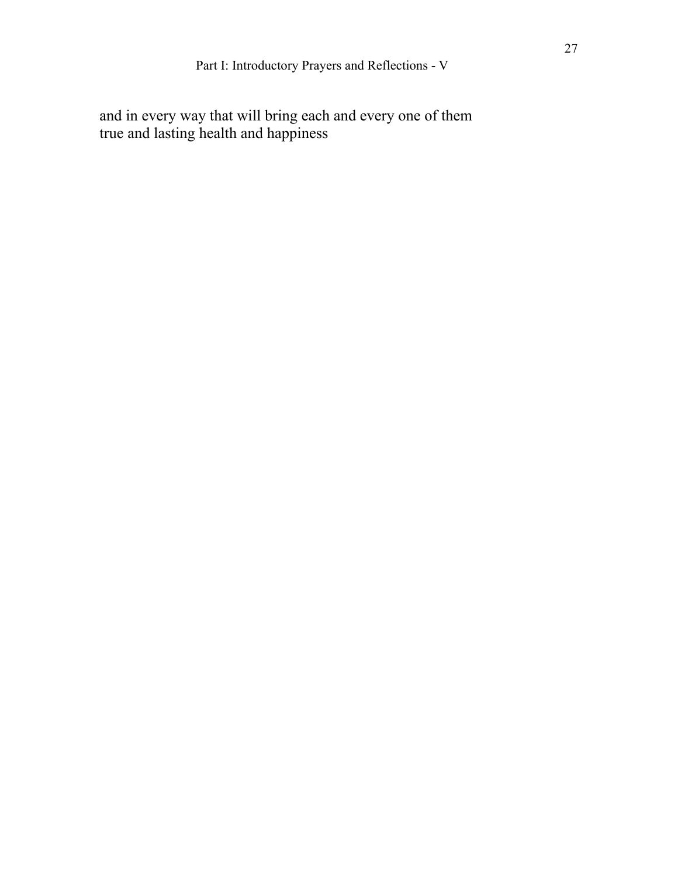and in every way that will bring each and every one of them
true and lasting health and happiness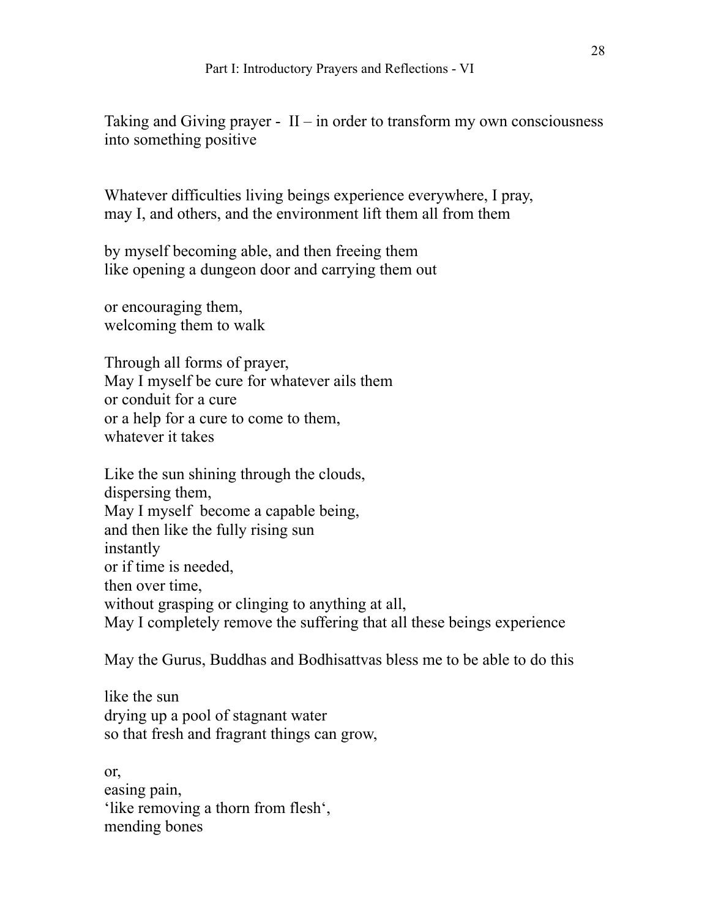Taking and Giving prayer - II – in order to transform my own consciousness into something positive

Whatever difficulties living beings experience everywhere, I pray,  
may I, and others, and the environment lift them all from them

by myself becoming able, and then freeing them  
like opening a dungeon door and carrying them out

or encouraging them,  
welcoming them to walk

Through all forms of prayer,  
May I myself be cure for whatever ails them  
or conduit for a cure  
or a help for a cure to come to them,  
whatever it takes

Like the sun shining through the clouds,  
dispersing them,  
May I myself become a capable being,  
and then like the fully rising sun  
instantly  
or if time is needed,  
then over time,  
without grasping or clinging to anything at all,  
May I completely remove the suffering that all these beings experience

May the Gurus, Buddhas and Bodhisattvas bless me to be able to do this

like the sun  
drying up a pool of stagnant water  
so that fresh and fragrant things can grow,

or,  
easing pain,  
'like removing a thorn from flesh',  
mending bones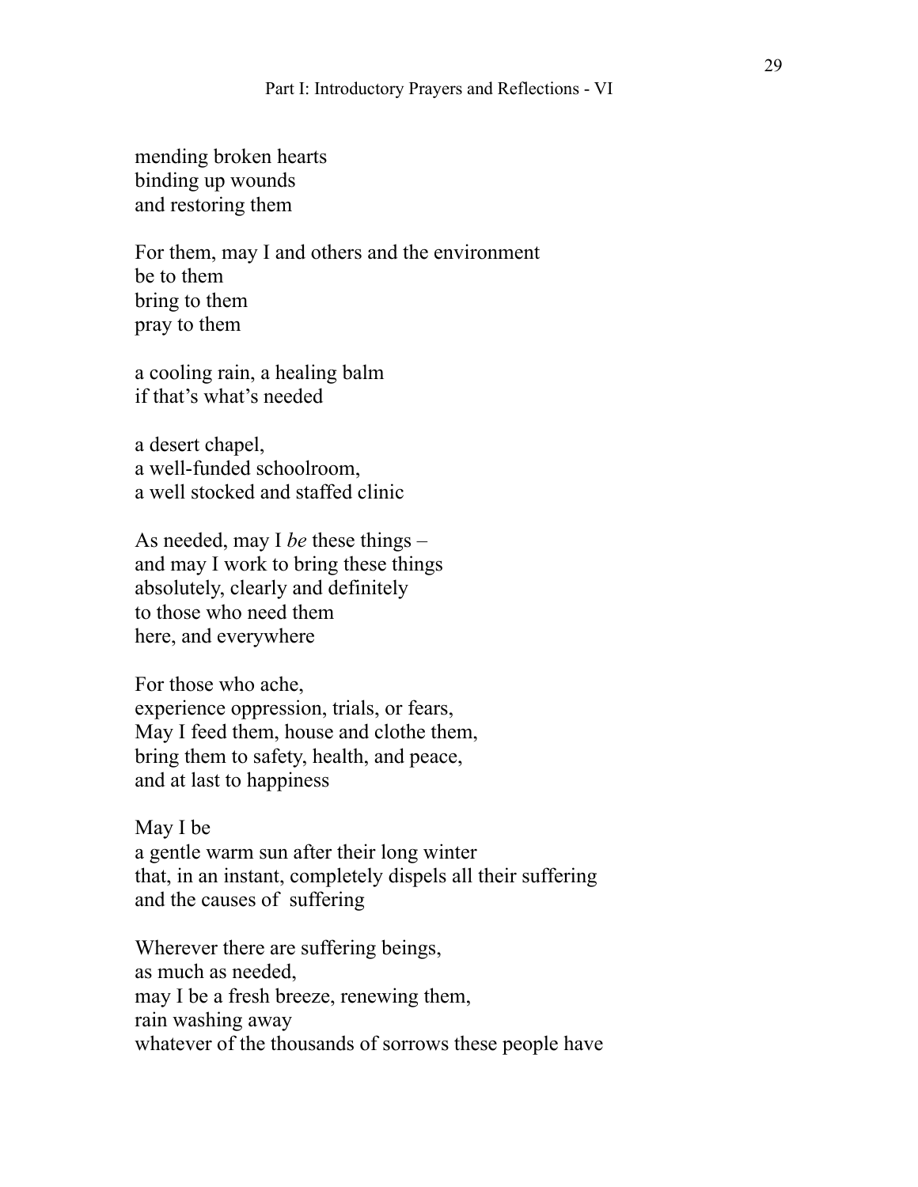mending broken hearts  
binding up wounds  
and restoring them

For them, may I and others and the environment  
be to them  
bring to them  
pray to them

a cooling rain, a healing balm  
if that's what's needed

a desert chapel,  
a well-funded schoolroom,  
a well stocked and staffed clinic

As needed, may I *be* these things –  
and may I work to bring these things  
absolutely, clearly and definitely  
to those who need them  
here, and everywhere

For those who ache,  
experience oppression, trials, or fears,  
May I feed them, house and clothe them,  
bring them to safety, health, and peace,  
and at last to happiness

May I be  
a gentle warm sun after their long winter  
that, in an instant, completely dispels all their suffering  
and the causes of suffering

Wherever there are suffering beings,  
as much as needed,  
may I be a fresh breeze, renewing them,  
rain washing away  
whatever of the thousands of sorrows these people have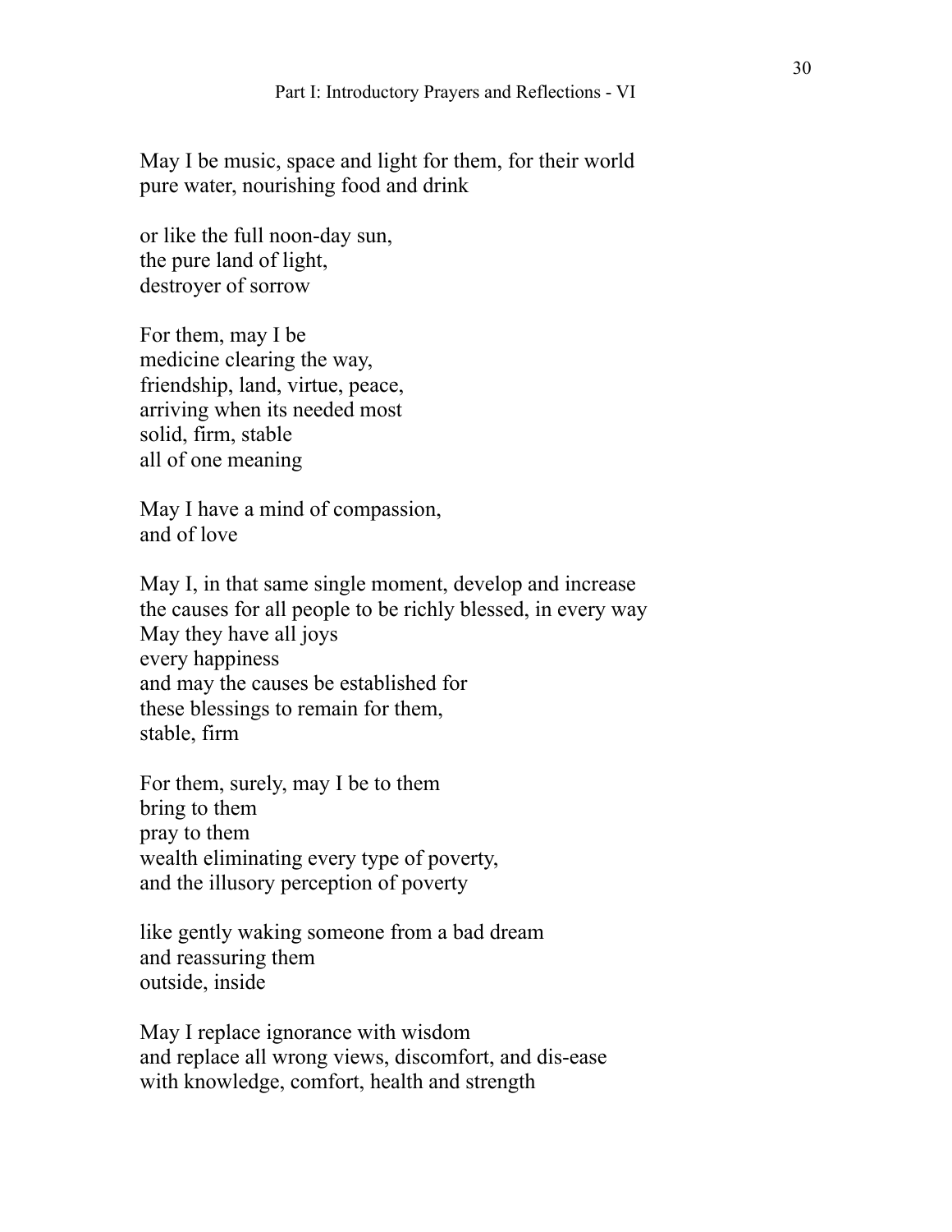May I be music, space and light for them, for their world
pure water, nourishing food and drink

or like the full noon-day sun,
the pure land of light,
destroyer of sorrow

For them, may I be
medicine clearing the way,
friendship, land, virtue, peace,
arriving when its needed most
solid, firm, stable
all of one meaning

May I have a mind of compassion,
and of love

May I, in that same single moment, develop and increase
the causes for all people to be richly blessed, in every way
May they have all joys
every happiness
and may the causes be established for
these blessings to remain for them,
stable, firm

For them, surely, may I be to them
bring to them
pray to them
wealth eliminating every type of poverty,
and the illusory perception of poverty

like gently waking someone from a bad dream
and reassuring them
outside, inside

May I replace ignorance with wisdom
and replace all wrong views, discomfort, and dis-ease
with knowledge, comfort, health and strength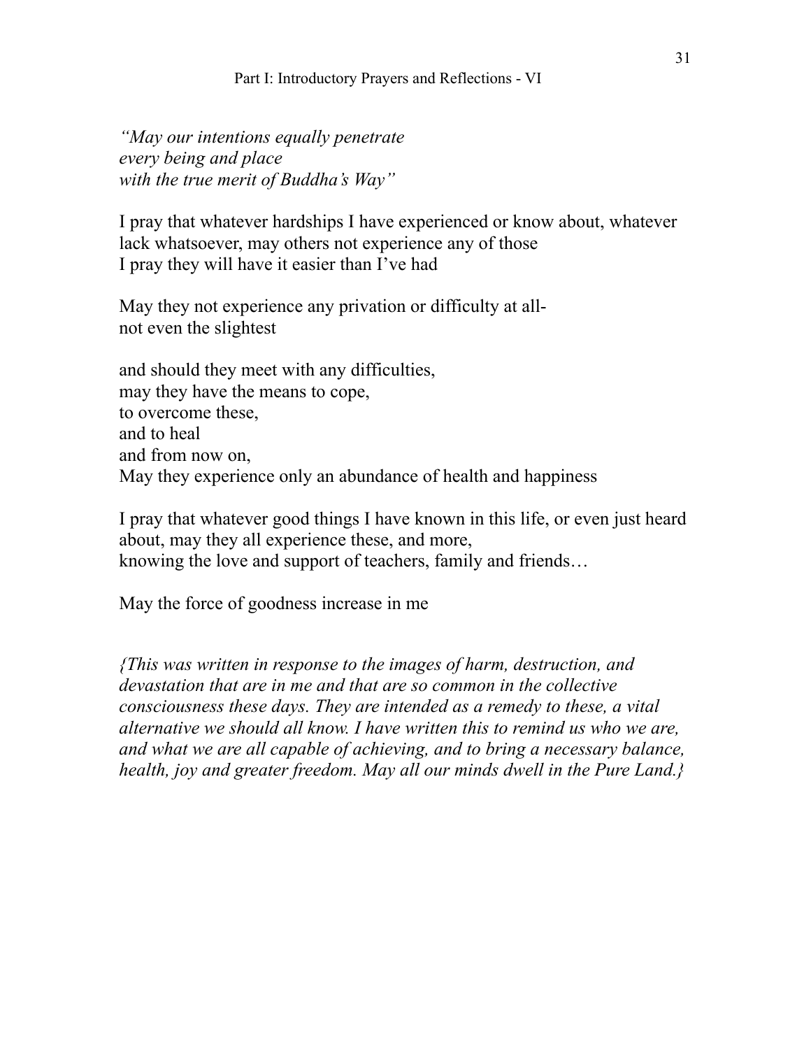*"May our intentions equally penetrate*
*every being and place*
*with the true merit of Buddha's Way"*

I pray that whatever hardships I have experienced or know about, whatever lack whatsoever, may others not experience any of those
I pray they will have it easier than I've had

May they not experience any privation or difficulty at all-
not even the slightest

and should they meet with any difficulties,
may they have the means to cope,
to overcome these,
and to heal
and from now on,
May they experience only an abundance of health and happiness

I pray that whatever good things I have known in this life, or even just heard about, may they all experience these, and more,
knowing the love and support of teachers, family and friends…

May the force of goodness increase in me

*{This was written in response to the images of harm, destruction, and devastation that are in me and that are so common in the collective consciousness these days. They are intended as a remedy to these, a vital alternative we should all know. I have written this to remind us who we are, and what we are all capable of achieving, and to bring a necessary balance, health, joy and greater freedom. May all our minds dwell in the Pure Land.}*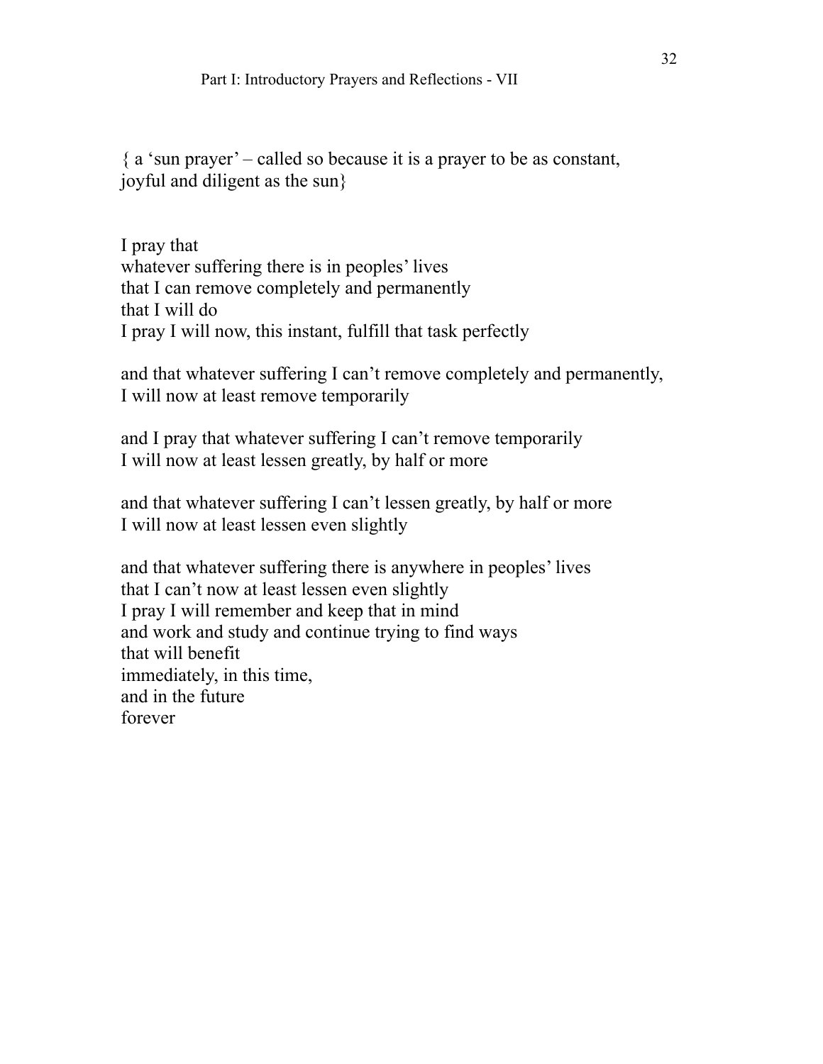{ a 'sun prayer' – called so because it is a prayer to be as constant, joyful and diligent as the sun}

I pray that  
whatever suffering there is in peoples' lives  
that I can remove completely and permanently  
that I will do  
I pray I will now, this instant, fulfill that task perfectly

and that whatever suffering I can't remove completely and permanently,  
I will now at least remove temporarily

and I pray that whatever suffering I can't remove temporarily  
I will now at least lessen greatly, by half or more

and that whatever suffering I can't lessen greatly, by half or more  
I will now at least lessen even slightly

and that whatever suffering there is anywhere in peoples' lives  
that I can't now at least lessen even slightly  
I pray I will remember and keep that in mind  
and work and study and continue trying to find ways  
that will benefit  
immediately, in this time,  
and in the future  
forever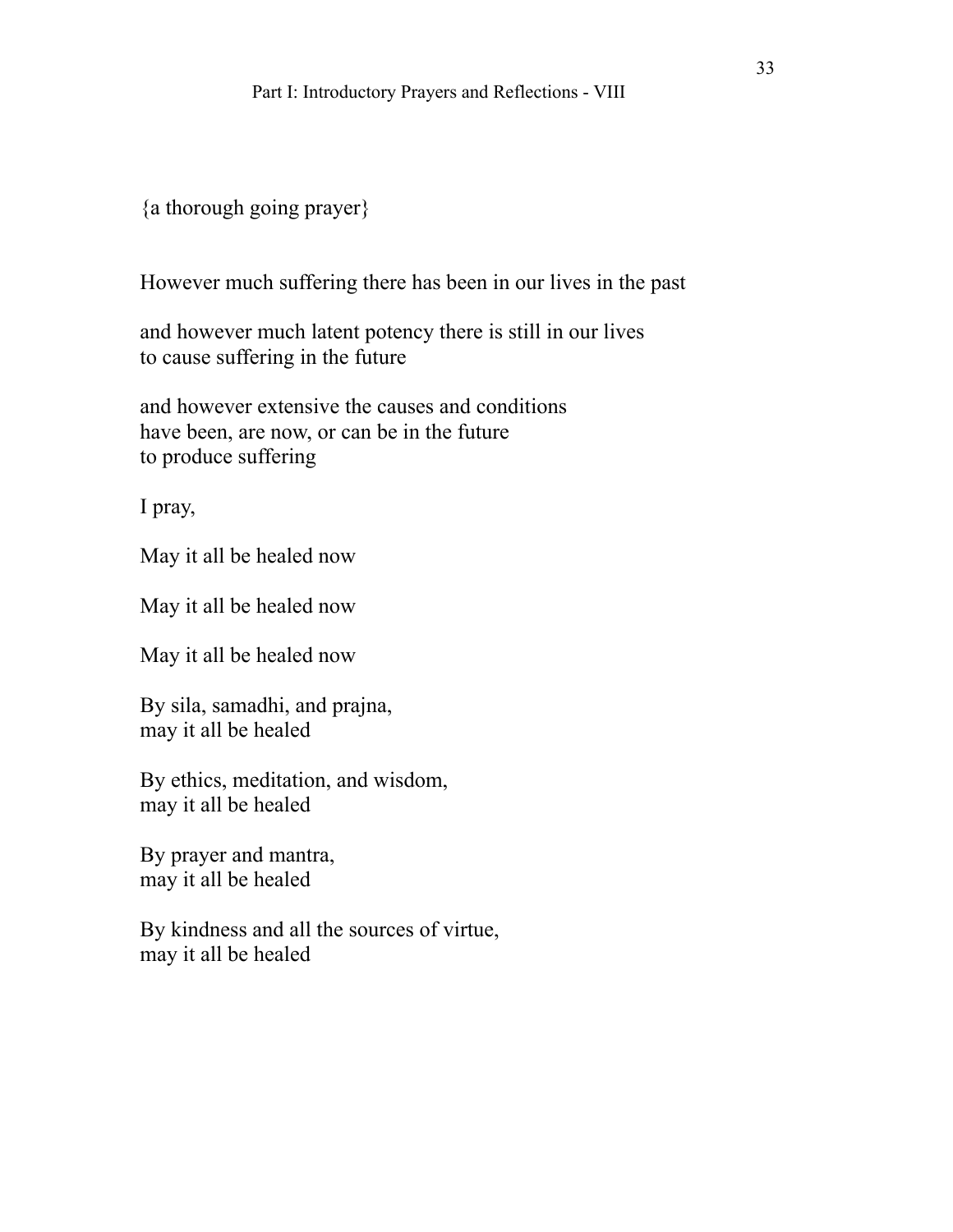{a thorough going prayer}

However much suffering there has been in our lives in the past

and however much latent potency there is still in our lives
to cause suffering in the future

and however extensive the causes and conditions
have been, are now, or can be in the future
to produce suffering

I pray,

May it all be healed now

May it all be healed now

May it all be healed now

By sila, samadhi, and prajna,
may it all be healed

By ethics, meditation, and wisdom,
may it all be healed

By prayer and mantra,
may it all be healed

By kindness and all the sources of virtue,
may it all be healed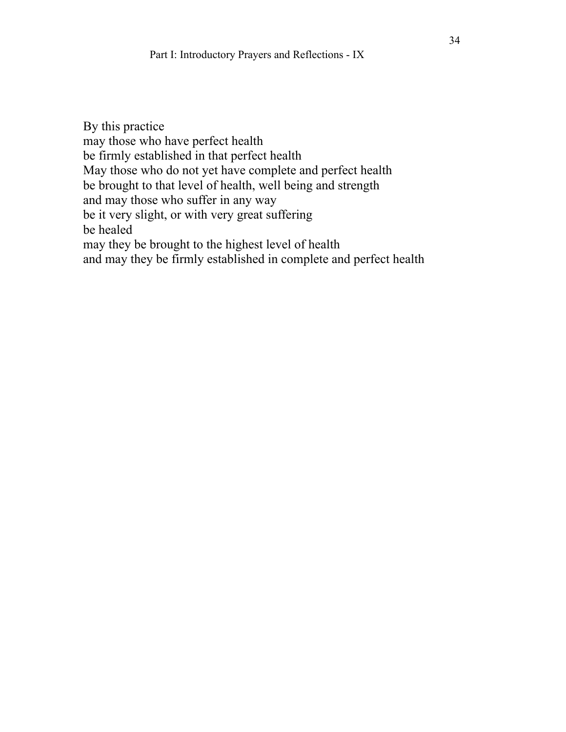By this practice  
may those who have perfect health  
be firmly established in that perfect health  
May those who do not yet have complete and perfect health  
be brought to that level of health, well being and strength  
and may those who suffer in any way  
be it very slight, or with very great suffering  
be healed  
may they be brought to the highest level of health  
and may they be firmly established in complete and perfect health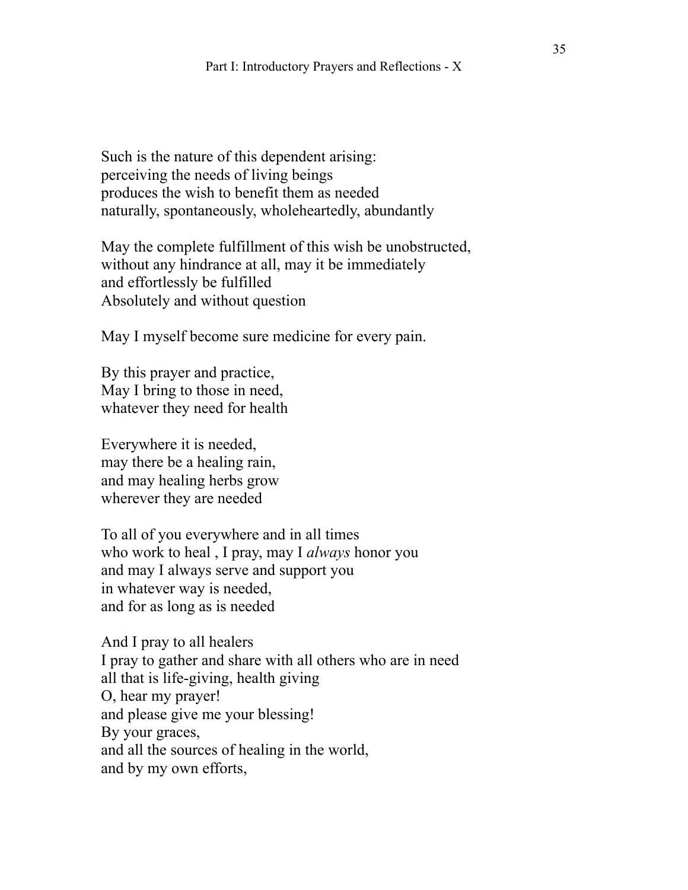Such is the nature of this dependent arising:  
perceiving the needs of living beings  
produces the wish to benefit them as needed  
naturally, spontaneously, wholeheartedly, abundantly

May the complete fulfillment of this wish be unobstructed,  
without any hindrance at all, may it be immediately  
and effortlessly be fulfilled  
Absolutely and without question

May I myself become sure medicine for every pain.

By this prayer and practice,  
May I bring to those in need,  
whatever they need for health

Everywhere it is needed,  
may there be a healing rain,  
and may healing herbs grow  
wherever they are needed

To all of you everywhere and in all times  
who work to heal , I pray, may I *always* honor you  
and may I always serve and support you  
in whatever way is needed,  
and for as long as is needed

And I pray to all healers  
I pray to gather and share with all others who are in need  
all that is life-giving, health giving  
O, hear my prayer!  
and please give me your blessing!  
By your graces,  
and all the sources of healing in the world,  
and by my own efforts,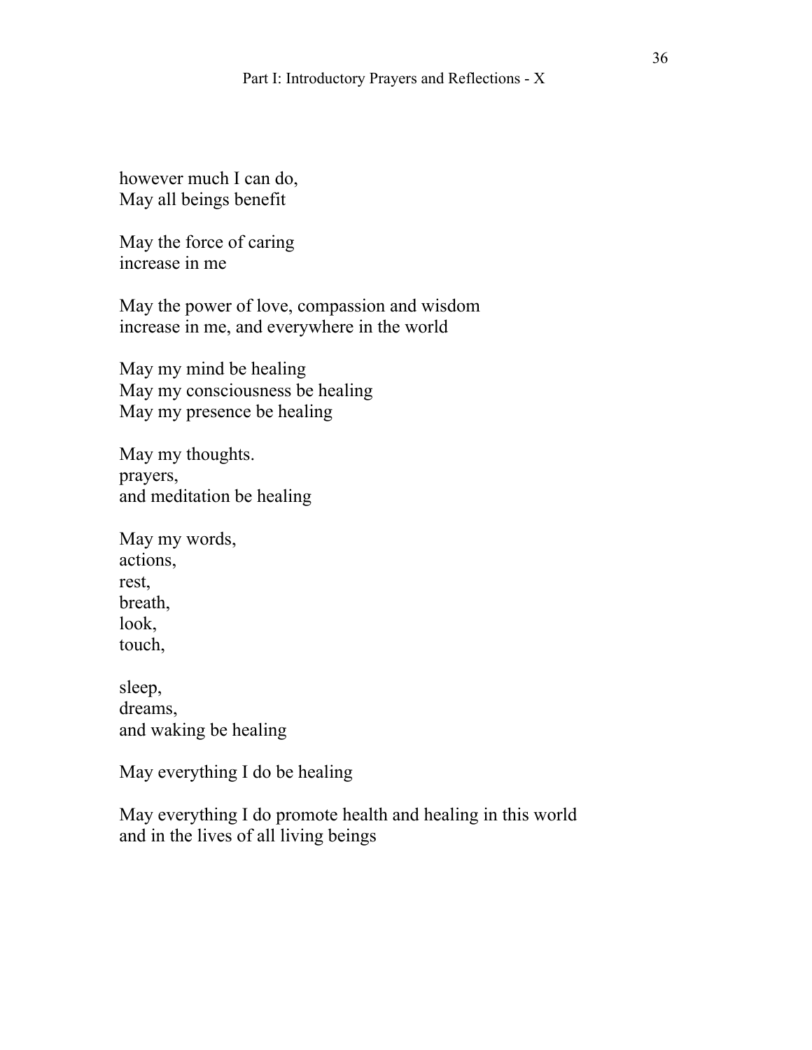however much I can do,
May all beings benefit

May the force of caring
increase in me

May the power of love, compassion and wisdom
increase in me, and everywhere in the world

May my mind be healing
May my consciousness be healing
May my presence be healing

May my thoughts.
prayers,
and meditation be healing

May my words,
actions,
rest,
breath,
look,
touch,

sleep,
dreams,
and waking be healing

May everything I do be healing

May everything I do promote health and healing in this world
and in the lives of all living beings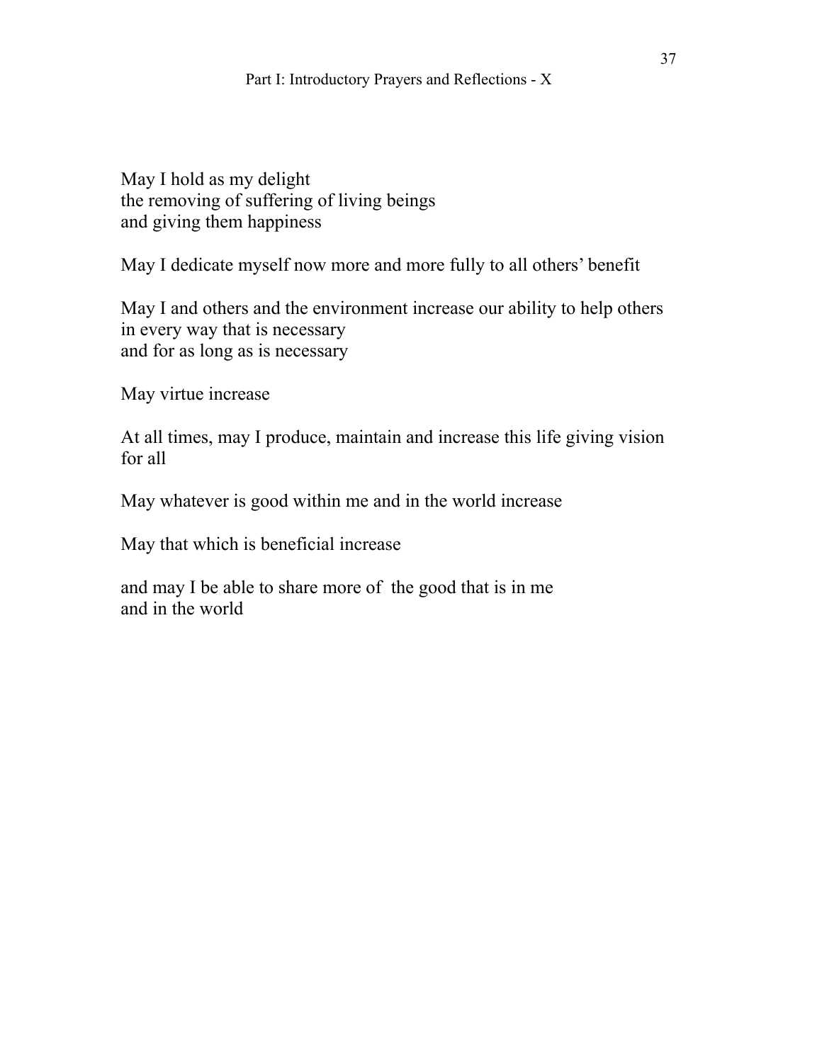May I hold as my delight
the removing of suffering of living beings
and giving them happiness

May I dedicate myself now more and more fully to all others' benefit

May I and others and the environment increase our ability to help others
in every way that is necessary
and for as long as is necessary

May virtue increase

At all times, may I produce, maintain and increase this life giving vision for all

May whatever is good within me and in the world increase

May that which is beneficial increase

and may I be able to share more of  the good that is in me
and in the world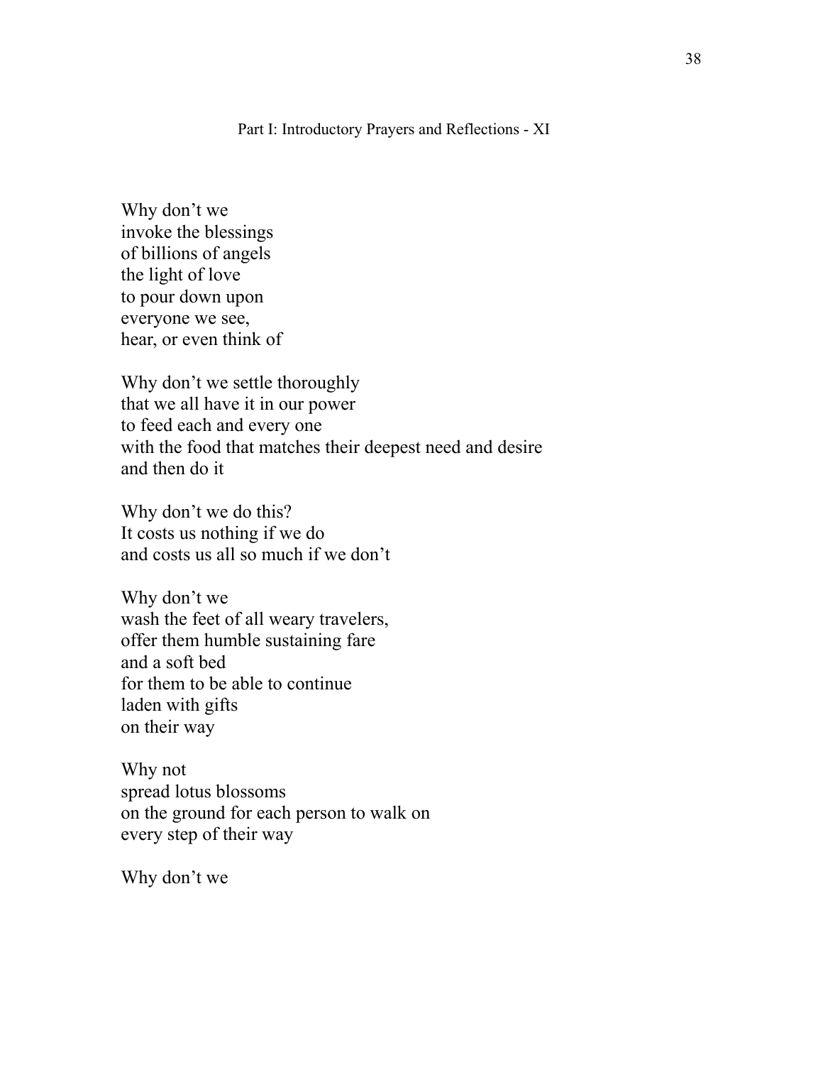## Part I: Introductory Prayers and Reflections - XI

Why don't we  
invoke the blessings  
of billions of angels  
the light of love  
to pour down upon  
everyone we see,  
hear, or even think of

Why don't we settle thoroughly  
that we all have it in our power  
to feed each and every one  
with the food that matches their deepest need and desire  
and then do it

Why don't we do this?  
It costs us nothing if we do  
and costs us all so much if we don't

Why don't we  
wash the feet of all weary travelers,  
offer them humble sustaining fare  
and a soft bed  
for them to be able to continue  
laden with gifts  
on their way

Why not  
spread lotus blossoms  
on the ground for each person to walk on  
every step of their way

Why don't we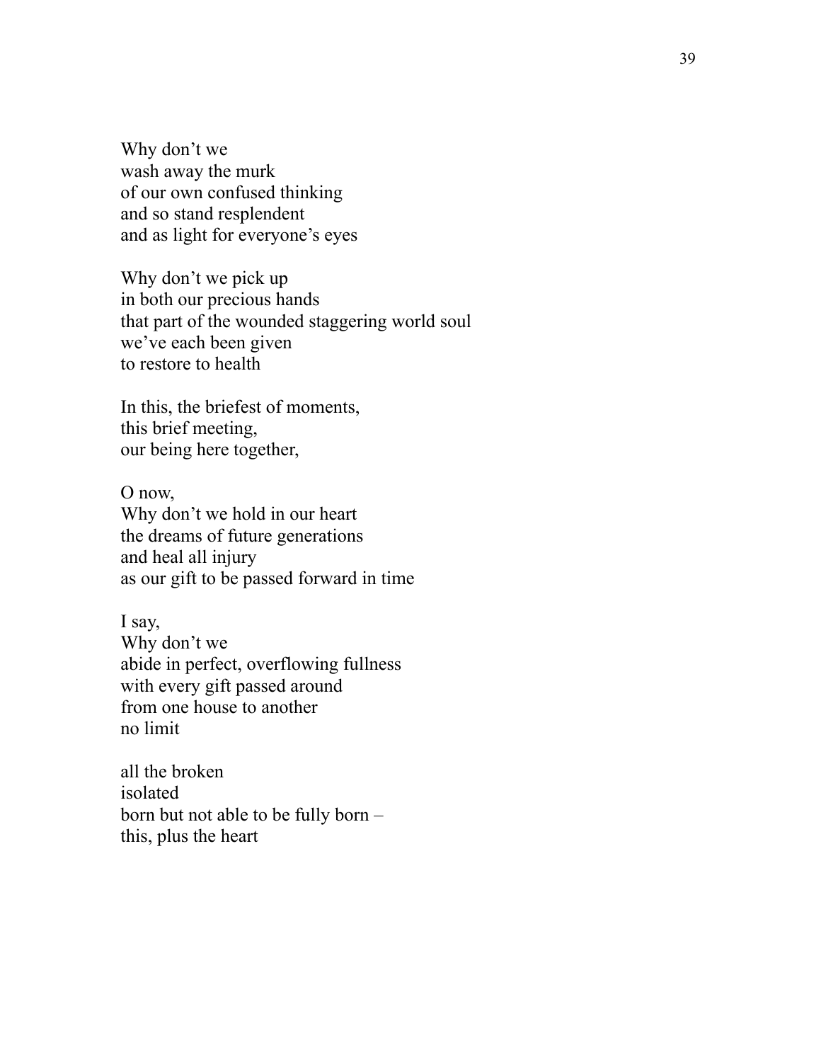Why don't we  
wash away the murk  
of our own confused thinking  
and so stand resplendent  
and as light for everyone's eyes

Why don't we pick up  
in both our precious hands  
that part of the wounded staggering world soul  
we've each been given  
to restore to health

In this, the briefest of moments,  
this brief meeting,  
our being here together,

O now,  
Why don't we hold in our heart  
the dreams of future generations  
and heal all injury  
as our gift to be passed forward in time

I say,  
Why don't we  
abide in perfect, overflowing fullness  
with every gift passed around  
from one house to another  
no limit

all the broken  
isolated  
born but not able to be fully born –  
this, plus the heart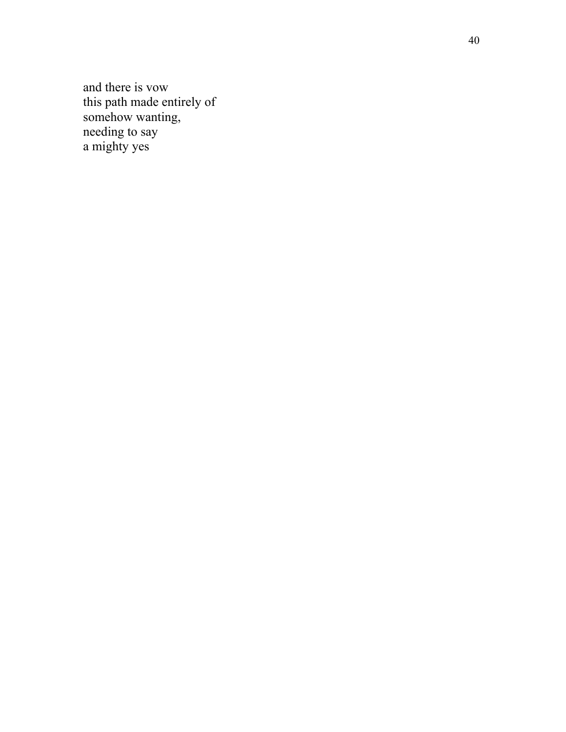and there is vow  
this path made entirely of  
somehow wanting,  
needing to say  
a mighty yes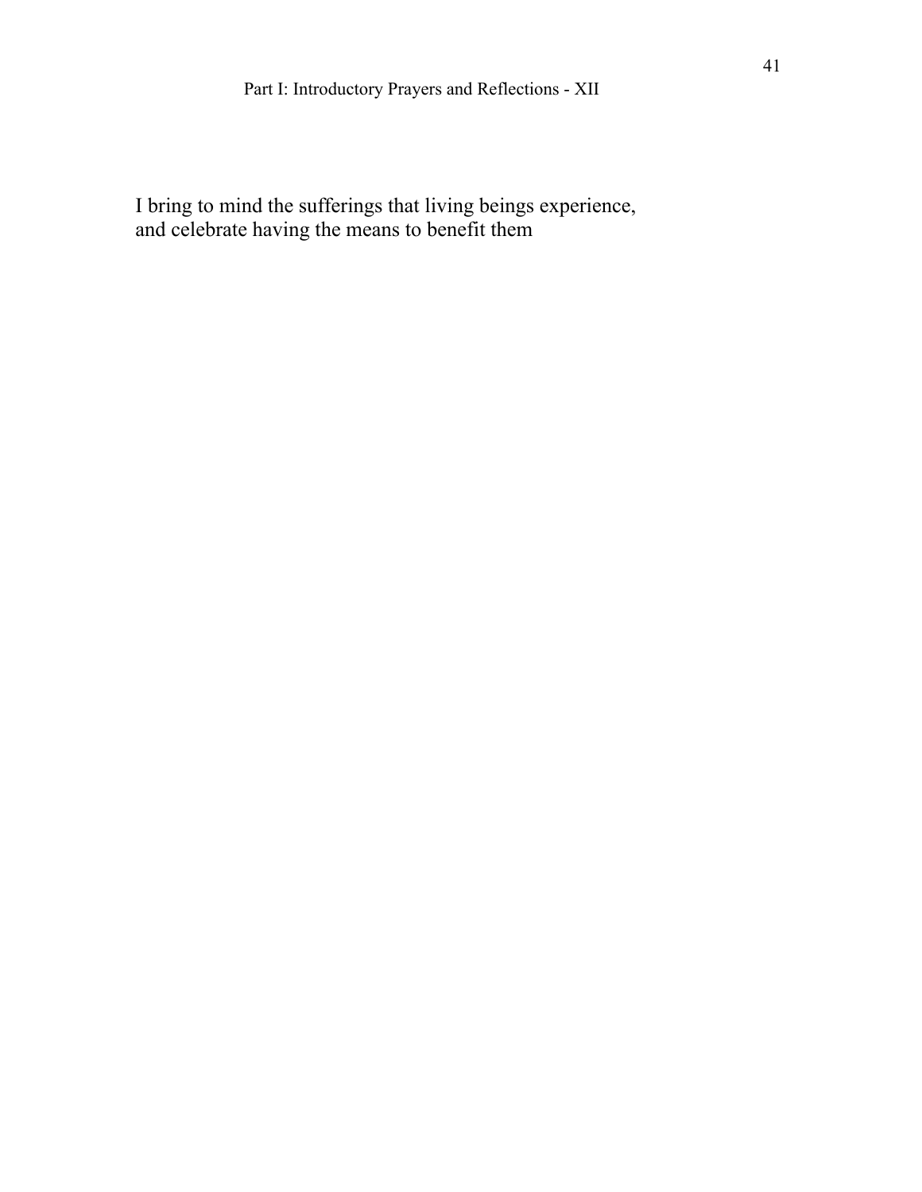I bring to mind the sufferings that living beings experience,
and celebrate having the means to benefit them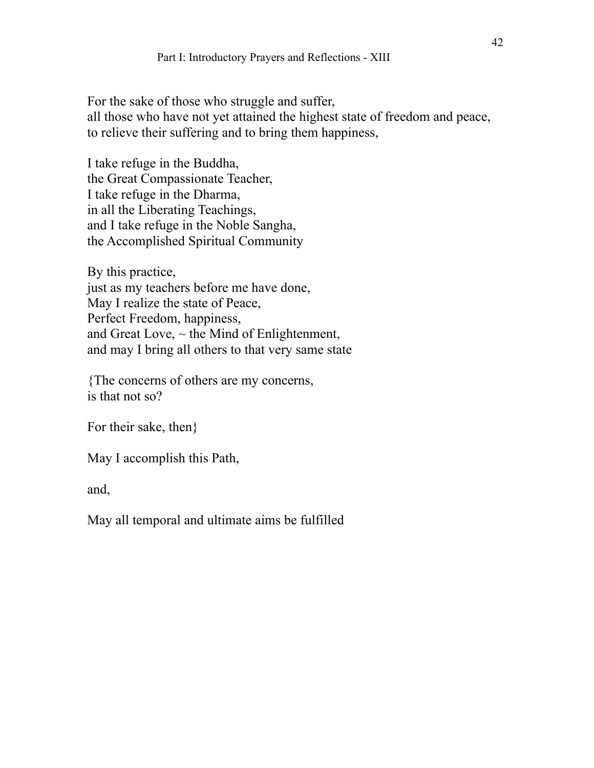For the sake of those who struggle and suffer,
all those who have not yet attained the highest state of freedom and peace,
to relieve their suffering and to bring them happiness,

I take refuge in the Buddha,
the Great Compassionate Teacher,
I take refuge in the Dharma,
in all the Liberating Teachings,
and I take refuge in the Noble Sangha,
the Accomplished Spiritual Community

By this practice,
just as my teachers before me have done,
May I realize the state of Peace,
Perfect Freedom, happiness,
and Great Love, ~ the Mind of Enlightenment,
and may I bring all others to that very same state

{The concerns of others are my concerns,
is that not so?

For their sake, then}

May I accomplish this Path,

and,

May all temporal and ultimate aims be fulfilled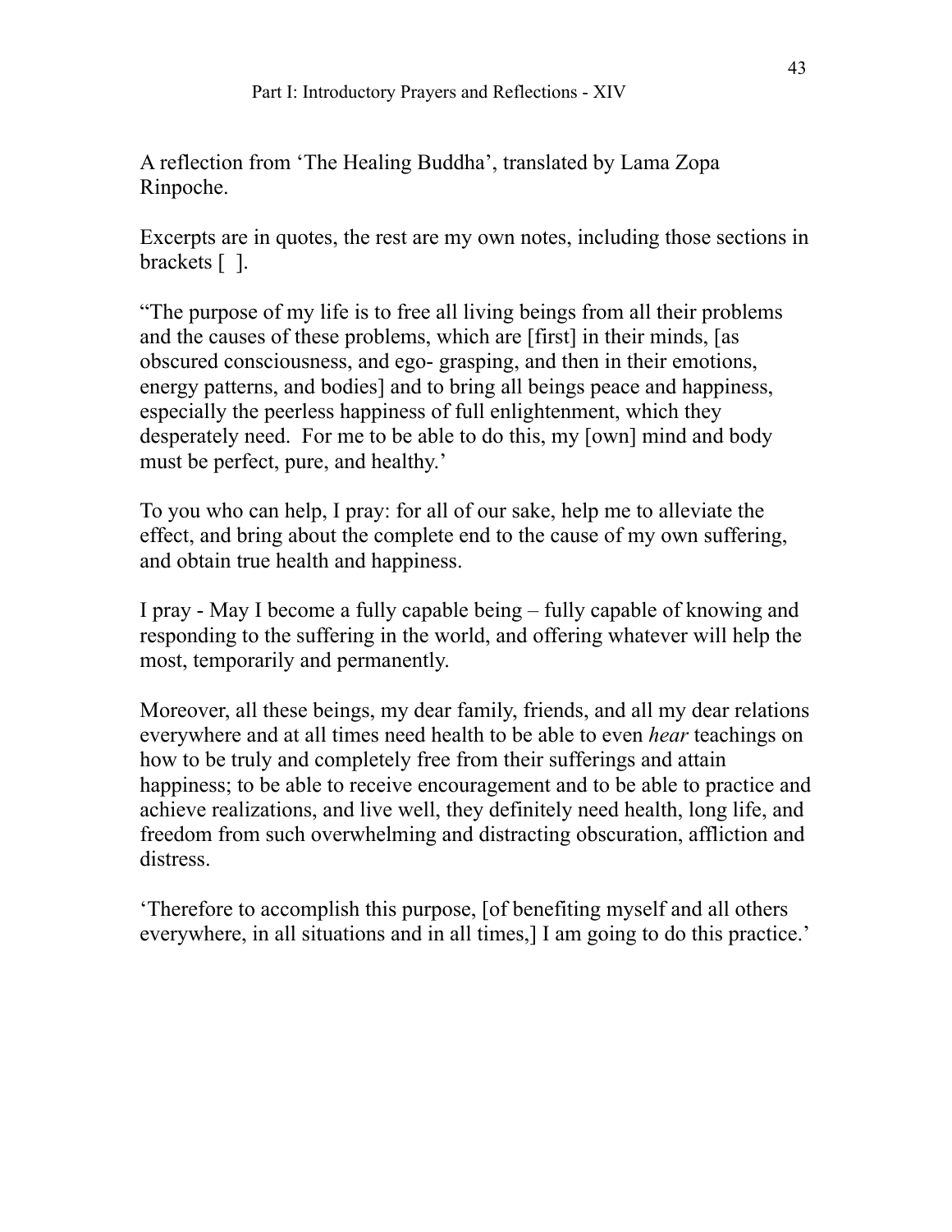A reflection from ‘The Healing Buddha’, translated by Lama Zopa Rinpoche.

Excerpts are in quotes, the rest are my own notes, including those sections in brackets [ ].

“The purpose of my life is to free all living beings from all their problems and the causes of these problems, which are [first] in their minds, [as obscured consciousness, and ego- grasping, and then in their emotions, energy patterns, and bodies] and to bring all beings peace and happiness, especially the peerless happiness of full enlightenment, which they desperately need. For me to be able to do this, my [own] mind and body must be perfect, pure, and healthy.’

To you who can help, I pray: for all of our sake, help me to alleviate the effect, and bring about the complete end to the cause of my own suffering, and obtain true health and happiness.

I pray - May I become a fully capable being – fully capable of knowing and responding to the suffering in the world, and offering whatever will help the most, temporarily and permanently.

Moreover, all these beings, my dear family, friends, and all my dear relations everywhere and at all times need health to be able to even *hear* teachings on how to be truly and completely free from their sufferings and attain happiness; to be able to receive encouragement and to be able to practice and achieve realizations, and live well, they definitely need health, long life, and freedom from such overwhelming and distracting obscuration, affliction and distress.

‘Therefore to accomplish this purpose, [of benefiting myself and all others everywhere, in all situations and in all times,] I am going to do this practice.’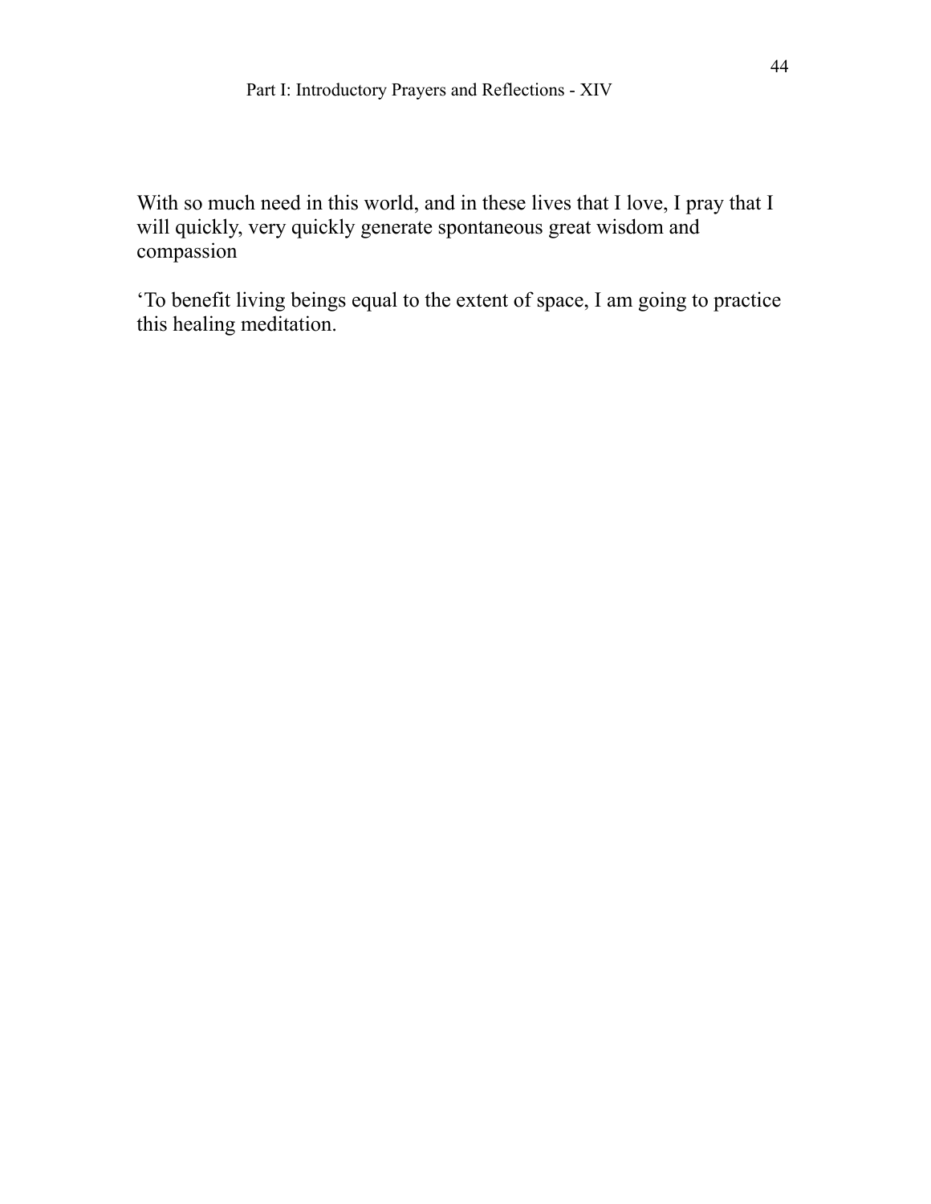With so much need in this world, and in these lives that I love, I pray that I will quickly, very quickly generate spontaneous great wisdom and compassion

‘To benefit living beings equal to the extent of space, I am going to practice this healing meditation.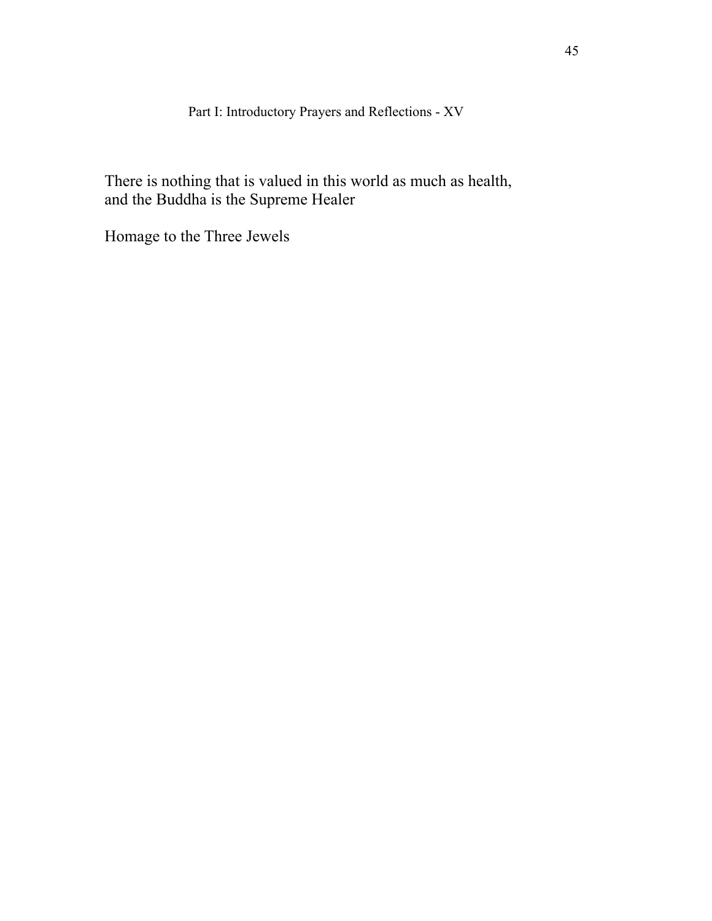## Part I: Introductory Prayers and Reflections - XV

There is nothing that is valued in this world as much as health,
and the Buddha is the Supreme Healer

Homage to the Three Jewels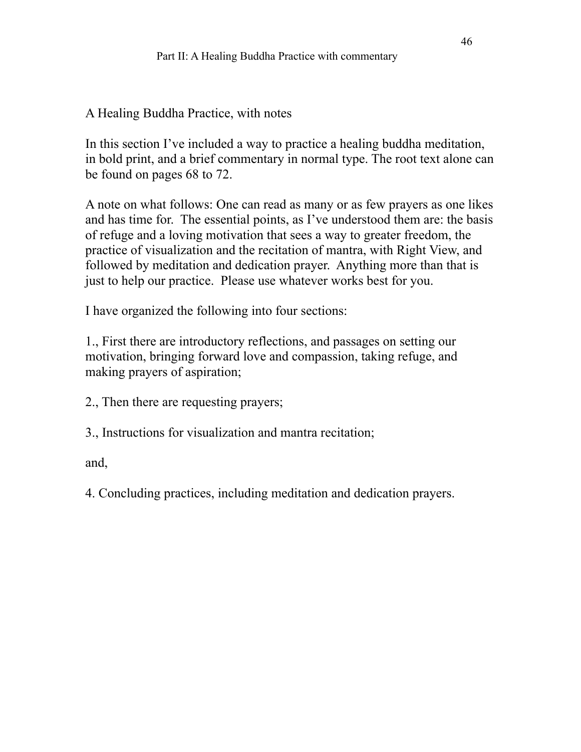## A Healing Buddha Practice, with notes

In this section I've included a way to practice a healing buddha meditation, in bold print, and a brief commentary in normal type. The root text alone can be found on pages 68 to 72.

A note on what follows: One can read as many or as few prayers as one likes and has time for. The essential points, as I've understood them are: the basis of refuge and a loving motivation that sees a way to greater freedom, the practice of visualization and the recitation of mantra, with Right View, and followed by meditation and dedication prayer. Anything more than that is just to help our practice. Please use whatever works best for you.

I have organized the following into four sections:

1., First there are introductory reflections, and passages on setting our motivation, bringing forward love and compassion, taking refuge, and making prayers of aspiration;

2., Then there are requesting prayers;

3., Instructions for visualization and mantra recitation;

and,

4. Concluding practices, including meditation and dedication prayers.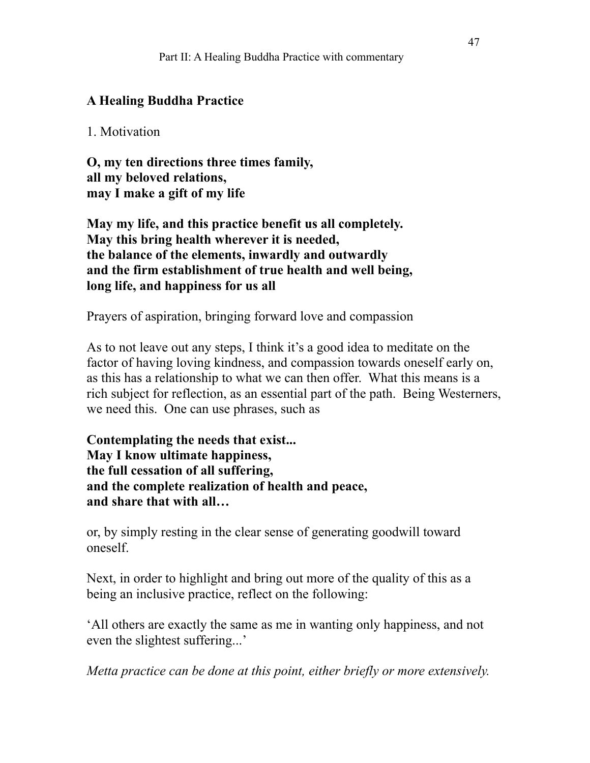## A Healing Buddha Practice

1. Motivation

**O, my ten directions three times family,**
**all my beloved relations,**
**may I make a gift of my life**

**May my life, and this practice benefit us all completely.**
**May this bring health wherever it is needed,**
**the balance of the elements, inwardly and outwardly**
**and the firm establishment of true health and well being,**
**long life, and happiness for us all**

Prayers of aspiration, bringing forward love and compassion

As to not leave out any steps, I think it's a good idea to meditate on the factor of having loving kindness, and compassion towards oneself early on, as this has a relationship to what we can then offer. What this means is a rich subject for reflection, as an essential part of the path. Being Westerners, we need this. One can use phrases, such as

**Contemplating the needs that exist...**
**May I know ultimate happiness,**
**the full cessation of all suffering,**
**and the complete realization of health and peace,**
**and share that with all…**

or, by simply resting in the clear sense of generating goodwill toward oneself.

Next, in order to highlight and bring out more of the quality of this as a being an inclusive practice, reflect on the following:

'All others are exactly the same as me in wanting only happiness, and not even the slightest suffering...'

*Metta practice can be done at this point, either briefly or more extensively.*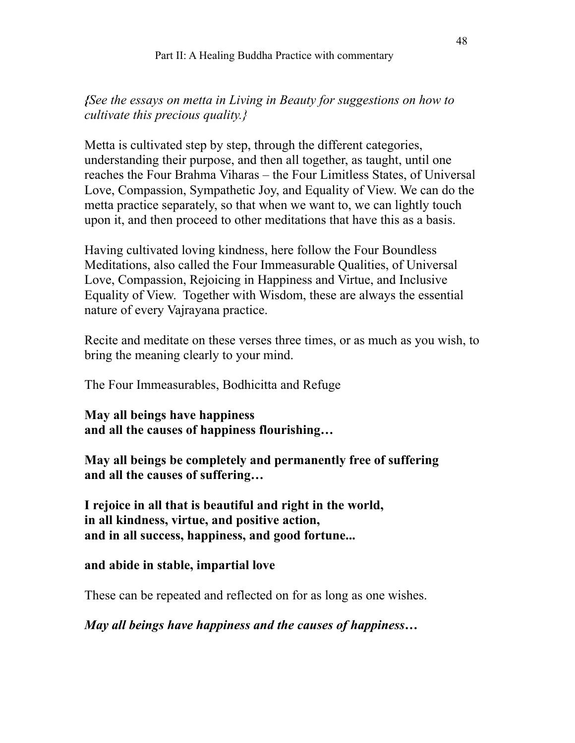*{See the essays on metta in Living in Beauty for suggestions on how to cultivate this precious quality.}*

Metta is cultivated step by step, through the different categories, understanding their purpose, and then all together, as taught, until one reaches the Four Brahma Viharas – the Four Limitless States, of Universal Love, Compassion, Sympathetic Joy, and Equality of View. We can do the metta practice separately, so that when we want to, we can lightly touch upon it, and then proceed to other meditations that have this as a basis.

Having cultivated loving kindness, here follow the Four Boundless Meditations, also called the Four Immeasurable Qualities, of Universal Love, Compassion, Rejoicing in Happiness and Virtue, and Inclusive Equality of View. Together with Wisdom, these are always the essential nature of every Vajrayana practice.

Recite and meditate on these verses three times, or as much as you wish, to bring the meaning clearly to your mind.

The Four Immeasurables, Bodhicitta and Refuge

**May all beings have happiness**
**and all the causes of happiness flourishing…**

**May all beings be completely and permanently free of suffering**
**and all the causes of suffering…**

**I rejoice in all that is beautiful and right in the world,**
**in all kindness, virtue, and positive action,**
**and in all success, happiness, and good fortune...**

**and abide in stable, impartial love**

These can be repeated and reflected on for as long as one wishes.

***May all beings have happiness and the causes of happiness…***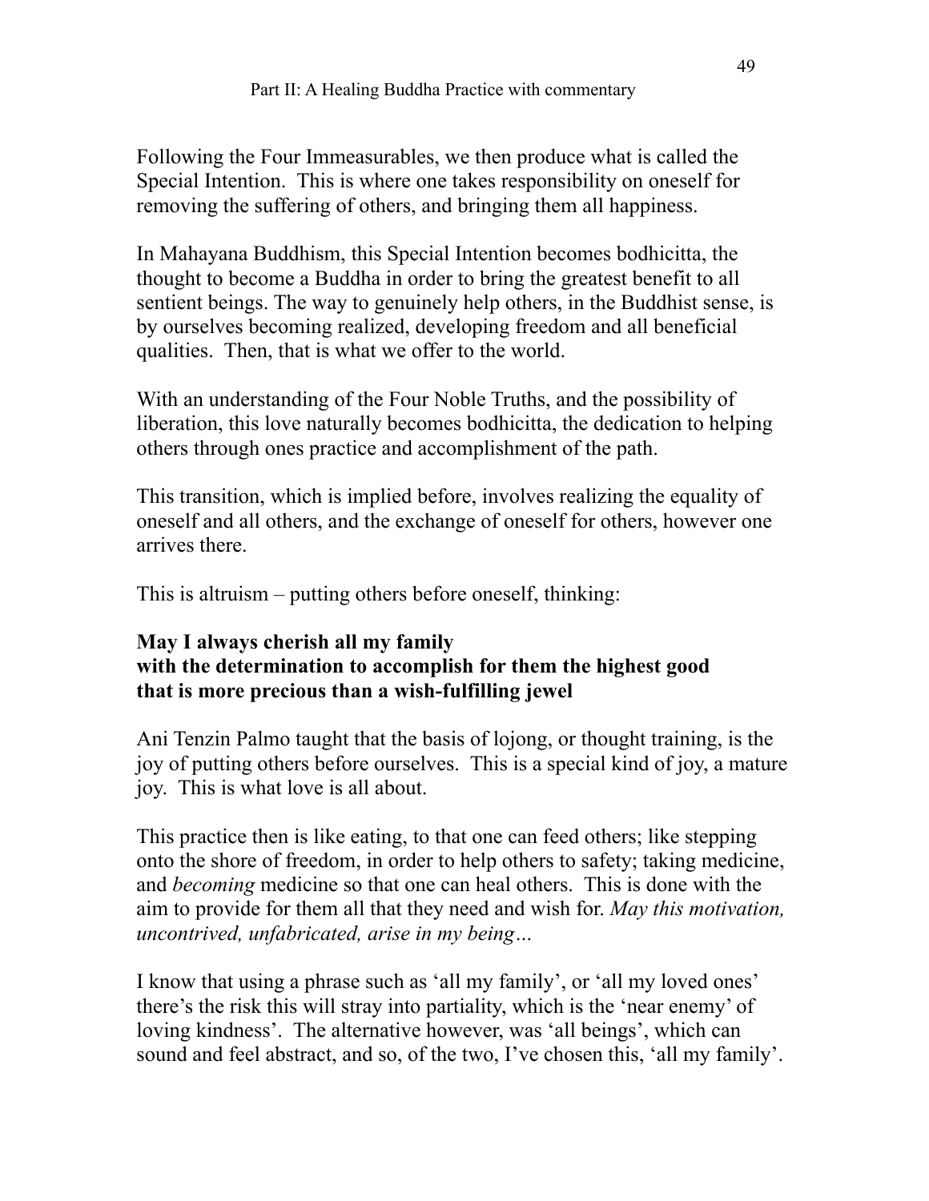Following the Four Immeasurables, we then produce what is called the Special Intention. This is where one takes responsibility on oneself for removing the suffering of others, and bringing them all happiness.

In Mahayana Buddhism, this Special Intention becomes bodhicitta, the thought to become a Buddha in order to bring the greatest benefit to all sentient beings. The way to genuinely help others, in the Buddhist sense, is by ourselves becoming realized, developing freedom and all beneficial qualities. Then, that is what we offer to the world.

With an understanding of the Four Noble Truths, and the possibility of liberation, this love naturally becomes bodhicitta, the dedication to helping others through ones practice and accomplishment of the path.

This transition, which is implied before, involves realizing the equality of oneself and all others, and the exchange of oneself for others, however one arrives there.

This is altruism – putting others before oneself, thinking:

**May I always cherish all my family**
**with the determination to accomplish for them the highest good**
**that is more precious than a wish-fulfilling jewel**

Ani Tenzin Palmo taught that the basis of lojong, or thought training, is the joy of putting others before ourselves. This is a special kind of joy, a mature joy. This is what love is all about.

This practice then is like eating, to that one can feed others; like stepping onto the shore of freedom, in order to help others to safety; taking medicine, and *becoming* medicine so that one can heal others. This is done with the aim to provide for them all that they need and wish for. *May this motivation, uncontrived, unfabricated, arise in my being…*

I know that using a phrase such as 'all my family', or 'all my loved ones' there's the risk this will stray into partiality, which is the 'near enemy' of loving kindness'. The alternative however, was 'all beings', which can sound and feel abstract, and so, of the two, I've chosen this, 'all my family'.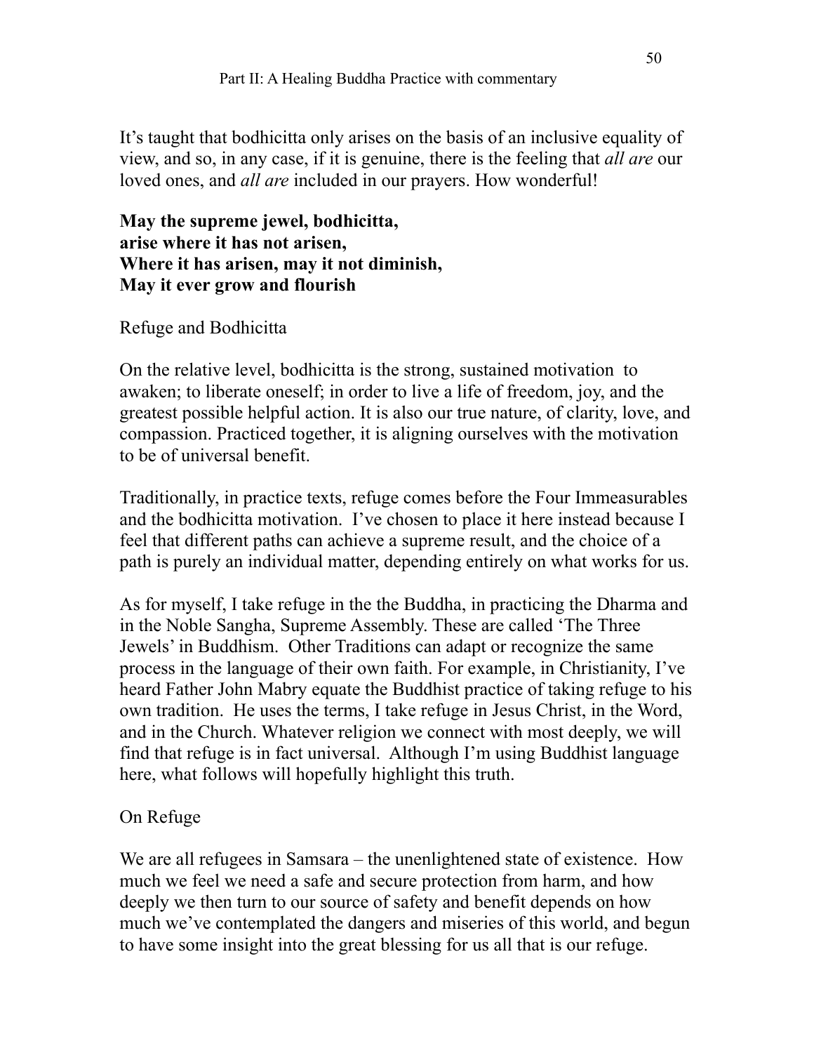It's taught that bodhicitta only arises on the basis of an inclusive equality of view, and so, in any case, if it is genuine, there is the feeling that *all are* our loved ones, and *all are* included in our prayers. How wonderful!

**May the supreme jewel, bodhicitta,**
**arise where it has not arisen,**
**Where it has arisen, may it not diminish,**
**May it ever grow and flourish**

## Refuge and Bodhicitta

On the relative level, bodhicitta is the strong, sustained motivation to awaken; to liberate oneself; in order to live a life of freedom, joy, and the greatest possible helpful action. It is also our true nature, of clarity, love, and compassion. Practiced together, it is aligning ourselves with the motivation to be of universal benefit.

Traditionally, in practice texts, refuge comes before the Four Immeasurables and the bodhicitta motivation. I've chosen to place it here instead because I feel that different paths can achieve a supreme result, and the choice of a path is purely an individual matter, depending entirely on what works for us.

As for myself, I take refuge in the the Buddha, in practicing the Dharma and in the Noble Sangha, Supreme Assembly. These are called 'The Three Jewels' in Buddhism. Other Traditions can adapt or recognize the same process in the language of their own faith. For example, in Christianity, I've heard Father John Mabry equate the Buddhist practice of taking refuge to his own tradition. He uses the terms, I take refuge in Jesus Christ, in the Word, and in the Church. Whatever religion we connect with most deeply, we will find that refuge is in fact universal. Although I'm using Buddhist language here, what follows will hopefully highlight this truth.

## On Refuge

We are all refugees in Samsara – the unenlightened state of existence. How much we feel we need a safe and secure protection from harm, and how deeply we then turn to our source of safety and benefit depends on how much we've contemplated the dangers and miseries of this world, and begun to have some insight into the great blessing for us all that is our refuge.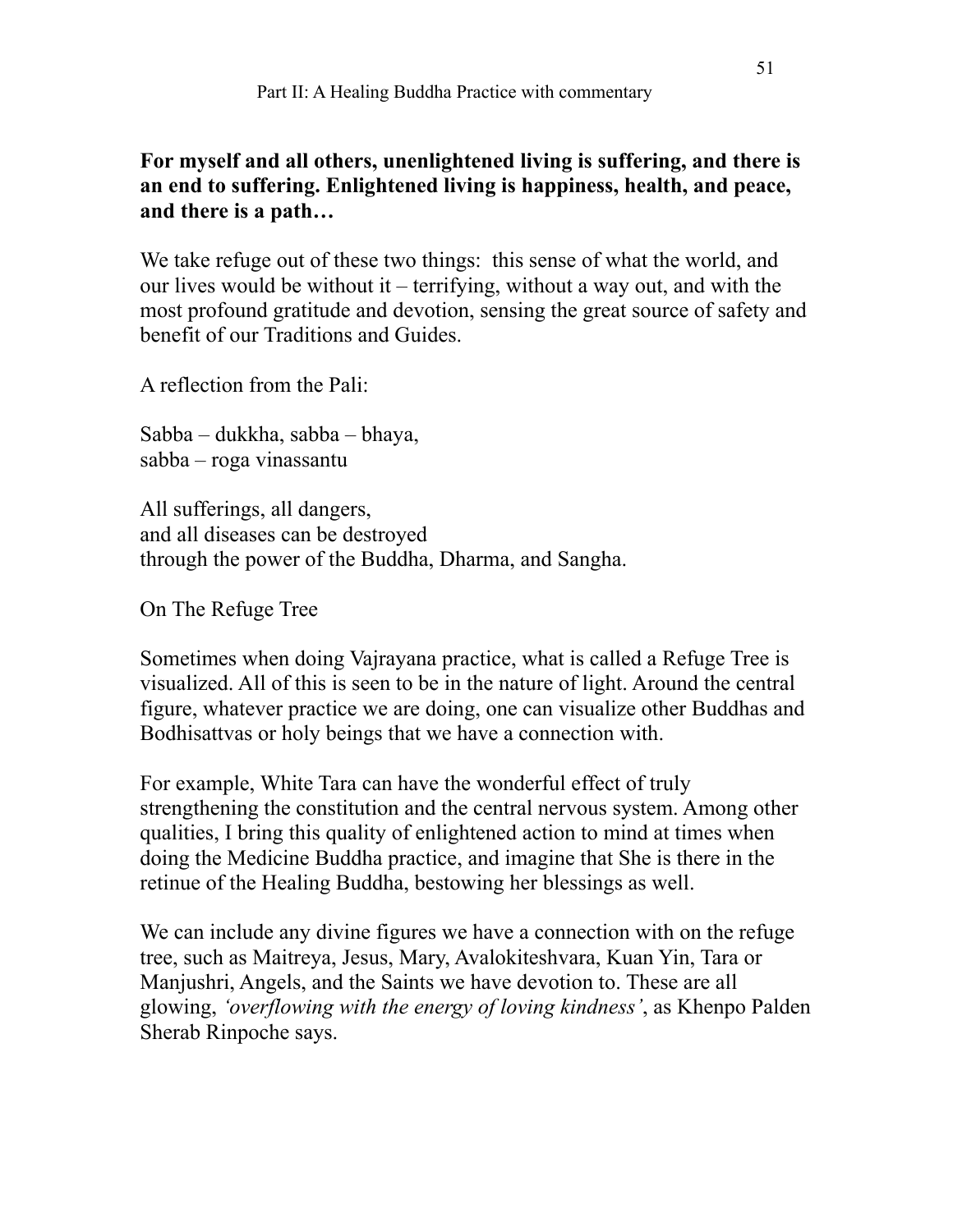**For myself and all others, unenlightened living is suffering, and there is an end to suffering. Enlightened living is happiness, health, and peace, and there is a path…**

We take refuge out of these two things: this sense of what the world, and our lives would be without it – terrifying, without a way out, and with the most profound gratitude and devotion, sensing the great source of safety and benefit of our Traditions and Guides.

A reflection from the Pali:

Sabba – dukkha, sabba – bhaya,
sabba – roga vinassantu

All sufferings, all dangers,
and all diseases can be destroyed
through the power of the Buddha, Dharma, and Sangha.

On The Refuge Tree

Sometimes when doing Vajrayana practice, what is called a Refuge Tree is visualized. All of this is seen to be in the nature of light. Around the central figure, whatever practice we are doing, one can visualize other Buddhas and Bodhisattvas or holy beings that we have a connection with.

For example, White Tara can have the wonderful effect of truly strengthening the constitution and the central nervous system. Among other qualities, I bring this quality of enlightened action to mind at times when doing the Medicine Buddha practice, and imagine that She is there in the retinue of the Healing Buddha, bestowing her blessings as well.

We can include any divine figures we have a connection with on the refuge tree, such as Maitreya, Jesus, Mary, Avalokiteshvara, Kuan Yin, Tara or Manjushri, Angels, and the Saints we have devotion to. These are all glowing, *'overflowing with the energy of loving kindness'*, as Khenpo Palden Sherab Rinpoche says.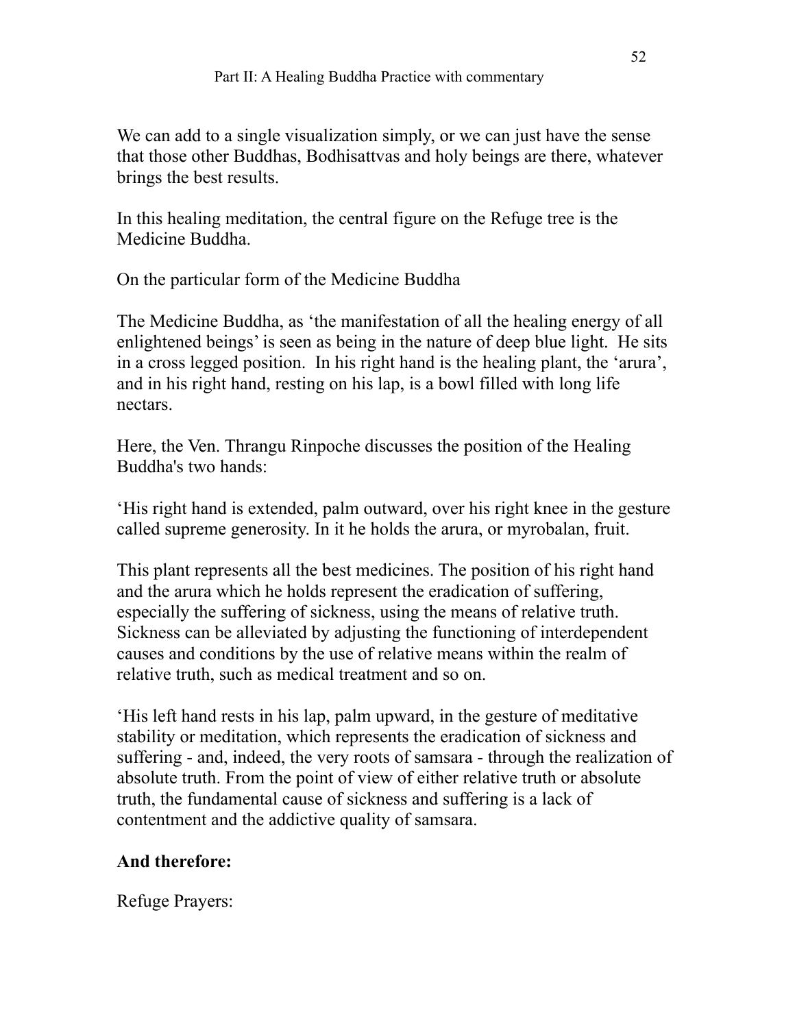We can add to a single visualization simply, or we can just have the sense that those other Buddhas, Bodhisattvas and holy beings are there, whatever brings the best results.

In this healing meditation, the central figure on the Refuge tree is the Medicine Buddha.

On the particular form of the Medicine Buddha

The Medicine Buddha, as 'the manifestation of all the healing energy of all enlightened beings' is seen as being in the nature of deep blue light. He sits in a cross legged position. In his right hand is the healing plant, the 'arura', and in his right hand, resting on his lap, is a bowl filled with long life nectars.

Here, the Ven. Thrangu Rinpoche discusses the position of the Healing Buddha's two hands:

'His right hand is extended, palm outward, over his right knee in the gesture called supreme generosity. In it he holds the arura, or myrobalan, fruit.

This plant represents all the best medicines. The position of his right hand and the arura which he holds represent the eradication of suffering, especially the suffering of sickness, using the means of relative truth. Sickness can be alleviated by adjusting the functioning of interdependent causes and conditions by the use of relative means within the realm of relative truth, such as medical treatment and so on.

'His left hand rests in his lap, palm upward, in the gesture of meditative stability or meditation, which represents the eradication of sickness and suffering - and, indeed, the very roots of samsara - through the realization of absolute truth. From the point of view of either relative truth or absolute truth, the fundamental cause of sickness and suffering is a lack of contentment and the addictive quality of samsara.

**And therefore:**

Refuge Prayers: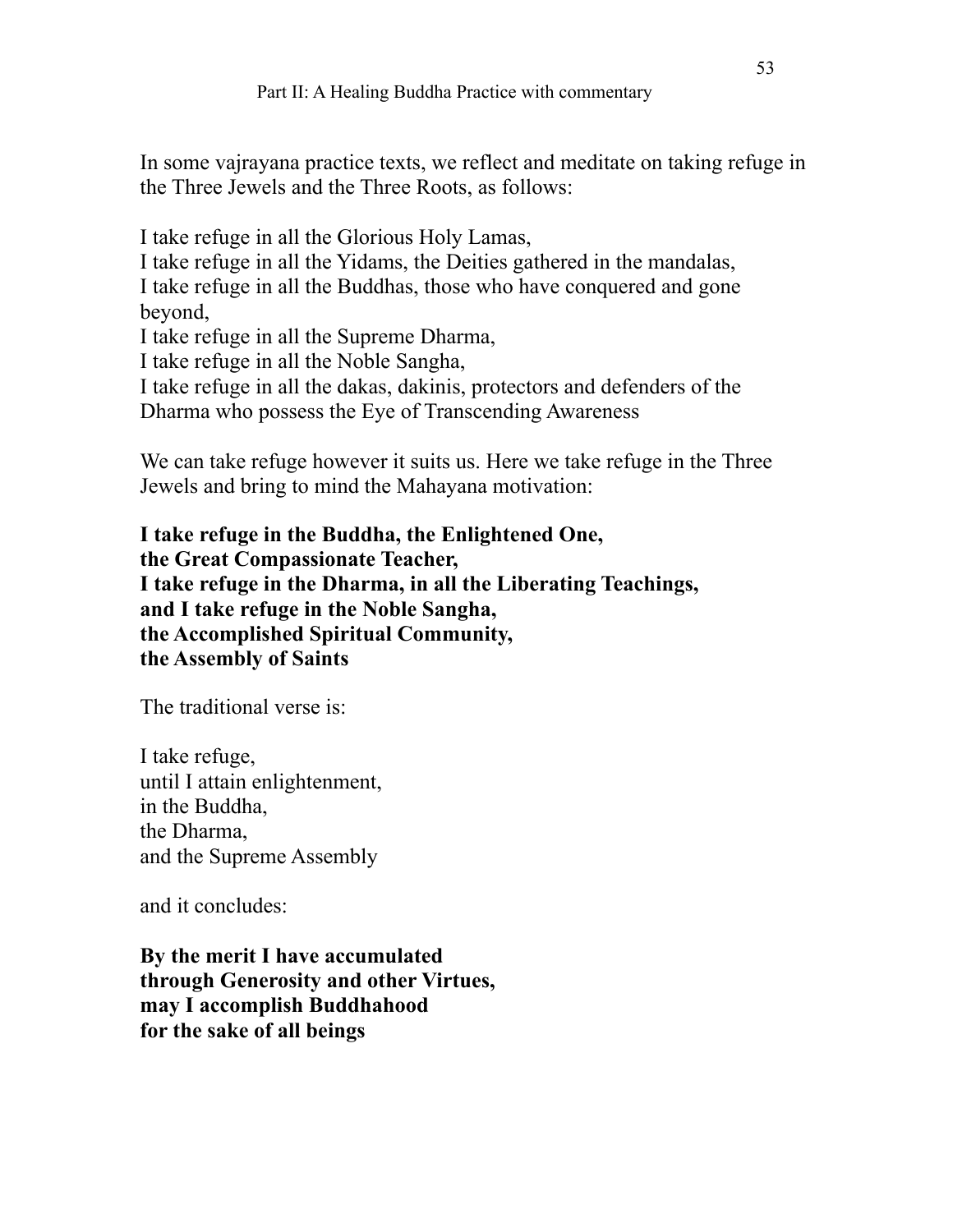In some vajrayana practice texts, we reflect and meditate on taking refuge in the Three Jewels and the Three Roots, as follows:

I take refuge in all the Glorious Holy Lamas,  
I take refuge in all the Yidams, the Deities gathered in the mandalas,  
I take refuge in all the Buddhas, those who have conquered and gone beyond,  
I take refuge in all the Supreme Dharma,  
I take refuge in all the Noble Sangha,  
I take refuge in all the dakas, dakinis, protectors and defenders of the Dharma who possess the Eye of Transcending Awareness

We can take refuge however it suits us. Here we take refuge in the Three Jewels and bring to mind the Mahayana motivation:

**I take refuge in the Buddha, the Enlightened One,**  
**the Great Compassionate Teacher,**  
**I take refuge in the Dharma, in all the Liberating Teachings,**  
**and I take refuge in the Noble Sangha,**  
**the Accomplished Spiritual Community,**  
**the Assembly of Saints**

The traditional verse is:

I take refuge,  
until I attain enlightenment,  
in the Buddha,  
the Dharma,  
and the Supreme Assembly

and it concludes:

**By the merit I have accumulated**  
**through Generosity and other Virtues,**  
**may I accomplish Buddhahood**  
**for the sake of all beings**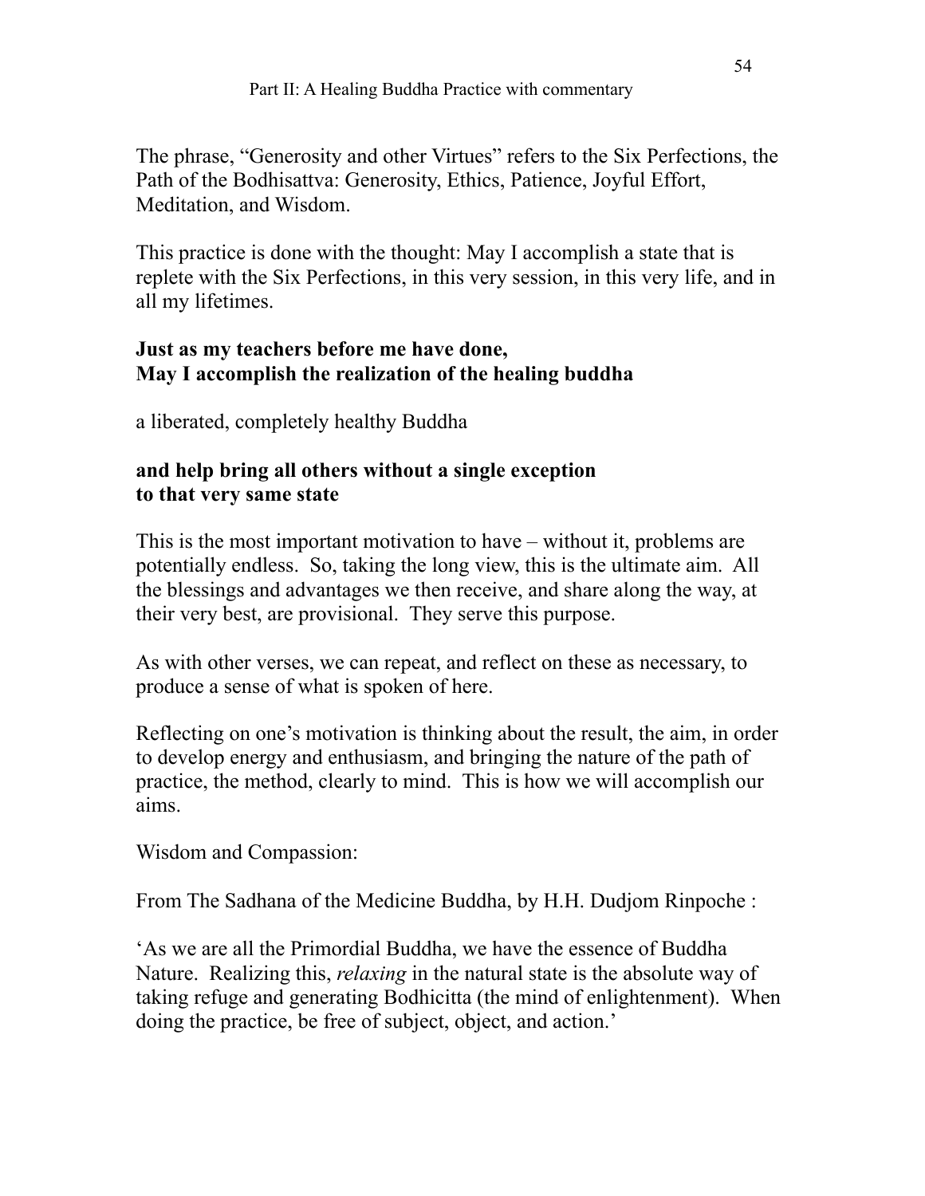The phrase, "Generosity and other Virtues" refers to the Six Perfections, the Path of the Bodhisattva: Generosity, Ethics, Patience, Joyful Effort, Meditation, and Wisdom.

This practice is done with the thought: May I accomplish a state that is replete with the Six Perfections, in this very session, in this very life, and in all my lifetimes.

**Just as my teachers before me have done,**
**May I accomplish the realization of the healing buddha**

a liberated, completely healthy Buddha

**and help bring all others without a single exception**
**to that very same state**

This is the most important motivation to have – without it, problems are potentially endless. So, taking the long view, this is the ultimate aim. All the blessings and advantages we then receive, and share along the way, at their very best, are provisional. They serve this purpose.

As with other verses, we can repeat, and reflect on these as necessary, to produce a sense of what is spoken of here.

Reflecting on one's motivation is thinking about the result, the aim, in order to develop energy and enthusiasm, and bringing the nature of the path of practice, the method, clearly to mind. This is how we will accomplish our aims.

Wisdom and Compassion:

From The Sadhana of the Medicine Buddha, by H.H. Dudjom Rinpoche :

'As we are all the Primordial Buddha, we have the essence of Buddha Nature. Realizing this, *relaxing* in the natural state is the absolute way of taking refuge and generating Bodhicitta (the mind of enlightenment). When doing the practice, be free of subject, object, and action.'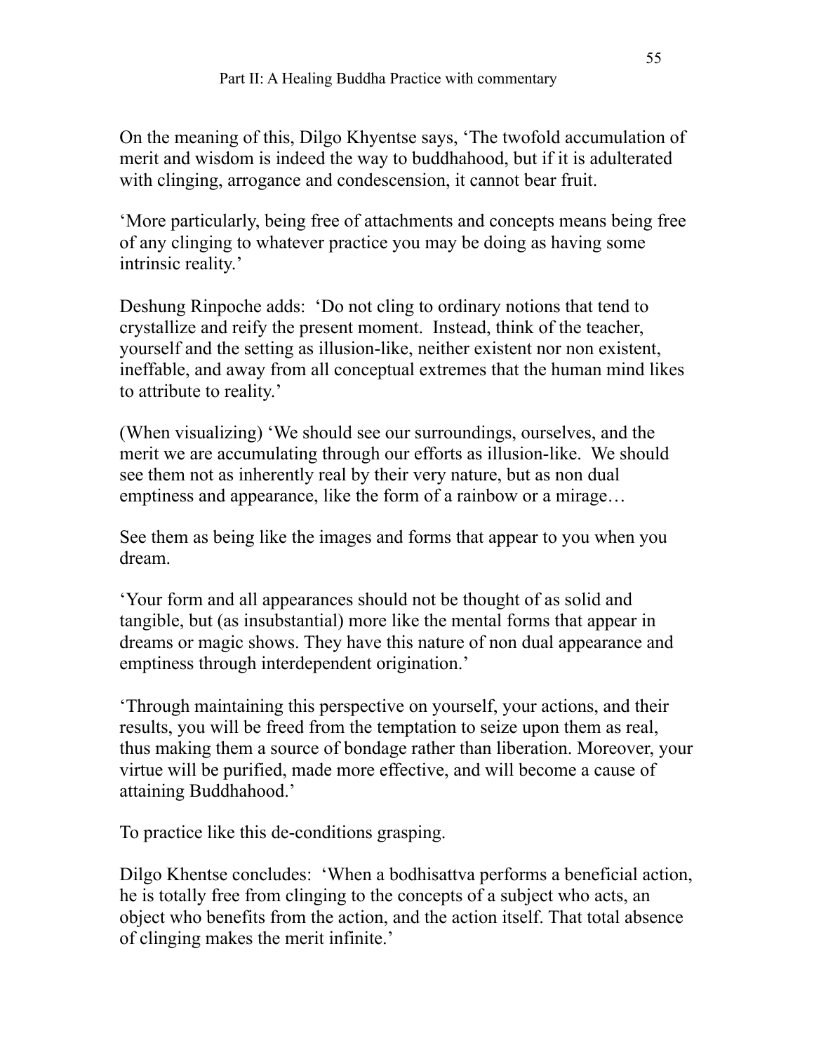On the meaning of this, Dilgo Khyentse says, ‘The twofold accumulation of merit and wisdom is indeed the way to buddhahood, but if it is adulterated with clinging, arrogance and condescension, it cannot bear fruit.

‘More particularly, being free of attachments and concepts means being free of any clinging to whatever practice you may be doing as having some intrinsic reality.’

Deshung Rinpoche adds: ‘Do not cling to ordinary notions that tend to crystallize and reify the present moment. Instead, think of the teacher, yourself and the setting as illusion-like, neither existent nor non existent, ineffable, and away from all conceptual extremes that the human mind likes to attribute to reality.’

(When visualizing) ‘We should see our surroundings, ourselves, and the merit we are accumulating through our efforts as illusion-like. We should see them not as inherently real by their very nature, but as non dual emptiness and appearance, like the form of a rainbow or a mirage…

See them as being like the images and forms that appear to you when you dream.

‘Your form and all appearances should not be thought of as solid and tangible, but (as insubstantial) more like the mental forms that appear in dreams or magic shows. They have this nature of non dual appearance and emptiness through interdependent origination.’

‘Through maintaining this perspective on yourself, your actions, and their results, you will be freed from the temptation to seize upon them as real, thus making them a source of bondage rather than liberation. Moreover, your virtue will be purified, made more effective, and will become a cause of attaining Buddhahood.’

To practice like this de-conditions grasping.

Dilgo Khentse concludes: ‘When a bodhisattva performs a beneficial action, he is totally free from clinging to the concepts of a subject who acts, an object who benefits from the action, and the action itself. That total absence of clinging makes the merit infinite.’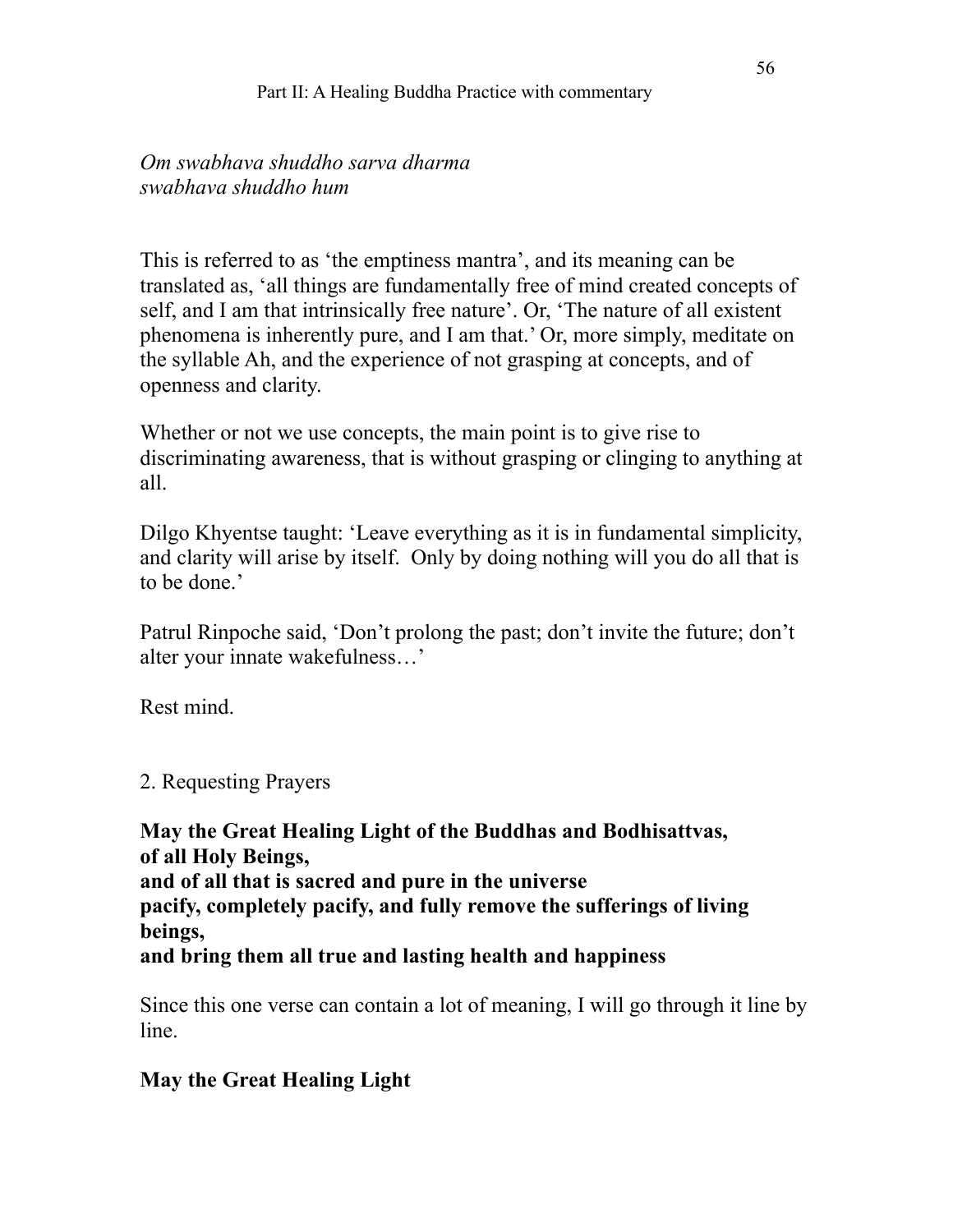*Om swabhava shuddho sarva dharma*
*swabhava shuddho hum*

This is referred to as 'the emptiness mantra', and its meaning can be translated as, 'all things are fundamentally free of mind created concepts of self, and I am that intrinsically free nature'. Or, 'The nature of all existent phenomena is inherently pure, and I am that.' Or, more simply, meditate on the syllable Ah, and the experience of not grasping at concepts, and of openness and clarity.

Whether or not we use concepts, the main point is to give rise to discriminating awareness, that is without grasping or clinging to anything at all.

Dilgo Khyentse taught: 'Leave everything as it is in fundamental simplicity, and clarity will arise by itself. Only by doing nothing will you do all that is to be done.'

Patrul Rinpoche said, 'Don't prolong the past; don't invite the future; don't alter your innate wakefulness…'

Rest mind.

2. Requesting Prayers

**May the Great Healing Light of the Buddhas and Bodhisattvas,**
**of all Holy Beings,**
**and of all that is sacred and pure in the universe**
**pacify, completely pacify, and fully remove the sufferings of living beings,**
**and bring them all true and lasting health and happiness**

Since this one verse can contain a lot of meaning, I will go through it line by line.

**May the Great Healing Light**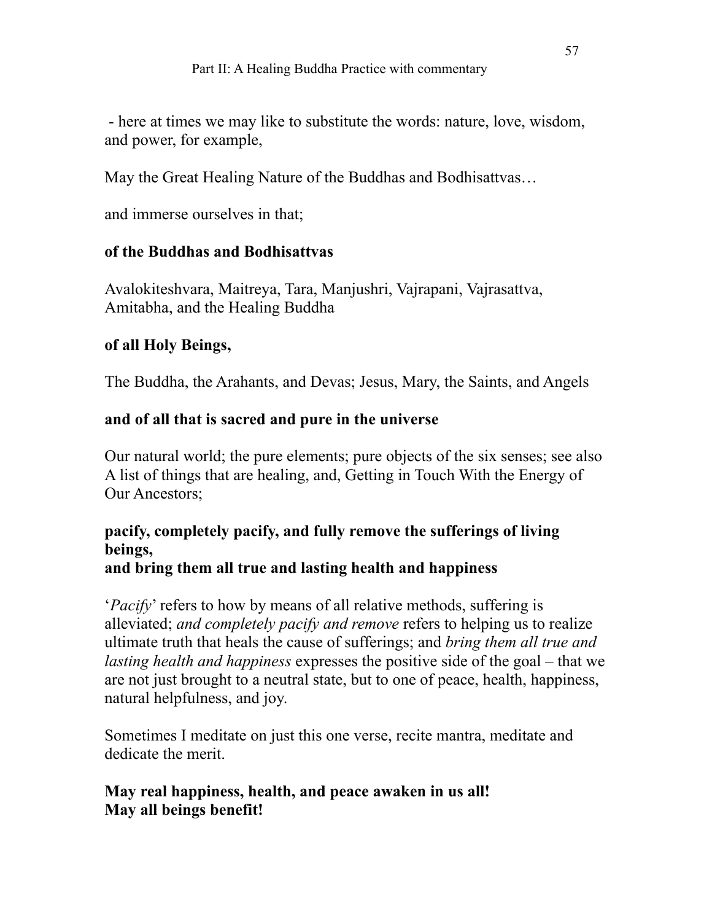- here at times we may like to substitute the words: nature, love, wisdom, and power, for example,

May the Great Healing Nature of the Buddhas and Bodhisattvas…

and immerse ourselves in that;

**of the Buddhas and Bodhisattvas**

Avalokiteshvara, Maitreya, Tara, Manjushri, Vajrapani, Vajrasattva, Amitabha, and the Healing Buddha

**of all Holy Beings,**

The Buddha, the Arahants, and Devas; Jesus, Mary, the Saints, and Angels

**and of all that is sacred and pure in the universe**

Our natural world; the pure elements; pure objects of the six senses; see also A list of things that are healing, and, Getting in Touch With the Energy of Our Ancestors;

**pacify, completely pacify, and fully remove the sufferings of living beings,**
**and bring them all true and lasting health and happiness**

'*Pacify*' refers to how by means of all relative methods, suffering is alleviated; *and completely pacify and remove* refers to helping us to realize ultimate truth that heals the cause of sufferings; and *bring them all true and lasting health and happiness* expresses the positive side of the goal – that we are not just brought to a neutral state, but to one of peace, health, happiness, natural helpfulness, and joy.

Sometimes I meditate on just this one verse, recite mantra, meditate and dedicate the merit.

**May real happiness, health, and peace awaken in us all!**
**May all beings benefit!**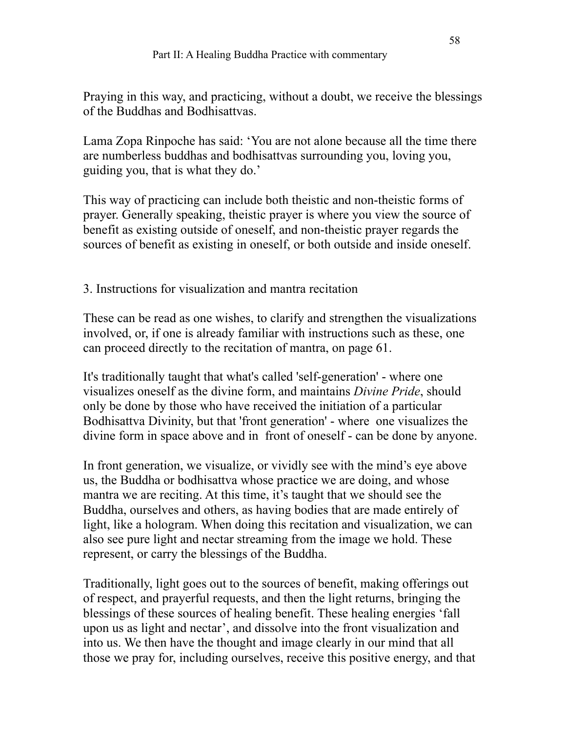Praying in this way, and practicing, without a doubt, we receive the blessings of the Buddhas and Bodhisattvas.

Lama Zopa Rinpoche has said: 'You are not alone because all the time there are numberless buddhas and bodhisattvas surrounding you, loving you, guiding you, that is what they do.'

This way of practicing can include both theistic and non-theistic forms of prayer. Generally speaking, theistic prayer is where you view the source of benefit as existing outside of oneself, and non-theistic prayer regards the sources of benefit as existing in oneself, or both outside and inside oneself.

### 3. Instructions for visualization and mantra recitation

These can be read as one wishes, to clarify and strengthen the visualizations involved, or, if one is already familiar with instructions such as these, one can proceed directly to the recitation of mantra, on page 61.

It's traditionally taught that what's called 'self-generation' - where one visualizes oneself as the divine form, and maintains *Divine Pride*, should only be done by those who have received the initiation of a particular Bodhisattva Divinity, but that 'front generation' - where one visualizes the divine form in space above and in front of oneself - can be done by anyone.

In front generation, we visualize, or vividly see with the mind's eye above us, the Buddha or bodhisattva whose practice we are doing, and whose mantra we are reciting. At this time, it's taught that we should see the Buddha, ourselves and others, as having bodies that are made entirely of light, like a hologram. When doing this recitation and visualization, we can also see pure light and nectar streaming from the image we hold. These represent, or carry the blessings of the Buddha.

Traditionally, light goes out to the sources of benefit, making offerings out of respect, and prayerful requests, and then the light returns, bringing the blessings of these sources of healing benefit. These healing energies 'fall upon us as light and nectar', and dissolve into the front visualization and into us. We then have the thought and image clearly in our mind that all those we pray for, including ourselves, receive this positive energy, and that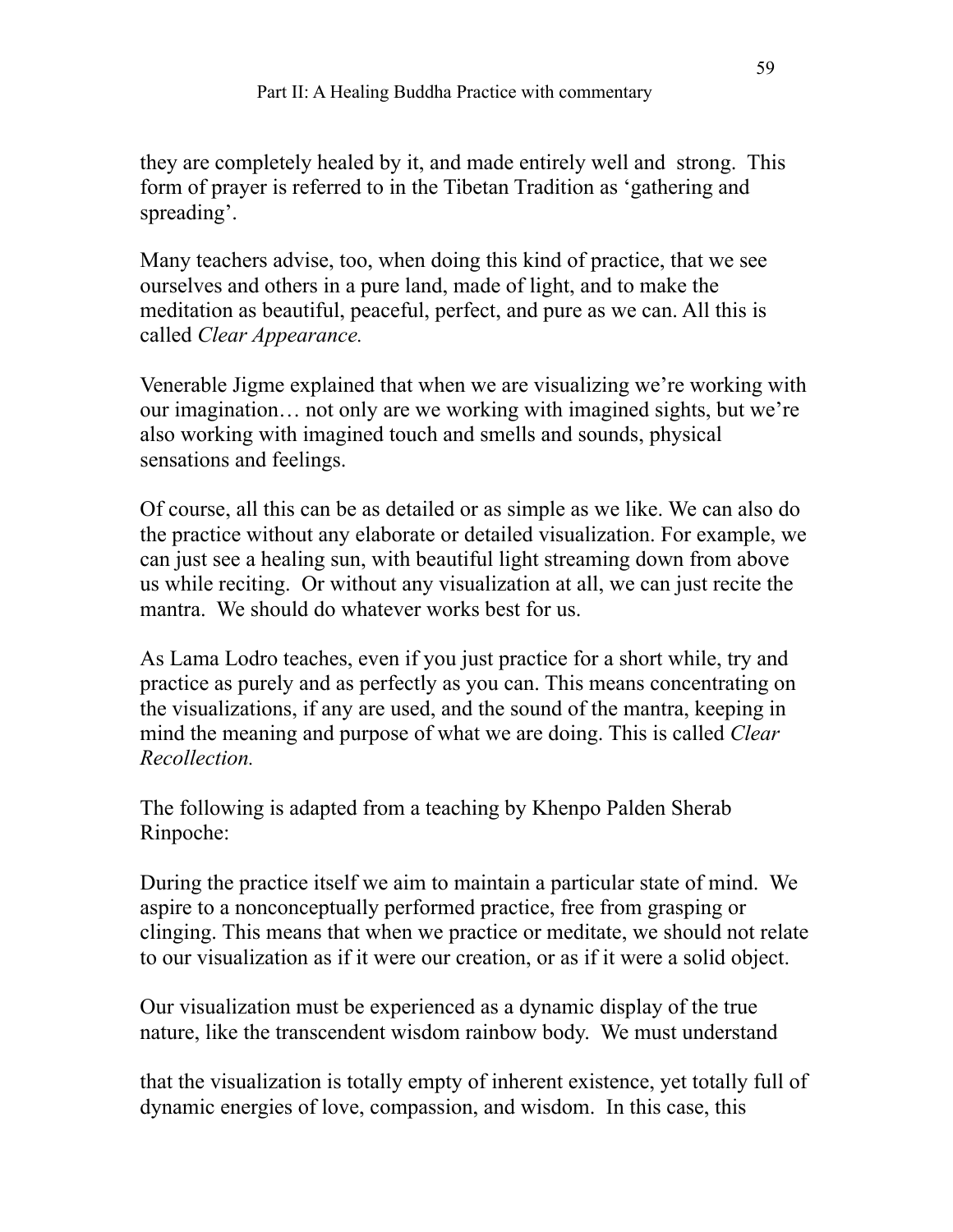they are completely healed by it, and made entirely well and strong. This form of prayer is referred to in the Tibetan Tradition as 'gathering and spreading'.

Many teachers advise, too, when doing this kind of practice, that we see ourselves and others in a pure land, made of light, and to make the meditation as beautiful, peaceful, perfect, and pure as we can. All this is called *Clear Appearance.*

Venerable Jigme explained that when we are visualizing we're working with our imagination… not only are we working with imagined sights, but we're also working with imagined touch and smells and sounds, physical sensations and feelings.

Of course, all this can be as detailed or as simple as we like. We can also do the practice without any elaborate or detailed visualization. For example, we can just see a healing sun, with beautiful light streaming down from above us while reciting. Or without any visualization at all, we can just recite the mantra. We should do whatever works best for us.

As Lama Lodro teaches, even if you just practice for a short while, try and practice as purely and as perfectly as you can. This means concentrating on the visualizations, if any are used, and the sound of the mantra, keeping in mind the meaning and purpose of what we are doing. This is called *Clear Recollection.*

The following is adapted from a teaching by Khenpo Palden Sherab Rinpoche:

During the practice itself we aim to maintain a particular state of mind. We aspire to a nonconceptually performed practice, free from grasping or clinging. This means that when we practice or meditate, we should not relate to our visualization as if it were our creation, or as if it were a solid object.

Our visualization must be experienced as a dynamic display of the true nature, like the transcendent wisdom rainbow body. We must understand that the visualization is totally empty of inherent existence, yet totally full of dynamic energies of love, compassion, and wisdom. In this case, this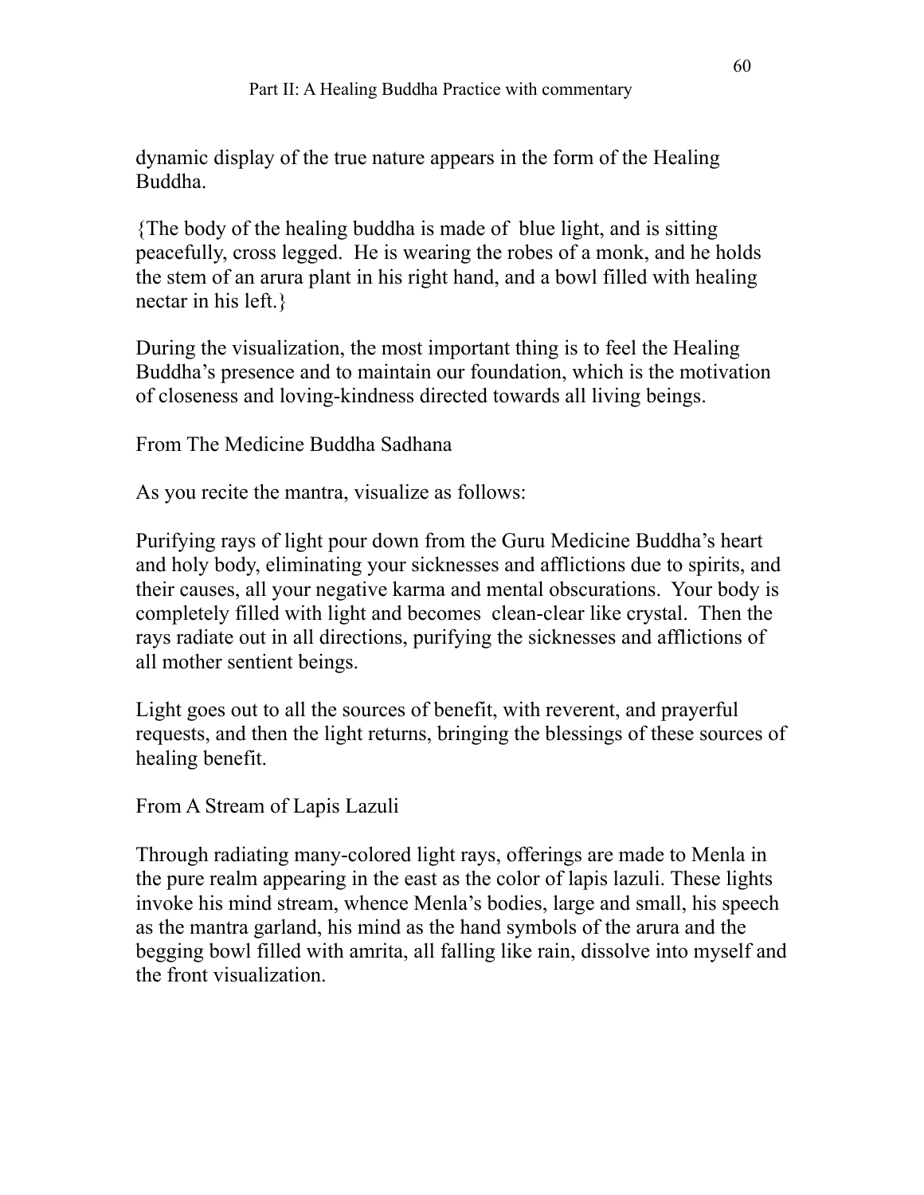dynamic display of the true nature appears in the form of the Healing Buddha.

{The body of the healing buddha is made of blue light, and is sitting peacefully, cross legged. He is wearing the robes of a monk, and he holds the stem of an arura plant in his right hand, and a bowl filled with healing nectar in his left.}

During the visualization, the most important thing is to feel the Healing Buddha's presence and to maintain our foundation, which is the motivation of closeness and loving-kindness directed towards all living beings.

From The Medicine Buddha Sadhana

As you recite the mantra, visualize as follows:

Purifying rays of light pour down from the Guru Medicine Buddha's heart and holy body, eliminating your sicknesses and afflictions due to spirits, and their causes, all your negative karma and mental obscurations. Your body is completely filled with light and becomes clean-clear like crystal. Then the rays radiate out in all directions, purifying the sicknesses and afflictions of all mother sentient beings.

Light goes out to all the sources of benefit, with reverent, and prayerful requests, and then the light returns, bringing the blessings of these sources of healing benefit.

From A Stream of Lapis Lazuli

Through radiating many-colored light rays, offerings are made to Menla in the pure realm appearing in the east as the color of lapis lazuli. These lights invoke his mind stream, whence Menla's bodies, large and small, his speech as the mantra garland, his mind as the hand symbols of the arura and the begging bowl filled with amrita, all falling like rain, dissolve into myself and the front visualization.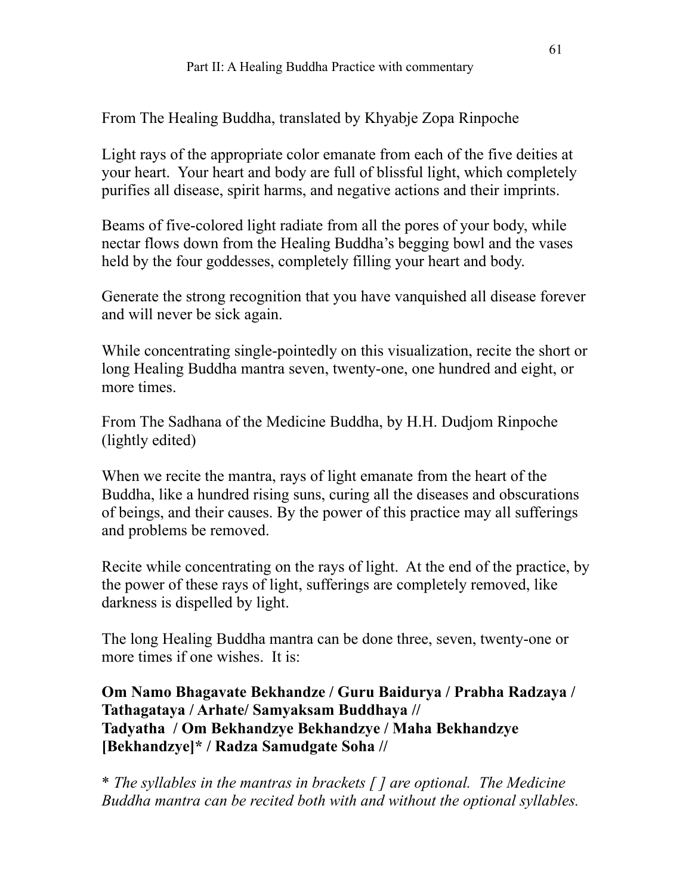From The Healing Buddha, translated by Khyabje Zopa Rinpoche

Light rays of the appropriate color emanate from each of the five deities at your heart. Your heart and body are full of blissful light, which completely purifies all disease, spirit harms, and negative actions and their imprints.

Beams of five-colored light radiate from all the pores of your body, while nectar flows down from the Healing Buddha's begging bowl and the vases held by the four goddesses, completely filling your heart and body.

Generate the strong recognition that you have vanquished all disease forever and will never be sick again.

While concentrating single-pointedly on this visualization, recite the short or long Healing Buddha mantra seven, twenty-one, one hundred and eight, or more times.

From The Sadhana of the Medicine Buddha, by H.H. Dudjom Rinpoche (lightly edited)

When we recite the mantra, rays of light emanate from the heart of the Buddha, like a hundred rising suns, curing all the diseases and obscurations of beings, and their causes. By the power of this practice may all sufferings and problems be removed.

Recite while concentrating on the rays of light. At the end of the practice, by the power of these rays of light, sufferings are completely removed, like darkness is dispelled by light.

The long Healing Buddha mantra can be done three, seven, twenty-one or more times if one wishes. It is:

**Om Namo Bhagavate Bekhandze / Guru Baidurya / Prabha Radzaya / Tathagataya / Arhate/ Samyaksam Buddhaya //**
**Tadyatha / Om Bekhandzye Bekhandzye / Maha Bekhandzye [Bekhandzye]* / Radza Samudgate Soha //**

\* *The syllables in the mantras in brackets [ ] are optional. The Medicine Buddha mantra can be recited both with and without the optional syllables.*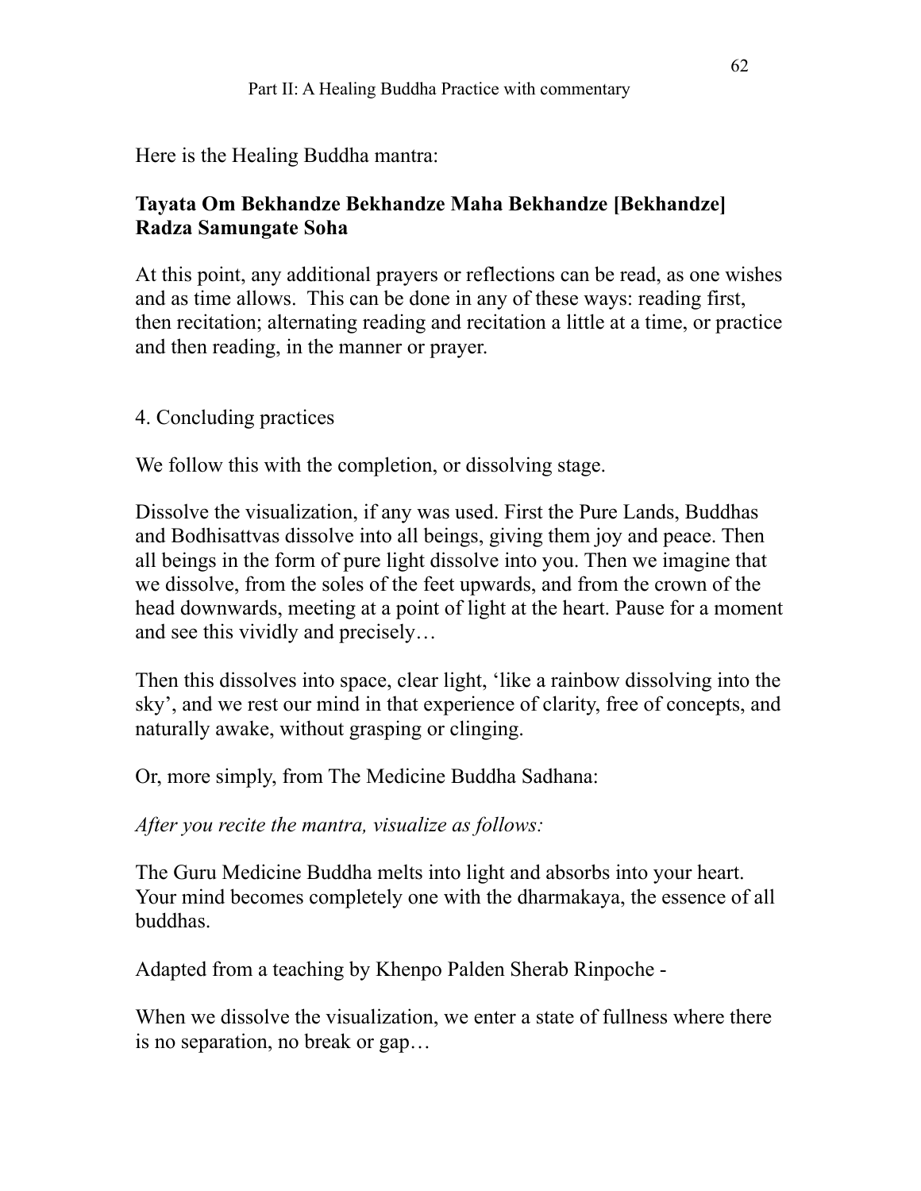Here is the Healing Buddha mantra:

**Tayata Om Bekhandze Bekhandze Maha Bekhandze [Bekhandze] Radza Samungate Soha**

At this point, any additional prayers or reflections can be read, as one wishes and as time allows. This can be done in any of these ways: reading first, then recitation; alternating reading and recitation a little at a time, or practice and then reading, in the manner or prayer.

4. Concluding practices

We follow this with the completion, or dissolving stage.

Dissolve the visualization, if any was used. First the Pure Lands, Buddhas and Bodhisattvas dissolve into all beings, giving them joy and peace. Then all beings in the form of pure light dissolve into you. Then we imagine that we dissolve, from the soles of the feet upwards, and from the crown of the head downwards, meeting at a point of light at the heart. Pause for a moment and see this vividly and precisely…

Then this dissolves into space, clear light, 'like a rainbow dissolving into the sky', and we rest our mind in that experience of clarity, free of concepts, and naturally awake, without grasping or clinging.

Or, more simply, from The Medicine Buddha Sadhana:

*After you recite the mantra, visualize as follows:*

The Guru Medicine Buddha melts into light and absorbs into your heart. Your mind becomes completely one with the dharmakaya, the essence of all buddhas.

Adapted from a teaching by Khenpo Palden Sherab Rinpoche -

When we dissolve the visualization, we enter a state of fullness where there is no separation, no break or gap…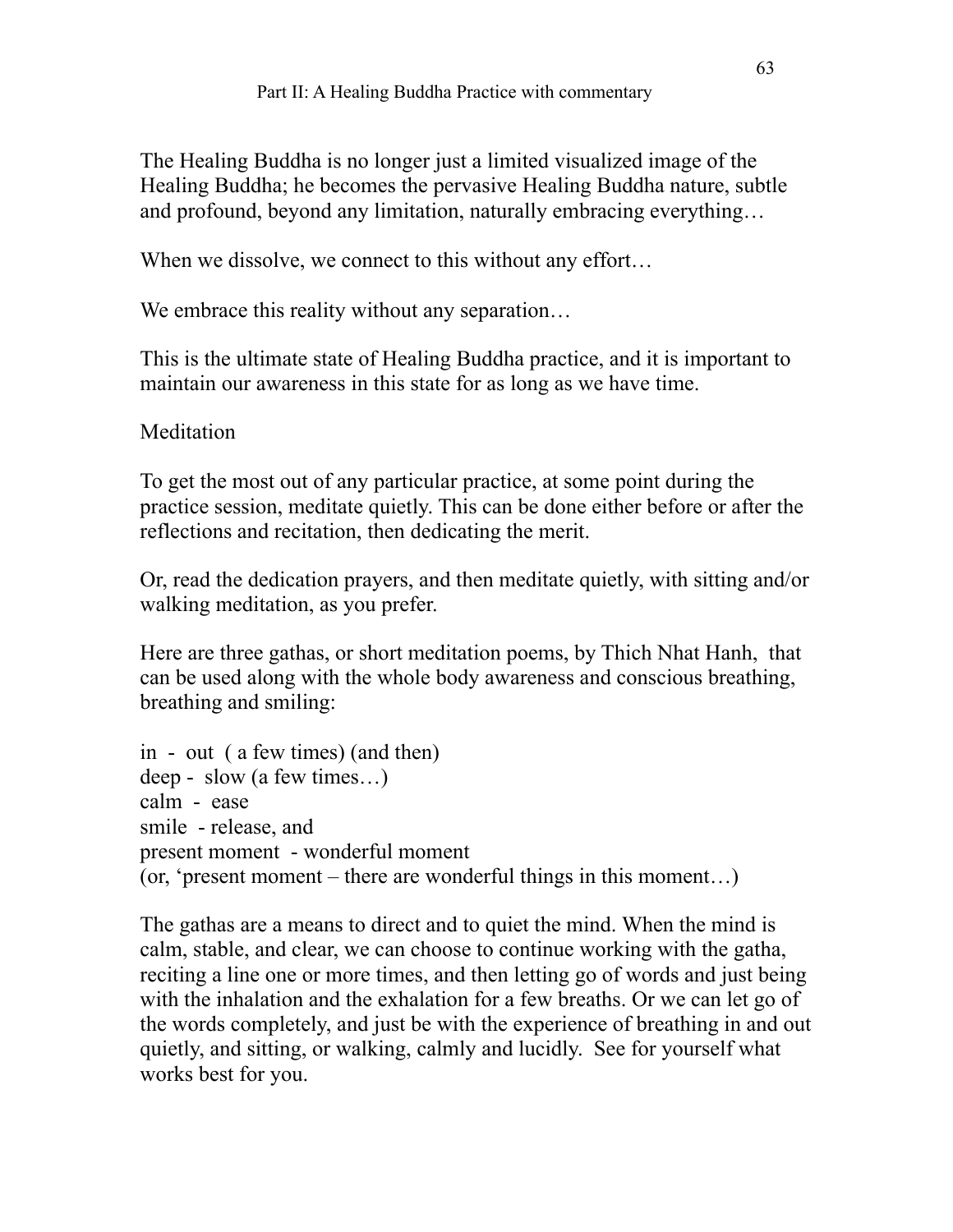The Healing Buddha is no longer just a limited visualized image of the Healing Buddha; he becomes the pervasive Healing Buddha nature, subtle and profound, beyond any limitation, naturally embracing everything…

When we dissolve, we connect to this without any effort…

We embrace this reality without any separation…

This is the ultimate state of Healing Buddha practice, and it is important to maintain our awareness in this state for as long as we have time.

## Meditation

To get the most out of any particular practice, at some point during the practice session, meditate quietly. This can be done either before or after the reflections and recitation, then dedicating the merit.

Or, read the dedication prayers, and then meditate quietly, with sitting and/or walking meditation, as you prefer.

Here are three gathas, or short meditation poems, by Thich Nhat Hanh, that can be used along with the whole body awareness and conscious breathing, breathing and smiling:

in - out ( a few times) (and then)
deep - slow (a few times…)
calm - ease
smile - release, and
present moment - wonderful moment
(or, 'present moment – there are wonderful things in this moment…)

The gathas are a means to direct and to quiet the mind. When the mind is calm, stable, and clear, we can choose to continue working with the gatha, reciting a line one or more times, and then letting go of words and just being with the inhalation and the exhalation for a few breaths. Or we can let go of the words completely, and just be with the experience of breathing in and out quietly, and sitting, or walking, calmly and lucidly. See for yourself what works best for you.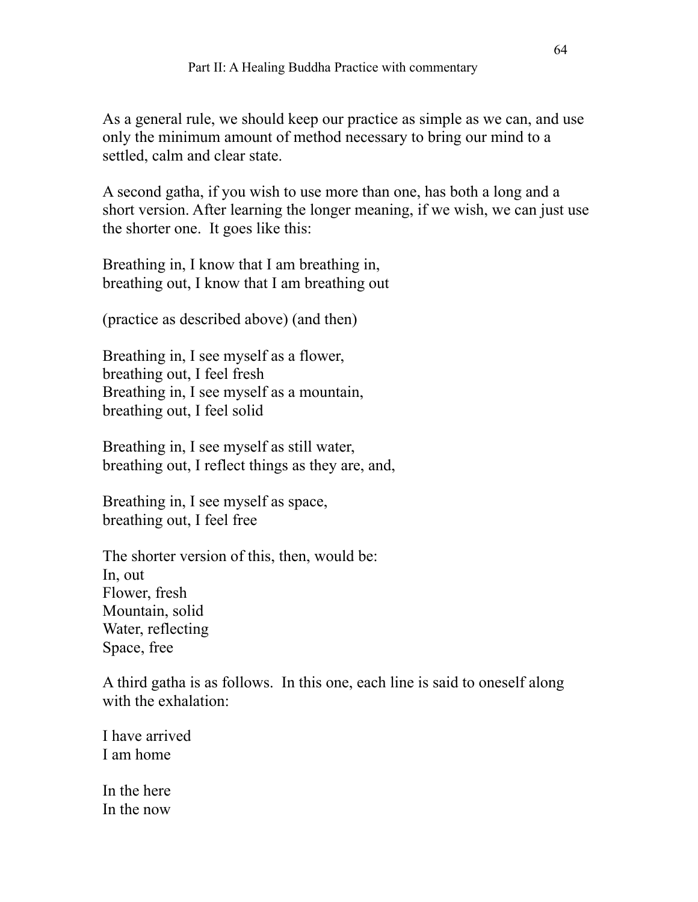As a general rule, we should keep our practice as simple as we can, and use only the minimum amount of method necessary to bring our mind to a settled, calm and clear state.

A second gatha, if you wish to use more than one, has both a long and a short version. After learning the longer meaning, if we wish, we can just use the shorter one. It goes like this:

Breathing in, I know that I am breathing in,  
breathing out, I know that I am breathing out

(practice as described above) (and then)

Breathing in, I see myself as a flower,  
breathing out, I feel fresh  
Breathing in, I see myself as a mountain,  
breathing out, I feel solid

Breathing in, I see myself as still water,  
breathing out, I reflect things as they are, and,

Breathing in, I see myself as space,  
breathing out, I feel free

The shorter version of this, then, would be:  
In, out  
Flower, fresh  
Mountain, solid  
Water, reflecting  
Space, free

A third gatha is as follows. In this one, each line is said to oneself along with the exhalation:

I have arrived  
I am home

In the here  
In the now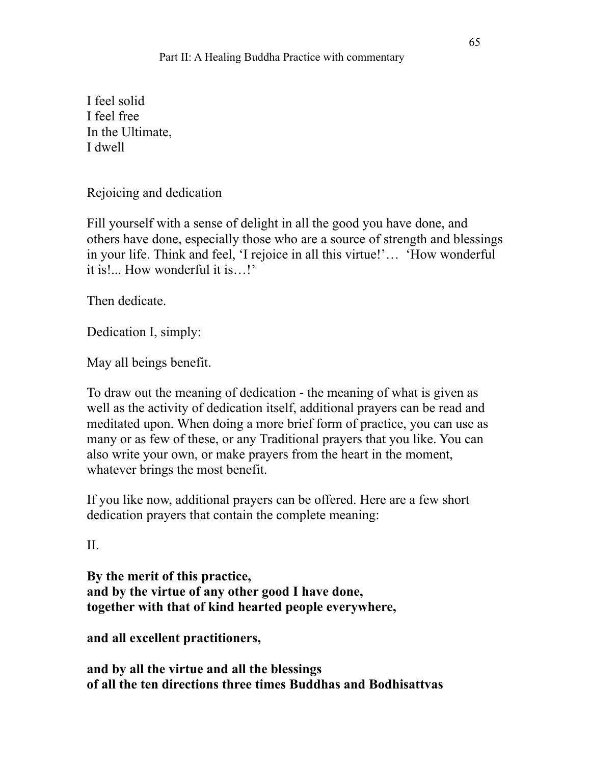I feel solid
I feel free
In the Ultimate,
I dwell

Rejoicing and dedication

Fill yourself with a sense of delight in all the good you have done, and others have done, especially those who are a source of strength and blessings in your life. Think and feel, 'I rejoice in all this virtue!'… 'How wonderful it is!... How wonderful it is…!'

Then dedicate.

Dedication I, simply:

May all beings benefit.

To draw out the meaning of dedication - the meaning of what is given as well as the activity of dedication itself, additional prayers can be read and meditated upon. When doing a more brief form of practice, you can use as many or as few of these, or any Traditional prayers that you like. You can also write your own, or make prayers from the heart in the moment, whatever brings the most benefit.

If you like now, additional prayers can be offered. Here are a few short dedication prayers that contain the complete meaning:

II.

**By the merit of this practice,**
**and by the virtue of any other good I have done,**
**together with that of kind hearted people everywhere,**

**and all excellent practitioners,**

**and by all the virtue and all the blessings**
**of all the ten directions three times Buddhas and Bodhisattvas**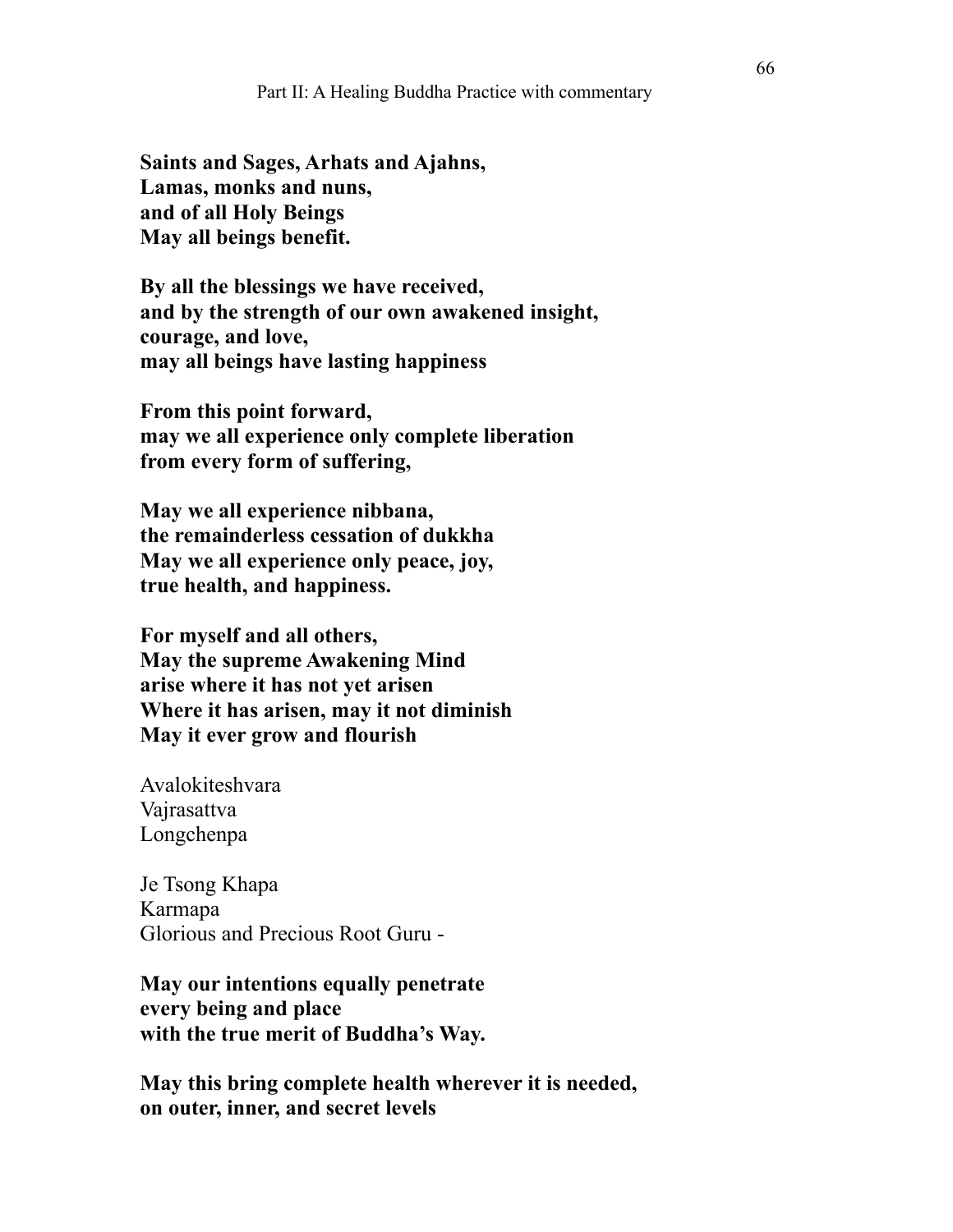**Saints and Sages, Arhats and Ajahns,**
**Lamas, monks and nuns,**
**and of all Holy Beings**
**May all beings benefit.**

**By all the blessings we have received,**
**and by the strength of our own awakened insight,**
**courage, and love,**
**may all beings have lasting happiness**

**From this point forward,**
**may we all experience only complete liberation**
**from every form of suffering,**

**May we all experience nibbana,**
**the remainderless cessation of dukkha**
**May we all experience only peace, joy,**
**true health, and happiness.**

**For myself and all others,**
**May the supreme Awakening Mind**
**arise where it has not yet arisen**
**Where it has arisen, may it not diminish**
**May it ever grow and flourish**

Avalokiteshvara
Vajrasattva
Longchenpa

Je Tsong Khapa
Karmapa
Glorious and Precious Root Guru -

**May our intentions equally penetrate**
**every being and place**
**with the true merit of Buddha's Way.**

**May this bring complete health wherever it is needed,**
**on outer, inner, and secret levels**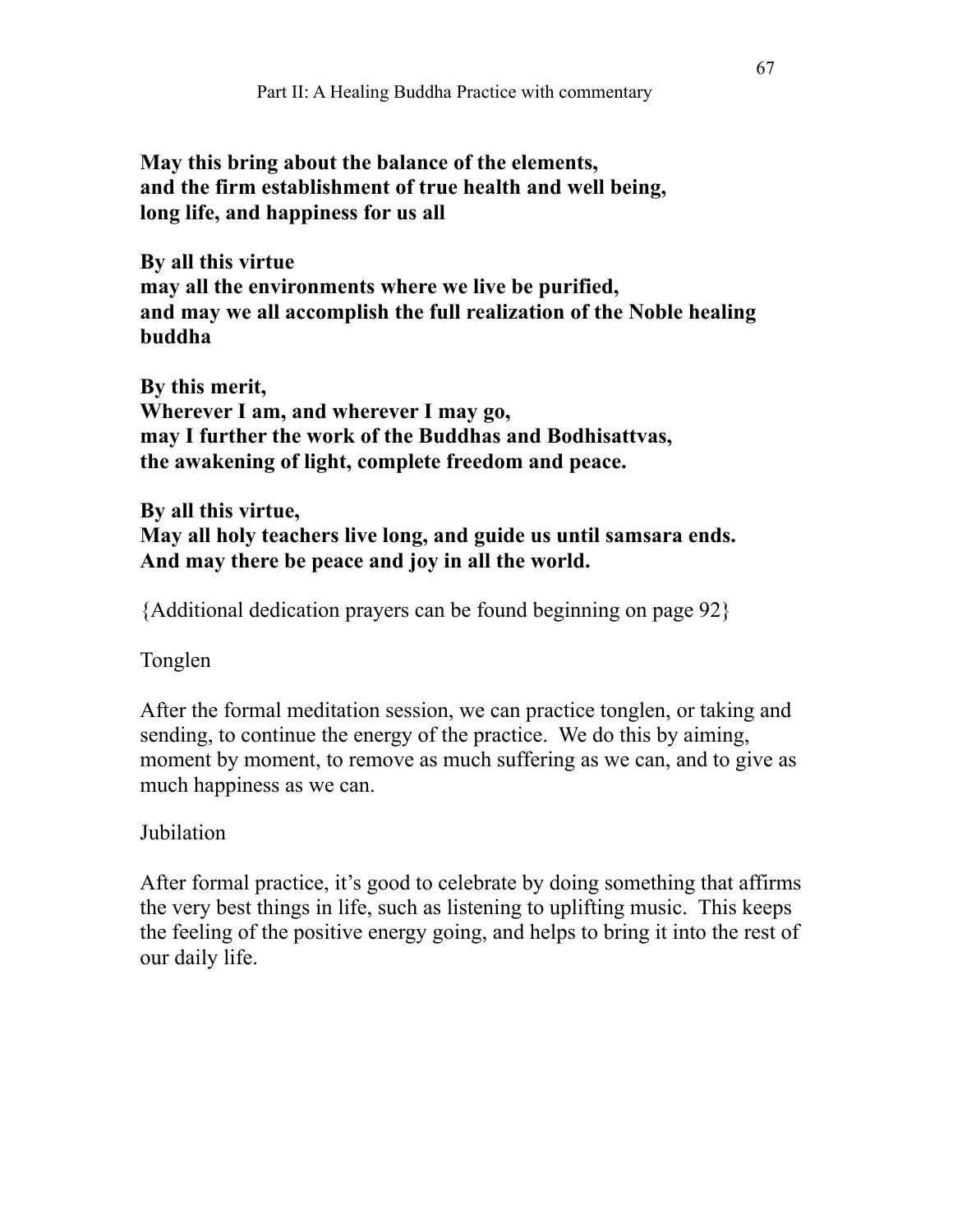**May this bring about the balance of the elements,**
**and the firm establishment of true health and well being,**
**long life, and happiness for us all**

**By all this virtue**
**may all the environments where we live be purified,**
**and may we all accomplish the full realization of the Noble healing buddha**

**By this merit,**
**Wherever I am, and wherever I may go,**
**may I further the work of the Buddhas and Bodhisattvas,**
**the awakening of light, complete freedom and peace.**

**By all this virtue,**
**May all holy teachers live long, and guide us until samsara ends.**
**And may there be peace and joy in all the world.**

{Additional dedication prayers can be found beginning on page 92}

Tonglen

After the formal meditation session, we can practice tonglen, or taking and sending, to continue the energy of the practice. We do this by aiming, moment by moment, to remove as much suffering as we can, and to give as much happiness as we can.

Jubilation

After formal practice, it's good to celebrate by doing something that affirms the very best things in life, such as listening to uplifting music. This keeps the feeling of the positive energy going, and helps to bring it into the rest of our daily life.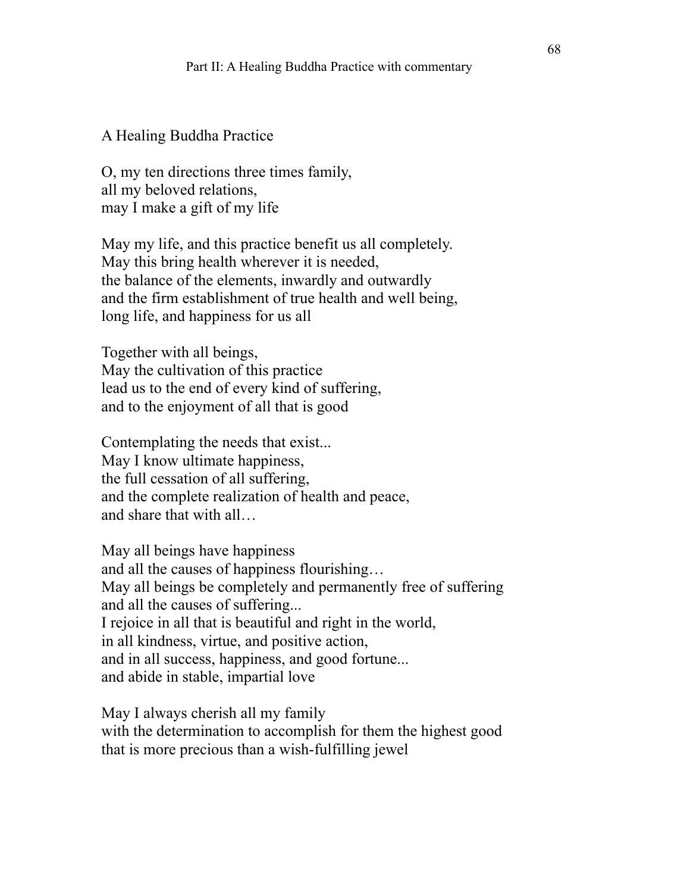## A Healing Buddha Practice

O, my ten directions three times family,
all my beloved relations,
may I make a gift of my life

May my life, and this practice benefit us all completely.
May this bring health wherever it is needed,
the balance of the elements, inwardly and outwardly
and the firm establishment of true health and well being,
long life, and happiness for us all

Together with all beings,
May the cultivation of this practice
lead us to the end of every kind of suffering,
and to the enjoyment of all that is good

Contemplating the needs that exist...
May I know ultimate happiness,
the full cessation of all suffering,
and the complete realization of health and peace,
and share that with all…

May all beings have happiness
and all the causes of happiness flourishing…
May all beings be completely and permanently free of suffering
and all the causes of suffering...
I rejoice in all that is beautiful and right in the world,
in all kindness, virtue, and positive action,
and in all success, happiness, and good fortune...
and abide in stable, impartial love

May I always cherish all my family
with the determination to accomplish for them the highest good
that is more precious than a wish-fulfilling jewel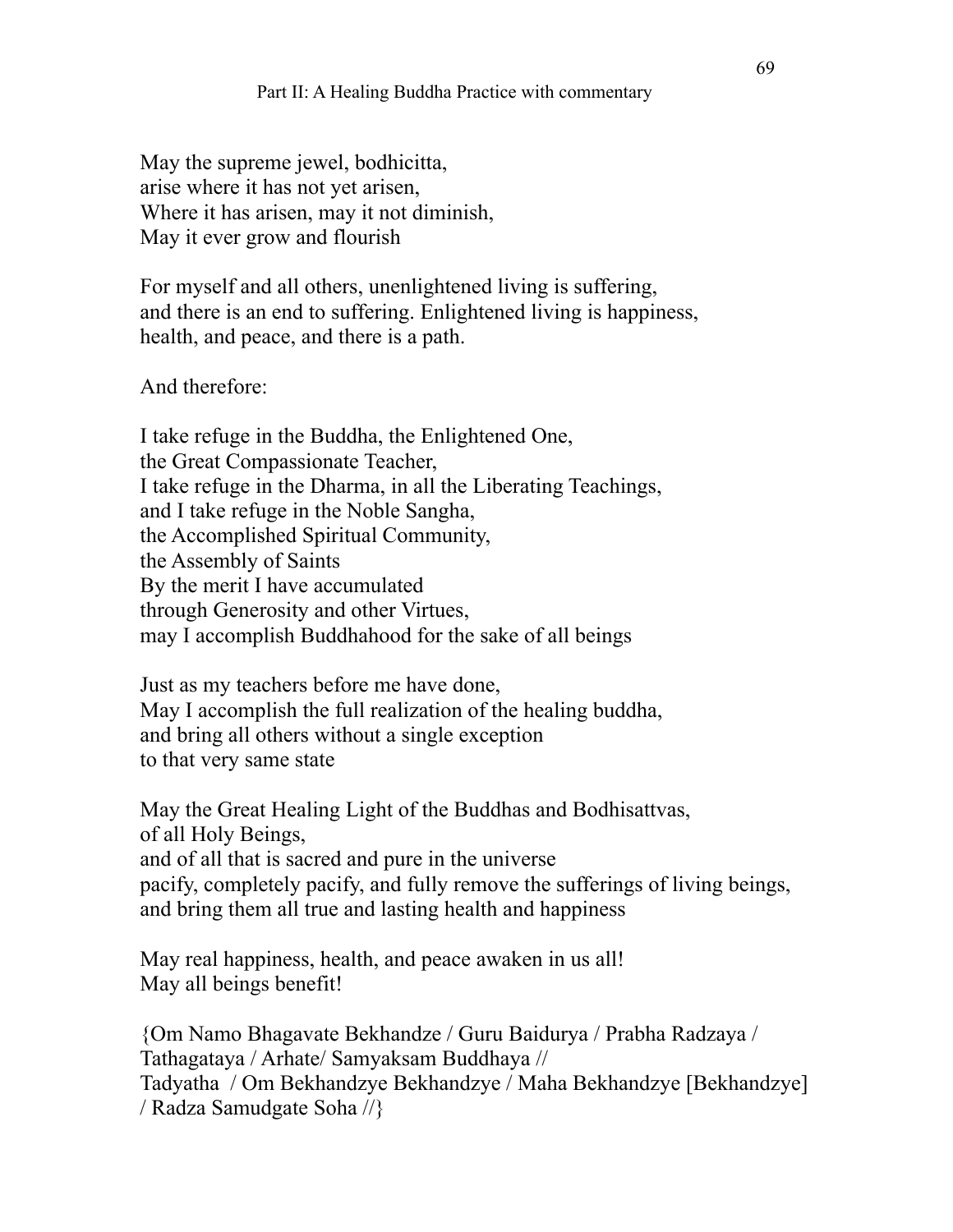May the supreme jewel, bodhicitta,
arise where it has not yet arisen,
Where it has arisen, may it not diminish,
May it ever grow and flourish

For myself and all others, unenlightened living is suffering,
and there is an end to suffering. Enlightened living is happiness,
health, and peace, and there is a path.

And therefore:

I take refuge in the Buddha, the Enlightened One,
the Great Compassionate Teacher,
I take refuge in the Dharma, in all the Liberating Teachings,
and I take refuge in the Noble Sangha,
the Accomplished Spiritual Community,
the Assembly of Saints
By the merit I have accumulated
through Generosity and other Virtues,
may I accomplish Buddhahood for the sake of all beings

Just as my teachers before me have done,
May I accomplish the full realization of the healing buddha,
and bring all others without a single exception
to that very same state

May the Great Healing Light of the Buddhas and Bodhisattvas,
of all Holy Beings,
and of all that is sacred and pure in the universe
pacify, completely pacify, and fully remove the sufferings of living beings,
and bring them all true and lasting health and happiness

May real happiness, health, and peace awaken in us all!
May all beings benefit!

{Om Namo Bhagavate Bekhandze / Guru Baidurya / Prabha Radzaya /
Tathagataya / Arhate/ Samyaksam Buddhaya //
Tadyatha / Om Bekhandzye Bekhandzye / Maha Bekhandzye [Bekhandzye]
/ Radza Samudgate Soha //}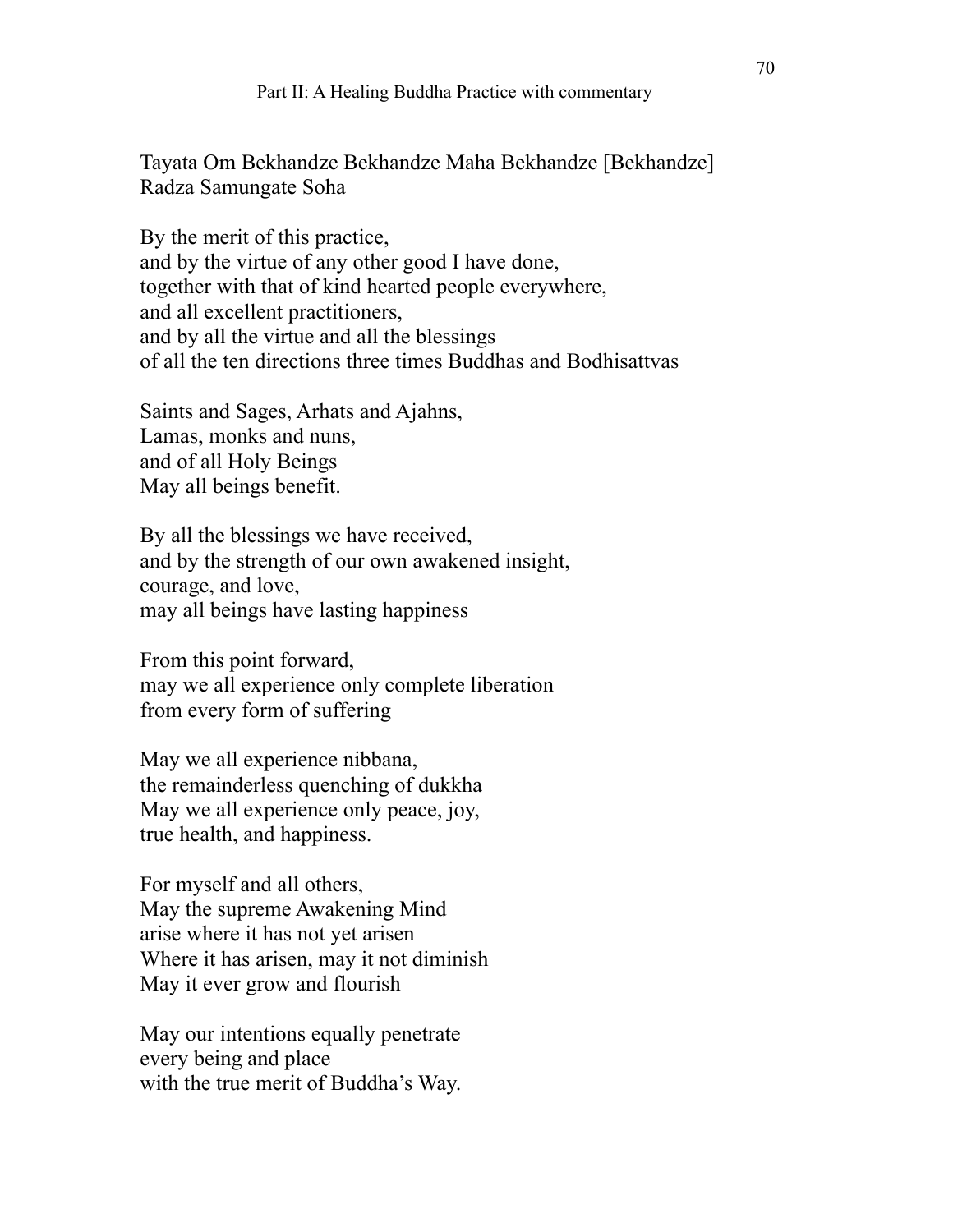Tayata Om Bekhandze Bekhandze Maha Bekhandze [Bekhandze]
Radza Samungate Soha

By the merit of this practice,
and by the virtue of any other good I have done,
together with that of kind hearted people everywhere,
and all excellent practitioners,
and by all the virtue and all the blessings
of all the ten directions three times Buddhas and Bodhisattvas

Saints and Sages, Arhats and Ajahns,
Lamas, monks and nuns,
and of all Holy Beings
May all beings benefit.

By all the blessings we have received,
and by the strength of our own awakened insight,
courage, and love,
may all beings have lasting happiness

From this point forward,
may we all experience only complete liberation
from every form of suffering

May we all experience nibbana,
the remainderless quenching of dukkha
May we all experience only peace, joy,
true health, and happiness.

For myself and all others,
May the supreme Awakening Mind
arise where it has not yet arisen
Where it has arisen, may it not diminish
May it ever grow and flourish

May our intentions equally penetrate
every being and place
with the true merit of Buddha's Way.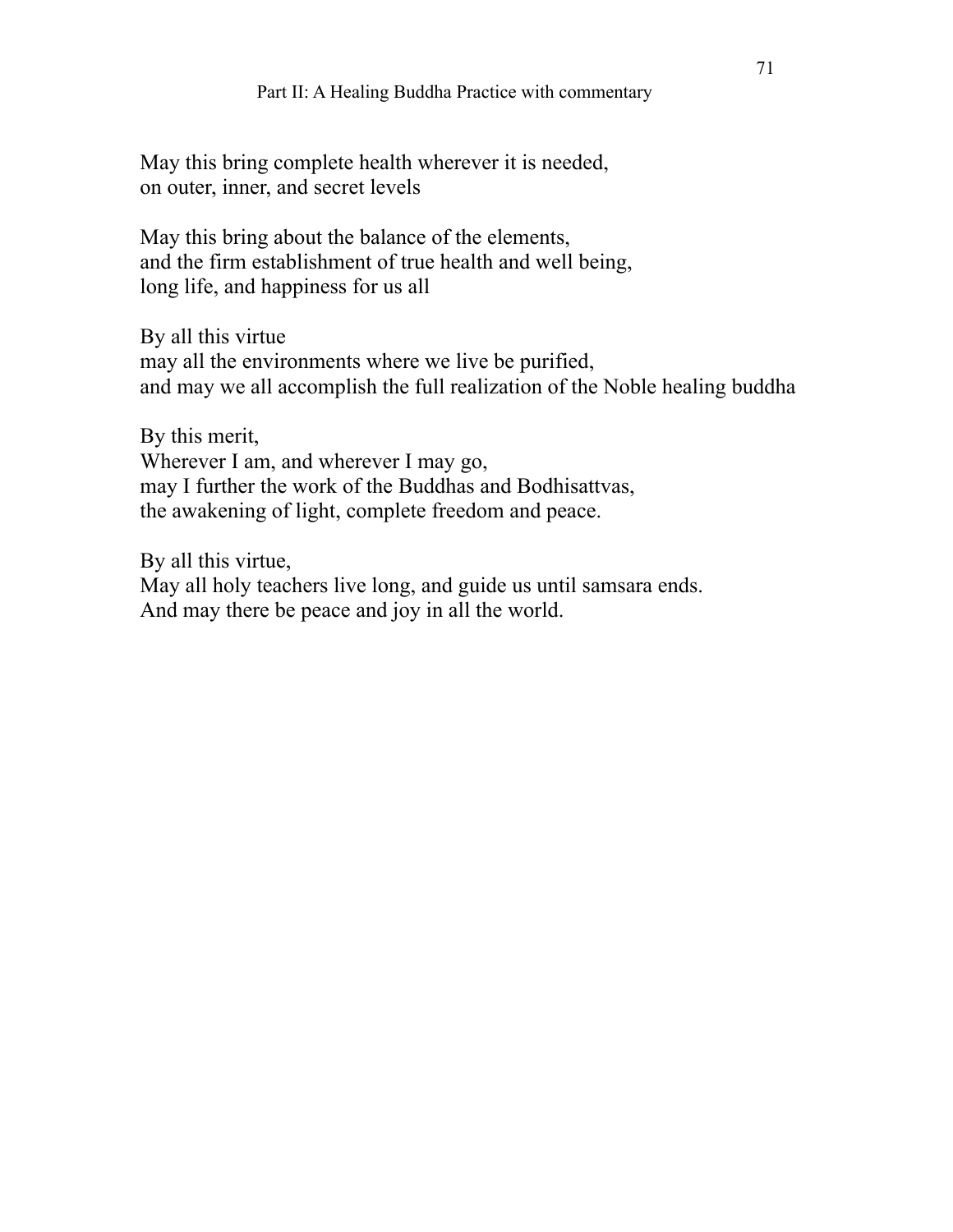May this bring complete health wherever it is needed,
on outer, inner, and secret levels

May this bring about the balance of the elements,
and the firm establishment of true health and well being,
long life, and happiness for us all

By all this virtue
may all the environments where we live be purified,
and may we all accomplish the full realization of the Noble healing buddha

By this merit,
Wherever I am, and wherever I may go,
may I further the work of the Buddhas and Bodhisattvas,
the awakening of light, complete freedom and peace.

By all this virtue,
May all holy teachers live long, and guide us until samsara ends.
And may there be peace and joy in all the world.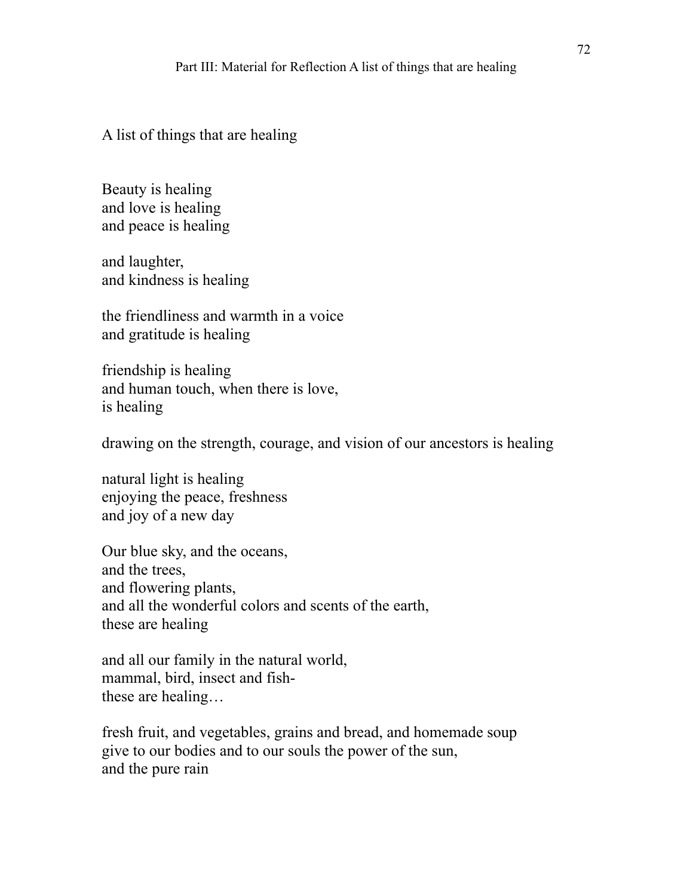## A list of things that are healing

Beauty is healing
and love is healing
and peace is healing

and laughter,
and kindness is healing

the friendliness and warmth in a voice
and gratitude is healing

friendship is healing
and human touch, when there is love,
is healing

drawing on the strength, courage, and vision of our ancestors is healing

natural light is healing
enjoying the peace, freshness
and joy of a new day

Our blue sky, and the oceans,
and the trees,
and flowering plants,
and all the wonderful colors and scents of the earth,
these are healing

and all our family in the natural world,
mammal, bird, insect and fish-
these are healing…

fresh fruit, and vegetables, grains and bread, and homemade soup
give to our bodies and to our souls the power of the sun,
and the pure rain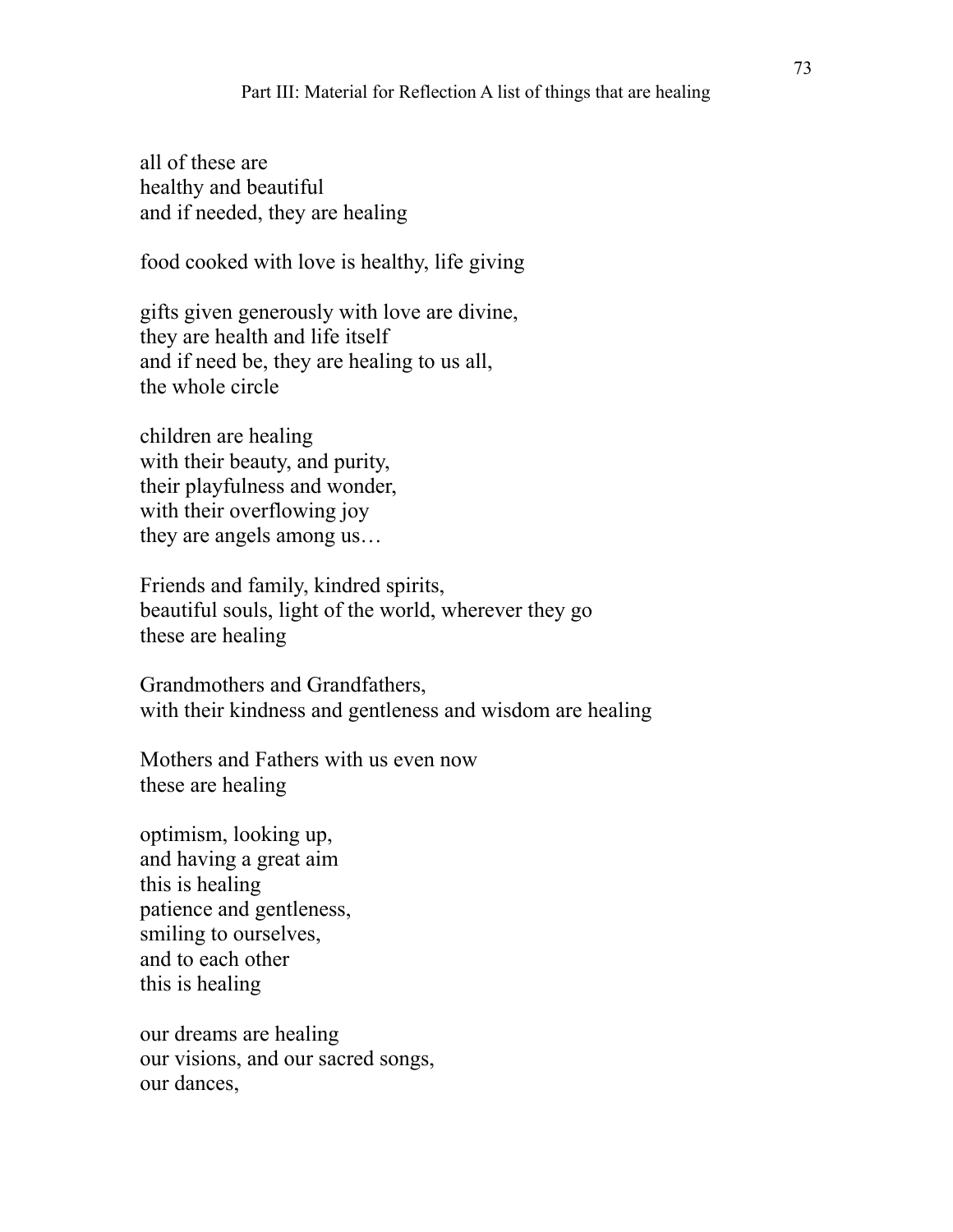all of these are  
healthy and beautiful  
and if needed, they are healing

food cooked with love is healthy, life giving

gifts given generously with love are divine,  
they are health and life itself  
and if need be, they are healing to us all,  
the whole circle

children are healing  
with their beauty, and purity,  
their playfulness and wonder,  
with their overflowing joy  
they are angels among us…

Friends and family, kindred spirits,  
beautiful souls, light of the world, wherever they go  
these are healing

Grandmothers and Grandfathers,  
with their kindness and gentleness and wisdom are healing

Mothers and Fathers with us even now  
these are healing

optimism, looking up,  
and having a great aim  
this is healing  
patience and gentleness,  
smiling to ourselves,  
and to each other  
this is healing

our dreams are healing  
our visions, and our sacred songs,  
our dances,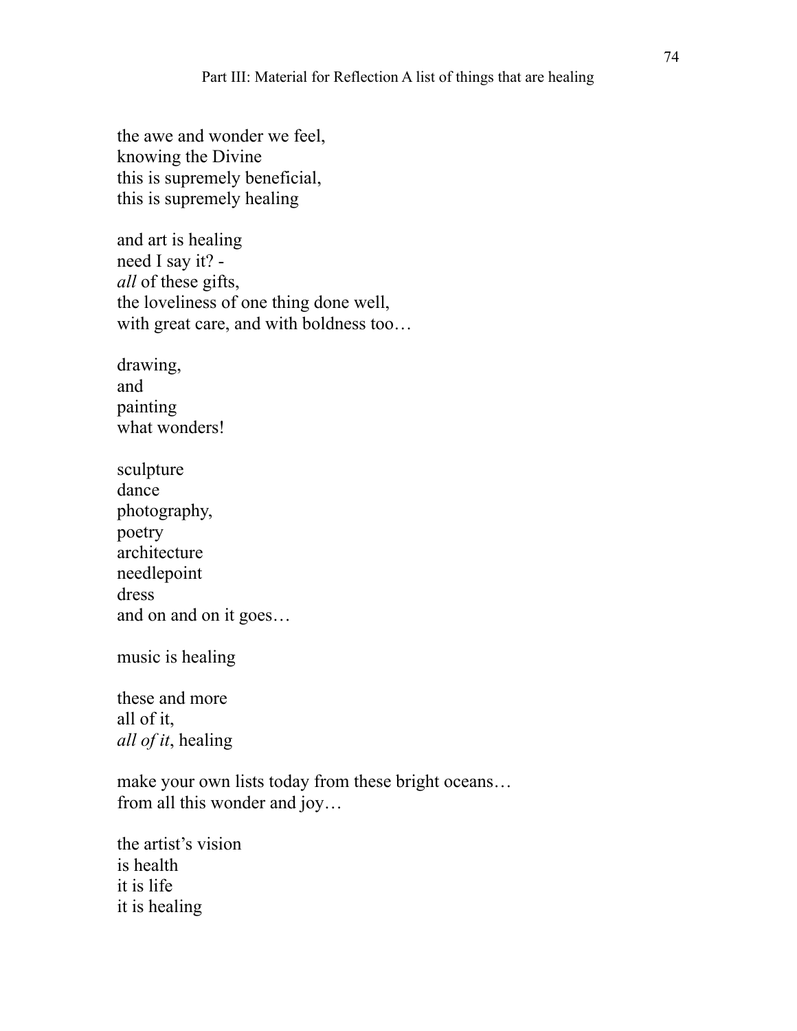the awe and wonder we feel,
knowing the Divine
this is supremely beneficial,
this is supremely healing

and art is healing
need I say it? -
*all* of these gifts,
the loveliness of one thing done well,
with great care, and with boldness too…

drawing,
and
painting
what wonders!

sculpture
dance
photography,
poetry
architecture
needlepoint
dress
and on and on it goes…

music is healing

these and more
all of it,
*all of it*, healing

make your own lists today from these bright oceans…
from all this wonder and joy…

the artist's vision
is health
it is life
it is healing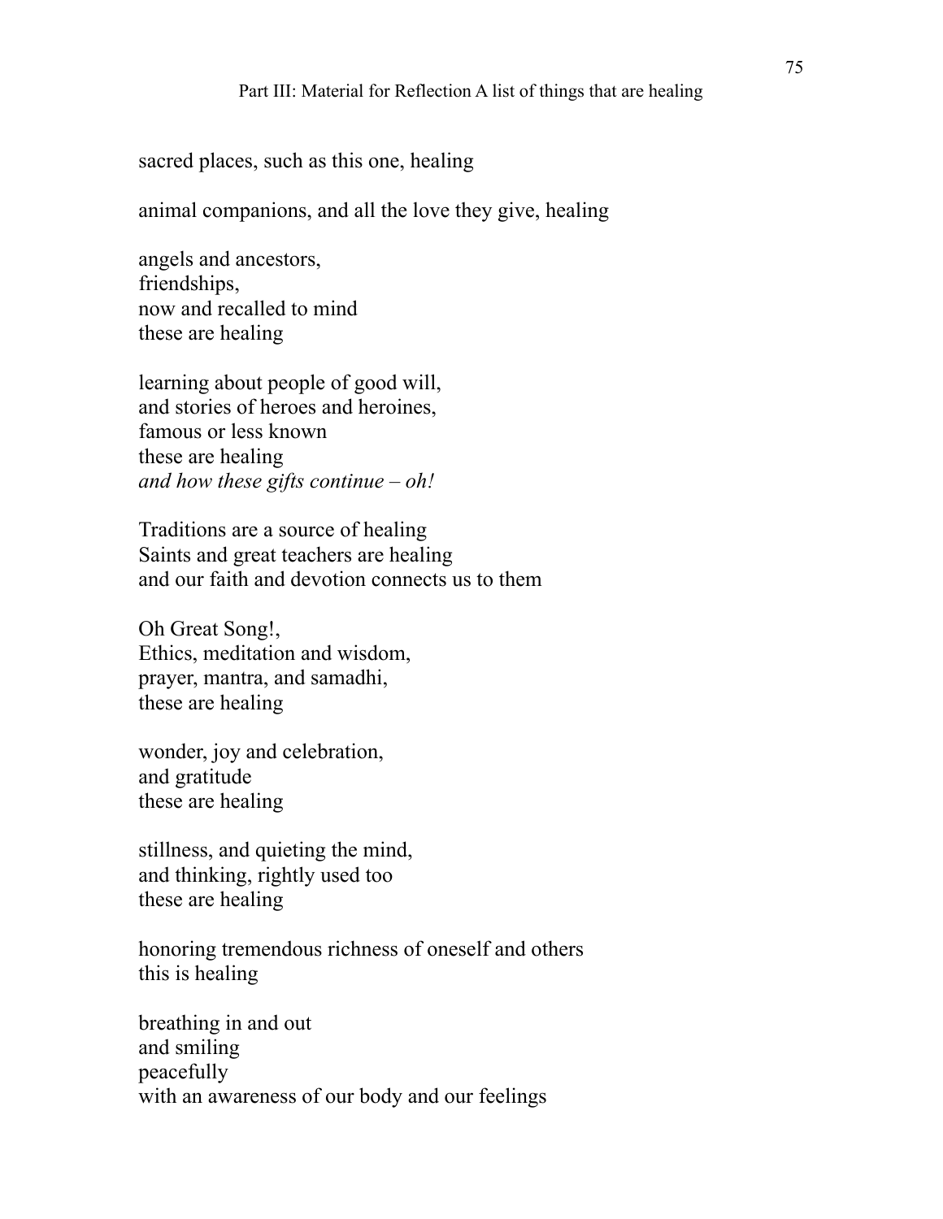sacred places, such as this one, healing

animal companions, and all the love they give, healing

angels and ancestors,  
friendships,  
now and recalled to mind  
these are healing

learning about people of good will,  
and stories of heroes and heroines,  
famous or less known  
these are healing  
*and how these gifts continue – oh!*

Traditions are a source of healing  
Saints and great teachers are healing  
and our faith and devotion connects us to them

Oh Great Song!,  
Ethics, meditation and wisdom,  
prayer, mantra, and samadhi,  
these are healing

wonder, joy and celebration,  
and gratitude  
these are healing

stillness, and quieting the mind,  
and thinking, rightly used too  
these are healing

honoring tremendous richness of oneself and others  
this is healing

breathing in and out  
and smiling  
peacefully  
with an awareness of our body and our feelings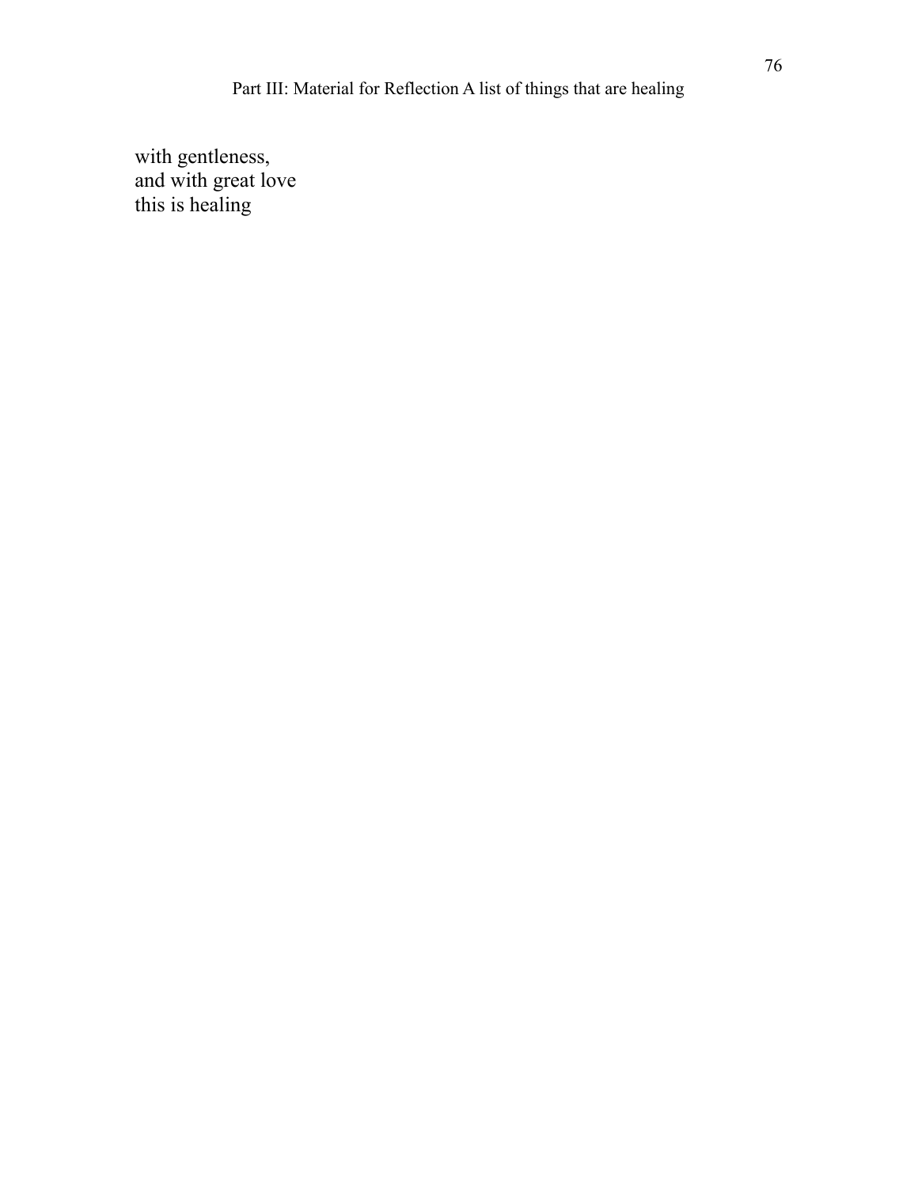with gentleness,
and with great love
this is healing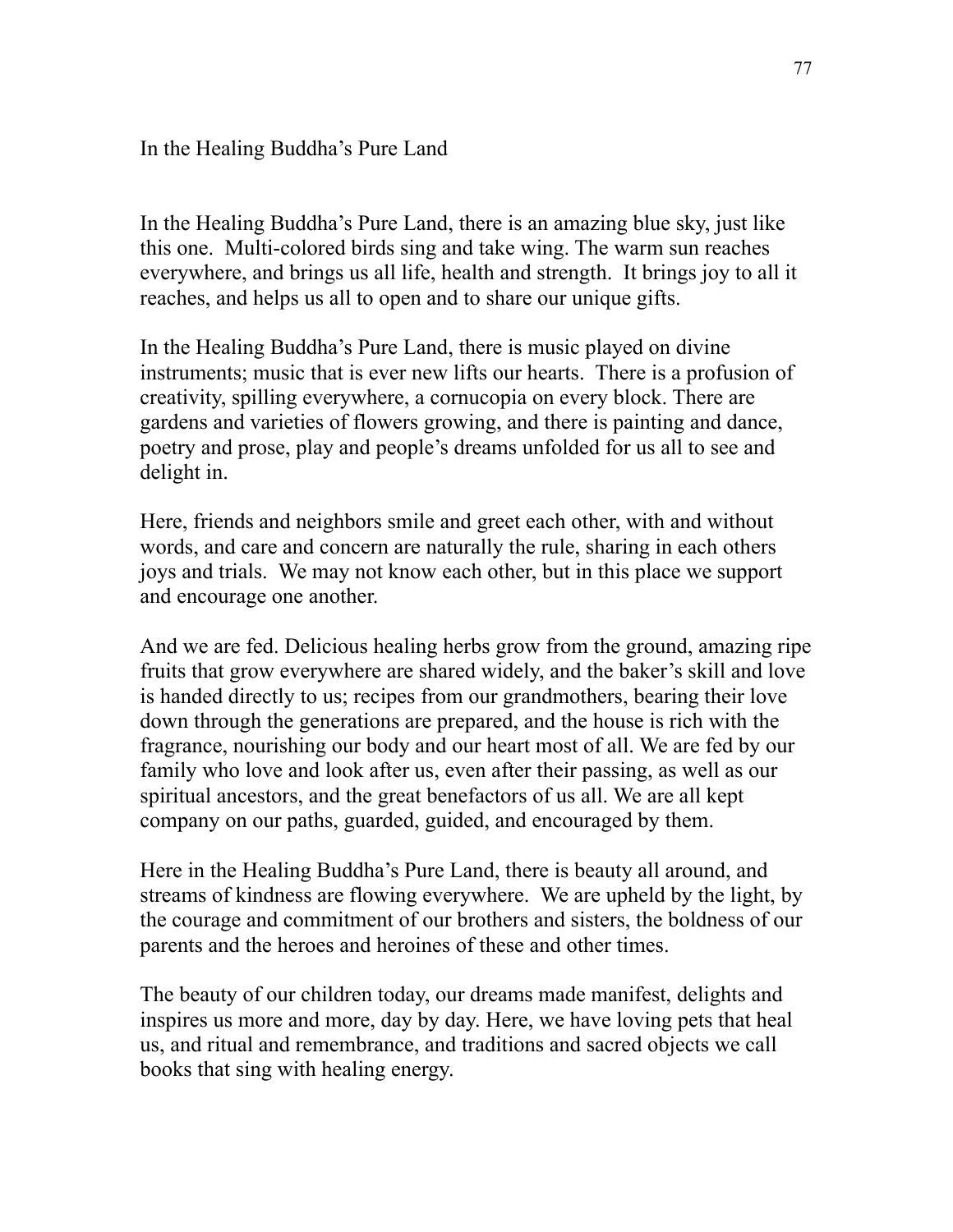# In the Healing Buddha's Pure Land

In the Healing Buddha's Pure Land, there is an amazing blue sky, just like this one. Multi-colored birds sing and take wing. The warm sun reaches everywhere, and brings us all life, health and strength. It brings joy to all it reaches, and helps us all to open and to share our unique gifts.

In the Healing Buddha's Pure Land, there is music played on divine instruments; music that is ever new lifts our hearts. There is a profusion of creativity, spilling everywhere, a cornucopia on every block. There are gardens and varieties of flowers growing, and there is painting and dance, poetry and prose, play and people's dreams unfolded for us all to see and delight in.

Here, friends and neighbors smile and greet each other, with and without words, and care and concern are naturally the rule, sharing in each others joys and trials. We may not know each other, but in this place we support and encourage one another.

And we are fed. Delicious healing herbs grow from the ground, amazing ripe fruits that grow everywhere are shared widely, and the baker's skill and love is handed directly to us; recipes from our grandmothers, bearing their love down through the generations are prepared, and the house is rich with the fragrance, nourishing our body and our heart most of all. We are fed by our family who love and look after us, even after their passing, as well as our spiritual ancestors, and the great benefactors of us all. We are all kept company on our paths, guarded, guided, and encouraged by them.

Here in the Healing Buddha's Pure Land, there is beauty all around, and streams of kindness are flowing everywhere. We are upheld by the light, by the courage and commitment of our brothers and sisters, the boldness of our parents and the heroes and heroines of these and other times.

The beauty of our children today, our dreams made manifest, delights and inspires us more and more, day by day. Here, we have loving pets that heal us, and ritual and remembrance, and traditions and sacred objects we call books that sing with healing energy.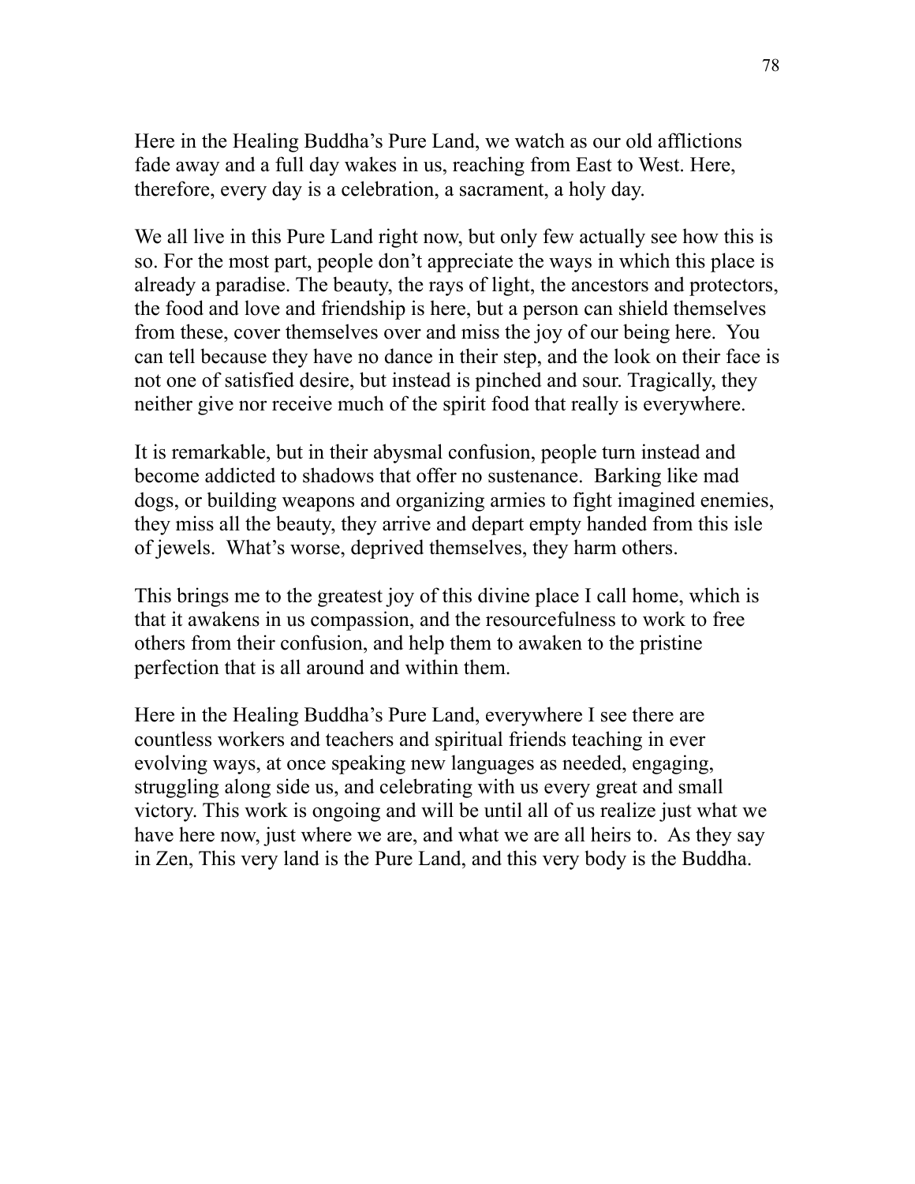Here in the Healing Buddha's Pure Land, we watch as our old afflictions fade away and a full day wakes in us, reaching from East to West. Here, therefore, every day is a celebration, a sacrament, a holy day.

We all live in this Pure Land right now, but only few actually see how this is so. For the most part, people don't appreciate the ways in which this place is already a paradise. The beauty, the rays of light, the ancestors and protectors, the food and love and friendship is here, but a person can shield themselves from these, cover themselves over and miss the joy of our being here. You can tell because they have no dance in their step, and the look on their face is not one of satisfied desire, but instead is pinched and sour. Tragically, they neither give nor receive much of the spirit food that really is everywhere.

It is remarkable, but in their abysmal confusion, people turn instead and become addicted to shadows that offer no sustenance. Barking like mad dogs, or building weapons and organizing armies to fight imagined enemies, they miss all the beauty, they arrive and depart empty handed from this isle of jewels. What's worse, deprived themselves, they harm others.

This brings me to the greatest joy of this divine place I call home, which is that it awakens in us compassion, and the resourcefulness to work to free others from their confusion, and help them to awaken to the pristine perfection that is all around and within them.

Here in the Healing Buddha's Pure Land, everywhere I see there are countless workers and teachers and spiritual friends teaching in ever evolving ways, at once speaking new languages as needed, engaging, struggling along side us, and celebrating with us every great and small victory. This work is ongoing and will be until all of us realize just what we have here now, just where we are, and what we are all heirs to. As they say in Zen, This very land is the Pure Land, and this very body is the Buddha.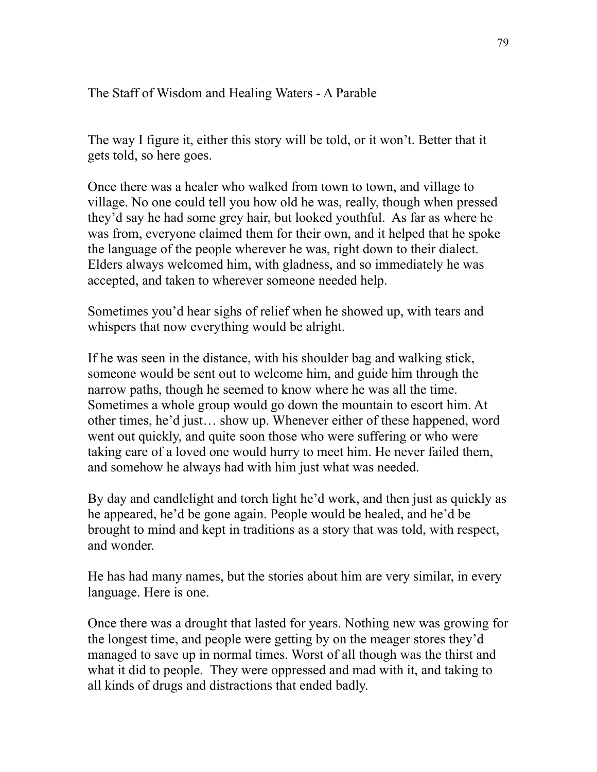## The Staff of Wisdom and Healing Waters - A Parable

The way I figure it, either this story will be told, or it won't. Better that it gets told, so here goes.

Once there was a healer who walked from town to town, and village to village. No one could tell you how old he was, really, though when pressed they'd say he had some grey hair, but looked youthful. As far as where he was from, everyone claimed them for their own, and it helped that he spoke the language of the people wherever he was, right down to their dialect. Elders always welcomed him, with gladness, and so immediately he was accepted, and taken to wherever someone needed help.

Sometimes you'd hear sighs of relief when he showed up, with tears and whispers that now everything would be alright.

If he was seen in the distance, with his shoulder bag and walking stick, someone would be sent out to welcome him, and guide him through the narrow paths, though he seemed to know where he was all the time. Sometimes a whole group would go down the mountain to escort him. At other times, he'd just… show up. Whenever either of these happened, word went out quickly, and quite soon those who were suffering or who were taking care of a loved one would hurry to meet him. He never failed them, and somehow he always had with him just what was needed.

By day and candlelight and torch light he'd work, and then just as quickly as he appeared, he'd be gone again. People would be healed, and he'd be brought to mind and kept in traditions as a story that was told, with respect, and wonder.

He has had many names, but the stories about him are very similar, in every language. Here is one.

Once there was a drought that lasted for years. Nothing new was growing for the longest time, and people were getting by on the meager stores they'd managed to save up in normal times. Worst of all though was the thirst and what it did to people. They were oppressed and mad with it, and taking to all kinds of drugs and distractions that ended badly.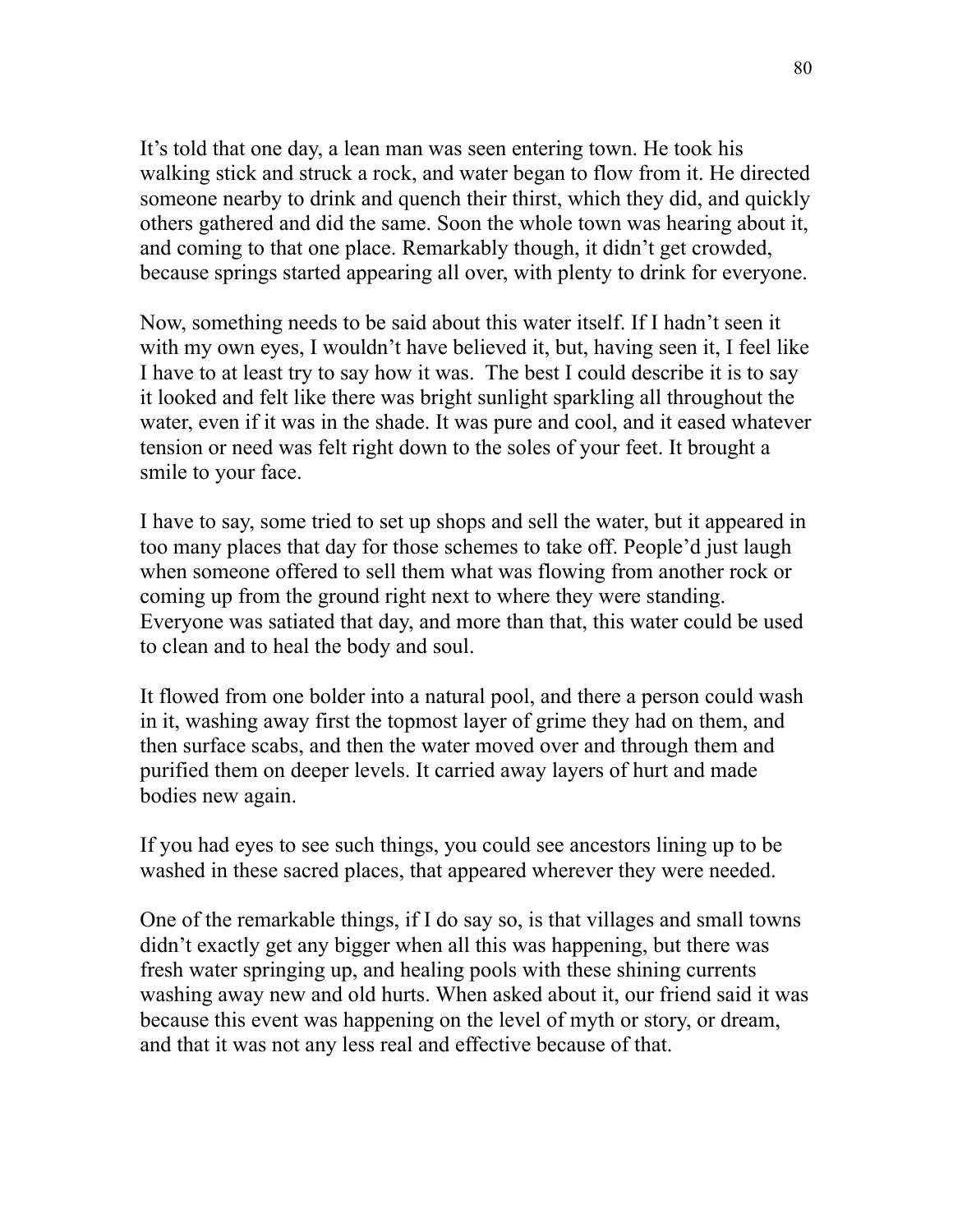It's told that one day, a lean man was seen entering town. He took his walking stick and struck a rock, and water began to flow from it. He directed someone nearby to drink and quench their thirst, which they did, and quickly others gathered and did the same. Soon the whole town was hearing about it, and coming to that one place. Remarkably though, it didn't get crowded, because springs started appearing all over, with plenty to drink for everyone.

Now, something needs to be said about this water itself. If I hadn't seen it with my own eyes, I wouldn't have believed it, but, having seen it, I feel like I have to at least try to say how it was.  The best I could describe it is to say it looked and felt like there was bright sunlight sparkling all throughout the water, even if it was in the shade. It was pure and cool, and it eased whatever tension or need was felt right down to the soles of your feet. It brought a smile to your face.

I have to say, some tried to set up shops and sell the water, but it appeared in too many places that day for those schemes to take off. People'd just laugh when someone offered to sell them what was flowing from another rock or coming up from the ground right next to where they were standing. Everyone was satiated that day, and more than that, this water could be used to clean and to heal the body and soul.

It flowed from one bolder into a natural pool, and there a person could wash in it, washing away first the topmost layer of grime they had on them, and then surface scabs, and then the water moved over and through them and purified them on deeper levels. It carried away layers of hurt and made bodies new again.

If you had eyes to see such things, you could see ancestors lining up to be washed in these sacred places, that appeared wherever they were needed.

One of the remarkable things, if I do say so, is that villages and small towns didn't exactly get any bigger when all this was happening, but there was fresh water springing up, and healing pools with these shining currents washing away new and old hurts. When asked about it, our friend said it was because this event was happening on the level of myth or story, or dream, and that it was not any less real and effective because of that.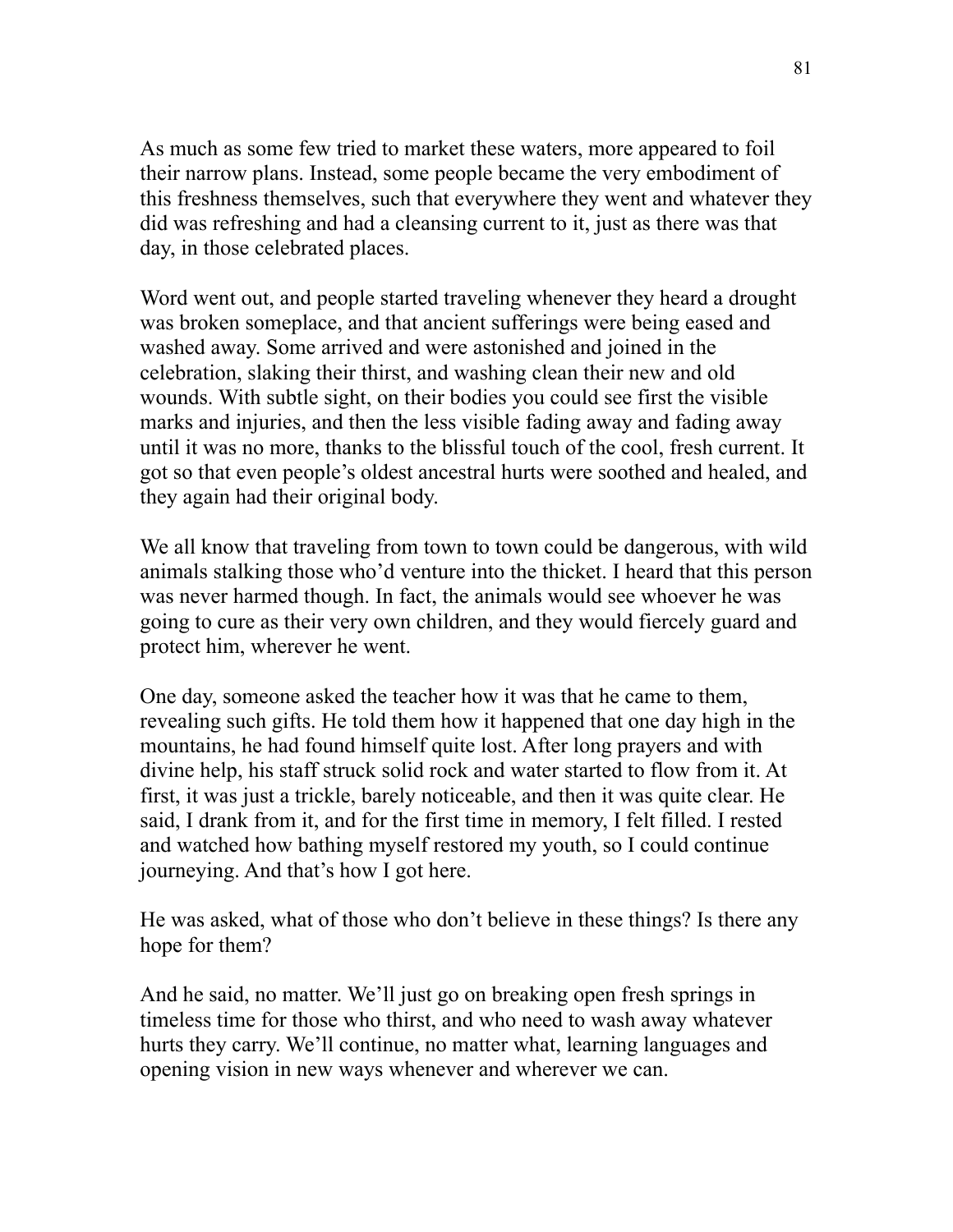As much as some few tried to market these waters, more appeared to foil their narrow plans. Instead, some people became the very embodiment of this freshness themselves, such that everywhere they went and whatever they did was refreshing and had a cleansing current to it, just as there was that day, in those celebrated places.

Word went out, and people started traveling whenever they heard a drought was broken someplace, and that ancient sufferings were being eased and washed away. Some arrived and were astonished and joined in the celebration, slaking their thirst, and washing clean their new and old wounds. With subtle sight, on their bodies you could see first the visible marks and injuries, and then the less visible fading away and fading away until it was no more, thanks to the blissful touch of the cool, fresh current. It got so that even people's oldest ancestral hurts were soothed and healed, and they again had their original body.

We all know that traveling from town to town could be dangerous, with wild animals stalking those who'd venture into the thicket. I heard that this person was never harmed though. In fact, the animals would see whoever he was going to cure as their very own children, and they would fiercely guard and protect him, wherever he went.

One day, someone asked the teacher how it was that he came to them, revealing such gifts. He told them how it happened that one day high in the mountains, he had found himself quite lost. After long prayers and with divine help, his staff struck solid rock and water started to flow from it. At first, it was just a trickle, barely noticeable, and then it was quite clear. He said, I drank from it, and for the first time in memory, I felt filled. I rested and watched how bathing myself restored my youth, so I could continue journeying. And that's how I got here.

He was asked, what of those who don't believe in these things? Is there any hope for them?

And he said, no matter. We'll just go on breaking open fresh springs in timeless time for those who thirst, and who need to wash away whatever hurts they carry. We'll continue, no matter what, learning languages and opening vision in new ways whenever and wherever we can.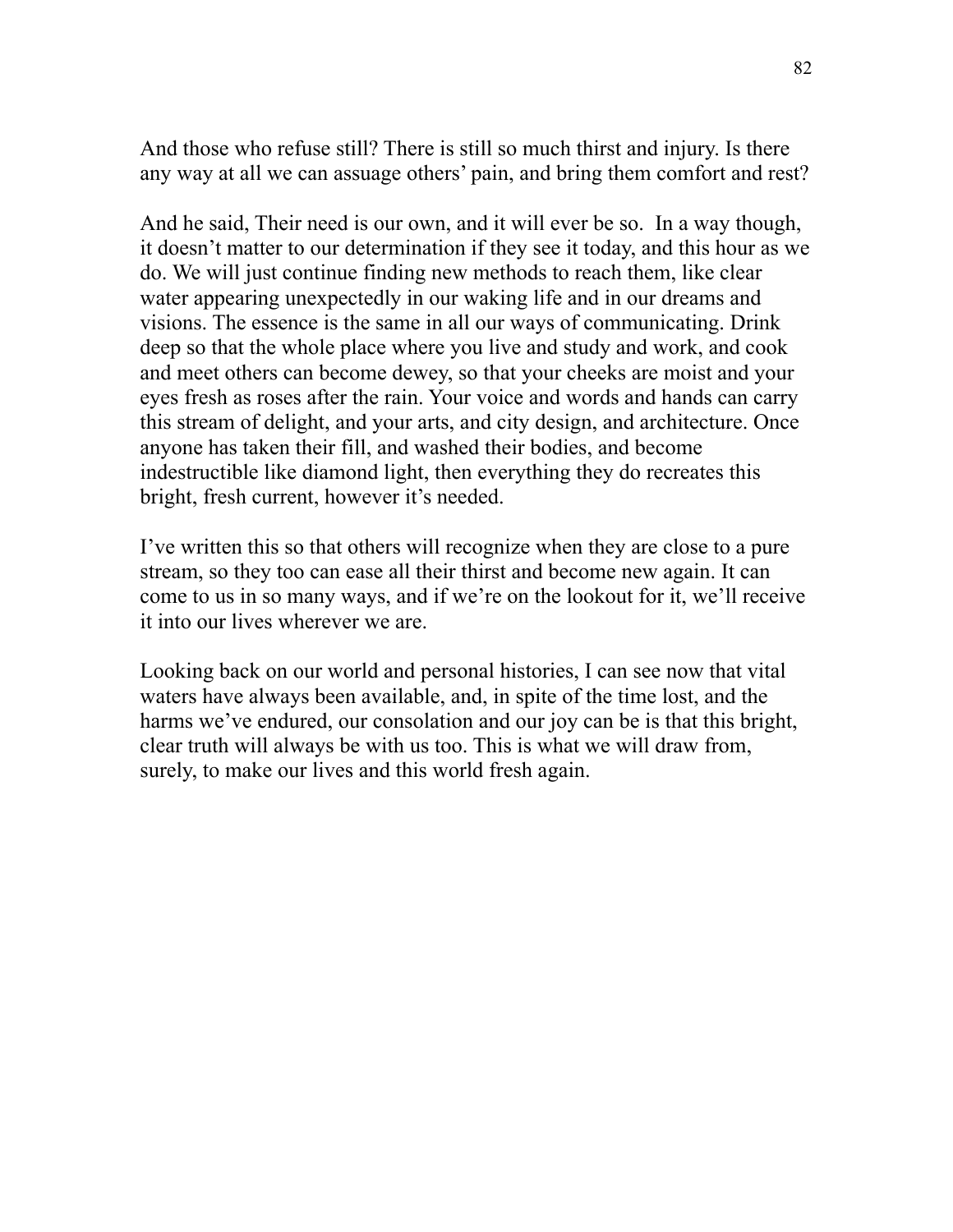And those who refuse still? There is still so much thirst and injury. Is there any way at all we can assuage others' pain, and bring them comfort and rest?

And he said, Their need is our own, and it will ever be so.  In a way though, it doesn't matter to our determination if they see it today, and this hour as we do. We will just continue finding new methods to reach them, like clear water appearing unexpectedly in our waking life and in our dreams and visions. The essence is the same in all our ways of communicating. Drink deep so that the whole place where you live and study and work, and cook and meet others can become dewey, so that your cheeks are moist and your eyes fresh as roses after the rain. Your voice and words and hands can carry this stream of delight, and your arts, and city design, and architecture. Once anyone has taken their fill, and washed their bodies, and become indestructible like diamond light, then everything they do recreates this bright, fresh current, however it's needed.

I've written this so that others will recognize when they are close to a pure stream, so they too can ease all their thirst and become new again. It can come to us in so many ways, and if we're on the lookout for it, we'll receive it into our lives wherever we are.

Looking back on our world and personal histories, I can see now that vital waters have always been available, and, in spite of the time lost, and the harms we've endured, our consolation and our joy can be is that this bright, clear truth will always be with us too. This is what we will draw from, surely, to make our lives and this world fresh again.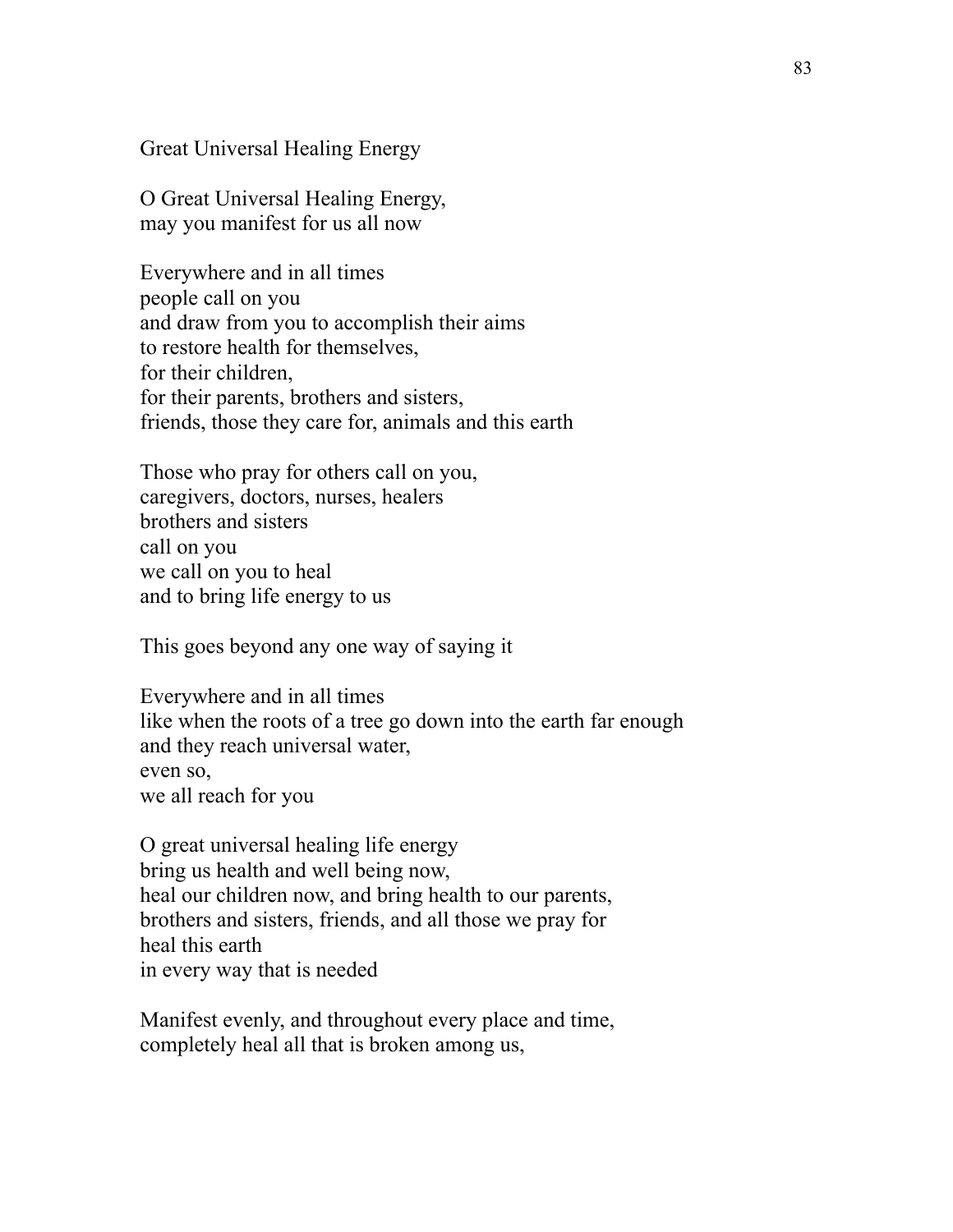## Great Universal Healing Energy

O Great Universal Healing Energy,
may you manifest for us all now

Everywhere and in all times
people call on you
and draw from you to accomplish their aims
to restore health for themselves,
for their children,
for their parents, brothers and sisters,
friends, those they care for, animals and this earth

Those who pray for others call on you,
caregivers, doctors, nurses, healers
brothers and sisters
call on you
we call on you to heal
and to bring life energy to us

This goes beyond any one way of saying it

Everywhere and in all times
like when the roots of a tree go down into the earth far enough
and they reach universal water,
even so,
we all reach for you

O great universal healing life energy
bring us health and well being now,
heal our children now, and bring health to our parents,
brothers and sisters, friends, and all those we pray for
heal this earth
in every way that is needed

Manifest evenly, and throughout every place and time,
completely heal all that is broken among us,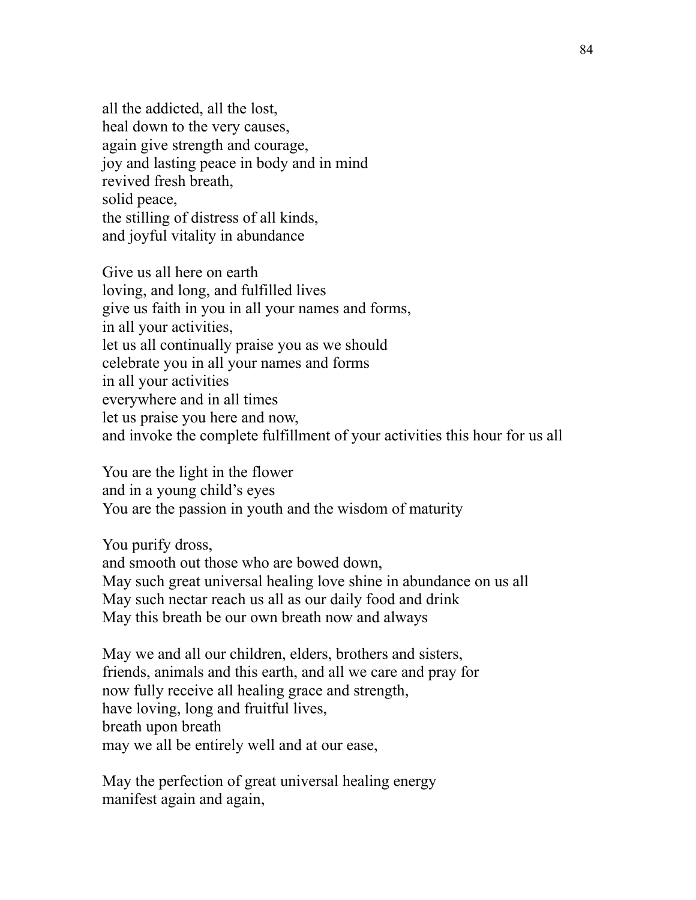all the addicted, all the lost,
heal down to the very causes,
again give strength and courage,
joy and lasting peace in body and in mind
revived fresh breath,
solid peace,
the stilling of distress of all kinds,
and joyful vitality in abundance

Give us all here on earth
loving, and long, and fulfilled lives
give us faith in you in all your names and forms,
in all your activities,
let us all continually praise you as we should
celebrate you in all your names and forms
in all your activities
everywhere and in all times
let us praise you here and now,
and invoke the complete fulfillment of your activities this hour for us all

You are the light in the flower
and in a young child's eyes
You are the passion in youth and the wisdom of maturity

You purify dross,
and smooth out those who are bowed down,
May such great universal healing love shine in abundance on us all
May such nectar reach us all as our daily food and drink
May this breath be our own breath now and always

May we and all our children, elders, brothers and sisters,
friends, animals and this earth, and all we care and pray for
now fully receive all healing grace and strength,
have loving, long and fruitful lives,
breath upon breath
may we all be entirely well and at our ease,

May the perfection of great universal healing energy
manifest again and again,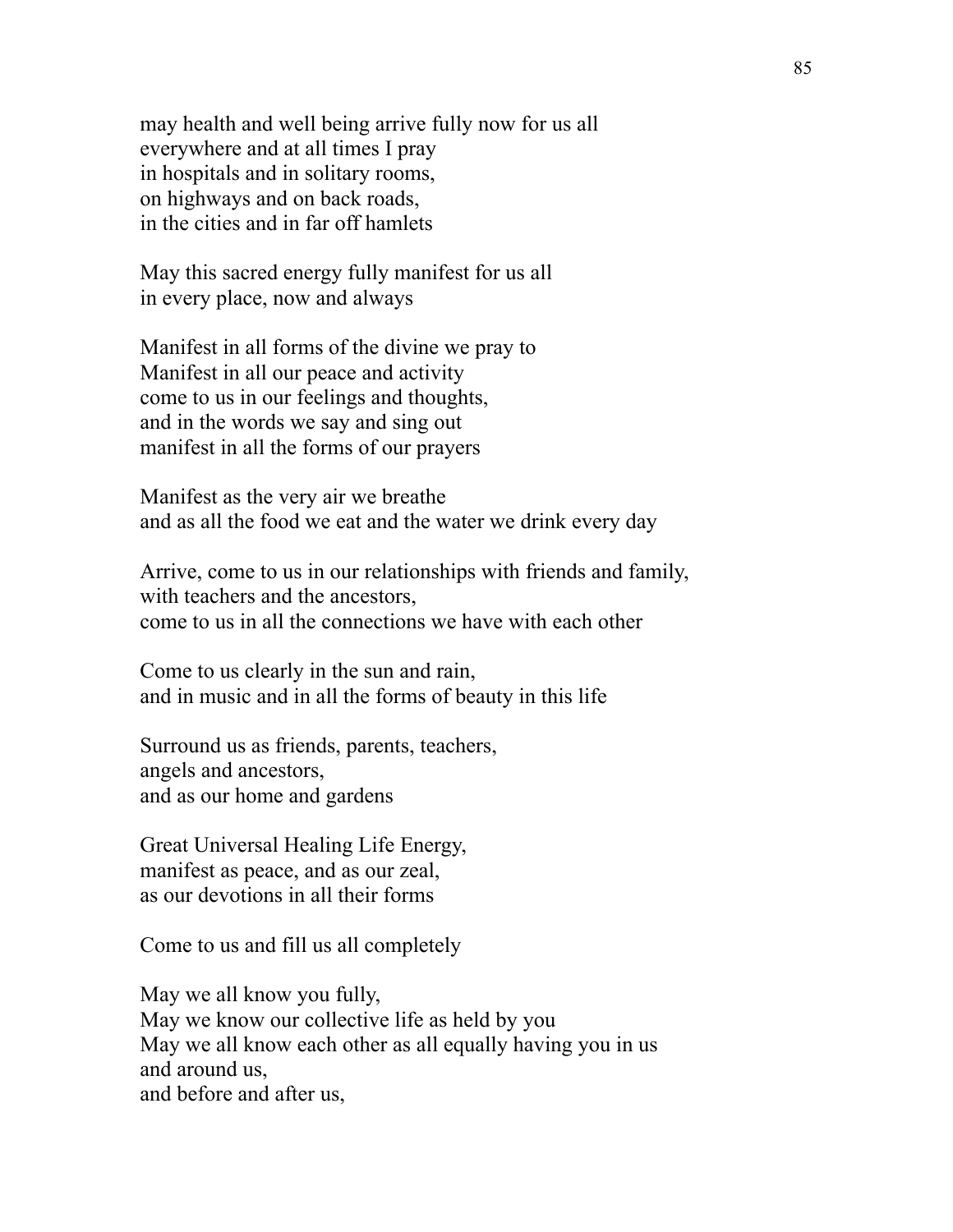may health and well being arrive fully now for us all
everywhere and at all times I pray
in hospitals and in solitary rooms,
on highways and on back roads,
in the cities and in far off hamlets

May this sacred energy fully manifest for us all
in every place, now and always

Manifest in all forms of the divine we pray to
Manifest in all our peace and activity
come to us in our feelings and thoughts,
and in the words we say and sing out
manifest in all the forms of our prayers

Manifest as the very air we breathe
and as all the food we eat and the water we drink every day

Arrive, come to us in our relationships with friends and family,
with teachers and the ancestors,
come to us in all the connections we have with each other

Come to us clearly in the sun and rain,
and in music and in all the forms of beauty in this life

Surround us as friends, parents, teachers,
angels and ancestors,
and as our home and gardens

Great Universal Healing Life Energy,
manifest as peace, and as our zeal,
as our devotions in all their forms

Come to us and fill us all completely

May we all know you fully,
May we know our collective life as held by you
May we all know each other as all equally having you in us
and around us,
and before and after us,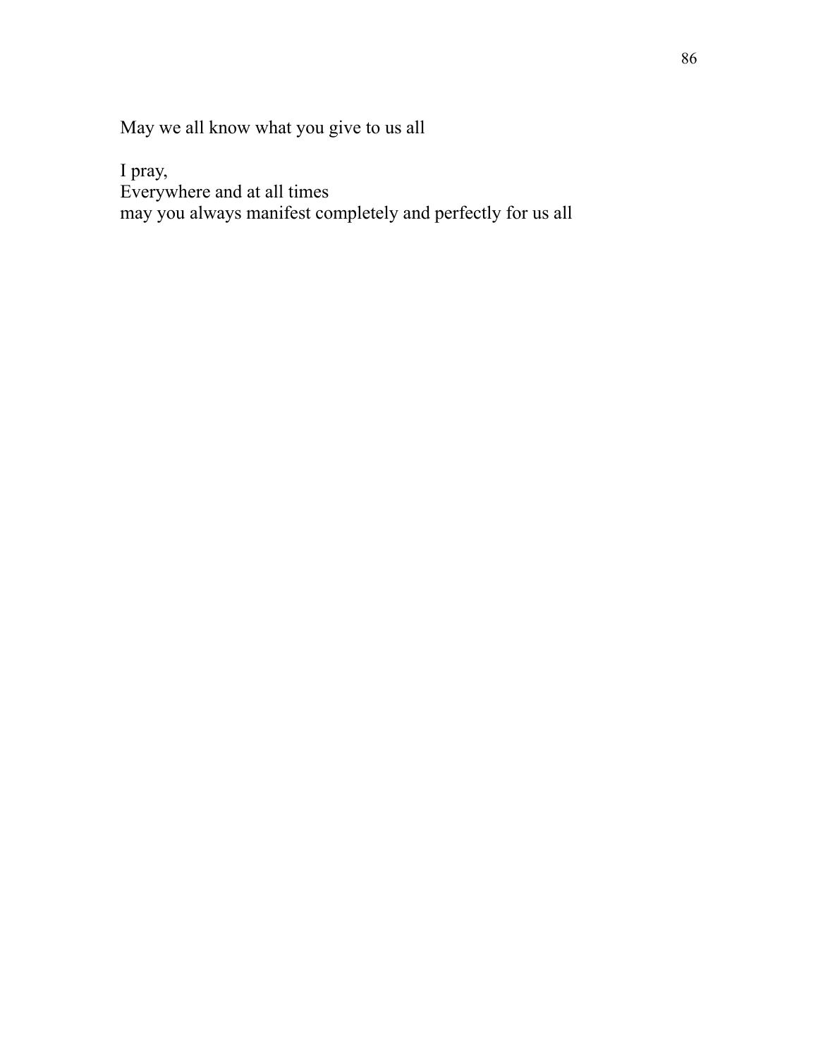May we all know what you give to us all

I pray,
Everywhere and at all times
may you always manifest completely and perfectly for us all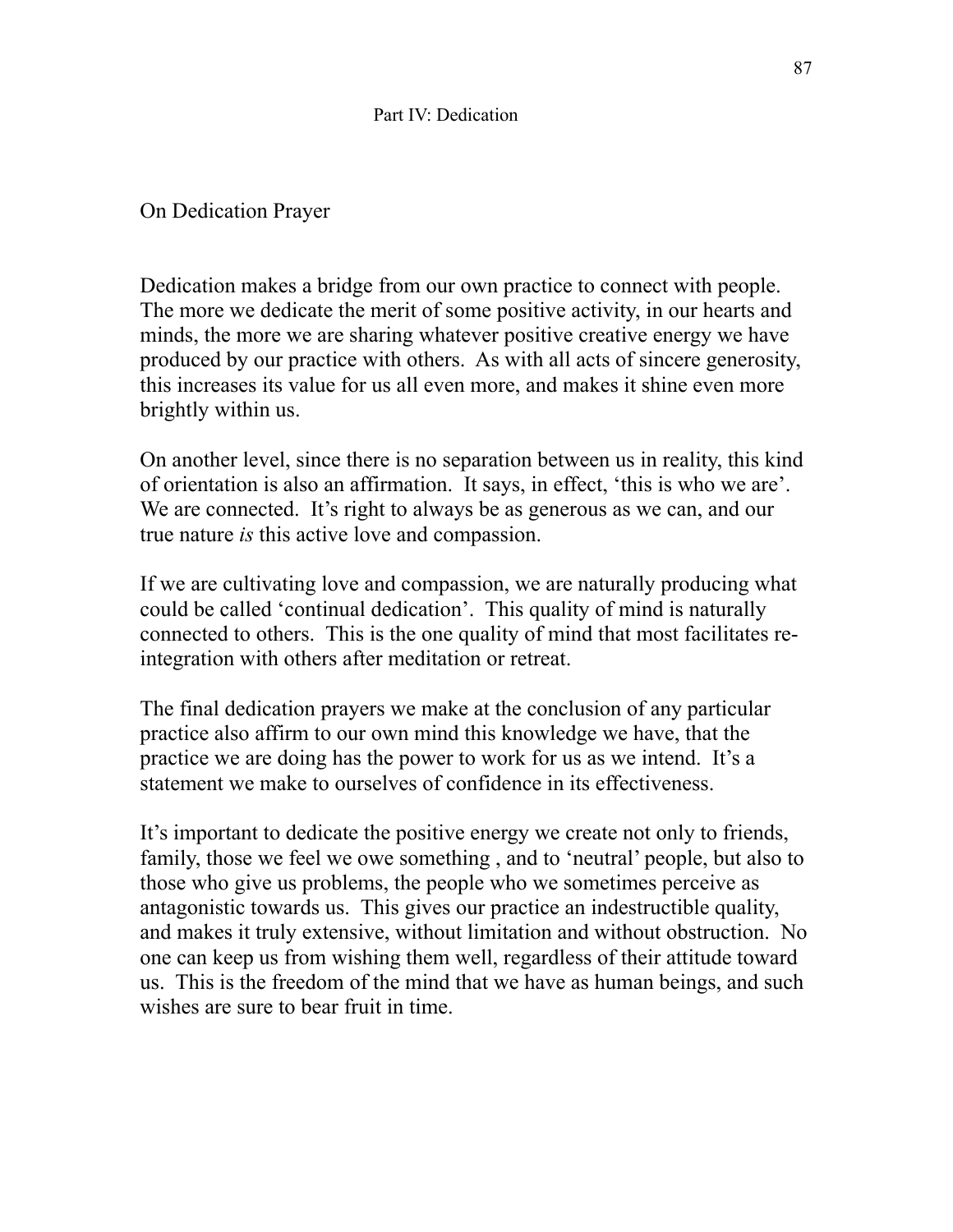# Part IV: Dedication

## On Dedication Prayer

Dedication makes a bridge from our own practice to connect with people. The more we dedicate the merit of some positive activity, in our hearts and minds, the more we are sharing whatever positive creative energy we have produced by our practice with others. As with all acts of sincere generosity, this increases its value for us all even more, and makes it shine even more brightly within us.

On another level, since there is no separation between us in reality, this kind of orientation is also an affirmation. It says, in effect, 'this is who we are'. We are connected. It's right to always be as generous as we can, and our true nature *is* this active love and compassion.

If we are cultivating love and compassion, we are naturally producing what could be called 'continual dedication'. This quality of mind is naturally connected to others. This is the one quality of mind that most facilitates re-integration with others after meditation or retreat.

The final dedication prayers we make at the conclusion of any particular practice also affirm to our own mind this knowledge we have, that the practice we are doing has the power to work for us as we intend. It's a statement we make to ourselves of confidence in its effectiveness.

It's important to dedicate the positive energy we create not only to friends, family, those we feel we owe something , and to 'neutral' people, but also to those who give us problems, the people who we sometimes perceive as antagonistic towards us. This gives our practice an indestructible quality, and makes it truly extensive, without limitation and without obstruction. No one can keep us from wishing them well, regardless of their attitude toward us. This is the freedom of the mind that we have as human beings, and such wishes are sure to bear fruit in time.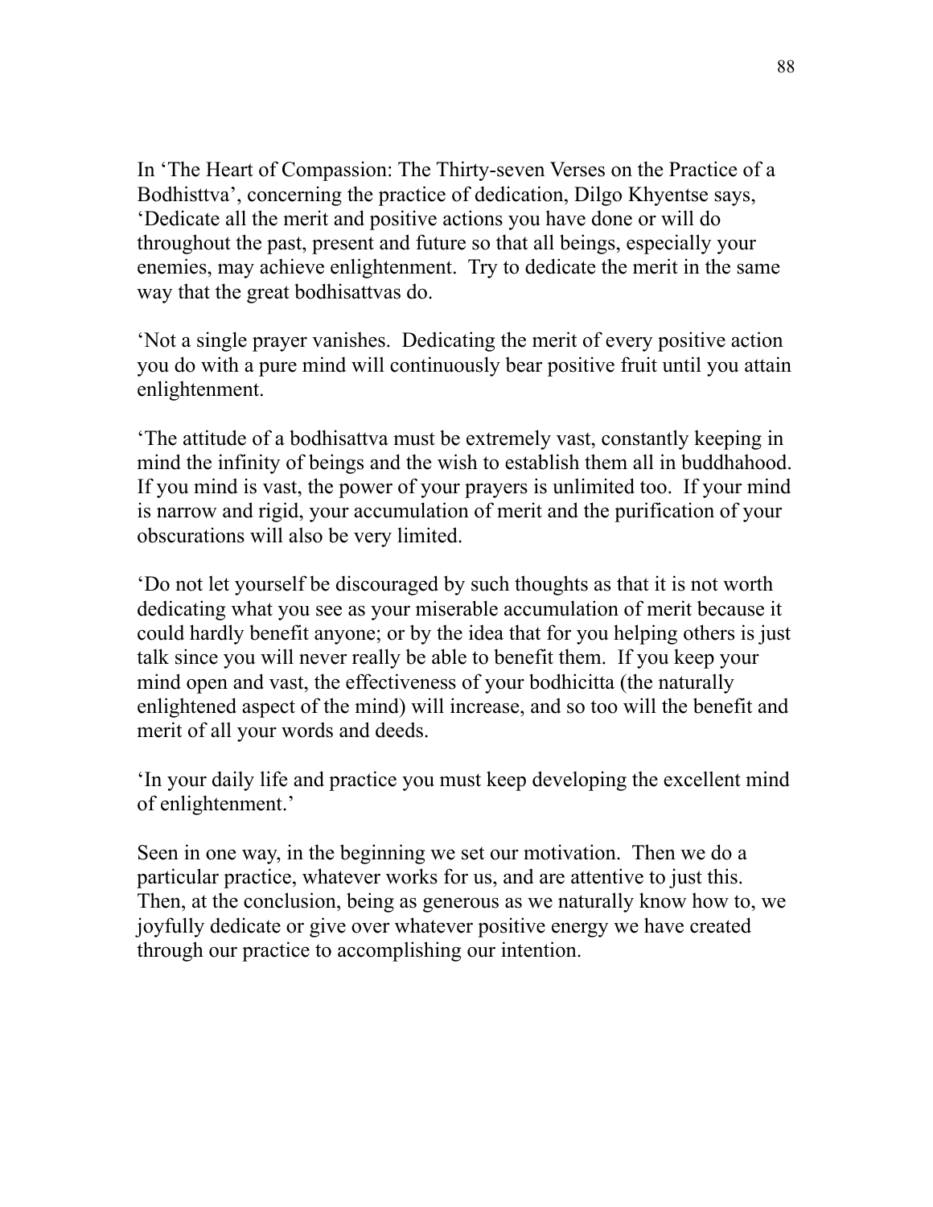In 'The Heart of Compassion: The Thirty-seven Verses on the Practice of a Bodhisttva', concerning the practice of dedication, Dilgo Khyentse says, 'Dedicate all the merit and positive actions you have done or will do throughout the past, present and future so that all beings, especially your enemies, may achieve enlightenment. Try to dedicate the merit in the same way that the great bodhisattvas do.

'Not a single prayer vanishes. Dedicating the merit of every positive action you do with a pure mind will continuously bear positive fruit until you attain enlightenment.

'The attitude of a bodhisattva must be extremely vast, constantly keeping in mind the infinity of beings and the wish to establish them all in buddhahood. If you mind is vast, the power of your prayers is unlimited too. If your mind is narrow and rigid, your accumulation of merit and the purification of your obscurations will also be very limited.

'Do not let yourself be discouraged by such thoughts as that it is not worth dedicating what you see as your miserable accumulation of merit because it could hardly benefit anyone; or by the idea that for you helping others is just talk since you will never really be able to benefit them. If you keep your mind open and vast, the effectiveness of your bodhicitta (the naturally enlightened aspect of the mind) will increase, and so too will the benefit and merit of all your words and deeds.

'In your daily life and practice you must keep developing the excellent mind of enlightenment.'

Seen in one way, in the beginning we set our motivation. Then we do a particular practice, whatever works for us, and are attentive to just this. Then, at the conclusion, being as generous as we naturally know how to, we joyfully dedicate or give over whatever positive energy we have created through our practice to accomplishing our intention.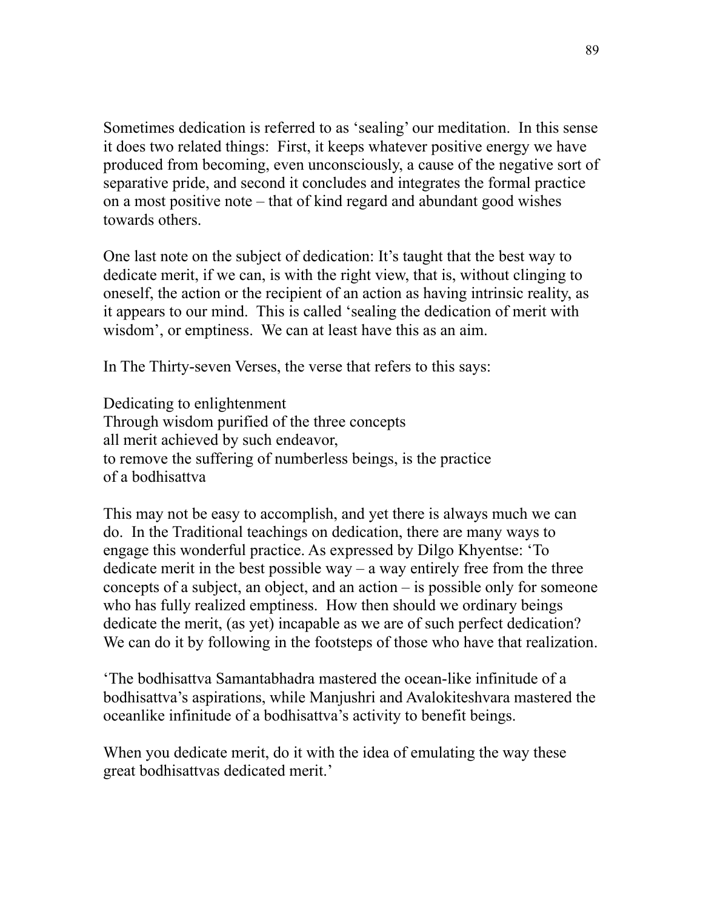Sometimes dedication is referred to as 'sealing' our meditation. In this sense it does two related things: First, it keeps whatever positive energy we have produced from becoming, even unconsciously, a cause of the negative sort of separative pride, and second it concludes and integrates the formal practice on a most positive note – that of kind regard and abundant good wishes towards others.

One last note on the subject of dedication: It's taught that the best way to dedicate merit, if we can, is with the right view, that is, without clinging to oneself, the action or the recipient of an action as having intrinsic reality, as it appears to our mind. This is called 'sealing the dedication of merit with wisdom', or emptiness. We can at least have this as an aim.

In The Thirty-seven Verses, the verse that refers to this says:

Dedicating to enlightenment  
Through wisdom purified of the three concepts  
all merit achieved by such endeavor,  
to remove the suffering of numberless beings, is the practice  
of a bodhisattva

This may not be easy to accomplish, and yet there is always much we can do. In the Traditional teachings on dedication, there are many ways to engage this wonderful practice. As expressed by Dilgo Khyentse: 'To dedicate merit in the best possible way – a way entirely free from the three concepts of a subject, an object, and an action – is possible only for someone who has fully realized emptiness. How then should we ordinary beings dedicate the merit, (as yet) incapable as we are of such perfect dedication? We can do it by following in the footsteps of those who have that realization.

'The bodhisattva Samantabhadra mastered the ocean-like infinitude of a bodhisattva's aspirations, while Manjushri and Avalokiteshvara mastered the oceanlike infinitude of a bodhisattva's activity to benefit beings.

When you dedicate merit, do it with the idea of emulating the way these great bodhisattvas dedicated merit.'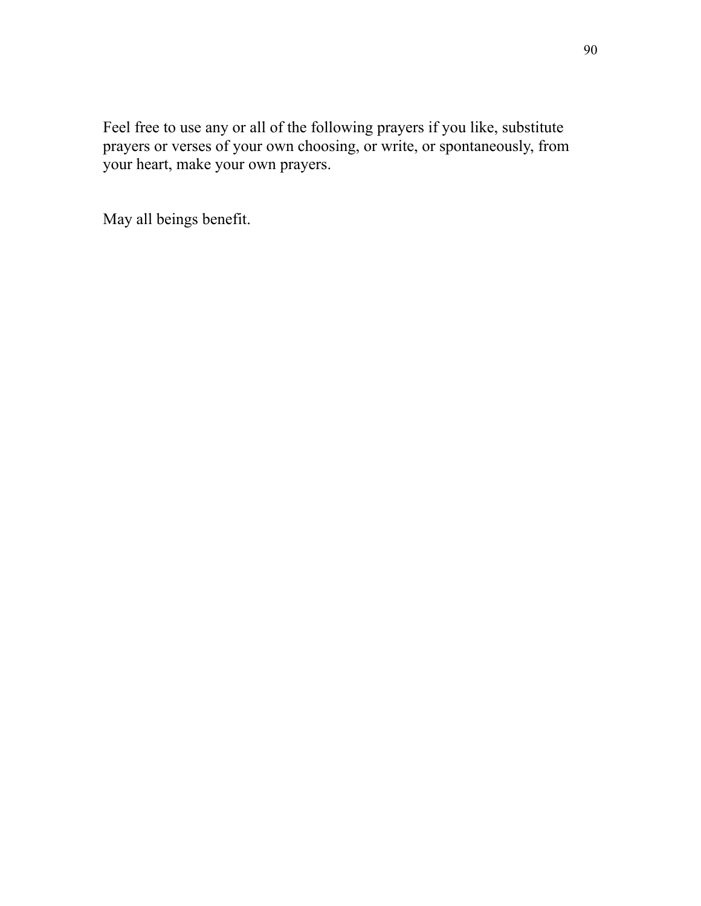Feel free to use any or all of the following prayers if you like, substitute prayers or verses of your own choosing, or write, or spontaneously, from your heart, make your own prayers.

May all beings benefit.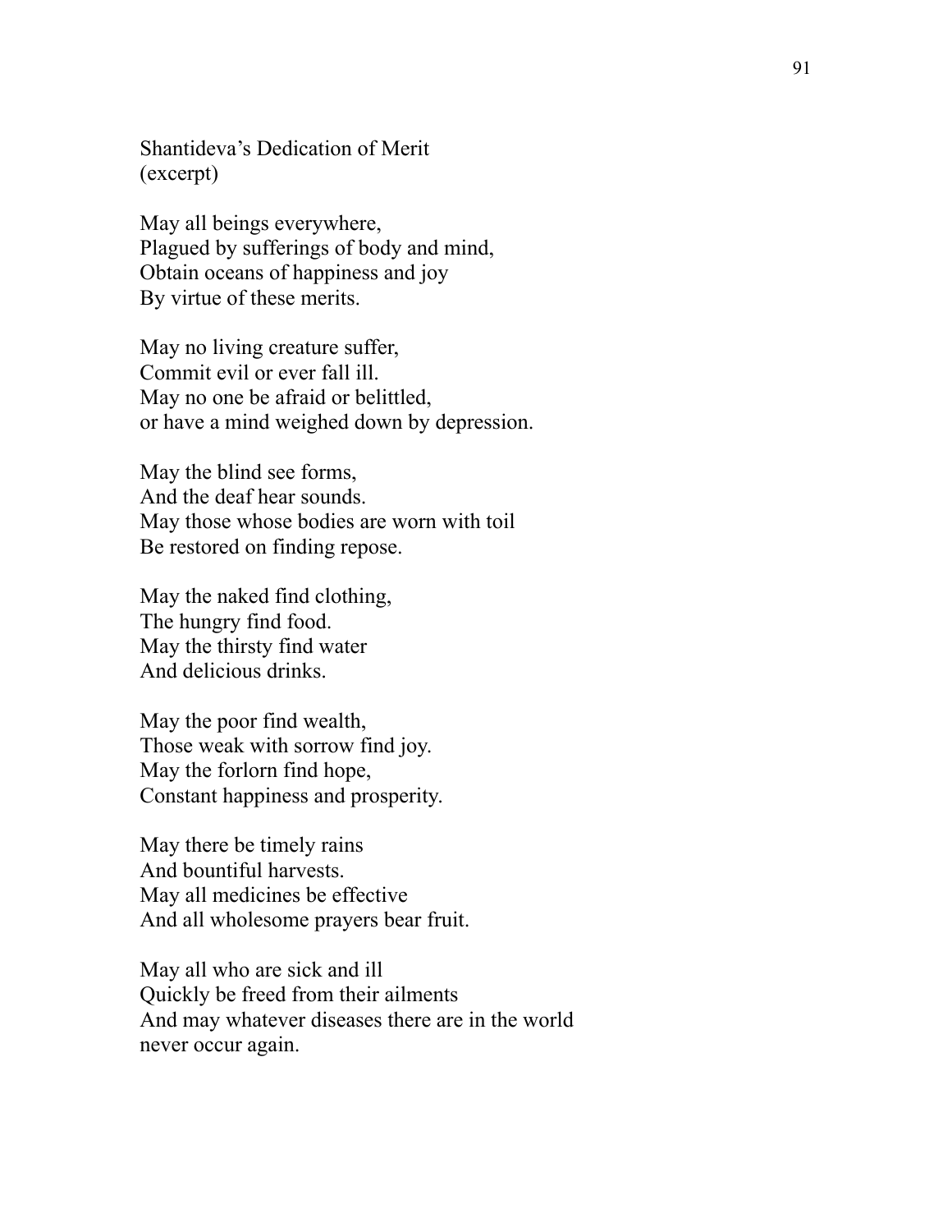Shantideva's Dedication of Merit  
(excerpt)

May all beings everywhere,  
Plagued by sufferings of body and mind,  
Obtain oceans of happiness and joy  
By virtue of these merits.

May no living creature suffer,  
Commit evil or ever fall ill.  
May no one be afraid or belittled,  
or have a mind weighed down by depression.

May the blind see forms,  
And the deaf hear sounds.  
May those whose bodies are worn with toil  
Be restored on finding repose.

May the naked find clothing,  
The hungry find food.  
May the thirsty find water  
And delicious drinks.

May the poor find wealth,  
Those weak with sorrow find joy.  
May the forlorn find hope,  
Constant happiness and prosperity.

May there be timely rains  
And bountiful harvests.  
May all medicines be effective  
And all wholesome prayers bear fruit.

May all who are sick and ill  
Quickly be freed from their ailments  
And may whatever diseases there are in the world  
never occur again.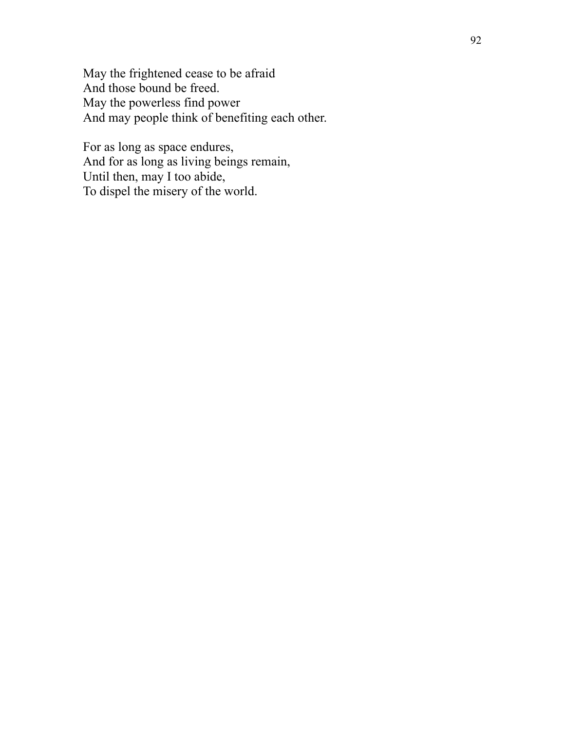May the frightened cease to be afraid  
And those bound be freed.  
May the powerless find power  
And may people think of benefiting each other.

For as long as space endures,  
And for as long as living beings remain,  
Until then, may I too abide,  
To dispel the misery of the world.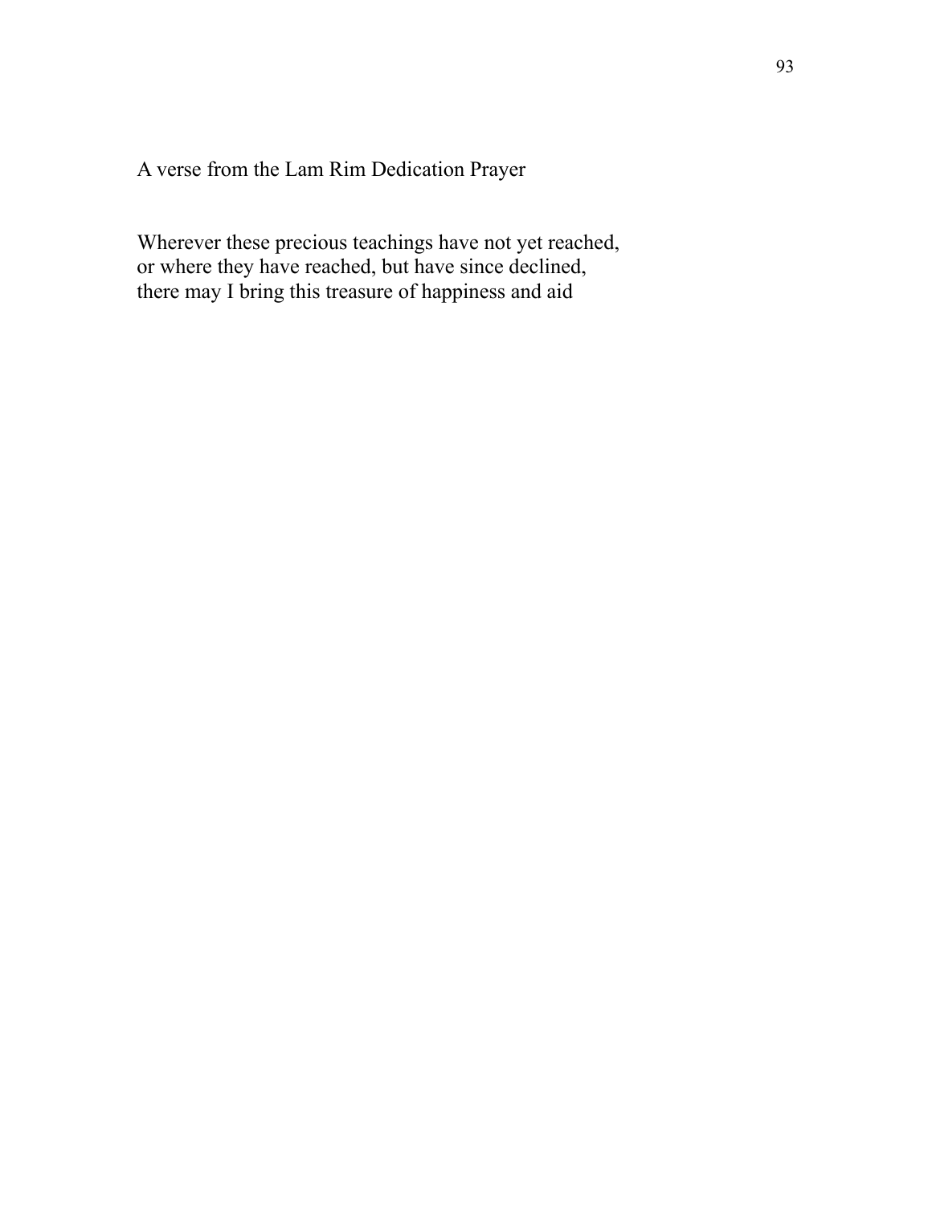A verse from the Lam Rim Dedication Prayer

Wherever these precious teachings have not yet reached,  
or where they have reached, but have since declined,  
there may I bring this treasure of happiness and aid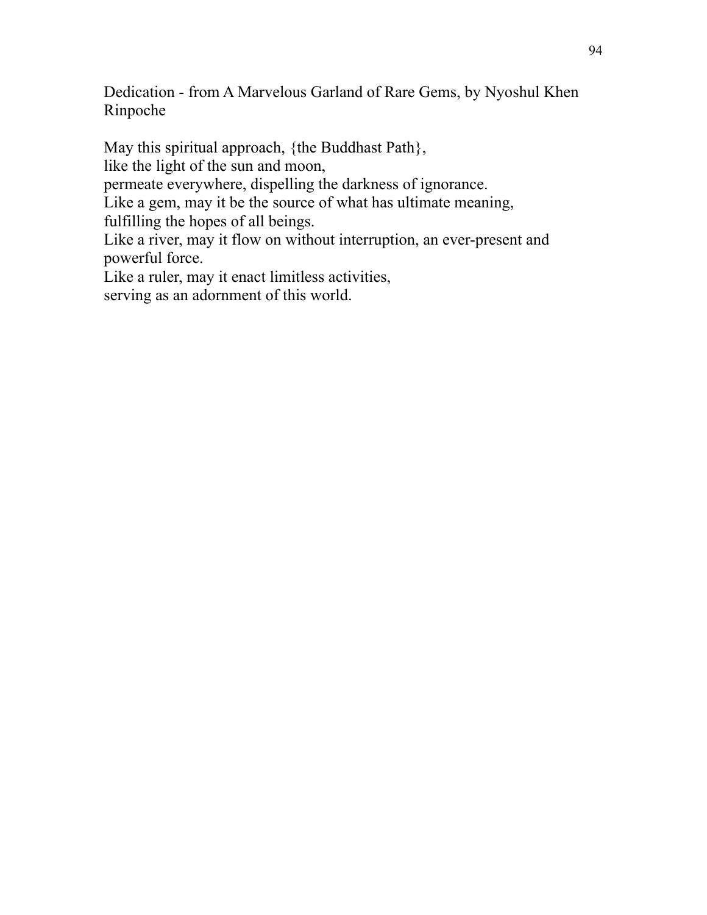Dedication - from A Marvelous Garland of Rare Gems, by Nyoshul Khen Rinpoche

May this spiritual approach, {the Buddhast Path},
like the light of the sun and moon,
permeate everywhere, dispelling the darkness of ignorance.
Like a gem, may it be the source of what has ultimate meaning,
fulfilling the hopes of all beings.
Like a river, may it flow on without interruption, an ever-present and powerful force.
Like a ruler, may it enact limitless activities,
serving as an adornment of this world.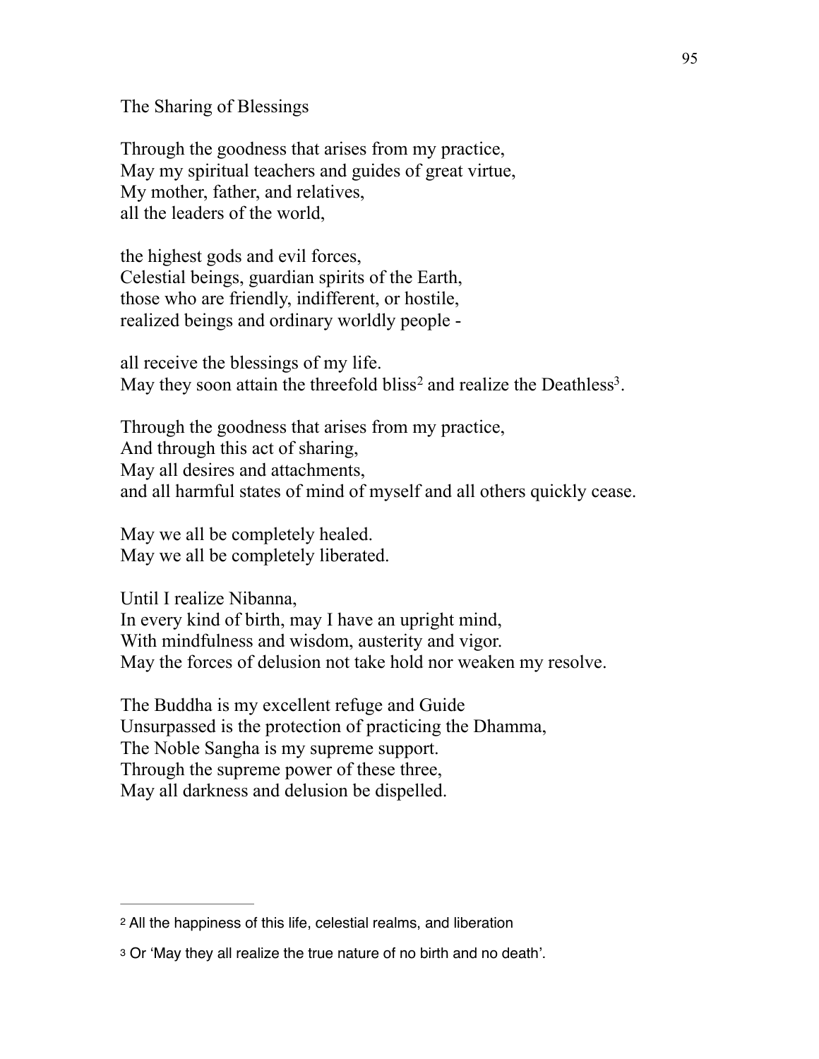## The Sharing of Blessings

Through the goodness that arises from my practice,
May my spiritual teachers and guides of great virtue,
My mother, father, and relatives,
all the leaders of the world,

the highest gods and evil forces,
Celestial beings, guardian spirits of the Earth,
those who are friendly, indifferent, or hostile,
realized beings and ordinary worldly people -

all receive the blessings of my life.
May they soon attain the threefold bliss[2] and realize the Deathless[3].

Through the goodness that arises from my practice,
And through this act of sharing,
May all desires and attachments,
and all harmful states of mind of myself and all others quickly cease.

May we all be completely healed.
May we all be completely liberated.

Until I realize Nibanna,
In every kind of birth, may I have an upright mind,
With mindfulness and wisdom, austerity and vigor.
May the forces of delusion not take hold nor weaken my resolve.

The Buddha is my excellent refuge and Guide
Unsurpassed is the protection of practicing the Dhamma,
The Noble Sangha is my supreme support.
Through the supreme power of these three,
May all darkness and delusion be dispelled.

---

[2] All the happiness of this life, celestial realms, and liberation

[3] Or 'May they all realize the true nature of no birth and no death'.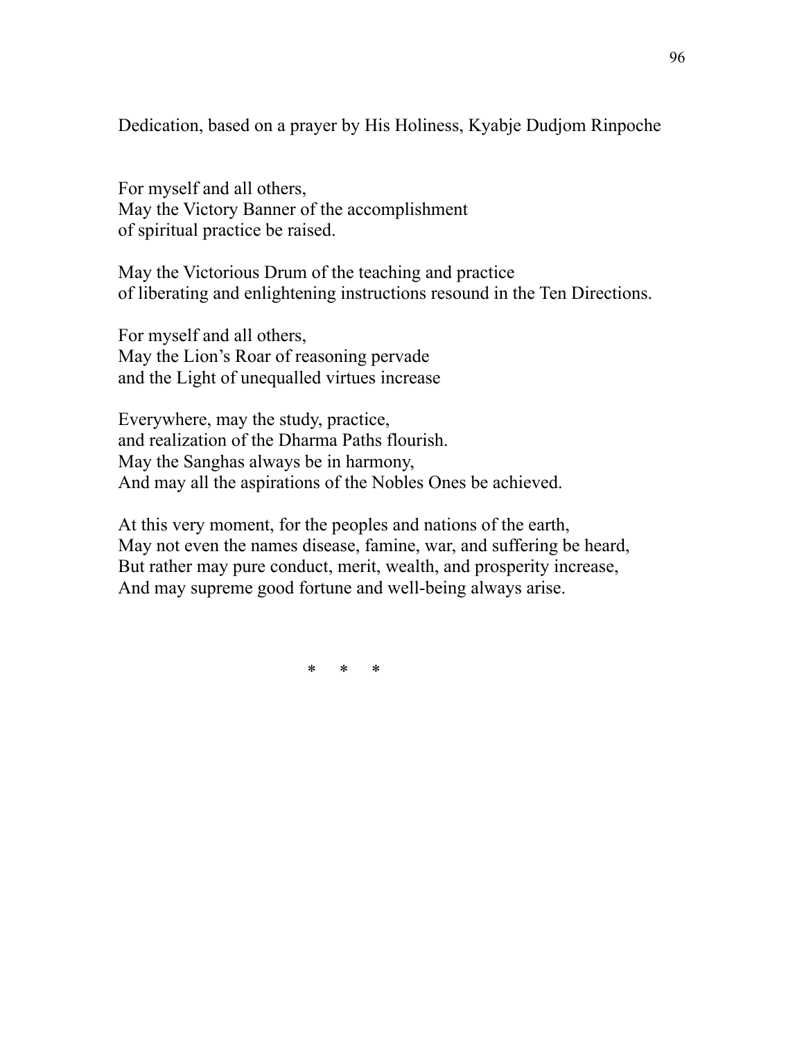Dedication, based on a prayer by His Holiness, Kyabje Dudjom Rinpoche

For myself and all others,
May the Victory Banner of the accomplishment
of spiritual practice be raised.

May the Victorious Drum of the teaching and practice
of liberating and enlightening instructions resound in the Ten Directions.

For myself and all others,
May the Lion's Roar of reasoning pervade
and the Light of unequalled virtues increase

Everywhere, may the study, practice,
and realization of the Dharma Paths flourish.
May the Sanghas always be in harmony,
And may all the aspirations of the Nobles Ones be achieved.

At this very moment, for the peoples and nations of the earth,
May not even the names disease, famine, war, and suffering be heard,
But rather may pure conduct, merit, wealth, and prosperity increase,
And may supreme good fortune and well-being always arise.

\* \* \*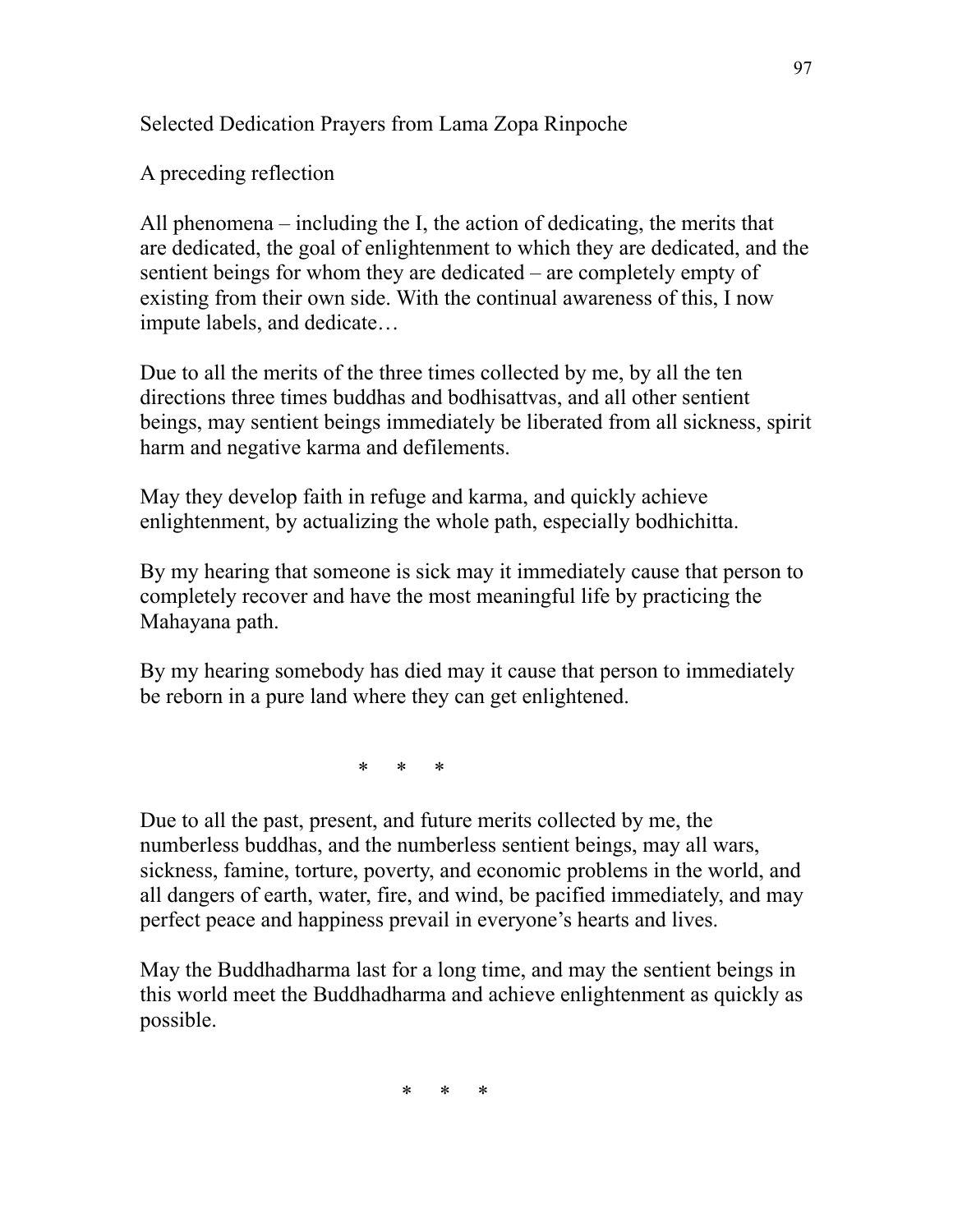Selected Dedication Prayers from Lama Zopa Rinpoche

A preceding reflection

All phenomena – including the I, the action of dedicating, the merits that are dedicated, the goal of enlightenment to which they are dedicated, and the sentient beings for whom they are dedicated – are completely empty of existing from their own side. With the continual awareness of this, I now impute labels, and dedicate…

Due to all the merits of the three times collected by me, by all the ten directions three times buddhas and bodhisattvas, and all other sentient beings, may sentient beings immediately be liberated from all sickness, spirit harm and negative karma and defilements.

May they develop faith in refuge and karma, and quickly achieve enlightenment, by actualizing the whole path, especially bodhichitta.

By my hearing that someone is sick may it immediately cause that person to completely recover and have the most meaningful life by practicing the Mahayana path.

By my hearing somebody has died may it cause that person to immediately be reborn in a pure land where they can get enlightened.

\* \* \*

Due to all the past, present, and future merits collected by me, the numberless buddhas, and the numberless sentient beings, may all wars, sickness, famine, torture, poverty, and economic problems in the world, and all dangers of earth, water, fire, and wind, be pacified immediately, and may perfect peace and happiness prevail in everyone's hearts and lives.

May the Buddhadharma last for a long time, and may the sentient beings in this world meet the Buddhadharma and achieve enlightenment as quickly as possible.

\* \* \*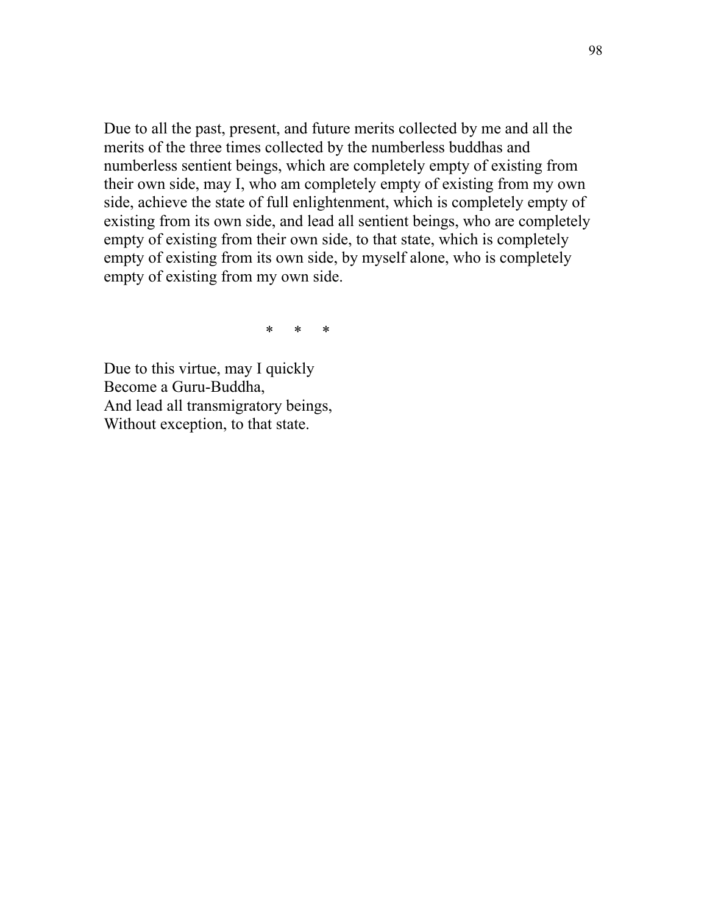Due to all the past, present, and future merits collected by me and all the merits of the three times collected by the numberless buddhas and numberless sentient beings, which are completely empty of existing from their own side, may I, who am completely empty of existing from my own side, achieve the state of full enlightenment, which is completely empty of existing from its own side, and lead all sentient beings, who are completely empty of existing from their own side, to that state, which is completely empty of existing from its own side, by myself alone, who is completely empty of existing from my own side.

\* \* \*

Due to this virtue, may I quickly  
Become a Guru-Buddha,  
And lead all transmigratory beings,  
Without exception, to that state.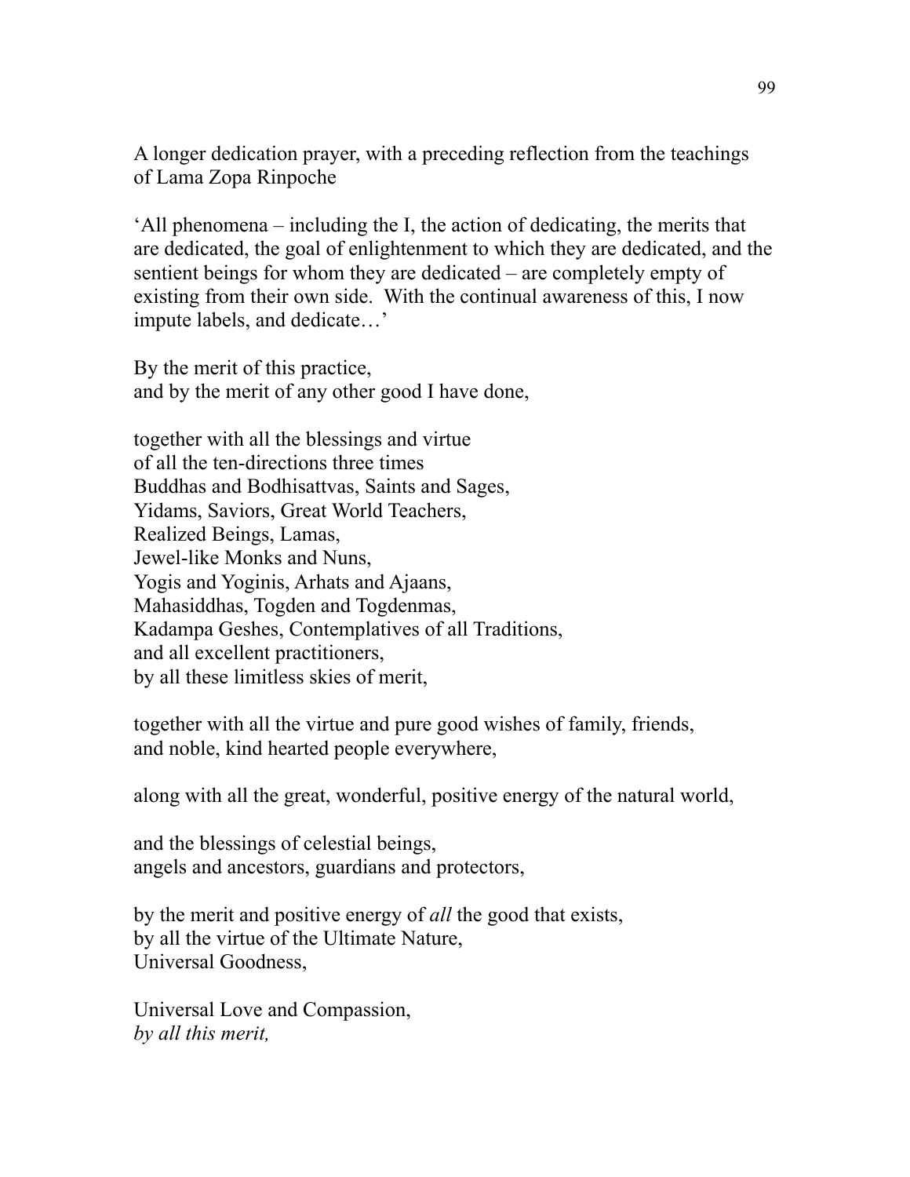A longer dedication prayer, with a preceding reflection from the teachings of Lama Zopa Rinpoche

‘All phenomena – including the I, the action of dedicating, the merits that are dedicated, the goal of enlightenment to which they are dedicated, and the sentient beings for whom they are dedicated – are completely empty of existing from their own side. With the continual awareness of this, I now impute labels, and dedicate…’

By the merit of this practice,
and by the merit of any other good I have done,

together with all the blessings and virtue
of all the ten-directions three times
Buddhas and Bodhisattvas, Saints and Sages,
Yidams, Saviors, Great World Teachers,
Realized Beings, Lamas,
Jewel-like Monks and Nuns,
Yogis and Yoginis, Arhats and Ajaans,
Mahasiddhas, Togden and Togdenmas,
Kadampa Geshes, Contemplatives of all Traditions,
and all excellent practitioners,
by all these limitless skies of merit,

together with all the virtue and pure good wishes of family, friends,
and noble, kind hearted people everywhere,

along with all the great, wonderful, positive energy of the natural world,

and the blessings of celestial beings,
angels and ancestors, guardians and protectors,

by the merit and positive energy of *all* the good that exists,
by all the virtue of the Ultimate Nature,
Universal Goodness,

Universal Love and Compassion,
*by all this merit,*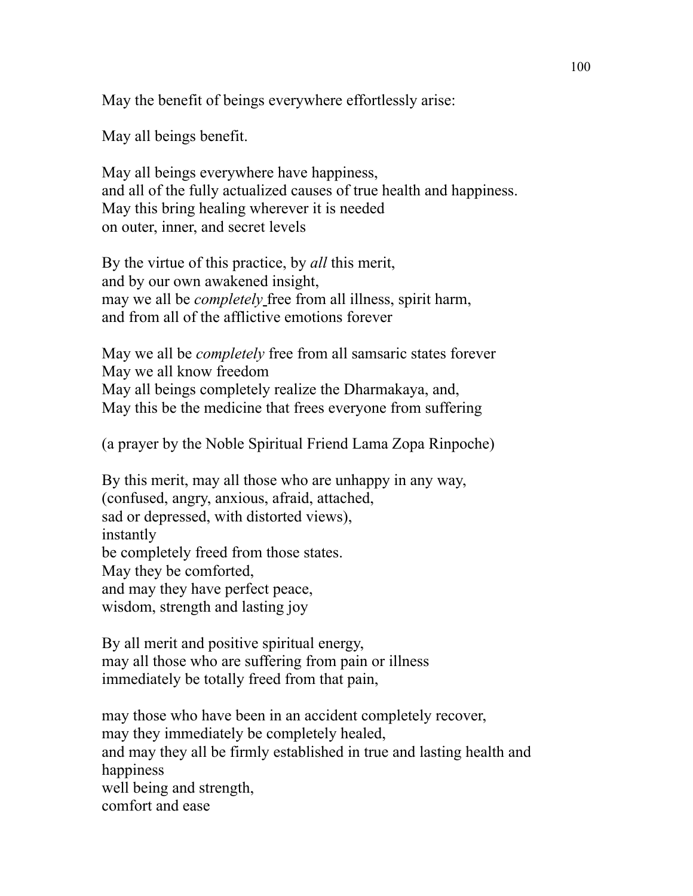May the benefit of beings everywhere effortlessly arise:

May all beings benefit.

May all beings everywhere have happiness,  
and all of the fully actualized causes of true health and happiness.  
May this bring healing wherever it is needed  
on outer, inner, and secret levels

By the virtue of this practice, by *all* this merit,  
and by our own awakened insight,  
may we all be *completely* free from all illness, spirit harm,  
and from all of the afflictive emotions forever

May we all be *completely* free from all samsaric states forever  
May we all know freedom  
May all beings completely realize the Dharmakaya, and,  
May this be the medicine that frees everyone from suffering

(a prayer by the Noble Spiritual Friend Lama Zopa Rinpoche)

By this merit, may all those who are unhappy in any way,  
(confused, angry, anxious, afraid, attached,  
sad or depressed, with distorted views),  
instantly  
be completely freed from those states.  
May they be comforted,  
and may they have perfect peace,  
wisdom, strength and lasting joy

By all merit and positive spiritual energy,  
may all those who are suffering from pain or illness  
immediately be totally freed from that pain,

may those who have been in an accident completely recover,  
may they immediately be completely healed,  
and may they all be firmly established in true and lasting health and happiness  
well being and strength,  
comfort and ease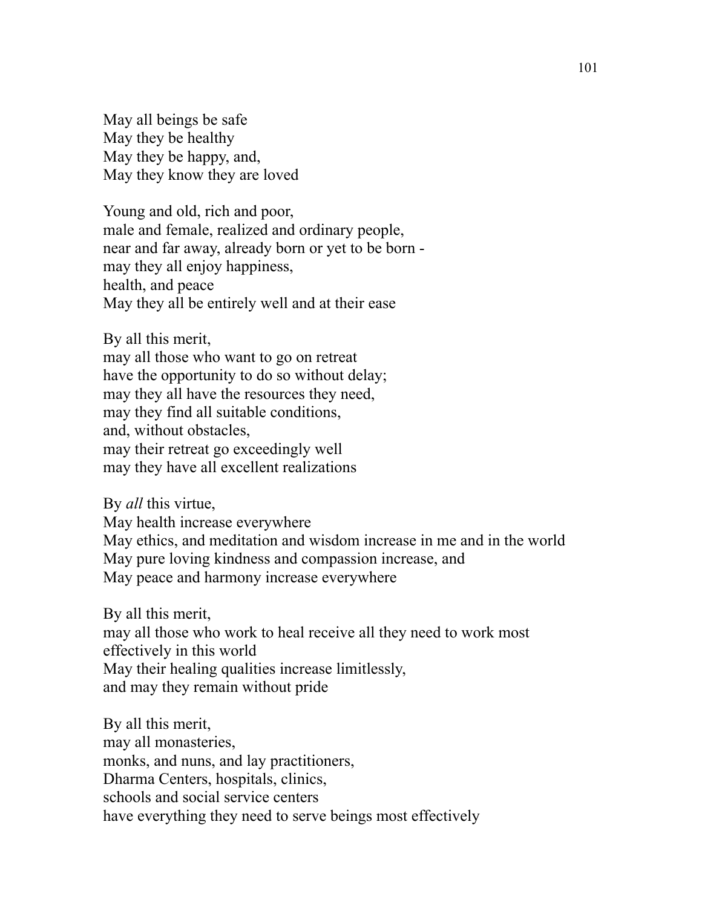May all beings be safe  
May they be healthy  
May they be happy, and,  
May they know they are loved

Young and old, rich and poor,  
male and female, realized and ordinary people,  
near and far away, already born or yet to be born -  
may they all enjoy happiness,  
health, and peace  
May they all be entirely well and at their ease

By all this merit,  
may all those who want to go on retreat  
have the opportunity to do so without delay;  
may they all have the resources they need,  
may they find all suitable conditions,  
and, without obstacles,  
may their retreat go exceedingly well  
may they have all excellent realizations

By *all* this virtue,  
May health increase everywhere  
May ethics, and meditation and wisdom increase in me and in the world  
May pure loving kindness and compassion increase, and  
May peace and harmony increase everywhere

By all this merit,  
may all those who work to heal receive all they need to work most effectively in this world  
May their healing qualities increase limitlessly,  
and may they remain without pride

By all this merit,  
may all monasteries,  
monks, and nuns, and lay practitioners,  
Dharma Centers, hospitals, clinics,  
schools and social service centers  
have everything they need to serve beings most effectively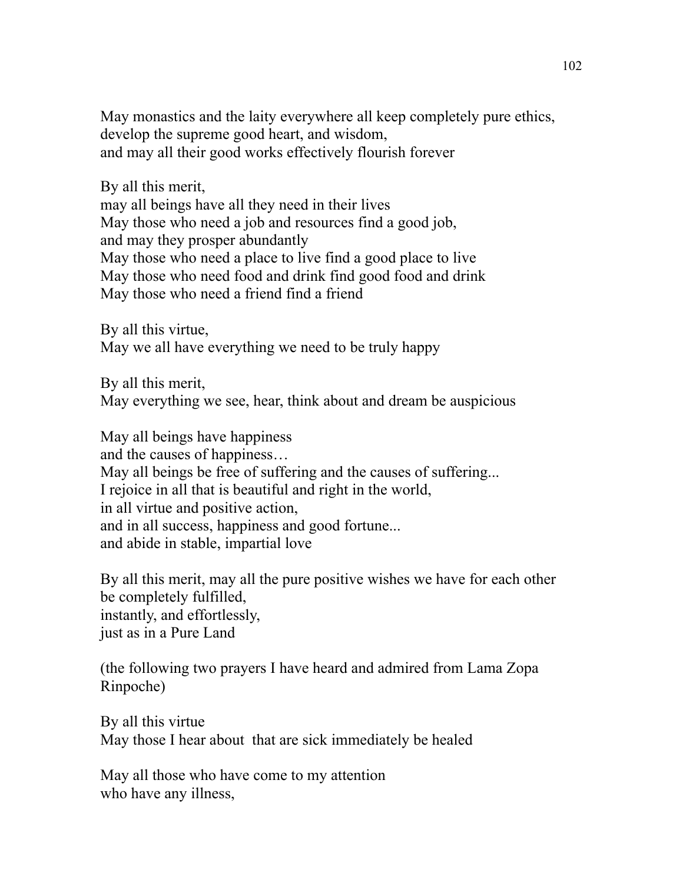May monastics and the laity everywhere all keep completely pure ethics,
develop the supreme good heart, and wisdom,
and may all their good works effectively flourish forever

By all this merit,
may all beings have all they need in their lives
May those who need a job and resources find a good job,
and may they prosper abundantly
May those who need a place to live find a good place to live
May those who need food and drink find good food and drink
May those who need a friend find a friend

By all this virtue,
May we all have everything we need to be truly happy

By all this merit,
May everything we see, hear, think about and dream be auspicious

May all beings have happiness
and the causes of happiness…
May all beings be free of suffering and the causes of suffering...
I rejoice in all that is beautiful and right in the world,
in all virtue and positive action,
and in all success, happiness and good fortune...
and abide in stable, impartial love

By all this merit, may all the pure positive wishes we have for each other
be completely fulfilled,
instantly, and effortlessly,
just as in a Pure Land

(the following two prayers I have heard and admired from Lama Zopa Rinpoche)

By all this virtue
May those I hear about that are sick immediately be healed

May all those who have come to my attention
who have any illness,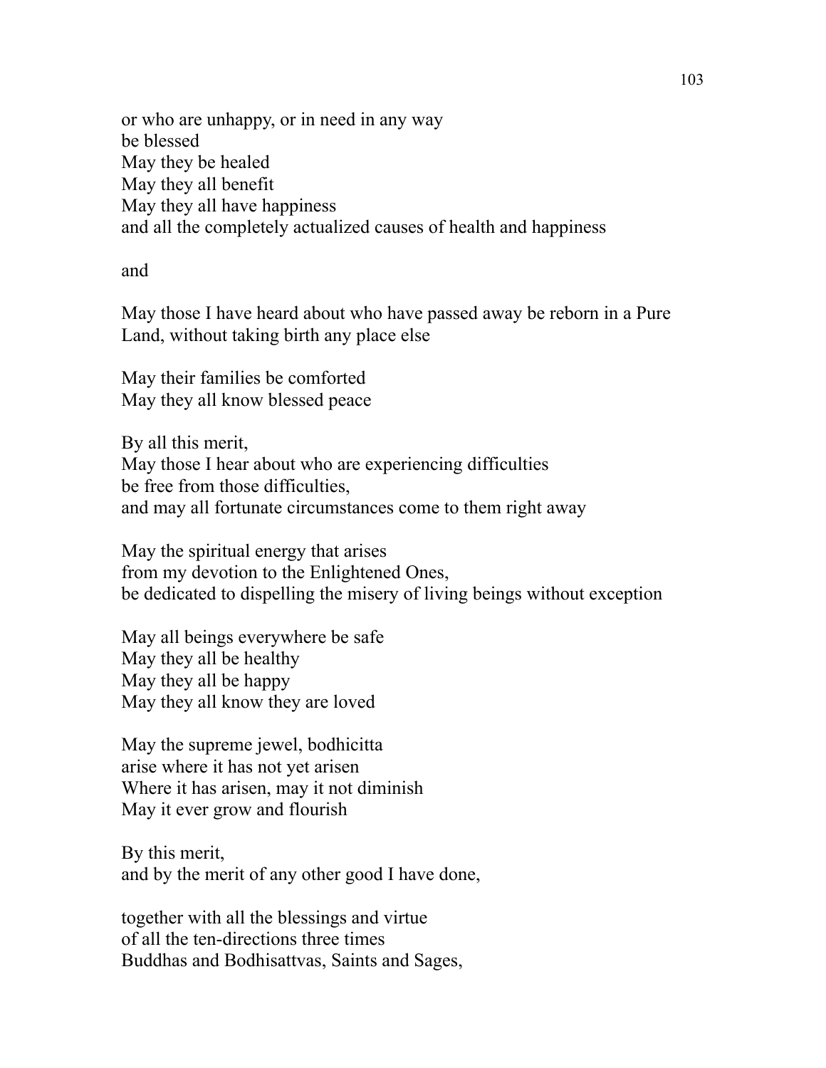or who are unhappy, or in need in any way
be blessed
May they be healed
May they all benefit
May they all have happiness
and all the completely actualized causes of health and happiness

and

May those I have heard about who have passed away be reborn in a Pure Land, without taking birth any place else

May their families be comforted
May they all know blessed peace

By all this merit,
May those I hear about who are experiencing difficulties
be free from those difficulties,
and may all fortunate circumstances come to them right away

May the spiritual energy that arises
from my devotion to the Enlightened Ones,
be dedicated to dispelling the misery of living beings without exception

May all beings everywhere be safe
May they all be healthy
May they all be happy
May they all know they are loved

May the supreme jewel, bodhicitta
arise where it has not yet arisen
Where it has arisen, may it not diminish
May it ever grow and flourish

By this merit,
and by the merit of any other good I have done,

together with all the blessings and virtue
of all the ten-directions three times
Buddhas and Bodhisattvas, Saints and Sages,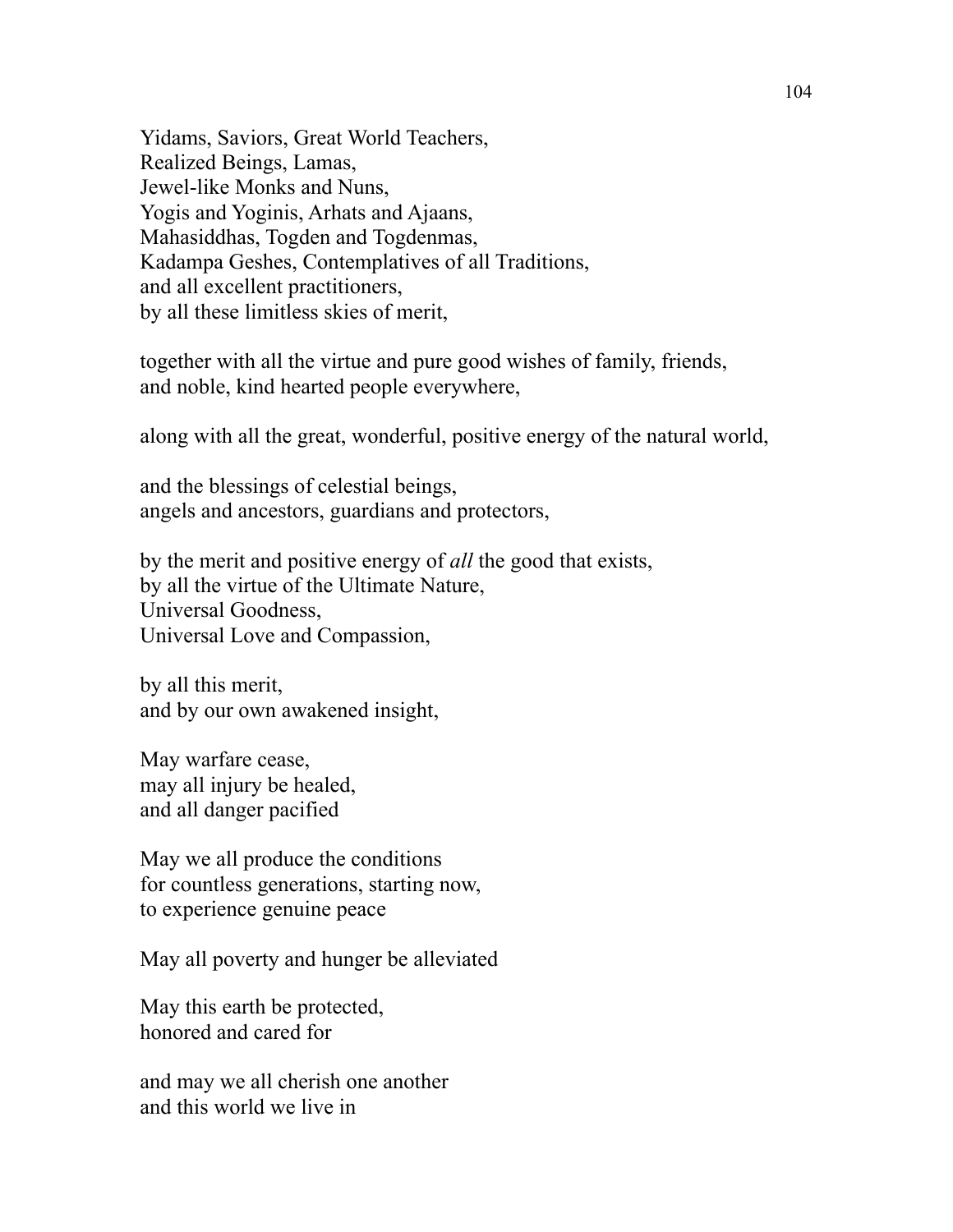Yidams, Saviors, Great World Teachers,  
Realized Beings, Lamas,  
Jewel-like Monks and Nuns,  
Yogis and Yoginis, Arhats and Ajaans,  
Mahasiddhas, Togden and Togdenmas,  
Kadampa Geshes, Contemplatives of all Traditions,  
and all excellent practitioners,  
by all these limitless skies of merit,

together with all the virtue and pure good wishes of family, friends,  
and noble, kind hearted people everywhere,

along with all the great, wonderful, positive energy of the natural world,

and the blessings of celestial beings,  
angels and ancestors, guardians and protectors,

by the merit and positive energy of *all* the good that exists,  
by all the virtue of the Ultimate Nature,  
Universal Goodness,  
Universal Love and Compassion,

by all this merit,  
and by our own awakened insight,

May warfare cease,  
may all injury be healed,  
and all danger pacified

May we all produce the conditions  
for countless generations, starting now,  
to experience genuine peace

May all poverty and hunger be alleviated

May this earth be protected,  
honored and cared for

and may we all cherish one another  
and this world we live in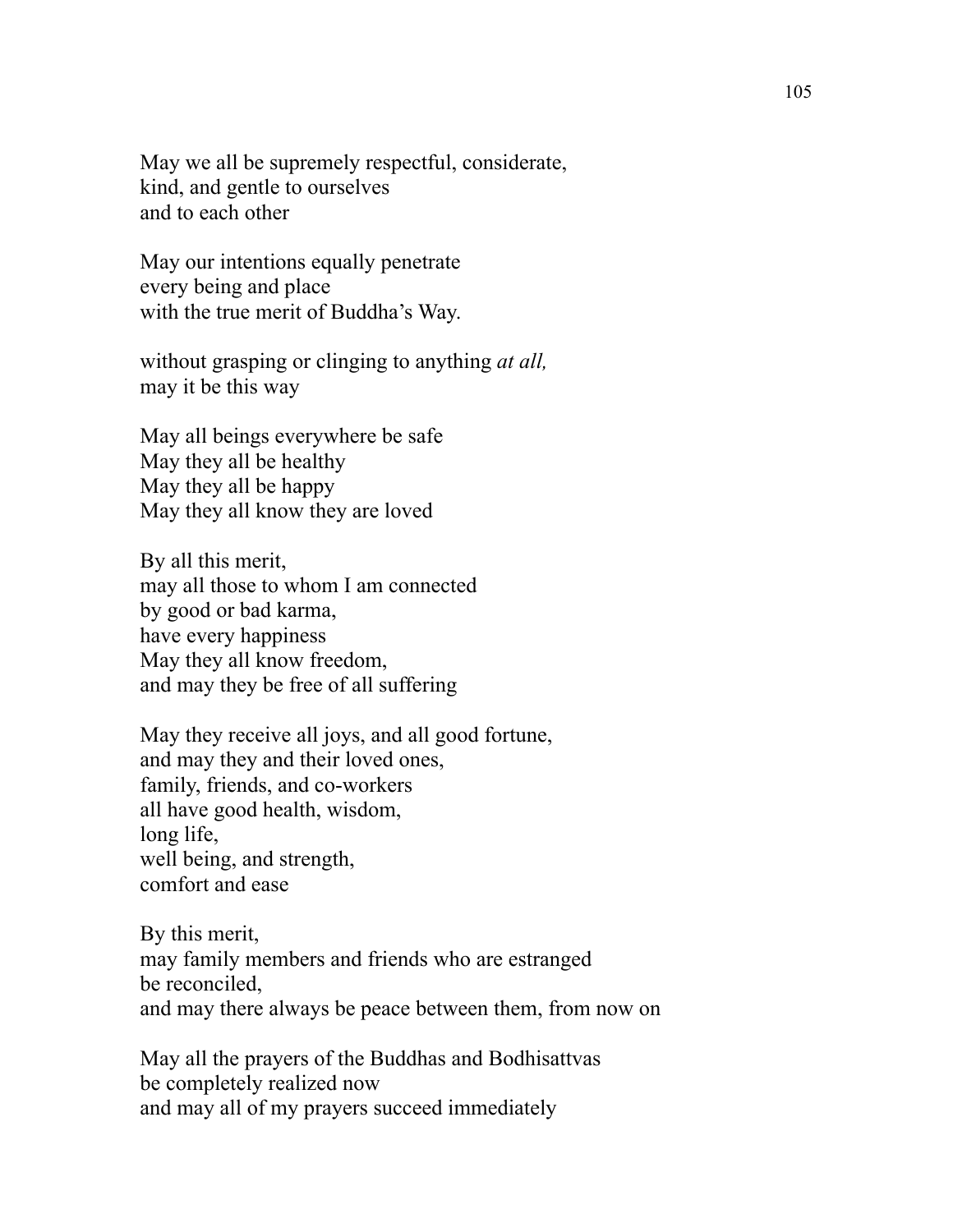May we all be supremely respectful, considerate,
kind, and gentle to ourselves
and to each other

May our intentions equally penetrate
every being and place
with the true merit of Buddha's Way.

without grasping or clinging to anything *at all,*
may it be this way

May all beings everywhere be safe
May they all be healthy
May they all be happy
May they all know they are loved

By all this merit,
may all those to whom I am connected
by good or bad karma,
have every happiness
May they all know freedom,
and may they be free of all suffering

May they receive all joys, and all good fortune,
and may they and their loved ones,
family, friends, and co-workers
all have good health, wisdom,
long life,
well being, and strength,
comfort and ease

By this merit,
may family members and friends who are estranged
be reconciled,
and may there always be peace between them, from now on

May all the prayers of the Buddhas and Bodhisattvas
be completely realized now
and may all of my prayers succeed immediately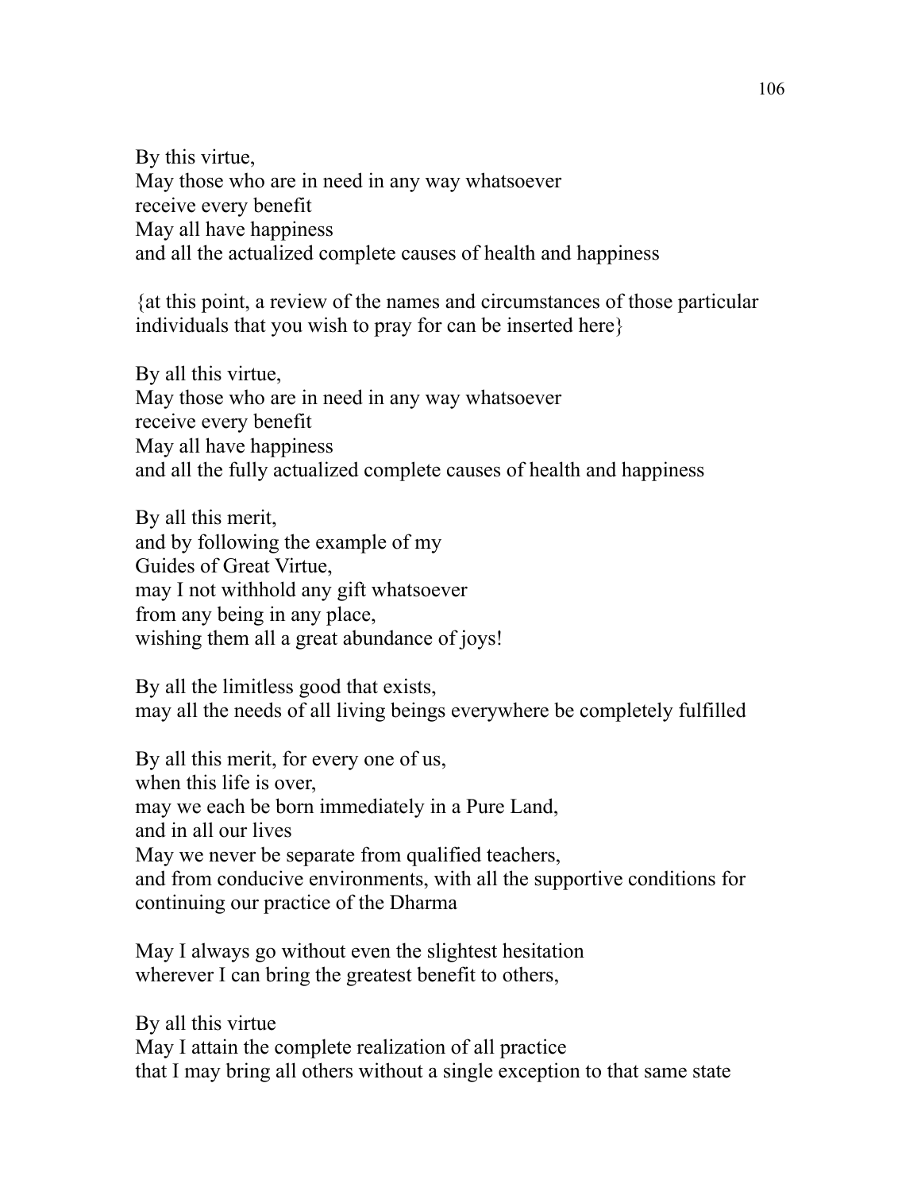By this virtue,  
May those who are in need in any way whatsoever  
receive every benefit  
May all have happiness  
and all the actualized complete causes of health and happiness

{at this point, a review of the names and circumstances of those particular individuals that you wish to pray for can be inserted here}

By all this virtue,  
May those who are in need in any way whatsoever  
receive every benefit  
May all have happiness  
and all the fully actualized complete causes of health and happiness

By all this merit,  
and by following the example of my  
Guides of Great Virtue,  
may I not withhold any gift whatsoever  
from any being in any place,  
wishing them all a great abundance of joys!

By all the limitless good that exists,  
may all the needs of all living beings everywhere be completely fulfilled

By all this merit, for every one of us,  
when this life is over,  
may we each be born immediately in a Pure Land,  
and in all our lives  
May we never be separate from qualified teachers,  
and from conducive environments, with all the supportive conditions for continuing our practice of the Dharma

May I always go without even the slightest hesitation  
wherever I can bring the greatest benefit to others,

By all this virtue  
May I attain the complete realization of all practice  
that I may bring all others without a single exception to that same state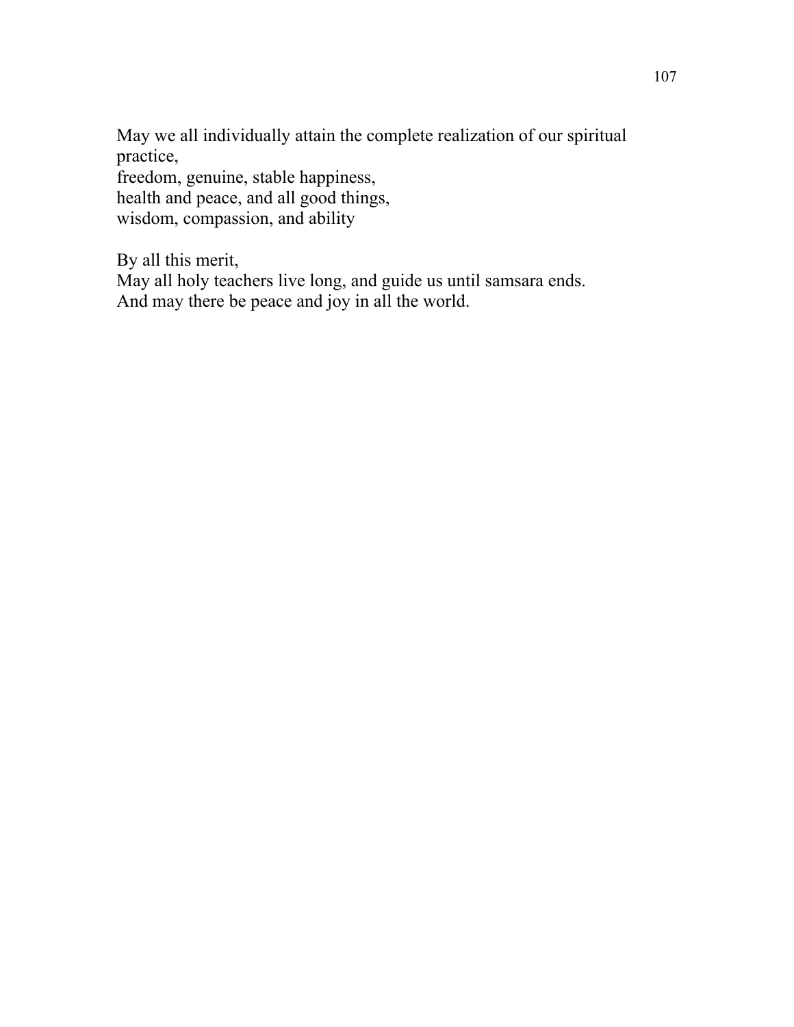May we all individually attain the complete realization of our spiritual practice,
freedom, genuine, stable happiness,
health and peace, and all good things,
wisdom, compassion, and ability

By all this merit,
May all holy teachers live long, and guide us until samsara ends.
And may there be peace and joy in all the world.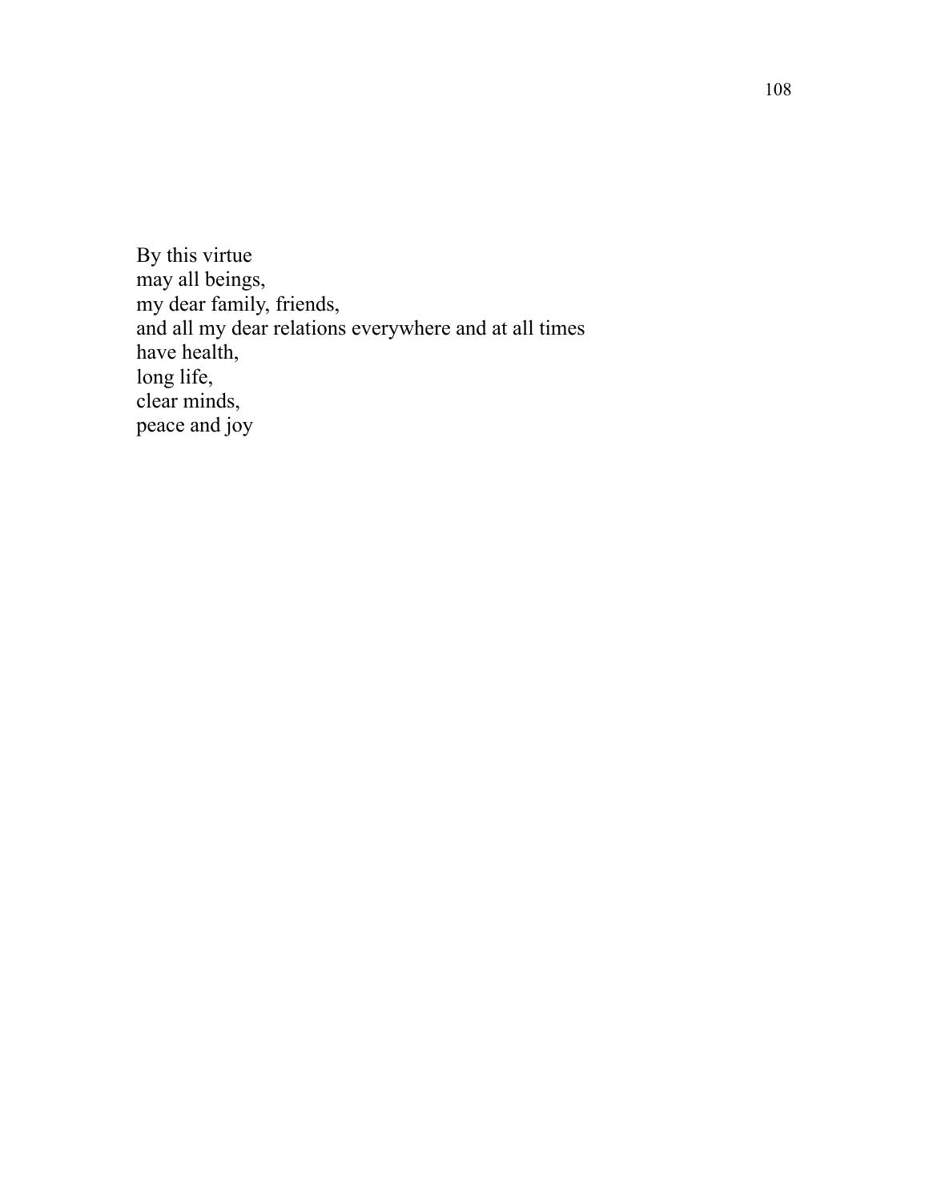By this virtue  
may all beings,  
my dear family, friends,  
and all my dear relations everywhere and at all times  
have health,  
long life,  
clear minds,  
peace and joy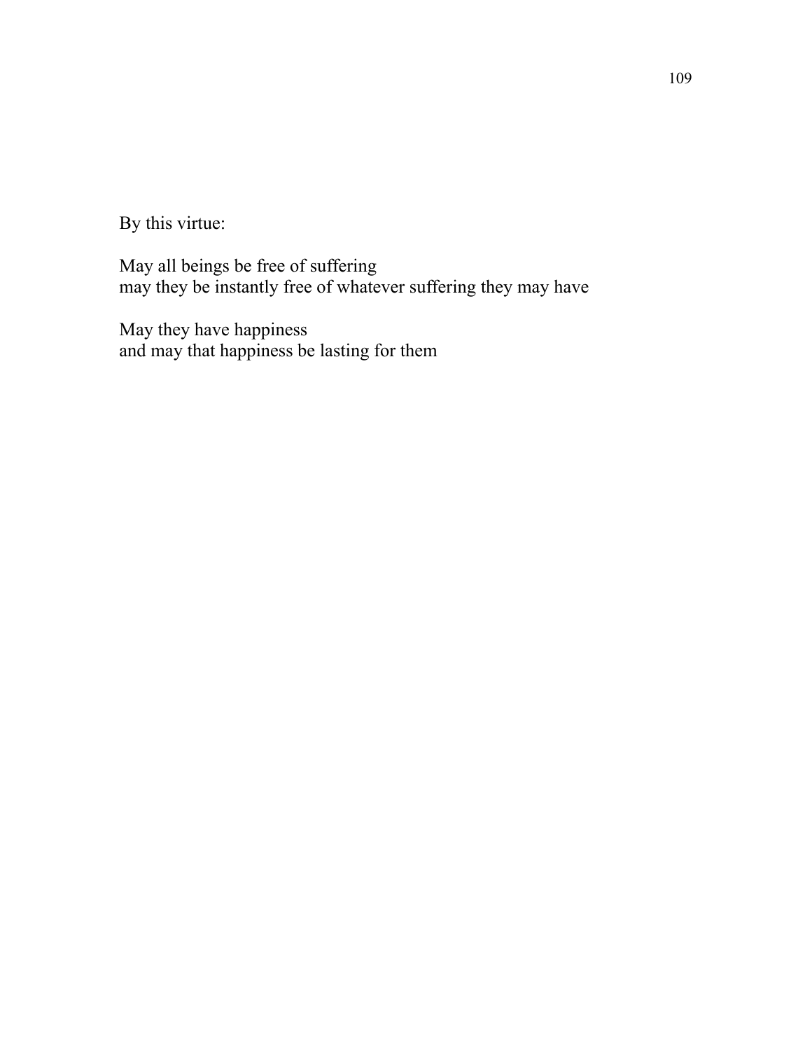By this virtue:

May all beings be free of suffering  
may they be instantly free of whatever suffering they may have

May they have happiness  
and may that happiness be lasting for them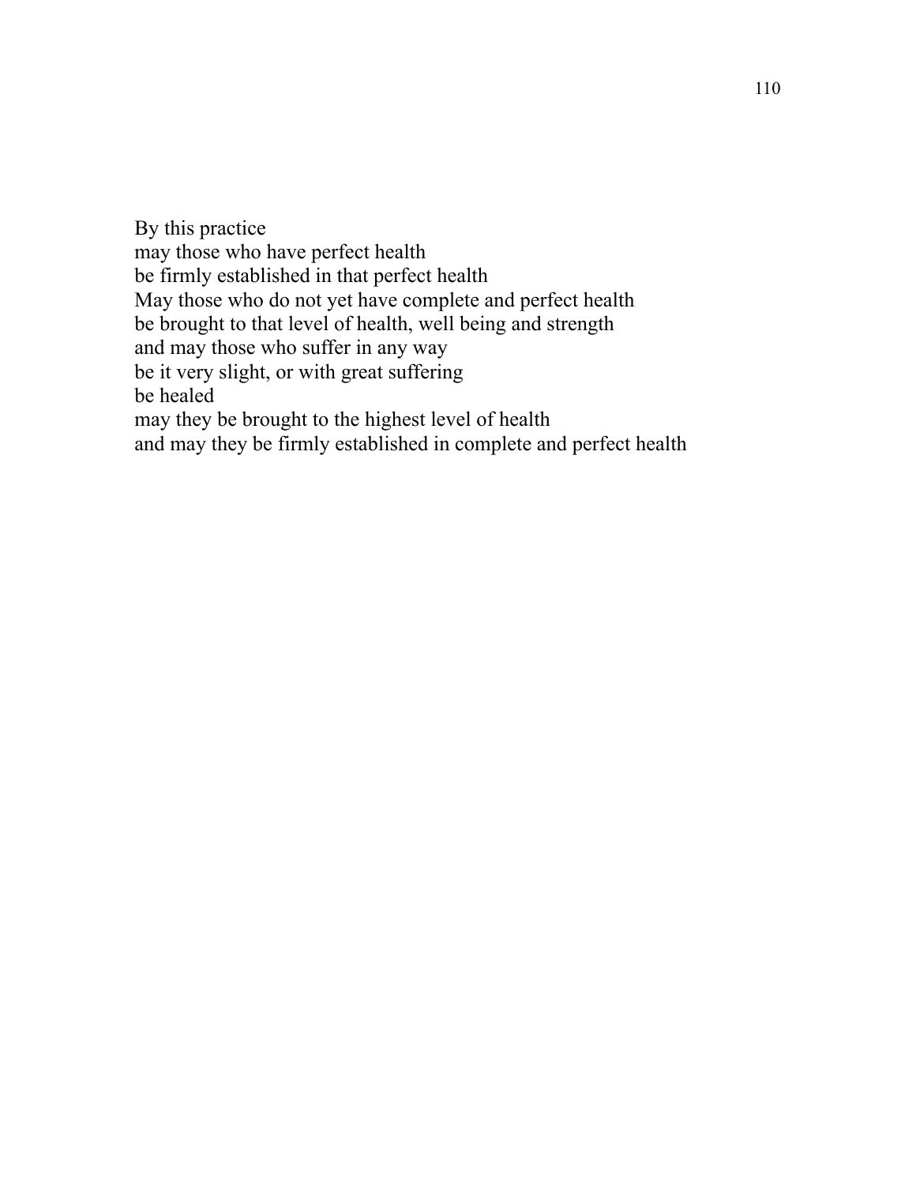By this practice  
may those who have perfect health  
be firmly established in that perfect health  
May those who do not yet have complete and perfect health  
be brought to that level of health, well being and strength  
and may those who suffer in any way  
be it very slight, or with great suffering  
be healed  
may they be brought to the highest level of health  
and may they be firmly established in complete and perfect health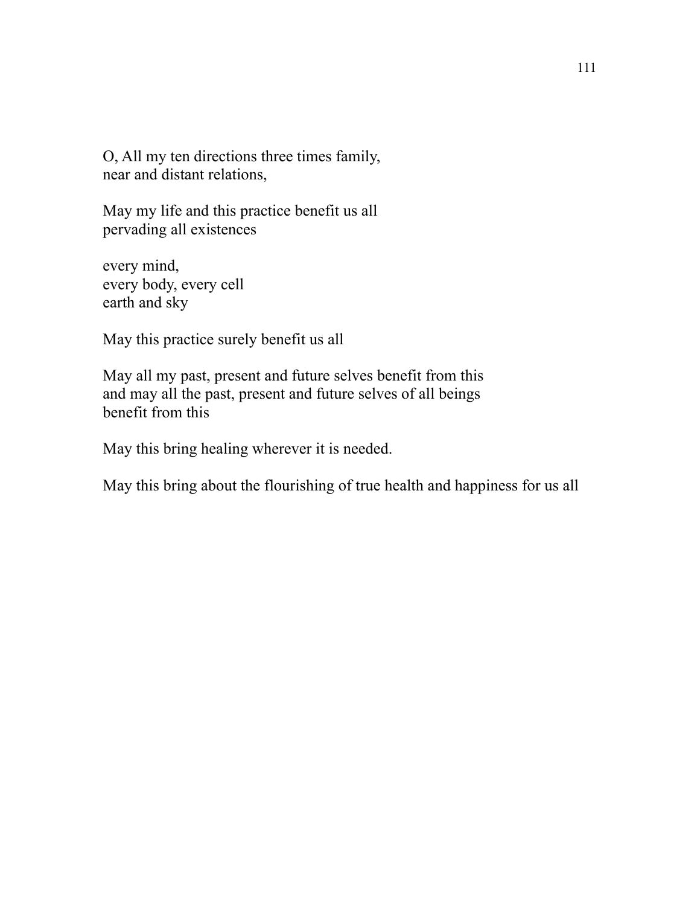O, All my ten directions three times family,
near and distant relations,

May my life and this practice benefit us all
pervading all existences

every mind,
every body, every cell
earth and sky

May this practice surely benefit us all

May all my past, present and future selves benefit from this
and may all the past, present and future selves of all beings
benefit from this

May this bring healing wherever it is needed.

May this bring about the flourishing of true health and happiness for us all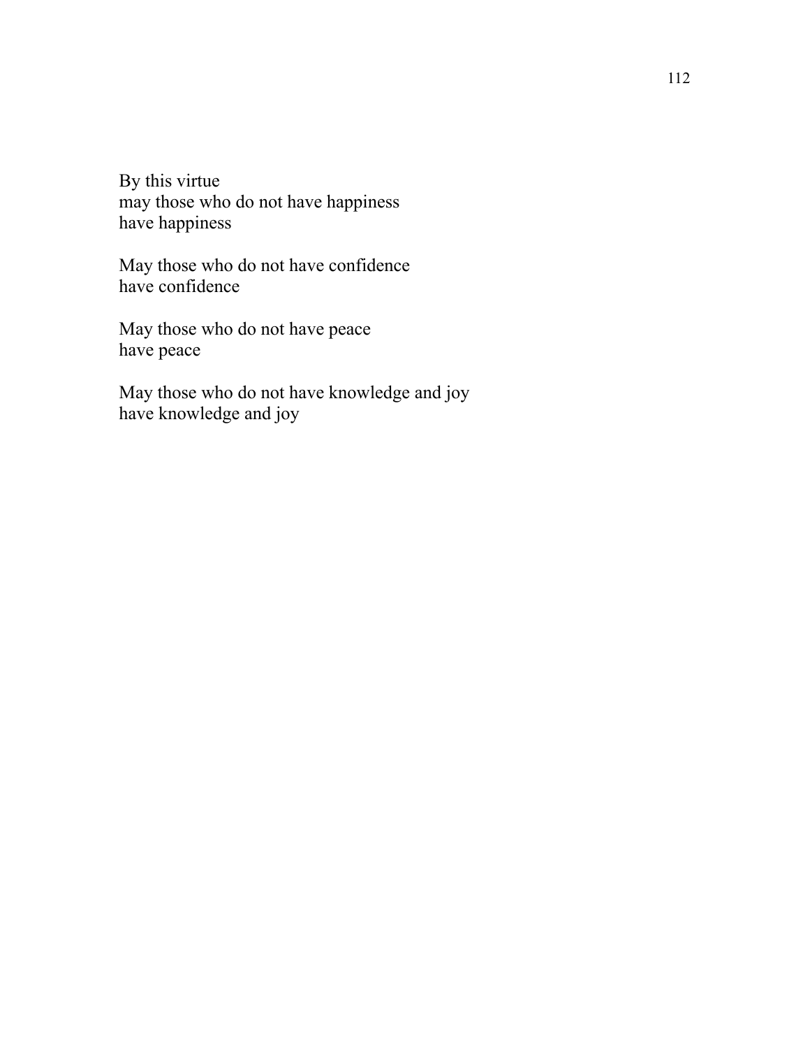By this virtue  
may those who do not have happiness  
have happiness

May those who do not have confidence  
have confidence

May those who do not have peace  
have peace

May those who do not have knowledge and joy  
have knowledge and joy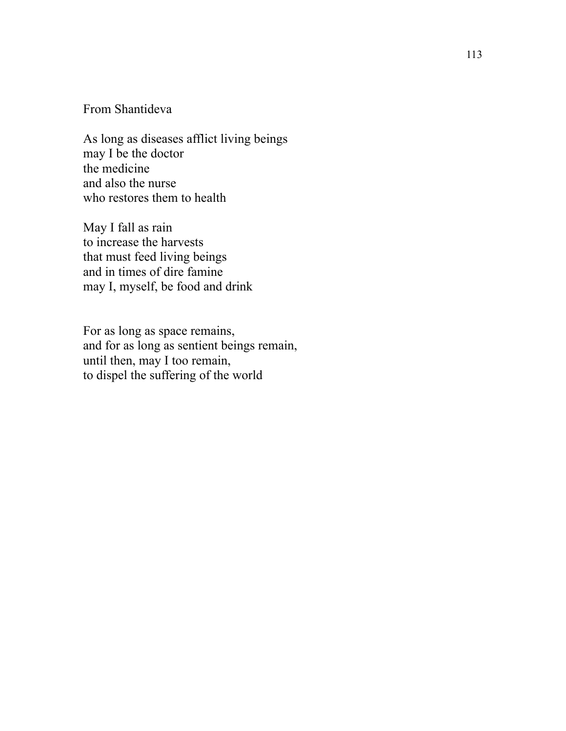From Shantideva

As long as diseases afflict living beings
may I be the doctor
the medicine
and also the nurse
who restores them to health

May I fall as rain
to increase the harvests
that must feed living beings
and in times of dire famine
may I, myself, be food and drink

For as long as space remains,
and for as long as sentient beings remain,
until then, may I too remain,
to dispel the suffering of the world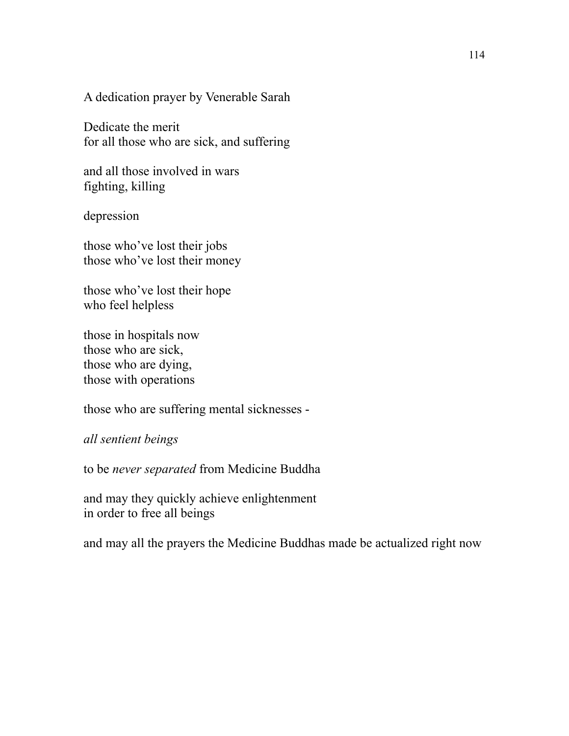A dedication prayer by Venerable Sarah

Dedicate the merit  
for all those who are sick, and suffering

and all those involved in wars  
fighting, killing

depression

those who've lost their jobs  
those who've lost their money

those who've lost their hope  
who feel helpless

those in hospitals now  
those who are sick,  
those who are dying,  
those with operations

those who are suffering mental sicknesses -

*all sentient beings*

to be *never separated* from Medicine Buddha

and may they quickly achieve enlightenment  
in order to free all beings

and may all the prayers the Medicine Buddhas made be actualized right now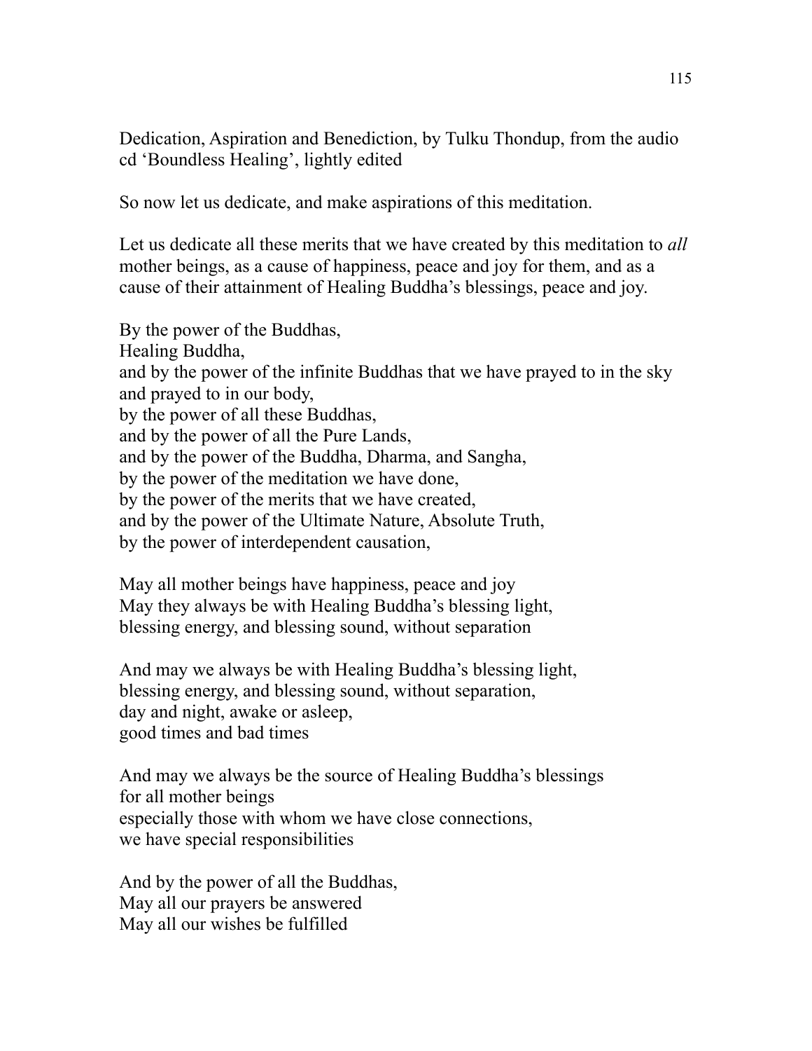Dedication, Aspiration and Benediction, by Tulku Thondup, from the audio cd 'Boundless Healing', lightly edited

So now let us dedicate, and make aspirations of this meditation.

Let us dedicate all these merits that we have created by this meditation to *all* mother beings, as a cause of happiness, peace and joy for them, and as a cause of their attainment of Healing Buddha's blessings, peace and joy.

By the power of the Buddhas,  
Healing Buddha,  
and by the power of the infinite Buddhas that we have prayed to in the sky and prayed to in our body,  
by the power of all these Buddhas,  
and by the power of all the Pure Lands,  
and by the power of the Buddha, Dharma, and Sangha,  
by the power of the meditation we have done,  
by the power of the merits that we have created,  
and by the power of the Ultimate Nature, Absolute Truth,  
by the power of interdependent causation,

May all mother beings have happiness, peace and joy  
May they always be with Healing Buddha's blessing light,  
blessing energy, and blessing sound, without separation

And may we always be with Healing Buddha's blessing light,  
blessing energy, and blessing sound, without separation,  
day and night, awake or asleep,  
good times and bad times

And may we always be the source of Healing Buddha's blessings  
for all mother beings  
especially those with whom we have close connections,  
we have special responsibilities

And by the power of all the Buddhas,  
May all our prayers be answered  
May all our wishes be fulfilled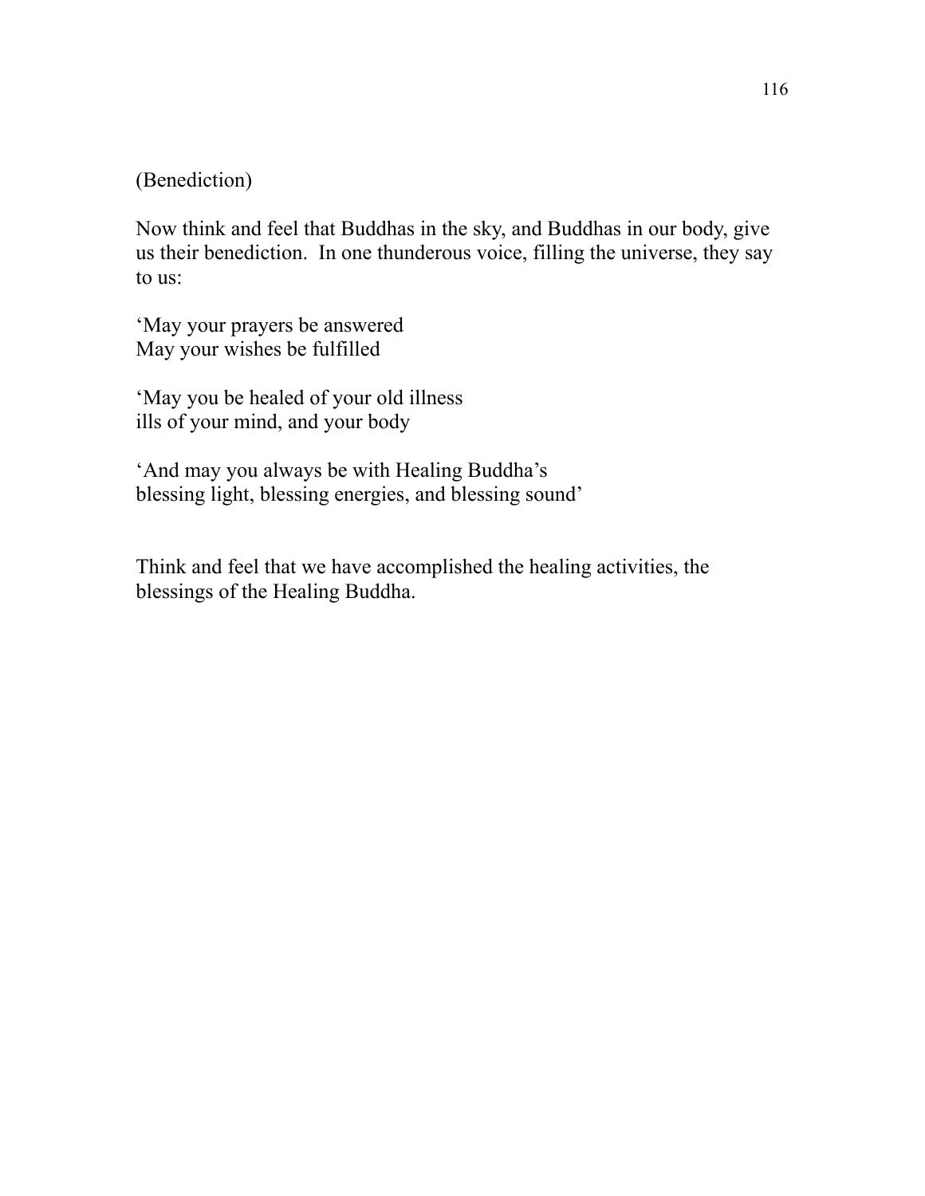(Benediction)

Now think and feel that Buddhas in the sky, and Buddhas in our body, give us their benediction. In one thunderous voice, filling the universe, they say to us:

'May your prayers be answered  
May your wishes be fulfilled

'May you be healed of your old illness  
ills of your mind, and your body

'And may you always be with Healing Buddha's  
blessing light, blessing energies, and blessing sound'

Think and feel that we have accomplished the healing activities, the blessings of the Healing Buddha.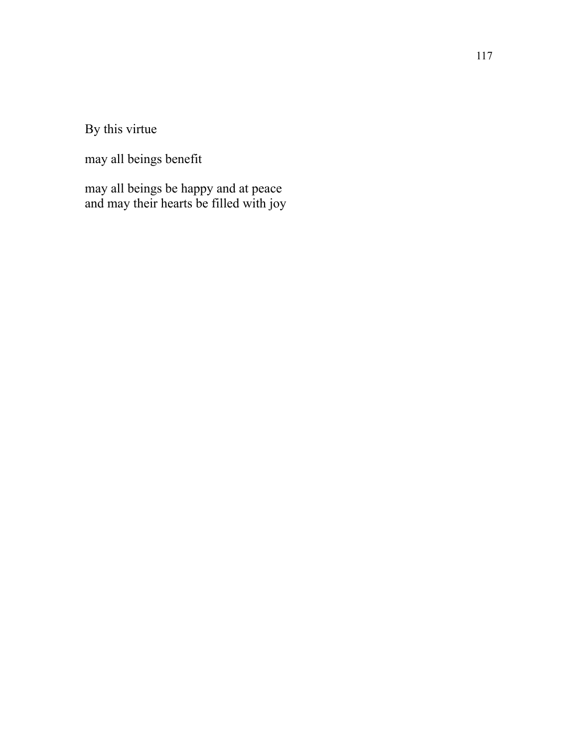By this virtue

may all beings benefit

may all beings be happy and at peace
and may their hearts be filled with joy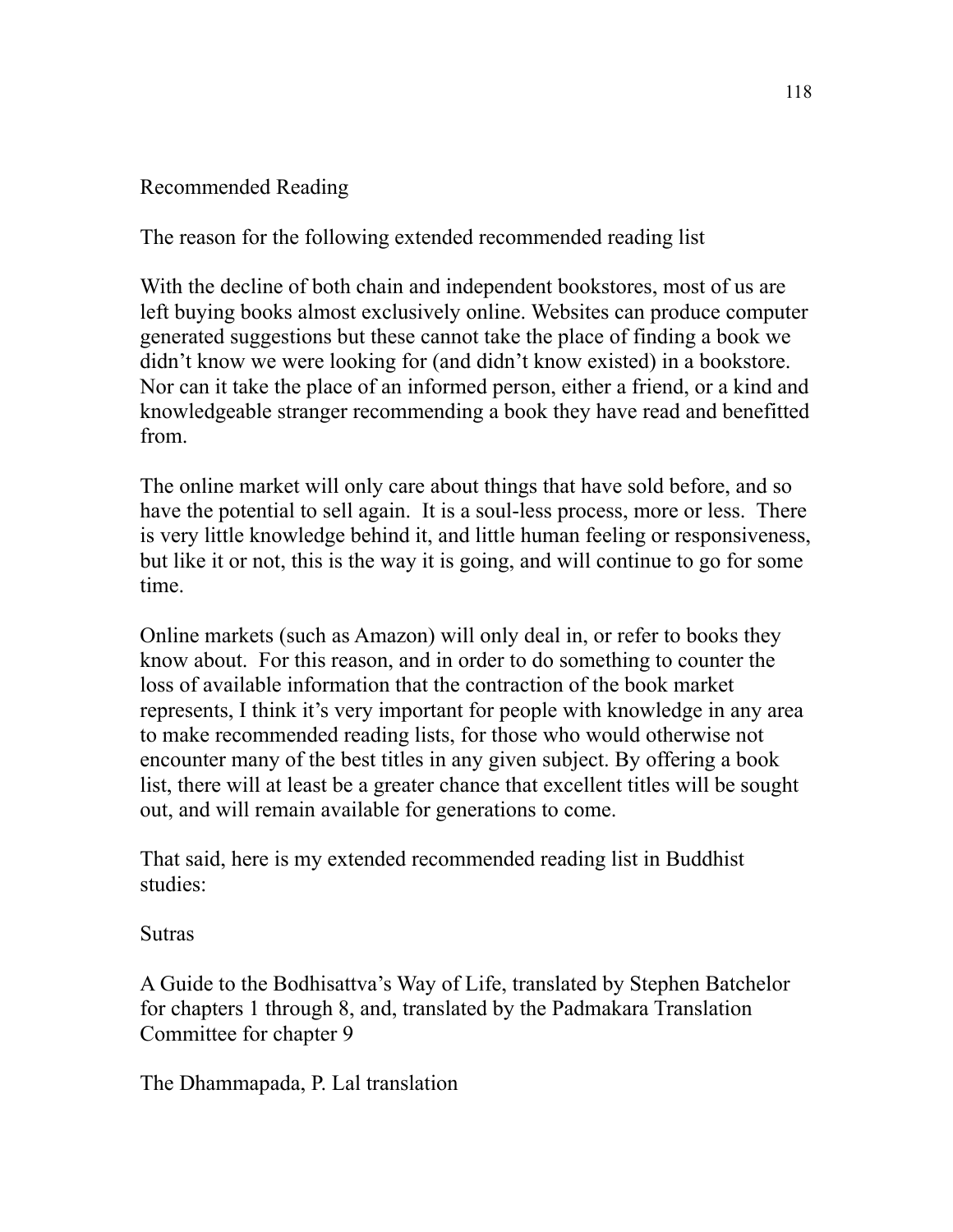## Recommended Reading

### The reason for the following extended recommended reading list

With the decline of both chain and independent bookstores, most of us are left buying books almost exclusively online. Websites can produce computer generated suggestions but these cannot take the place of finding a book we didn't know we were looking for (and didn't know existed) in a bookstore. Nor can it take the place of an informed person, either a friend, or a kind and knowledgeable stranger recommending a book they have read and benefitted from.

The online market will only care about things that have sold before, and so have the potential to sell again. It is a soul-less process, more or less. There is very little knowledge behind it, and little human feeling or responsiveness, but like it or not, this is the way it is going, and will continue to go for some time.

Online markets (such as Amazon) will only deal in, or refer to books they know about. For this reason, and in order to do something to counter the loss of available information that the contraction of the book market represents, I think it's very important for people with knowledge in any area to make recommended reading lists, for those who would otherwise not encounter many of the best titles in any given subject. By offering a book list, there will at least be a greater chance that excellent titles will be sought out, and will remain available for generations to come.

That said, here is my extended recommended reading list in Buddhist studies:

### Sutras

A Guide to the Bodhisattva's Way of Life, translated by Stephen Batchelor for chapters 1 through 8, and, translated by the Padmakara Translation Committee for chapter 9

The Dhammapada, P. Lal translation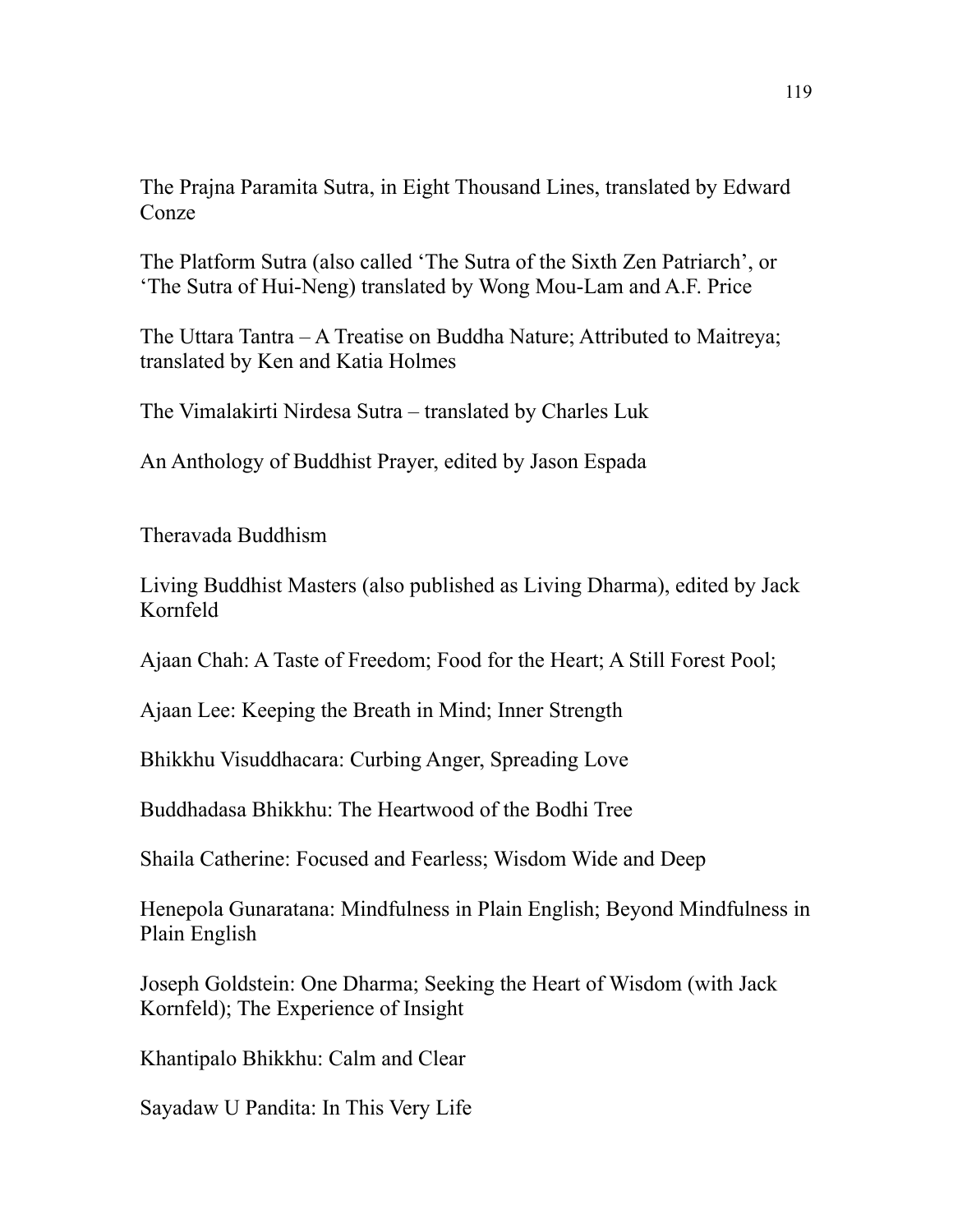The Prajna Paramita Sutra, in Eight Thousand Lines, translated by Edward Conze

The Platform Sutra (also called 'The Sutra of the Sixth Zen Patriarch', or 'The Sutra of Hui-Neng) translated by Wong Mou-Lam and A.F. Price

The Uttara Tantra – A Treatise on Buddha Nature; Attributed to Maitreya; translated by Ken and Katia Holmes

The Vimalakirti Nirdesa Sutra – translated by Charles Luk

An Anthology of Buddhist Prayer, edited by Jason Espada

## Theravada Buddhism

Living Buddhist Masters (also published as Living Dharma), edited by Jack Kornfeld

Ajaan Chah: A Taste of Freedom; Food for the Heart; A Still Forest Pool;

Ajaan Lee: Keeping the Breath in Mind; Inner Strength

Bhikkhu Visuddhacara: Curbing Anger, Spreading Love

Buddhadasa Bhikkhu: The Heartwood of the Bodhi Tree

Shaila Catherine: Focused and Fearless; Wisdom Wide and Deep

Henepola Gunaratana: Mindfulness in Plain English; Beyond Mindfulness in Plain English

Joseph Goldstein: One Dharma; Seeking the Heart of Wisdom (with Jack Kornfeld); The Experience of Insight

Khantipalo Bhikkhu: Calm and Clear

Sayadaw U Pandita: In This Very Life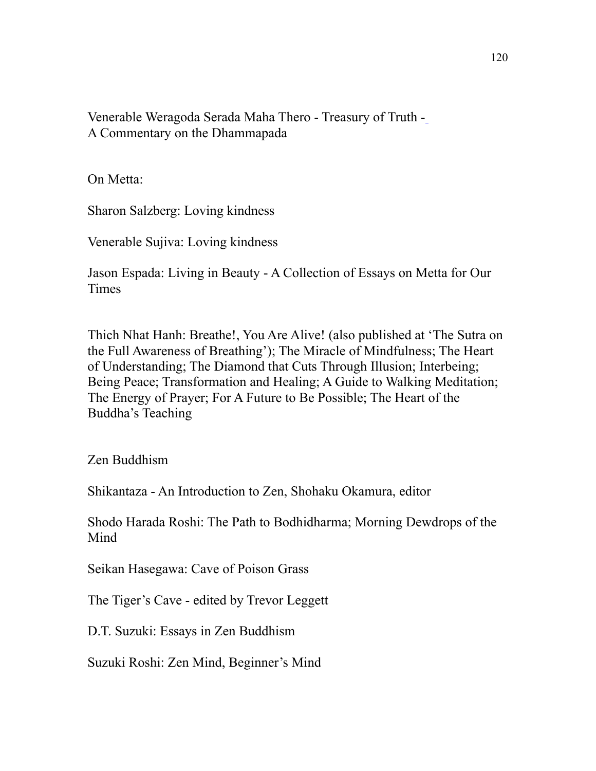Venerable Weragoda Serada Maha Thero - Treasury of Truth - A Commentary on the Dhammapada

On Metta:

Sharon Salzberg: Loving kindness

Venerable Sujiva: Loving kindness

Jason Espada: Living in Beauty - A Collection of Essays on Metta for Our Times

Thich Nhat Hanh: Breathe!, You Are Alive! (also published at 'The Sutra on the Full Awareness of Breathing'); The Miracle of Mindfulness; The Heart of Understanding; The Diamond that Cuts Through Illusion; Interbeing; Being Peace; Transformation and Healing; A Guide to Walking Meditation; The Energy of Prayer; For A Future to Be Possible; The Heart of the Buddha's Teaching

Zen Buddhism

Shikantaza - An Introduction to Zen, Shohaku Okamura, editor

Shodo Harada Roshi: The Path to Bodhidharma; Morning Dewdrops of the Mind

Seikan Hasegawa: Cave of Poison Grass

The Tiger's Cave - edited by Trevor Leggett

D.T. Suzuki: Essays in Zen Buddhism

Suzuki Roshi: Zen Mind, Beginner's Mind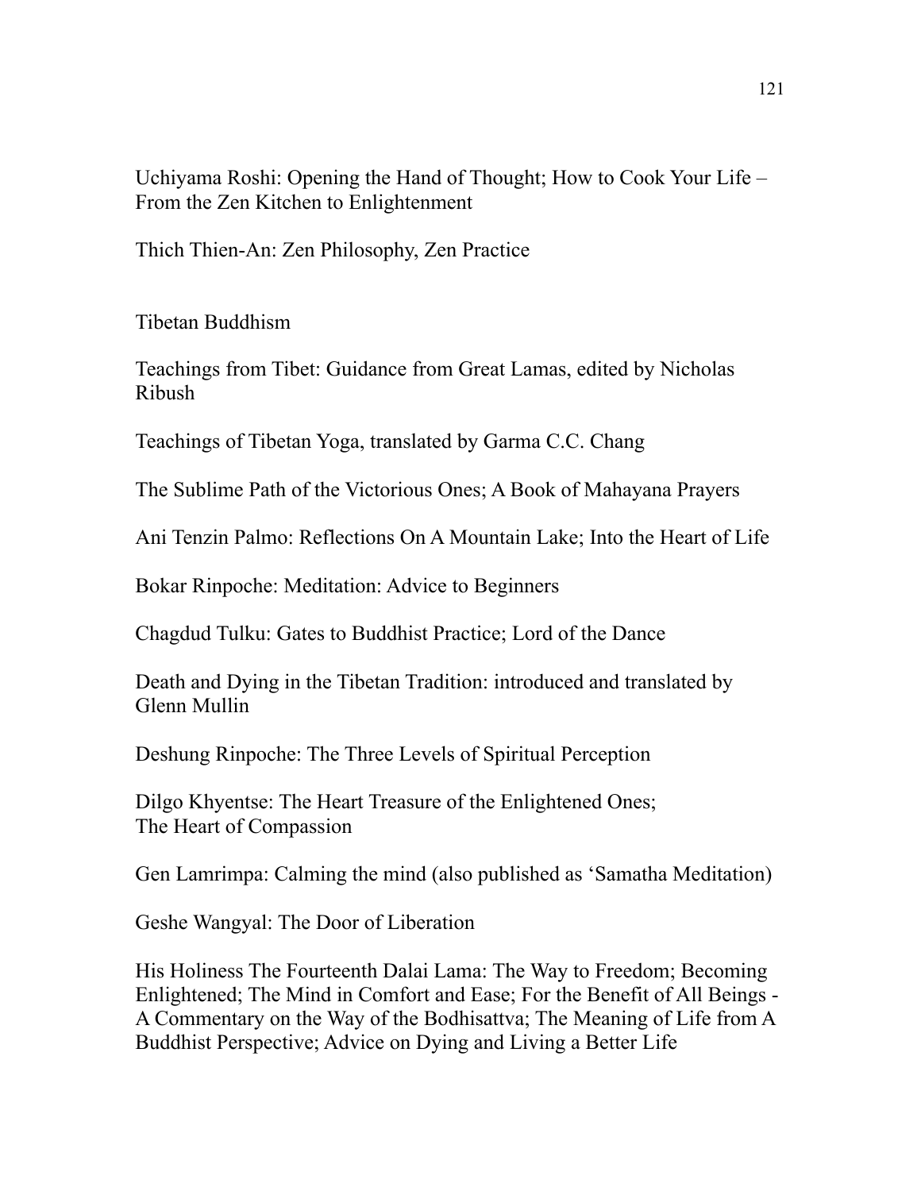Uchiyama Roshi: Opening the Hand of Thought; How to Cook Your Life – From the Zen Kitchen to Enlightenment

Thich Thien-An: Zen Philosophy, Zen Practice

## Tibetan Buddhism

Teachings from Tibet: Guidance from Great Lamas, edited by Nicholas Ribush

Teachings of Tibetan Yoga, translated by Garma C.C. Chang

The Sublime Path of the Victorious Ones; A Book of Mahayana Prayers

Ani Tenzin Palmo: Reflections On A Mountain Lake; Into the Heart of Life

Bokar Rinpoche: Meditation: Advice to Beginners

Chagdud Tulku: Gates to Buddhist Practice; Lord of the Dance

Death and Dying in the Tibetan Tradition: introduced and translated by Glenn Mullin

Deshung Rinpoche: The Three Levels of Spiritual Perception

Dilgo Khyentse: The Heart Treasure of the Enlightened Ones; The Heart of Compassion

Gen Lamrimpa: Calming the mind (also published as 'Samatha Meditation)

Geshe Wangyal: The Door of Liberation

His Holiness The Fourteenth Dalai Lama: The Way to Freedom; Becoming Enlightened; The Mind in Comfort and Ease; For the Benefit of All Beings - A Commentary on the Way of the Bodhisattva; The Meaning of Life from A Buddhist Perspective; Advice on Dying and Living a Better Life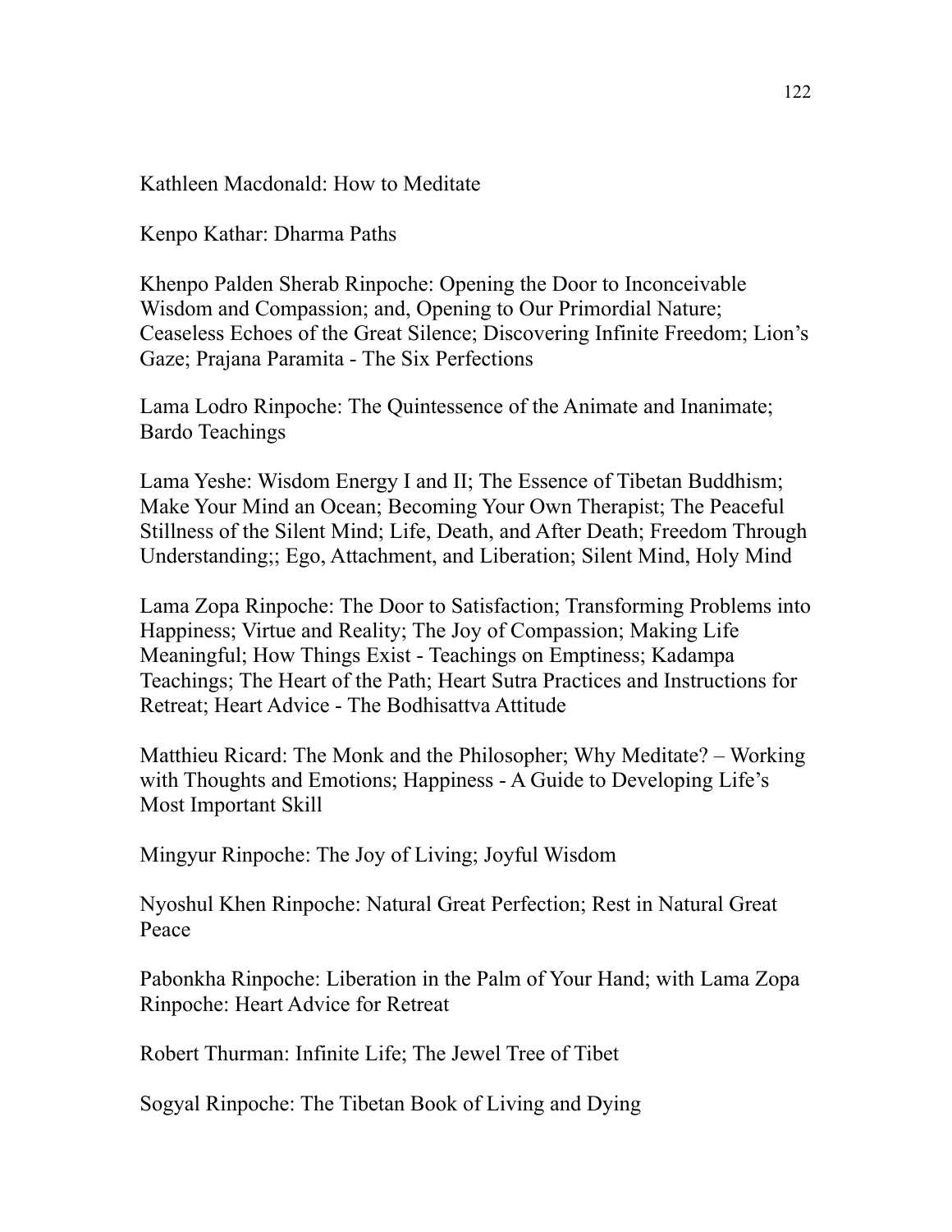Kathleen Macdonald: How to Meditate

Kenpo Kathar: Dharma Paths

Khenpo Palden Sherab Rinpoche: Opening the Door to Inconceivable Wisdom and Compassion; and, Opening to Our Primordial Nature; Ceaseless Echoes of the Great Silence; Discovering Infinite Freedom; Lion's Gaze; Prajana Paramita - The Six Perfections

Lama Lodro Rinpoche: The Quintessence of the Animate and Inanimate; Bardo Teachings

Lama Yeshe: Wisdom Energy I and II; The Essence of Tibetan Buddhism; Make Your Mind an Ocean; Becoming Your Own Therapist; The Peaceful Stillness of the Silent Mind; Life, Death, and After Death; Freedom Through Understanding;; Ego, Attachment, and Liberation; Silent Mind, Holy Mind

Lama Zopa Rinpoche: The Door to Satisfaction; Transforming Problems into Happiness; Virtue and Reality; The Joy of Compassion; Making Life Meaningful; How Things Exist - Teachings on Emptiness; Kadampa Teachings; The Heart of the Path; Heart Sutra Practices and Instructions for Retreat; Heart Advice - The Bodhisattva Attitude

Matthieu Ricard: The Monk and the Philosopher; Why Meditate? – Working with Thoughts and Emotions; Happiness - A Guide to Developing Life's Most Important Skill

Mingyur Rinpoche: The Joy of Living; Joyful Wisdom

Nyoshul Khen Rinpoche: Natural Great Perfection; Rest in Natural Great Peace

Pabonkha Rinpoche: Liberation in the Palm of Your Hand; with Lama Zopa Rinpoche: Heart Advice for Retreat

Robert Thurman: Infinite Life; The Jewel Tree of Tibet

Sogyal Rinpoche: The Tibetan Book of Living and Dying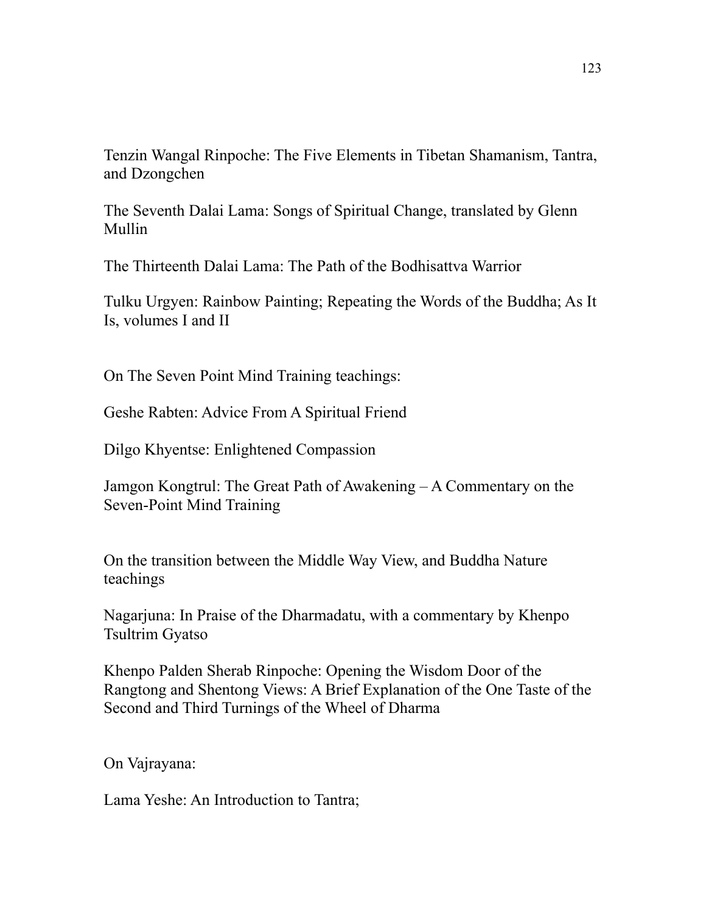Tenzin Wangal Rinpoche: The Five Elements in Tibetan Shamanism, Tantra, and Dzongchen

The Seventh Dalai Lama: Songs of Spiritual Change, translated by Glenn Mullin

The Thirteenth Dalai Lama: The Path of the Bodhisattva Warrior

Tulku Urgyen: Rainbow Painting; Repeating the Words of the Buddha; As It Is, volumes I and II

On The Seven Point Mind Training teachings:

Geshe Rabten: Advice From A Spiritual Friend

Dilgo Khyentse: Enlightened Compassion

Jamgon Kongtrul: The Great Path of Awakening – A Commentary on the Seven-Point Mind Training

On the transition between the Middle Way View, and Buddha Nature teachings

Nagarjuna: In Praise of the Dharmadatu, with a commentary by Khenpo Tsultrim Gyatso

Khenpo Palden Sherab Rinpoche: Opening the Wisdom Door of the Rangtong and Shentong Views: A Brief Explanation of the One Taste of the Second and Third Turnings of the Wheel of Dharma

On Vajrayana:

Lama Yeshe: An Introduction to Tantra;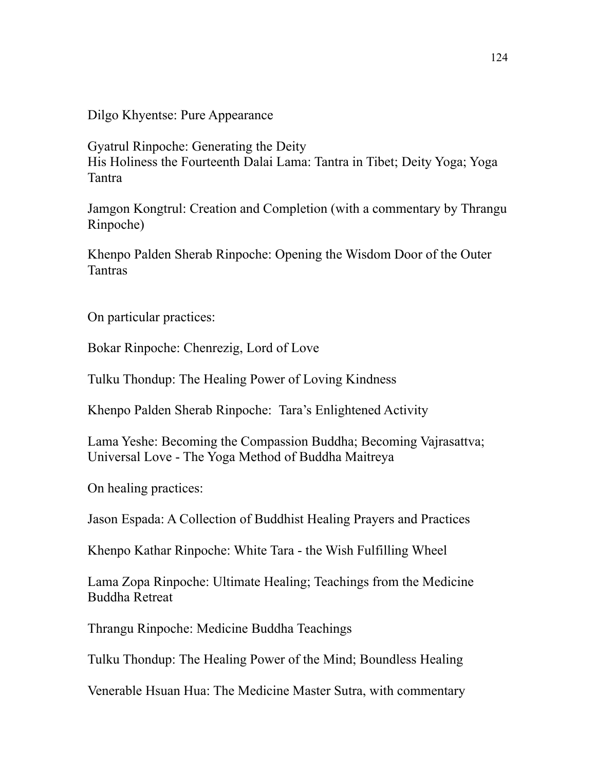Dilgo Khyentse: Pure Appearance

Gyatrul Rinpoche: Generating the Deity
His Holiness the Fourteenth Dalai Lama: Tantra in Tibet; Deity Yoga; Yoga Tantra

Jamgon Kongtrul: Creation and Completion (with a commentary by Thrangu Rinpoche)

Khenpo Palden Sherab Rinpoche: Opening the Wisdom Door of the Outer Tantras

On particular practices:

Bokar Rinpoche: Chenrezig, Lord of Love

Tulku Thondup: The Healing Power of Loving Kindness

Khenpo Palden Sherab Rinpoche: Tara's Enlightened Activity

Lama Yeshe: Becoming the Compassion Buddha; Becoming Vajrasattva; Universal Love - The Yoga Method of Buddha Maitreya

On healing practices:

Jason Espada: A Collection of Buddhist Healing Prayers and Practices

Khenpo Kathar Rinpoche: White Tara - the Wish Fulfilling Wheel

Lama Zopa Rinpoche: Ultimate Healing; Teachings from the Medicine Buddha Retreat

Thrangu Rinpoche: Medicine Buddha Teachings

Tulku Thondup: The Healing Power of the Mind; Boundless Healing

Venerable Hsuan Hua: The Medicine Master Sutra, with commentary